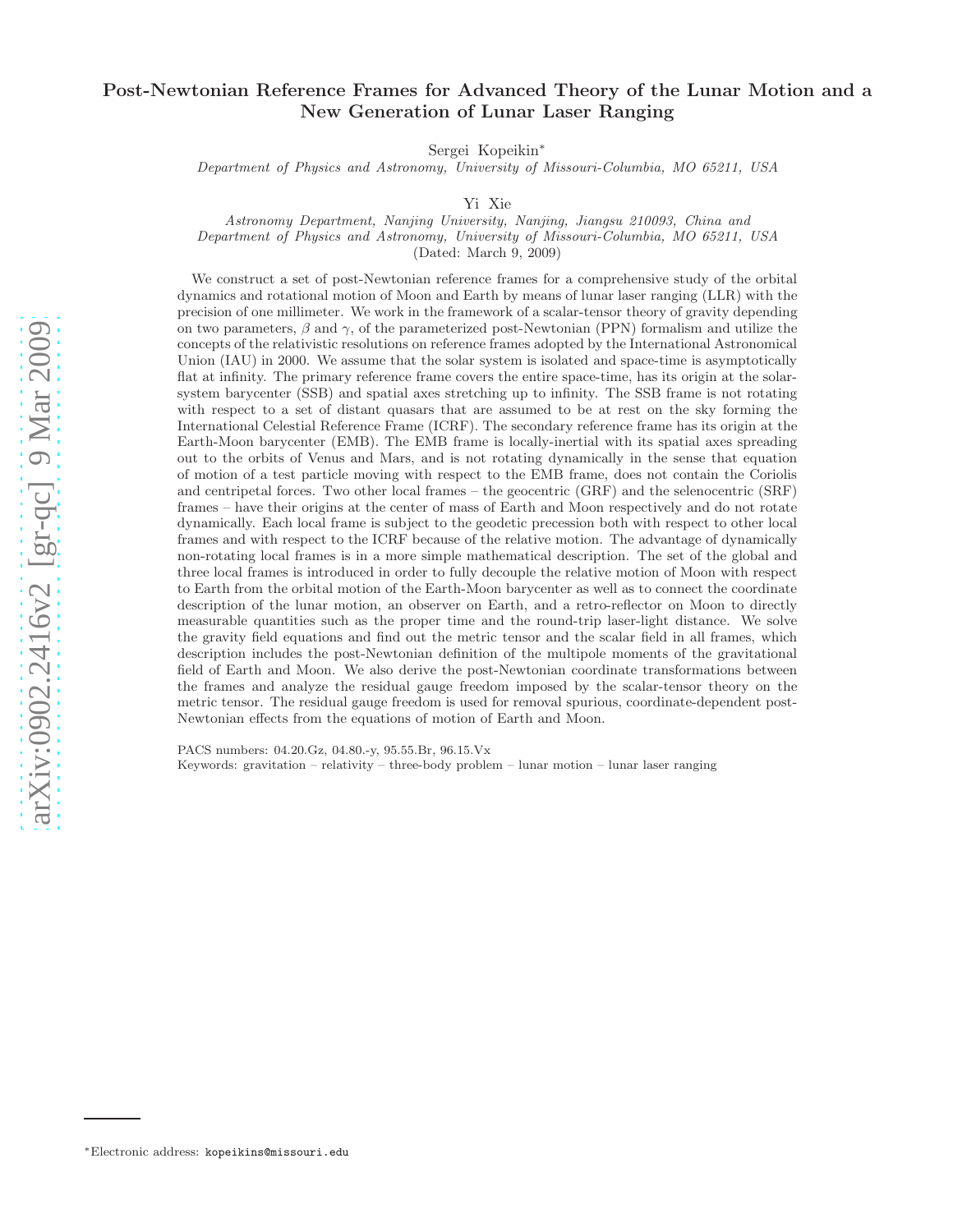# Post-Newtonian Reference Frames for Advanced Theory of the Lunar Motion and a New Generation of Lunar Laser Ranging

Sergei Kopeikin[*]

*Department of Physics and Astronomy, University of Missouri-Columbia, MO 65211, USA*

Yi Xie

*Astronomy Department, Nanjing University, Nanjing, Jiangsu 210093, China and*
*Department of Physics and Astronomy, University of Missouri-Columbia, MO 65211, USA*

(Dated: March 9, 2009)

We construct a set of post-Newtonian reference frames for a comprehensive study of the orbital dynamics and rotational motion of Moon and Earth by means of lunar laser ranging (LLR) with the precision of one millimeter. We work in the framework of a scalar-tensor theory of gravity depending on two parameters, $\beta$ and $\gamma$, of the parameterized post-Newtonian (PPN) formalism and utilize the concepts of the relativistic resolutions on reference frames adopted by the International Astronomical Union (IAU) in 2000. We assume that the solar system is isolated and space-time is asymptotically flat at infinity. The primary reference frame covers the entire space-time, has its origin at the solar-system barycenter (SSB) and spatial axes stretching up to infinity. The SSB frame is not rotating with respect to a set of distant quasars that are assumed to be at rest on the sky forming the International Celestial Reference Frame (ICRF). The secondary reference frame has its origin at the Earth-Moon barycenter (EMB). The EMB frame is locally-inertial with its spatial axes spreading out to the orbits of Venus and Mars, and is not rotating dynamically in the sense that equation of motion of a test particle moving with respect to the EMB frame, does not contain the Coriolis and centripetal forces. Two other local frames – the geocentric (GRF) and the selenocentric (SRF) frames – have their origins at the center of mass of Earth and Moon respectively and do not rotate dynamically. Each local frame is subject to the geodetic precession both with respect to other local frames and with respect to the ICRF because of the relative motion. The advantage of dynamically non-rotating local frames is in a more simple mathematical description. The set of the global and three local frames is introduced in order to fully decouple the relative motion of Moon with respect to Earth from the orbital motion of the Earth-Moon barycenter as well as to connect the coordinate description of the lunar motion, an observer on Earth, and a retro-reflector on Moon to directly measurable quantities such as the proper time and the round-trip laser-light distance. We solve the gravity field equations and find out the metric tensor and the scalar field in all frames, which description includes the post-Newtonian definition of the multipole moments of the gravitational field of Earth and Moon. We also derive the post-Newtonian coordinate transformations between the frames and analyze the residual gauge freedom imposed by the scalar-tensor theory on the metric tensor. The residual gauge freedom is used for removal spurious, coordinate-dependent post-Newtonian effects from the equations of motion of Earth and Moon.

PACS numbers: 04.20.Gz, 04.80.-y, 95.55.Br, 96.15.Vx
Keywords: gravitation – relativity – three-body problem – lunar motion – lunar laser ranging

[*]Electronic address: kopeikins@missouri.edu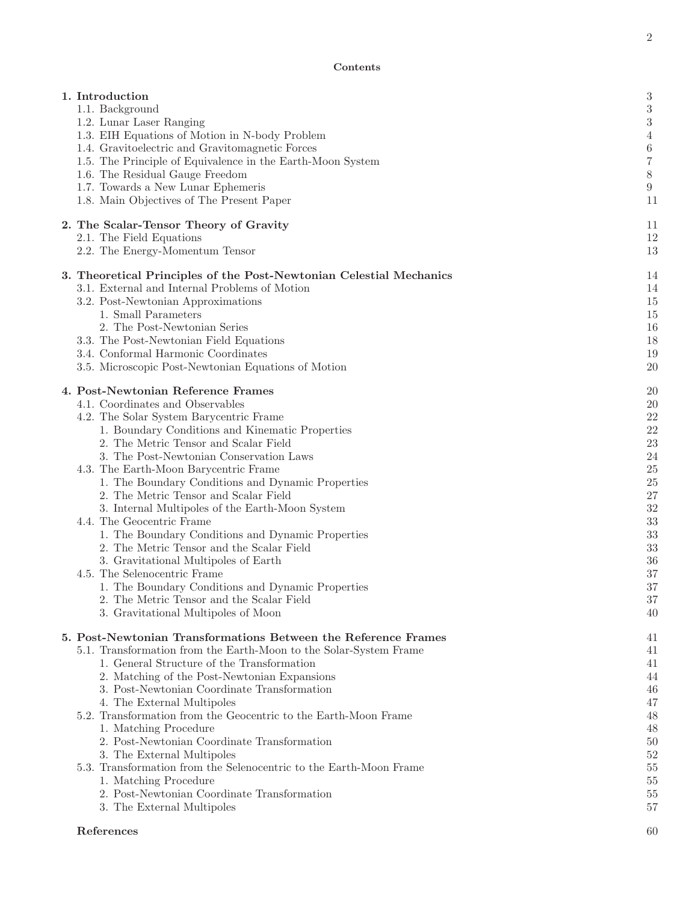## Contents

**1. Introduction** 3
- 1.1. Background 3
- 1.2. Lunar Laser Ranging 3
- 1.3. EIH Equations of Motion in N-body Problem 4
- 1.4. Gravitoelectric and Gravitomagnetic Forces 6
- 1.5. The Principle of Equivalence in the Earth-Moon System 7
- 1.6. The Residual Gauge Freedom 8
- 1.7. Towards a New Lunar Ephemeris 9
- 1.8. Main Objectives of The Present Paper 11

**2. The Scalar-Tensor Theory of Gravity** 11
- 2.1. The Field Equations 12
- 2.2. The Energy-Momentum Tensor 13

**3. Theoretical Principles of the Post-Newtonian Celestial Mechanics** 14
- 3.1. External and Internal Problems of Motion 14
- 3.2. Post-Newtonian Approximations 15
  - 1. Small Parameters 15
  - 2. The Post-Newtonian Series 16
- 3.3. The Post-Newtonian Field Equations 18
- 3.4. Conformal Harmonic Coordinates 19
- 3.5. Microscopic Post-Newtonian Equations of Motion 20

**4. Post-Newtonian Reference Frames** 20
- 4.1. Coordinates and Observables 20
- 4.2. The Solar System Barycentric Frame 22
  - 1. Boundary Conditions and Kinematic Properties 22
  - 2. The Metric Tensor and Scalar Field 23
  - 3. The Post-Newtonian Conservation Laws 24
- 4.3. The Earth-Moon Barycentric Frame 25
  - 1. The Boundary Conditions and Dynamic Properties 25
  - 2. The Metric Tensor and Scalar Field 27
  - 3. Internal Multipoles of the Earth-Moon System 32
- 4.4. The Geocentric Frame 33
  - 1. The Boundary Conditions and Dynamic Properties 33
  - 2. The Metric Tensor and the Scalar Field 33
  - 3. Gravitational Multipoles of Earth 36
- 4.5. The Selenocentric Frame 37
  - 1. The Boundary Conditions and Dynamic Properties 37
  - 2. The Metric Tensor and the Scalar Field 37
  - 3. Gravitational Multipoles of Moon 40

**5. Post-Newtonian Transformations Between the Reference Frames** 41
- 5.1. Transformation from the Earth-Moon to the Solar-System Frame 41
  - 1. General Structure of the Transformation 41
  - 2. Matching of the Post-Newtonian Expansions 44
  - 3. Post-Newtonian Coordinate Transformation 46
  - 4. The External Multipoles 47
- 5.2. Transformation from the Geocentric to the Earth-Moon Frame 48
  - 1. Matching Procedure 48
  - 2. Post-Newtonian Coordinate Transformation 50
  - 3. The External Multipoles 52
- 5.3. Transformation from the Selenocentric to the Earth-Moon Frame 55
  - 1. Matching Procedure 55
  - 2. Post-Newtonian Coordinate Transformation 55
  - 3. The External Multipoles 57

**References** 60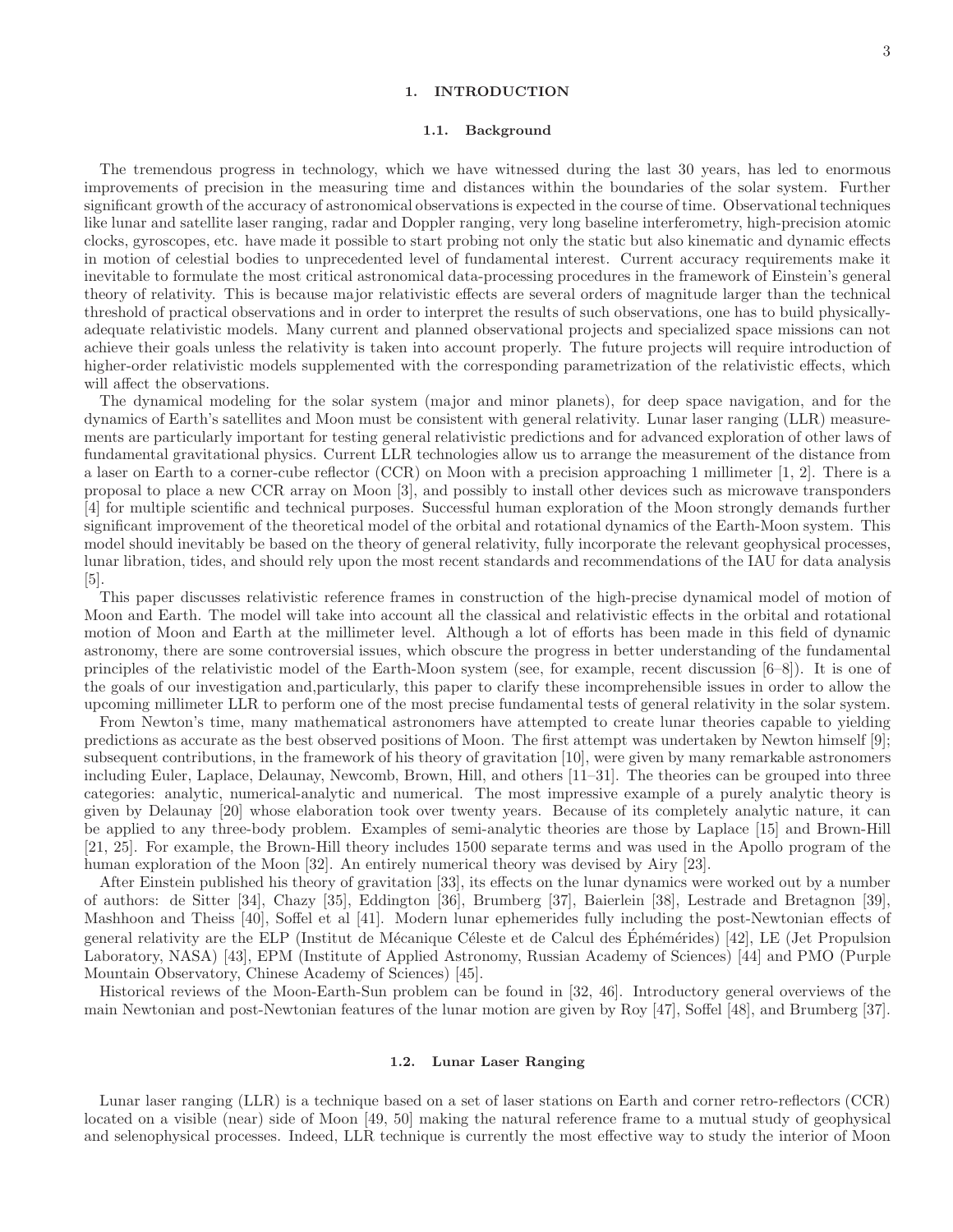# 1. INTRODUCTION

## 1.1. Background

The tremendous progress in technology, which we have witnessed during the last 30 years, has led to enormous improvements of precision in the measuring time and distances within the boundaries of the solar system. Further significant growth of the accuracy of astronomical observations is expected in the course of time. Observational techniques like lunar and satellite laser ranging, radar and Doppler ranging, very long baseline interferometry, high-precision atomic clocks, gyroscopes, etc. have made it possible to start probing not only the static but also kinematic and dynamic effects in motion of celestial bodies to unprecedented level of fundamental interest. Current accuracy requirements make it inevitable to formulate the most critical astronomical data-processing procedures in the framework of Einstein's general theory of relativity. This is because major relativistic effects are several orders of magnitude larger than the technical threshold of practical observations and in order to interpret the results of such observations, one has to build physically-adequate relativistic models. Many current and planned observational projects and specialized space missions can not achieve their goals unless the relativity is taken into account properly. The future projects will require introduction of higher-order relativistic models supplemented with the corresponding parametrization of the relativistic effects, which will affect the observations.

The dynamical modeling for the solar system (major and minor planets), for deep space navigation, and for the dynamics of Earth's satellites and Moon must be consistent with general relativity. Lunar laser ranging (LLR) measurements are particularly important for testing general relativistic predictions and for advanced exploration of other laws of fundamental gravitational physics. Current LLR technologies allow us to arrange the measurement of the distance from a laser on Earth to a corner-cube reflector (CCR) on Moon with a precision approaching 1 millimeter [1, 2]. There is a proposal to place a new CCR array on Moon [3], and possibly to install other devices such as microwave transponders [4] for multiple scientific and technical purposes. Successful human exploration of the Moon strongly demands further significant improvement of the theoretical model of the orbital and rotational dynamics of the Earth-Moon system. This model should inevitably be based on the theory of general relativity, fully incorporate the relevant geophysical processes, lunar libration, tides, and should rely upon the most recent standards and recommendations of the IAU for data analysis [5].

This paper discusses relativistic reference frames in construction of the high-precise dynamical model of motion of Moon and Earth. The model will take into account all the classical and relativistic effects in the orbital and rotational motion of Moon and Earth at the millimeter level. Although a lot of efforts has been made in this field of dynamic astronomy, there are some controversial issues, which obscure the progress in better understanding of the fundamental principles of the relativistic model of the Earth-Moon system (see, for example, recent discussion [6–8]). It is one of the goals of our investigation and,particularly, this paper to clarify these incomprehensible issues in order to allow the upcoming millimeter LLR to perform one of the most precise fundamental tests of general relativity in the solar system.

From Newton's time, many mathematical astronomers have attempted to create lunar theories capable to yielding predictions as accurate as the best observed positions of Moon. The first attempt was undertaken by Newton himself [9]; subsequent contributions, in the framework of his theory of gravitation [10], were given by many remarkable astronomers including Euler, Laplace, Delaunay, Newcomb, Brown, Hill, and others [11–31]. The theories can be grouped into three categories: analytic, numerical-analytic and numerical. The most impressive example of a purely analytic theory is given by Delaunay [20] whose elaboration took over twenty years. Because of its completely analytic nature, it can be applied to any three-body problem. Examples of semi-analytic theories are those by Laplace [15] and Brown-Hill [21, 25]. For example, the Brown-Hill theory includes 1500 separate terms and was used in the Apollo program of the human exploration of the Moon [32]. An entirely numerical theory was devised by Airy [23].

After Einstein published his theory of gravitation [33], its effects on the lunar dynamics were worked out by a number of authors: de Sitter [34], Chazy [35], Eddington [36], Brumberg [37], Baierlein [38], Lestrade and Bretagnon [39], Mashhoon and Theiss [40], Soffel et al [41]. Modern lunar ephemerides fully including the post-Newtonian effects of general relativity are the ELP (Institut de Mécanique Céleste et de Calcul des Éphémérides) [42], LE (Jet Propulsion Laboratory, NASA) [43], EPM (Institute of Applied Astronomy, Russian Academy of Sciences) [44] and PMO (Purple Mountain Observatory, Chinese Academy of Sciences) [45].

Historical reviews of the Moon-Earth-Sun problem can be found in [32, 46]. Introductory general overviews of the main Newtonian and post-Newtonian features of the lunar motion are given by Roy [47], Soffel [48], and Brumberg [37].

## 1.2. Lunar Laser Ranging

Lunar laser ranging (LLR) is a technique based on a set of laser stations on Earth and corner retro-reflectors (CCR) located on a visible (near) side of Moon [49, 50] making the natural reference frame to a mutual study of geophysical and selenophysical processes. Indeed, LLR technique is currently the most effective way to study the interior of Moon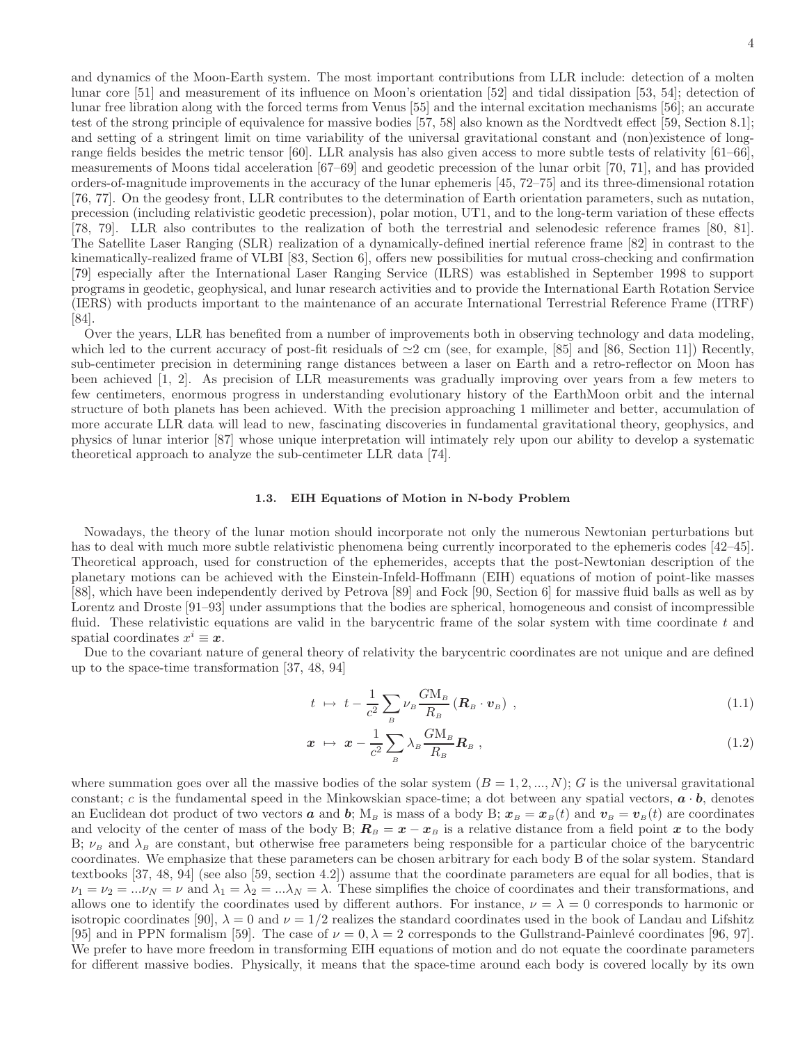and dynamics of the Moon-Earth system. The most important contributions from LLR include: detection of a molten lunar core [51] and measurement of its influence on Moon's orientation [52] and tidal dissipation [53, 54]; detection of lunar free libration along with the forced terms from Venus [55] and the internal excitation mechanisms [56]; an accurate test of the strong principle of equivalence for massive bodies [57, 58] also known as the Nordtvedt effect [59, Section 8.1]; and setting of a stringent limit on time variability of the universal gravitational constant and (non)existence of long-range fields besides the metric tensor [60]. LLR analysis has also given access to more subtle tests of relativity [61–66], measurements of Moons tidal acceleration [67–69] and geodetic precession of the lunar orbit [70, 71], and has provided orders-of-magnitude improvements in the accuracy of the lunar ephemeris [45, 72–75] and its three-dimensional rotation [76, 77]. On the geodesy front, LLR contributes to the determination of Earth orientation parameters, such as nutation, precession (including relativistic geodetic precession), polar motion, UT1, and to the long-term variation of these effects [78, 79]. LLR also contributes to the realization of both the terrestrial and selenodesic reference frames [80, 81]. The Satellite Laser Ranging (SLR) realization of a dynamically-defined inertial reference frame [82] in contrast to the kinematically-realized frame of VLBI [83, Section 6], offers new possibilities for mutual cross-checking and confirmation [79] especially after the International Laser Ranging Service (ILRS) was established in September 1998 to support programs in geodetic, geophysical, and lunar research activities and to provide the International Earth Rotation Service (IERS) with products important to the maintenance of an accurate International Terrestrial Reference Frame (ITRF) [84].

Over the years, LLR has benefited from a number of improvements both in observing technology and data modeling, which led to the current accuracy of post-fit residuals of $\simeq$2 cm (see, for example, [85] and [86, Section 11]) Recently, sub-centimeter precision in determining range distances between a laser on Earth and a retro-reflector on Moon has been achieved [1, 2]. As precision of LLR measurements was gradually improving over years from a few meters to few centimeters, enormous progress in understanding evolutionary history of the EarthMoon orbit and the internal structure of both planets has been achieved. With the precision approaching 1 millimeter and better, accumulation of more accurate LLR data will lead to new, fascinating discoveries in fundamental gravitational theory, geophysics, and physics of lunar interior [87] whose unique interpretation will intimately rely upon our ability to develop a systematic theoretical approach to analyze the sub-centimeter LLR data [74].

### 1.3. EIH Equations of Motion in N-body Problem

Nowadays, the theory of the lunar motion should incorporate not only the numerous Newtonian perturbations but has to deal with much more subtle relativistic phenomena being currently incorporated to the ephemeris codes [42–45]. Theoretical approach, used for construction of the ephemerides, accepts that the post-Newtonian description of the planetary motions can be achieved with the Einstein-Infeld-Hoffmann (EIH) equations of motion of point-like masses [88], which have been independently derived by Petrova [89] and Fock [90, Section 6] for massive fluid balls as well as by Lorentz and Droste [91–93] under assumptions that the bodies are spherical, homogeneous and consist of incompressible fluid. These relativistic equations are valid in the barycentric frame of the solar system with time coordinate $t$ and spatial coordinates $x^i \equiv \boldsymbol{x}$.

Due to the covariant nature of general theory of relativity the barycentric coordinates are not unique and are defined up to the space-time transformation [37, 48, 94]

$$t \;\mapsto\; t - \frac{1}{c^2}\sum_{B} \nu_B \frac{G\mathrm{M}_B}{R_B}\left(\boldsymbol{R}_B \cdot \boldsymbol{v}_B\right)\ , \tag{1.1}$$

$$\boldsymbol{x} \;\mapsto\; \boldsymbol{x} - \frac{1}{c^2}\sum_{B} \lambda_B \frac{G\mathrm{M}_B}{R_B}\boldsymbol{R}_B\ , \tag{1.2}$$

where summation goes over all the massive bodies of the solar system ($B = 1, 2, ..., N$); $G$ is the universal gravitational constant; $c$ is the fundamental speed in the Minkowskian space-time; a dot between any spatial vectors, $\boldsymbol{a}\cdot\boldsymbol{b}$, denotes an Euclidean dot product of two vectors $\boldsymbol{a}$ and $\boldsymbol{b}$; $\mathrm{M}_B$ is mass of a body B; $\boldsymbol{x}_B = \boldsymbol{x}_B(t)$ and $\boldsymbol{v}_B = \boldsymbol{v}_B(t)$ are coordinates and velocity of the center of mass of the body B; $\boldsymbol{R}_B = \boldsymbol{x} - \boldsymbol{x}_B$ is a relative distance from a field point $\boldsymbol{x}$ to the body B; $\nu_B$ and $\lambda_B$ are constant, but otherwise free parameters being responsible for a particular choice of the barycentric coordinates. We emphasize that these parameters can be chosen arbitrary for each body B of the solar system. Standard textbooks [37, 48, 94] (see also [59, section 4.2]) assume that the coordinate parameters are equal for all bodies, that is $\nu_1 = \nu_2 = ...\nu_N = \nu$ and $\lambda_1 = \lambda_2 = ...\lambda_N = \lambda$. These simplifies the choice of coordinates and their transformations, and allows one to identify the coordinates used by different authors. For instance, $\nu = \lambda = 0$ corresponds to harmonic or isotropic coordinates [90], $\lambda = 0$ and $\nu = 1/2$ realizes the standard coordinates used in the book of Landau and Lifshitz [95] and in PPN formalism [59]. The case of $\nu = 0, \lambda = 2$ corresponds to the Gullstrand-Painlevé coordinates [96, 97]. We prefer to have more freedom in transforming EIH equations of motion and do not equate the coordinate parameters for different massive bodies. Physically, it means that the space-time around each body is covered locally by its own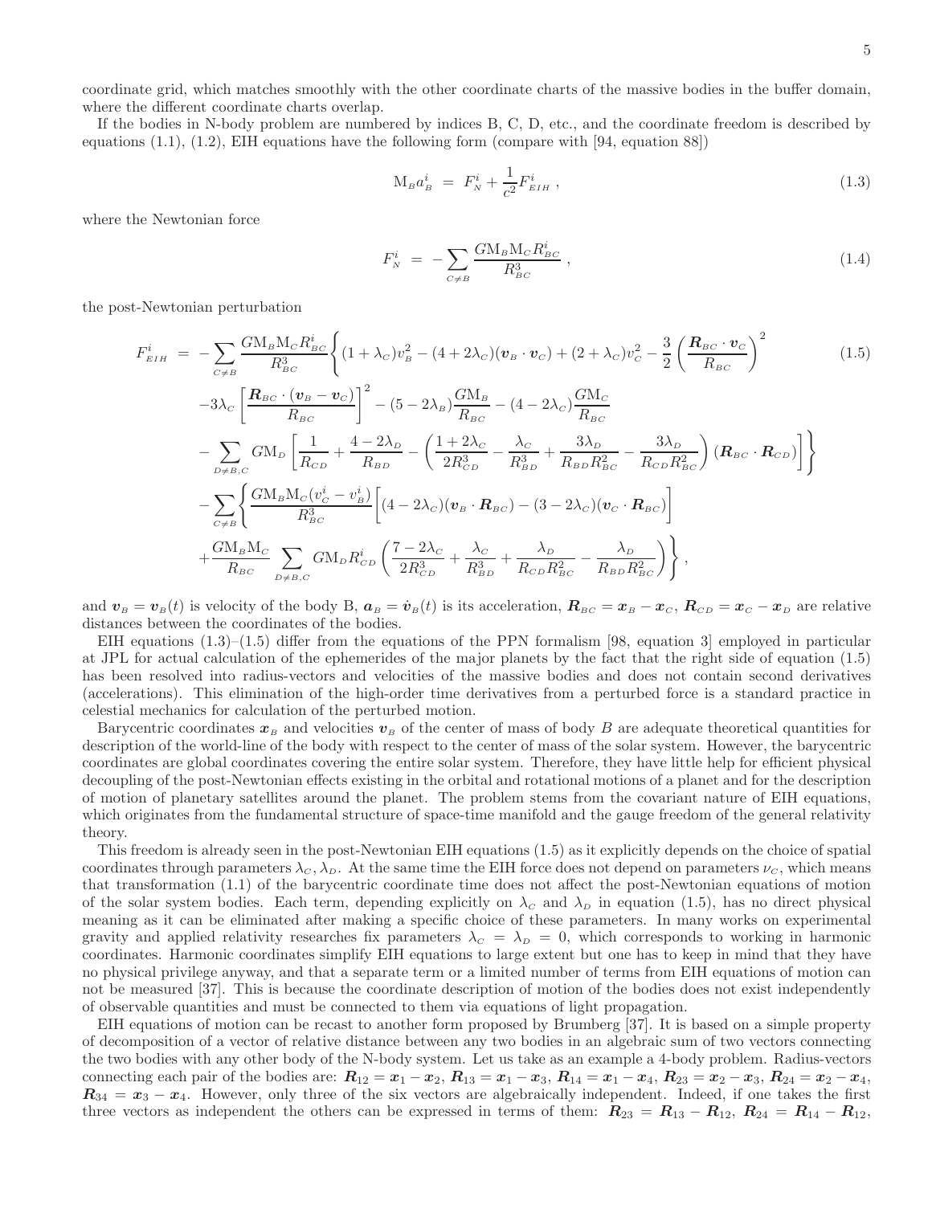coordinate grid, which matches smoothly with the other coordinate charts of the massive bodies in the buffer domain, where the different coordinate charts overlap.

If the bodies in N-body problem are numbered by indices B, C, D, etc., and the coordinate freedom is described by equations (1.1), (1.2), EIH equations have the following form (compare with [94, equation 88])

$$
\mathrm{M}_B a^i_B \;=\; F^i_N + \frac{1}{c^2} F^i_{EIH} \;, \tag{1.3}
$$

where the Newtonian force

$$
F^i_N \;=\; -\sum_{C\neq B} \frac{G\mathrm{M}_B \mathrm{M}_C R^i_{BC}}{R^3_{BC}} \;, \tag{1.4}
$$

the post-Newtonian perturbation

$$
\begin{aligned}
F^i_{EIH} \;=\; & -\sum_{C\neq B} \frac{G\mathrm{M}_B \mathrm{M}_C R^i_{BC}}{R^3_{BC}} \Bigg\{ (1+\lambda_C) v^2_B - (4+2\lambda_C)(\boldsymbol{v}_B\cdot\boldsymbol{v}_C) + (2+\lambda_C) v^2_C - \frac{3}{2}\left(\frac{\boldsymbol{R}_{BC}\cdot\boldsymbol{v}_C}{R_{BC}}\right)^2 \\
& -3\lambda_C \left[\frac{\boldsymbol{R}_{BC}\cdot(\boldsymbol{v}_B-\boldsymbol{v}_C)}{R_{BC}}\right]^2 - (5-2\lambda_B)\frac{G\mathrm{M}_B}{R_{BC}} - (4-2\lambda_C)\frac{G\mathrm{M}_C}{R_{BC}} \\
& - \sum_{D\neq B,C} G\mathrm{M}_D \left[ \frac{1}{R_{CD}} + \frac{4-2\lambda_D}{R_{BD}} - \left( \frac{1+2\lambda_C}{2R^3_{CD}} - \frac{\lambda_C}{R^3_{BD}} + \frac{3\lambda_D}{R_{BD}R^2_{BC}} - \frac{3\lambda_D}{R_{CD}R^2_{BC}} \right)(\boldsymbol{R}_{BC}\cdot\boldsymbol{R}_{CD}) \right] \Bigg\} \\
& - \sum_{C\neq B} \Bigg\{ \frac{G\mathrm{M}_B \mathrm{M}_C (v^i_C - v^i_B)}{R^3_{BC}} \Big[ (4-2\lambda_C)(\boldsymbol{v}_B\cdot\boldsymbol{R}_{BC}) - (3-2\lambda_C)(\boldsymbol{v}_C\cdot\boldsymbol{R}_{BC}) \Big] \\
& + \frac{G\mathrm{M}_B \mathrm{M}_C}{R_{BC}} \sum_{D\neq B,C} G\mathrm{M}_D R^i_{CD} \left( \frac{7-2\lambda_C}{2R^3_{CD}} + \frac{\lambda_C}{R^3_{BD}} + \frac{\lambda_D}{R_{CD}R^2_{BC}} - \frac{\lambda_D}{R_{BD}R^2_{BC}} \right) \Bigg\} \;,
\end{aligned} \tag{1.5}
$$

and $\boldsymbol{v}_B = \boldsymbol{v}_B(t)$ is velocity of the body B, $\boldsymbol{a}_B = \dot{\boldsymbol{v}}_B(t)$ is its acceleration, $\boldsymbol{R}_{BC} = \boldsymbol{x}_B - \boldsymbol{x}_C$, $\boldsymbol{R}_{CD} = \boldsymbol{x}_C - \boldsymbol{x}_D$ are relative distances between the coordinates of the bodies.

EIH equations (1.3)–(1.5) differ from the equations of the PPN formalism [98, equation 3] employed in particular at JPL for actual calculation of the ephemerides of the major planets by the fact that the right side of equation (1.5) has been resolved into radius-vectors and velocities of the massive bodies and does not contain second derivatives (accelerations). This elimination of the high-order time derivatives from a perturbed force is a standard practice in celestial mechanics for calculation of the perturbed motion.

Barycentric coordinates $\boldsymbol{x}_B$ and velocities $\boldsymbol{v}_B$ of the center of mass of body $B$ are adequate theoretical quantities for description of the world-line of the body with respect to the center of mass of the solar system. However, the barycentric coordinates are global coordinates covering the entire solar system. Therefore, they have little help for efficient physical decoupling of the post-Newtonian effects existing in the orbital and rotational motions of a planet and for the description of motion of planetary satellites around the planet. The problem stems from the covariant nature of EIH equations, which originates from the fundamental structure of space-time manifold and the gauge freedom of the general relativity theory.

This freedom is already seen in the post-Newtonian EIH equations (1.5) as it explicitly depends on the choice of spatial coordinates through parameters $\lambda_C, \lambda_D$. At the same time the EIH force does not depend on parameters $\nu_C$, which means that transformation (1.1) of the barycentric coordinate time does not affect the post-Newtonian equations of motion of the solar system bodies. Each term, depending explicitly on $\lambda_C$ and $\lambda_D$ in equation (1.5), has no direct physical meaning as it can be eliminated after making a specific choice of these parameters. In many works on experimental gravity and applied relativity researches fix parameters $\lambda_C = \lambda_D = 0$, which corresponds to working in harmonic coordinates. Harmonic coordinates simplify EIH equations to large extent but one has to keep in mind that they have no physical privilege anyway, and that a separate term or a limited number of terms from EIH equations of motion can not be measured [37]. This is because the coordinate description of motion of the bodies does not exist independently of observable quantities and must be connected to them via equations of light propagation.

EIH equations of motion can be recast to another form proposed by Brumberg [37]. It is based on a simple property of decomposition of a vector of relative distance between any two bodies in an algebraic sum of two vectors connecting the two bodies with any other body of the N-body system. Let us take as an example a 4-body problem. Radius-vectors connecting each pair of the bodies are: $\boldsymbol{R}_{12} = \boldsymbol{x}_1 - \boldsymbol{x}_2$, $\boldsymbol{R}_{13} = \boldsymbol{x}_1 - \boldsymbol{x}_3$, $\boldsymbol{R}_{14} = \boldsymbol{x}_1 - \boldsymbol{x}_4$, $\boldsymbol{R}_{23} = \boldsymbol{x}_2 - \boldsymbol{x}_3$, $\boldsymbol{R}_{24} = \boldsymbol{x}_2 - \boldsymbol{x}_4$, $\boldsymbol{R}_{34} = \boldsymbol{x}_3 - \boldsymbol{x}_4$. However, only three of the six vectors are algebraically independent. Indeed, if one takes the first three vectors as independent the others can be expressed in terms of them: $\boldsymbol{R}_{23} = \boldsymbol{R}_{13} - \boldsymbol{R}_{12}$, $\boldsymbol{R}_{24} = \boldsymbol{R}_{14} - \boldsymbol{R}_{12}$,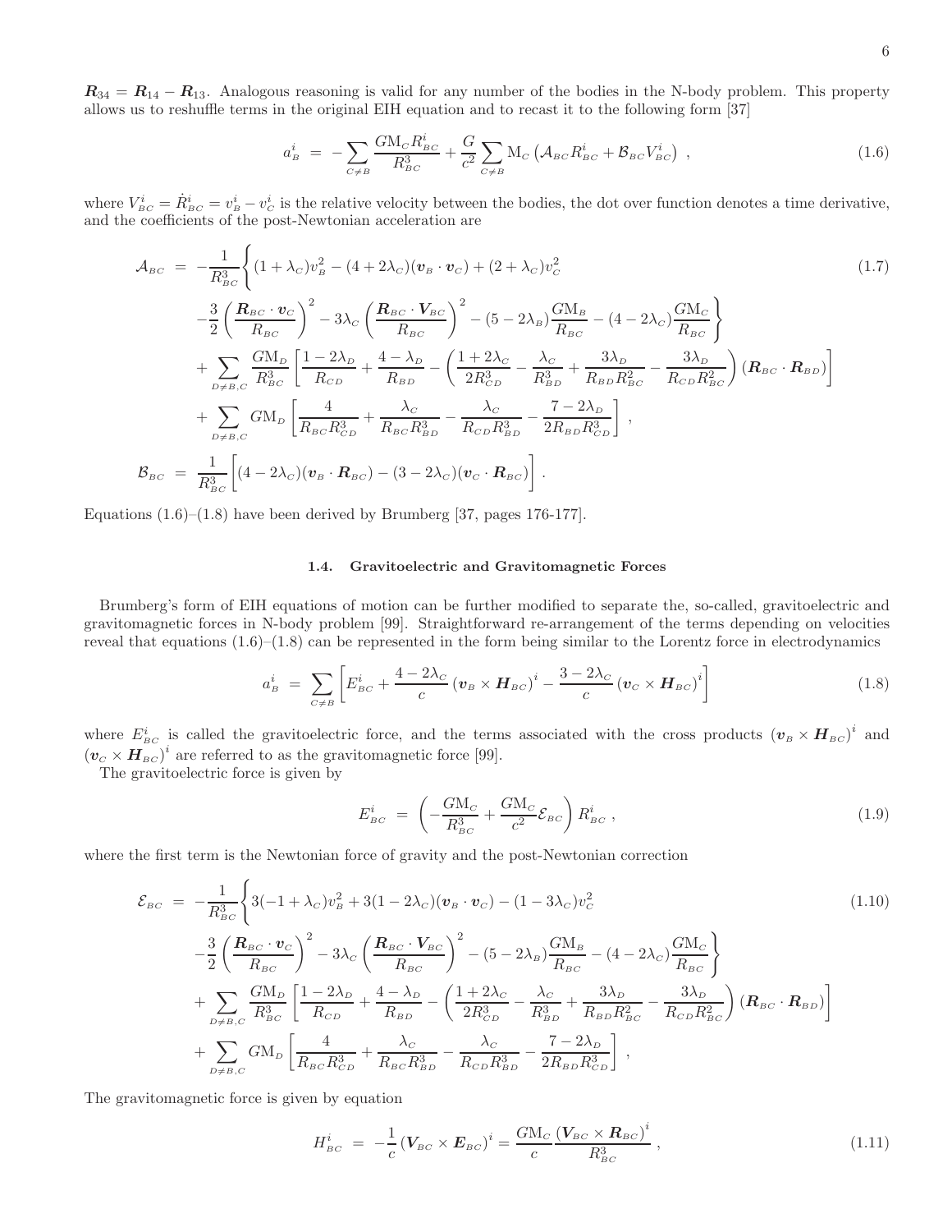$\boldsymbol{R}_{34} = \boldsymbol{R}_{14} - \boldsymbol{R}_{13}$. Analogous reasoning is valid for any number of the bodies in the N-body problem. This property allows us to reshuffle terms in the original EIH equation and to recast it to the following form [37]

$$
a^i_B = -\sum_{C\neq B} \frac{G\mathrm{M}_C R^i_{BC}}{R^3_{BC}} + \frac{G}{c^2}\sum_{C\neq B} \mathrm{M}_C \left(\mathcal{A}_{BC} R^i_{BC} + \mathcal{B}_{BC} V^i_{BC}\right) , \tag{1.6}
$$

where $V^i_{BC} = \dot{R}^i_{BC} = v^i_B - v^i_C$ is the relative velocity between the bodies, the dot over function denotes a time derivative, and the coefficients of the post-Newtonian acceleration are

$$
\begin{aligned}
\mathcal{A}_{BC} = & -\frac{1}{R^3_{BC}}\Bigg\{(1+\lambda_C)v^2_B - (4+2\lambda_C)(\boldsymbol{v}_B\cdot\boldsymbol{v}_C) + (2+\lambda_C)v^2_C \\
& -\frac{3}{2}\left(\frac{\boldsymbol{R}_{BC}\cdot\boldsymbol{v}_C}{R_{BC}}\right)^2 - 3\lambda_C\left(\frac{\boldsymbol{R}_{BC}\cdot\boldsymbol{V}_{BC}}{R_{BC}}\right)^2 - (5-2\lambda_B)\frac{G\mathrm{M}_B}{R_{BC}} - (4-2\lambda_C)\frac{G\mathrm{M}_C}{R_{BC}}\Bigg\} \\
& + \sum_{D\neq B,C}\frac{G\mathrm{M}_D}{R^3_{BC}}\left[\frac{1-2\lambda_D}{R_{CD}} + \frac{4-\lambda_D}{R_{BD}} - \left(\frac{1+2\lambda_C}{2R^3_{CD}} - \frac{\lambda_C}{R^3_{BD}} + \frac{3\lambda_D}{R_{BD}R^2_{BC}} - \frac{3\lambda_D}{R_{CD}R^2_{BC}}\right)(\boldsymbol{R}_{BC}\cdot\boldsymbol{R}_{BD})\right] \\
& + \sum_{D\neq B,C} G\mathrm{M}_D\left[\frac{4}{R_{BC}R^3_{CD}} + \frac{\lambda_C}{R_{BC}R^3_{BD}} - \frac{\lambda_C}{R_{CD}R^3_{BD}} - \frac{7-2\lambda_D}{2R_{BD}R^3_{CD}}\right] , 
\end{aligned} \tag{1.7}
$$

$$
\mathcal{B}_{BC} = \frac{1}{R^3_{BC}}\left[(4-2\lambda_C)(\boldsymbol{v}_B\cdot\boldsymbol{R}_{BC}) - (3-2\lambda_C)(\boldsymbol{v}_C\cdot\boldsymbol{R}_{BC})\right] .
$$

Equations (1.6)–(1.8) have been derived by Brumberg [37, pages 176-177].

### 1.4. Gravitoelectric and Gravitomagnetic Forces

Brumberg's form of EIH equations of motion can be further modified to separate the, so-called, gravitoelectric and gravitomagnetic forces in N-body problem [99]. Straightforward re-arrangement of the terms depending on velocities reveal that equations (1.6)–(1.8) can be represented in the form being similar to the Lorentz force in electrodynamics

$$
a^i_B = \sum_{C\neq B}\left[E^i_{BC} + \frac{4-2\lambda_C}{c}\left(\boldsymbol{v}_B\times\boldsymbol{H}_{BC}\right)^i - \frac{3-2\lambda_C}{c}\left(\boldsymbol{v}_C\times\boldsymbol{H}_{BC}\right)^i\right] \tag{1.8}
$$

where $E^i_{BC}$ is called the gravitoelectric force, and the terms associated with the cross products $(\boldsymbol{v}_B\times\boldsymbol{H}_{BC})^i$ and $(\boldsymbol{v}_C\times\boldsymbol{H}_{BC})^i$ are referred to as the gravitomagnetic force [99].

The gravitoelectric force is given by

$$
E^i_{BC} = \left(-\frac{G\mathrm{M}_C}{R^3_{BC}} + \frac{G\mathrm{M}_C}{c^2}\mathcal{E}_{BC}\right)R^i_{BC} , \tag{1.9}
$$

where the first term is the Newtonian force of gravity and the post-Newtonian correction

$$
\begin{aligned}
\mathcal{E}_{BC} = & -\frac{1}{R^3_{BC}}\Bigg\{3(-1+\lambda_C)v^2_B + 3(1-2\lambda_C)(\boldsymbol{v}_B\cdot\boldsymbol{v}_C) - (1-3\lambda_C)v^2_C \\
& -\frac{3}{2}\left(\frac{\boldsymbol{R}_{BC}\cdot\boldsymbol{v}_C}{R_{BC}}\right)^2 - 3\lambda_C\left(\frac{\boldsymbol{R}_{BC}\cdot\boldsymbol{V}_{BC}}{R_{BC}}\right)^2 - (5-2\lambda_B)\frac{G\mathrm{M}_B}{R_{BC}} - (4-2\lambda_C)\frac{G\mathrm{M}_C}{R_{BC}}\Bigg\} \\
& + \sum_{D\neq B,C}\frac{G\mathrm{M}_D}{R^3_{BC}}\left[\frac{1-2\lambda_D}{R_{CD}} + \frac{4-\lambda_D}{R_{BD}} - \left(\frac{1+2\lambda_C}{2R^3_{CD}} - \frac{\lambda_C}{R^3_{BD}} + \frac{3\lambda_D}{R_{BD}R^2_{BC}} - \frac{3\lambda_D}{R_{CD}R^2_{BC}}\right)(\boldsymbol{R}_{BC}\cdot\boldsymbol{R}_{BD})\right] \\
& + \sum_{D\neq B,C} G\mathrm{M}_D\left[\frac{4}{R_{BC}R^3_{CD}} + \frac{\lambda_C}{R_{BC}R^3_{BD}} - \frac{\lambda_C}{R_{CD}R^3_{BD}} - \frac{7-2\lambda_D}{2R_{BD}R^3_{CD}}\right] ,
\end{aligned} \tag{1.10}
$$

The gravitomagnetic force is given by equation

$$
H^i_{BC} = -\frac{1}{c}\left(\boldsymbol{V}_{BC}\times\boldsymbol{E}_{BC}\right)^i = \frac{G\mathrm{M}_C}{c}\frac{\left(\boldsymbol{V}_{BC}\times\boldsymbol{R}_{BC}\right)^i}{R^3_{BC}} , \tag{1.11}
$$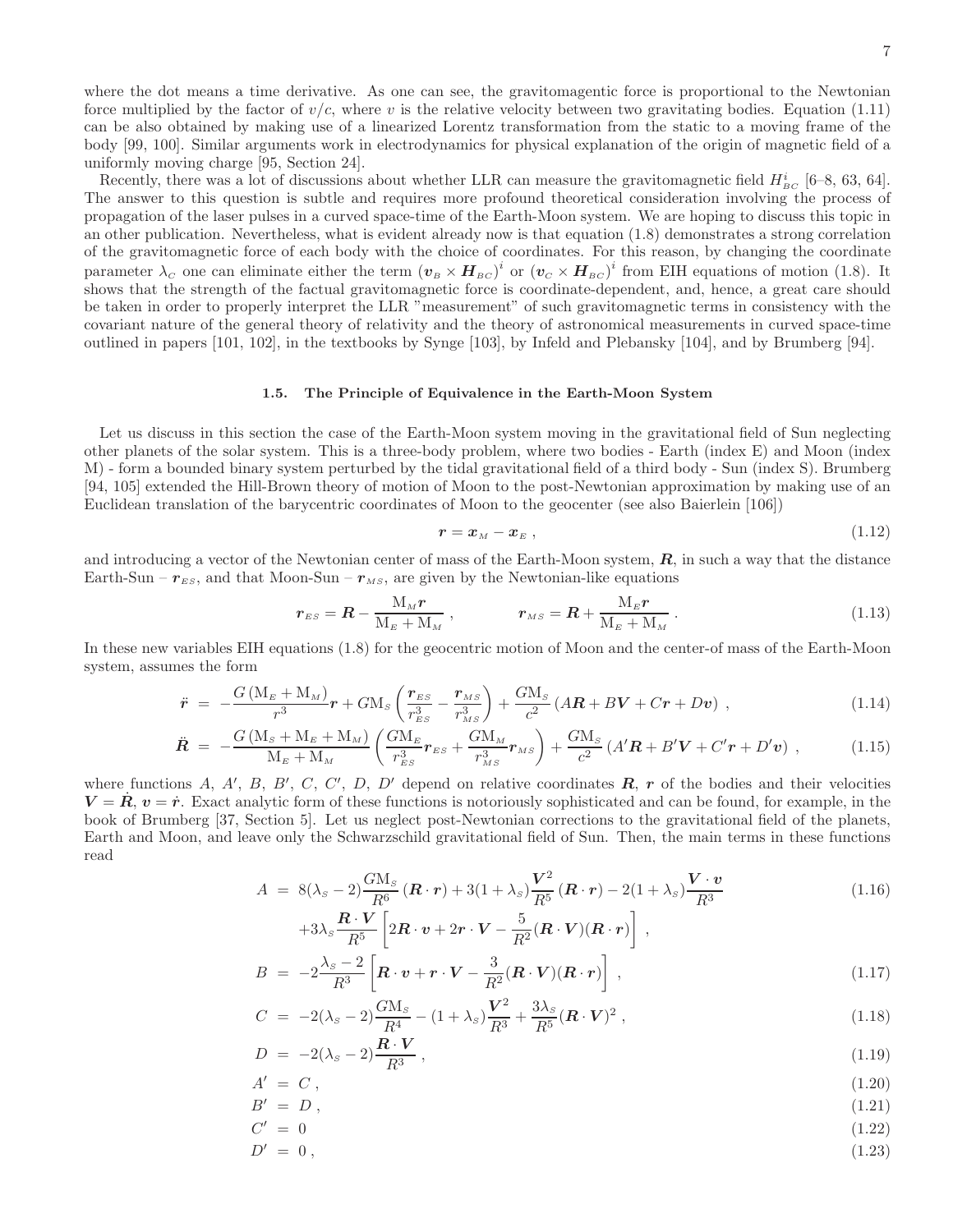where the dot means a time derivative. As one can see, the gravitomagentic force is proportional to the Newtonian force multiplied by the factor of $v/c$, where $v$ is the relative velocity between two gravitating bodies. Equation (1.11) can be also obtained by making use of a linearized Lorentz transformation from the static to a moving frame of the body [99, 100]. Similar arguments work in electrodynamics for physical explanation of the origin of magnetic field of a uniformly moving charge [95, Section 24].

Recently, there was a lot of discussions about whether LLR can measure the gravitomagnetic field $H^i_{BC}$ [6–8, 63, 64]. The answer to this question is subtle and requires more profound theoretical consideration involving the process of propagation of the laser pulses in a curved space-time of the Earth-Moon system. We are hoping to discuss this topic in an other publication. Nevertheless, what is evident already now is that equation (1.8) demonstrates a strong correlation of the gravitomagnetic force of each body with the choice of coordinates. For this reason, by changing the coordinate parameter $\lambda_C$ one can eliminate either the term $(\boldsymbol{v}_B \times \boldsymbol{H}_{BC})^i$ or $(\boldsymbol{v}_C \times \boldsymbol{H}_{BC})^i$ from EIH equations of motion (1.8). It shows that the strength of the factual gravitomagnetic force is coordinate-dependent, and, hence, a great care should be taken in order to properly interpret the LLR "measurement" of such gravitomagnetic terms in consistency with the covariant nature of the general theory of relativity and the theory of astronomical measurements in curved space-time outlined in papers [101, 102], in the textbooks by Synge [103], by Infeld and Plebansky [104], and by Brumberg [94].

### 1.5. The Principle of Equivalence in the Earth-Moon System

Let us discuss in this section the case of the Earth-Moon system moving in the gravitational field of Sun neglecting other planets of the solar system. This is a three-body problem, where two bodies - Earth (index E) and Moon (index M) - form a bounded binary system perturbed by the tidal gravitational field of a third body - Sun (index S). Brumberg [94, 105] extended the Hill-Brown theory of motion of Moon to the post-Newtonian approximation by making use of an Euclidean translation of the barycentric coordinates of Moon to the geocenter (see also Baierlein [106])

$$\boldsymbol{r} = \boldsymbol{x}_M - \boldsymbol{x}_E \,, \tag{1.12}$$

and introducing a vector of the Newtonian center of mass of the Earth-Moon system, $\boldsymbol{R}$, in such a way that the distance Earth-Sun – $\boldsymbol{r}_{ES}$, and that Moon-Sun – $\boldsymbol{r}_{MS}$, are given by the Newtonian-like equations

$$\boldsymbol{r}_{ES} = \boldsymbol{R} - \frac{\mathrm{M}_M \boldsymbol{r}}{\mathrm{M}_E + \mathrm{M}_M} \,, \qquad \boldsymbol{r}_{MS} = \boldsymbol{R} + \frac{\mathrm{M}_E \boldsymbol{r}}{\mathrm{M}_E + \mathrm{M}_M} \,. \tag{1.13}$$

In these new variables EIH equations (1.8) for the geocentric motion of Moon and the center-of mass of the Earth-Moon system, assumes the form

$$\ddot{\boldsymbol{r}} = -\frac{G\left(\mathrm{M}_E + \mathrm{M}_M\right)}{r^3}\boldsymbol{r} + G\mathrm{M}_S\left(\frac{\boldsymbol{r}_{ES}}{r^3_{ES}} - \frac{\boldsymbol{r}_{MS}}{r^3_{MS}}\right) + \frac{G\mathrm{M}_S}{c^2}\left(A\boldsymbol{R} + B\boldsymbol{V} + C\boldsymbol{r} + D\boldsymbol{v}\right) \,, \tag{1.14}$$

$$\ddot{\boldsymbol{R}} = -\frac{G\left(\mathrm{M}_S + \mathrm{M}_E + \mathrm{M}_M\right)}{\mathrm{M}_E + \mathrm{M}_M}\left(\frac{G\mathrm{M}_E}{r^3_{ES}}\boldsymbol{r}_{ES} + \frac{G\mathrm{M}_M}{r^3_{MS}}\boldsymbol{r}_{MS}\right) + \frac{G\mathrm{M}_S}{c^2}\left(A'\boldsymbol{R} + B'\boldsymbol{V} + C'\boldsymbol{r} + D'\boldsymbol{v}\right) \,, \tag{1.15}$$

where functions $A$, $A'$, $B$, $B'$, $C$, $C'$, $D$, $D'$ depend on relative coordinates $\boldsymbol{R}$, $\boldsymbol{r}$ of the bodies and their velocities $\boldsymbol{V} = \dot{\boldsymbol{R}}$, $\boldsymbol{v} = \dot{\boldsymbol{r}}$. Exact analytic form of these functions is notoriously sophisticated and can be found, for example, in the book of Brumberg [37, Section 5]. Let us neglect post-Newtonian corrections to the gravitational field of the planets, Earth and Moon, and leave only the Schwarzschild gravitational field of Sun. Then, the main terms in these functions read

$$\begin{aligned} A &= 8(\lambda_S - 2)\frac{G\mathrm{M}_S}{R^6}\left(\boldsymbol{R}\cdot\boldsymbol{r}\right) + 3(1+\lambda_S)\frac{\boldsymbol{V}^2}{R^5}\left(\boldsymbol{R}\cdot\boldsymbol{r}\right) - 2(1+\lambda_S)\frac{\boldsymbol{V}\cdot\boldsymbol{v}}{R^3} \\ &\quad + 3\lambda_S\frac{\boldsymbol{R}\cdot\boldsymbol{V}}{R^5}\left[2\boldsymbol{R}\cdot\boldsymbol{v} + 2\boldsymbol{r}\cdot\boldsymbol{V} - \frac{5}{R^2}(\boldsymbol{R}\cdot\boldsymbol{V})(\boldsymbol{R}\cdot\boldsymbol{r})\right] \,, \end{aligned} \tag{1.16}$$

$$B = -2\frac{\lambda_S - 2}{R^3}\left[\boldsymbol{R}\cdot\boldsymbol{v} + \boldsymbol{r}\cdot\boldsymbol{V} - \frac{3}{R^2}(\boldsymbol{R}\cdot\boldsymbol{V})(\boldsymbol{R}\cdot\boldsymbol{r})\right] \,, \tag{1.17}$$

$$C = -2(\lambda_S - 2)\frac{G\mathrm{M}_S}{R^4} - (1+\lambda_S)\frac{\boldsymbol{V}^2}{R^3} + \frac{3\lambda_S}{R^5}(\boldsymbol{R}\cdot\boldsymbol{V})^2 \,, \tag{1.18}$$

$$D = -2(\lambda_S - 2)\frac{\boldsymbol{R}\cdot\boldsymbol{V}}{R^3} \,, \tag{1.19}$$

$$A' = C \,, \tag{1.20}$$

$$B' = D \,, \tag{1.21}$$

$$C' = 0 \tag{1.22}$$

$$D' = 0 \,, \tag{1.23}$$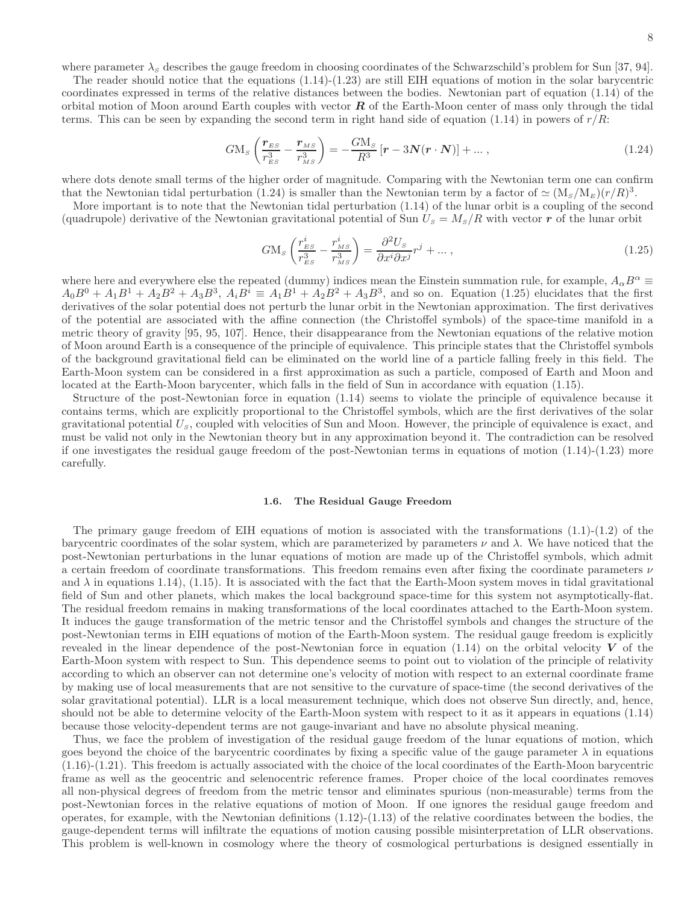where parameter $\lambda_{S}$ describes the gauge freedom in choosing coordinates of the Schwarzschild's problem for Sun [37, 94].

The reader should notice that the equations (1.14)-(1.23) are still EIH equations of motion in the solar barycentric coordinates expressed in terms of the relative distances between the bodies. Newtonian part of equation (1.14) of the orbital motion of Moon around Earth couples with vector $\boldsymbol{R}$ of the Earth-Moon center of mass only through the tidal terms. This can be seen by expanding the second term in right hand side of equation (1.14) in powers of $r/R$:

$$GM_{S}\left(\frac{\boldsymbol{r}_{ES}}{r_{ES}^{3}}-\frac{\boldsymbol{r}_{MS}}{r_{MS}^{3}}\right)=-\frac{GM_{S}}{R^{3}}\left[\boldsymbol{r}-3\boldsymbol{N}(\boldsymbol{r}\cdot\boldsymbol{N})\right]+\ldots\,, \tag{1.24}$$

where dots denote small terms of the higher order of magnitude. Comparing with the Newtonian term one can confirm that the Newtonian tidal perturbation (1.24) is smaller than the Newtonian term by a factor of $\simeq (M_{S}/M_{E})(r/R)^{3}$.

More important is to note that the Newtonian tidal perturbation (1.14) of the lunar orbit is a coupling of the second (quadrupole) derivative of the Newtonian gravitational potential of Sun $U_{S}=M_{S}/R$ with vector $\boldsymbol{r}$ of the lunar orbit

$$GM_{S}\left(\frac{r_{ES}^{i}}{r_{ES}^{3}}-\frac{r_{MS}^{i}}{r_{MS}^{3}}\right)=\frac{\partial^{2}U_{S}}{\partial x^{i}\partial x^{j}}r^{j}+\ldots\,, \tag{1.25}$$

where here and everywhere else the repeated (dummy) indices mean the Einstein summation rule, for example, $A_{\alpha}B^{\alpha}\equiv A_{0}B^{0}+A_{1}B^{1}+A_{2}B^{2}+A_{3}B^{3}$, $A_{i}B^{i}\equiv A_{1}B^{1}+A_{2}B^{2}+A_{3}B^{3}$, and so on. Equation (1.25) elucidates that the first derivatives of the solar potential does not perturb the lunar orbit in the Newtonian approximation. The first derivatives of the potential are associated with the affine connection (the Christoffel symbols) of the space-time manifold in a metric theory of gravity [95, 95, 107]. Hence, their disappearance from the Newtonian equations of the relative motion of Moon around Earth is a consequence of the principle of equivalence. This principle states that the Christoffel symbols of the background gravitational field can be eliminated on the world line of a particle falling freely in this field. The Earth-Moon system can be considered in a first approximation as such a particle, composed of Earth and Moon and located at the Earth-Moon barycenter, which falls in the field of Sun in accordance with equation (1.15).

Structure of the post-Newtonian force in equation (1.14) seems to violate the principle of equivalence because it contains terms, which are explicitly proportional to the Christoffel symbols, which are the first derivatives of the solar gravitational potential $U_{S}$, coupled with velocities of Sun and Moon. However, the principle of equivalence is exact, and must be valid not only in the Newtonian theory but in any approximation beyond it. The contradiction can be resolved if one investigates the residual gauge freedom of the post-Newtonian terms in equations of motion (1.14)-(1.23) more carefully.

### 1.6. The Residual Gauge Freedom

The primary gauge freedom of EIH equations of motion is associated with the transformations (1.1)-(1.2) of the barycentric coordinates of the solar system, which are parameterized by parameters $\nu$ and $\lambda$. We have noticed that the post-Newtonian perturbations in the lunar equations of motion are made up of the Christoffel symbols, which admit a certain freedom of coordinate transformations. This freedom remains even after fixing the coordinate parameters $\nu$ and $\lambda$ in equations 1.14), (1.15). It is associated with the fact that the Earth-Moon system moves in tidal gravitational field of Sun and other planets, which makes the local background space-time for this system not asymptotically-flat. The residual freedom remains in making transformations of the local coordinates attached to the Earth-Moon system. It induces the gauge transformation of the metric tensor and the Christoffel symbols and changes the structure of the post-Newtonian terms in EIH equations of motion of the Earth-Moon system. The residual gauge freedom is explicitly revealed in the linear dependence of the post-Newtonian force in equation (1.14) on the orbital velocity $\boldsymbol{V}$ of the Earth-Moon system with respect to Sun. This dependence seems to point out to violation of the principle of relativity according to which an observer can not determine one's velocity of motion with respect to an external coordinate frame by making use of local measurements that are not sensitive to the curvature of space-time (the second derivatives of the solar gravitational potential). LLR is a local measurement technique, which does not observe Sun directly, and, hence, should not be able to determine velocity of the Earth-Moon system with respect to it as it appears in equations (1.14) because those velocity-dependent terms are not gauge-invariant and have no absolute physical meaning.

Thus, we face the problem of investigation of the residual gauge freedom of the lunar equations of motion, which goes beyond the choice of the barycentric coordinates by fixing a specific value of the gauge parameter $\lambda$ in equations (1.16)-(1.21). This freedom is actually associated with the choice of the local coordinates of the Earth-Moon barycentric frame as well as the geocentric and selenocentric reference frames. Proper choice of the local coordinates removes all non-physical degrees of freedom from the metric tensor and eliminates spurious (non-measurable) terms from the post-Newtonian forces in the relative equations of motion of Moon. If one ignores the residual gauge freedom and operates, for example, with the Newtonian definitions (1.12)-(1.13) of the relative coordinates between the bodies, the gauge-dependent terms will infiltrate the equations of motion causing possible misinterpretation of LLR observations. This problem is well-known in cosmology where the theory of cosmological perturbations is designed essentially in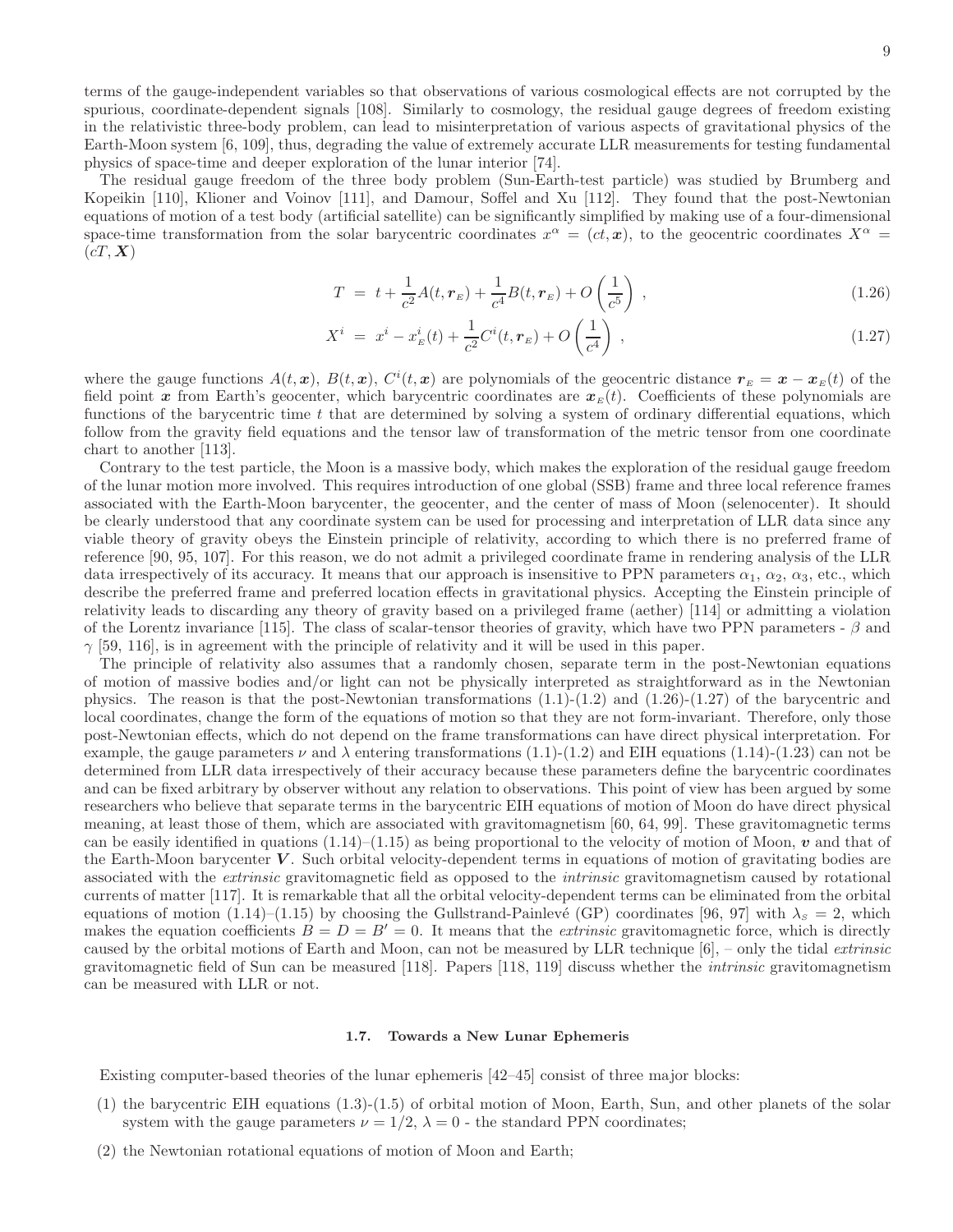terms of the gauge-independent variables so that observations of various cosmological effects are not corrupted by the spurious, coordinate-dependent signals [108]. Similarly to cosmology, the residual gauge degrees of freedom existing in the relativistic three-body problem, can lead to misinterpretation of various aspects of gravitational physics of the Earth-Moon system [6, 109], thus, degrading the value of extremely accurate LLR measurements for testing fundamental physics of space-time and deeper exploration of the lunar interior [74].

The residual gauge freedom of the three body problem (Sun-Earth-test particle) was studied by Brumberg and Kopeikin [110], Klioner and Voinov [111], and Damour, Soffel and Xu [112]. They found that the post-Newtonian equations of motion of a test body (artificial satellite) can be significantly simplified by making use of a four-dimensional space-time transformation from the solar barycentric coordinates $x^\alpha = (ct, \boldsymbol{x})$, to the geocentric coordinates $X^\alpha = (cT, \boldsymbol{X})$

$$T = t + \frac{1}{c^2}A(t, \boldsymbol{r}_{\scriptscriptstyle E}) + \frac{1}{c^4}B(t, \boldsymbol{r}_{\scriptscriptstyle E}) + O\left(\frac{1}{c^5}\right) , \tag{1.26}$$

$$X^i = x^i - x^i_{\scriptscriptstyle E}(t) + \frac{1}{c^2}C^i(t, \boldsymbol{r}_{\scriptscriptstyle E}) + O\left(\frac{1}{c^4}\right) , \tag{1.27}$$

where the gauge functions $A(t, \boldsymbol{x})$, $B(t, \boldsymbol{x})$, $C^i(t, \boldsymbol{x})$ are polynomials of the geocentric distance $\boldsymbol{r}_{\scriptscriptstyle E} = \boldsymbol{x} - \boldsymbol{x}_{\scriptscriptstyle E}(t)$ of the field point $\boldsymbol{x}$ from Earth's geocenter, which barycentric coordinates are $\boldsymbol{x}_{\scriptscriptstyle E}(t)$. Coefficients of these polynomials are functions of the barycentric time $t$ that are determined by solving a system of ordinary differential equations, which follow from the gravity field equations and the tensor law of transformation of the metric tensor from one coordinate chart to another [113].

Contrary to the test particle, the Moon is a massive body, which makes the exploration of the residual gauge freedom of the lunar motion more involved. This requires introduction of one global (SSB) frame and three local reference frames associated with the Earth-Moon barycenter, the geocenter, and the center of mass of Moon (selenocenter). It should be clearly understood that any coordinate system can be used for processing and interpretation of LLR data since any viable theory of gravity obeys the Einstein principle of relativity, according to which there is no preferred frame of reference [90, 95, 107]. For this reason, we do not admit a privileged coordinate frame in rendering analysis of the LLR data irrespectively of its accuracy. It means that our approach is insensitive to PPN parameters $\alpha_1$, $\alpha_2$, $\alpha_3$, etc., which describe the preferred frame and preferred location effects in gravitational physics. Accepting the Einstein principle of relativity leads to discarding any theory of gravity based on a privileged frame (aether) [114] or admitting a violation of the Lorentz invariance [115]. The class of scalar-tensor theories of gravity, which have two PPN parameters - $\beta$ and $\gamma$ [59, 116], is in agreement with the principle of relativity and it will be used in this paper.

The principle of relativity also assumes that a randomly chosen, separate term in the post-Newtonian equations of motion of massive bodies and/or light can not be physically interpreted as straightforward as in the Newtonian physics. The reason is that the post-Newtonian transformations (1.1)-(1.2) and (1.26)-(1.27) of the barycentric and local coordinates, change the form of the equations of motion so that they are not form-invariant. Therefore, only those post-Newtonian effects, which do not depend on the frame transformations can have direct physical interpretation. For example, the gauge parameters $\nu$ and $\lambda$ entering transformations (1.1)-(1.2) and EIH equations (1.14)-(1.23) can not be determined from LLR data irrespectively of their accuracy because these parameters define the barycentric coordinates and can be fixed arbitrary by observer without any relation to observations. This point of view has been argued by some researchers who believe that separate terms in the barycentric EIH equations of motion of Moon do have direct physical meaning, at least those of them, which are associated with gravitomagnetism [60, 64, 99]. These gravitomagnetic terms can be easily identified in quations (1.14)–(1.15) as being proportional to the velocity of motion of Moon, $\boldsymbol{v}$ and that of the Earth-Moon barycenter $\boldsymbol{V}$. Such orbital velocity-dependent terms in equations of motion of gravitating bodies are associated with the *extrinsic* gravitomagnetic field as opposed to the *intrinsic* gravitomagnetism caused by rotational currents of matter [117]. It is remarkable that all the orbital velocity-dependent terms can be eliminated from the orbital equations of motion (1.14)–(1.15) by choosing the Gullstrand-Painlevé (GP) coordinates [96, 97] with $\lambda_{\scriptscriptstyle S} = 2$, which makes the equation coefficients $B = D = B' = 0$. It means that the *extrinsic* gravitomagnetic force, which is directly caused by the orbital motions of Earth and Moon, can not be measured by LLR technique [6], – only the tidal *extrinsic* gravitomagnetic field of Sun can be measured [118]. Papers [118, 119] discuss whether the *intrinsic* gravitomagnetism can be measured with LLR or not.

### 1.7. Towards a New Lunar Ephemeris

Existing computer-based theories of the lunar ephemeris [42–45] consist of three major blocks:

(1) the barycentric EIH equations (1.3)-(1.5) of orbital motion of Moon, Earth, Sun, and other planets of the solar system with the gauge parameters $\nu = 1/2$, $\lambda = 0$ - the standard PPN coordinates;

(2) the Newtonian rotational equations of motion of Moon and Earth;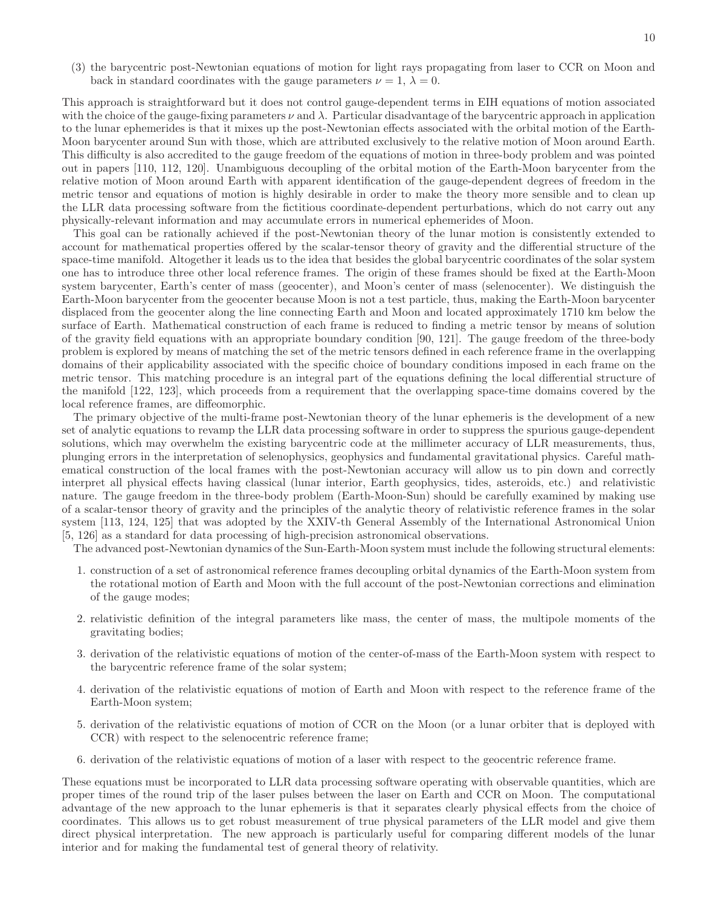(3) the barycentric post-Newtonian equations of motion for light rays propagating from laser to CCR on Moon and back in standard coordinates with the gauge parameters $\nu = 1$, $\lambda = 0$.

This approach is straightforward but it does not control gauge-dependent terms in EIH equations of motion associated with the choice of the gauge-fixing parameters $\nu$ and $\lambda$. Particular disadvantage of the barycentric approach in application to the lunar ephemerides is that it mixes up the post-Newtonian effects associated with the orbital motion of the Earth-Moon barycenter around Sun with those, which are attributed exclusively to the relative motion of Moon around Earth. This difficulty is also accredited to the gauge freedom of the equations of motion in three-body problem and was pointed out in papers [110, 112, 120]. Unambiguous decoupling of the orbital motion of the Earth-Moon barycenter from the relative motion of Moon around Earth with apparent identification of the gauge-dependent degrees of freedom in the metric tensor and equations of motion is highly desirable in order to make the theory more sensible and to clean up the LLR data processing software from the fictitious coordinate-dependent perturbations, which do not carry out any physically-relevant information and may accumulate errors in numerical ephemerides of Moon.

This goal can be rationally achieved if the post-Newtonian theory of the lunar motion is consistently extended to account for mathematical properties offered by the scalar-tensor theory of gravity and the differential structure of the space-time manifold. Altogether it leads us to the idea that besides the global barycentric coordinates of the solar system one has to introduce three other local reference frames. The origin of these frames should be fixed at the Earth-Moon system barycenter, Earth's center of mass (geocenter), and Moon's center of mass (selenocenter). We distinguish the Earth-Moon barycenter from the geocenter because Moon is not a test particle, thus, making the Earth-Moon barycenter displaced from the geocenter along the line connecting Earth and Moon and located approximately 1710 km below the surface of Earth. Mathematical construction of each frame is reduced to finding a metric tensor by means of solution of the gravity field equations with an appropriate boundary condition [90, 121]. The gauge freedom of the three-body problem is explored by means of matching the set of the metric tensors defined in each reference frame in the overlapping domains of their applicability associated with the specific choice of boundary conditions imposed in each frame on the metric tensor. This matching procedure is an integral part of the equations defining the local differential structure of the manifold [122, 123], which proceeds from a requirement that the overlapping space-time domains covered by the local reference frames, are diffeomorphic.

The primary objective of the multi-frame post-Newtonian theory of the lunar ephemeris is the development of a new set of analytic equations to revamp the LLR data processing software in order to suppress the spurious gauge-dependent solutions, which may overwhelm the existing barycentric code at the millimeter accuracy of LLR measurements, thus, plunging errors in the interpretation of selenophysics, geophysics and fundamental gravitational physics. Careful mathematical construction of the local frames with the post-Newtonian accuracy will allow us to pin down and correctly interpret all physical effects having classical (lunar interior, Earth geophysics, tides, asteroids, etc.) and relativistic nature. The gauge freedom in the three-body problem (Earth-Moon-Sun) should be carefully examined by making use of a scalar-tensor theory of gravity and the principles of the analytic theory of relativistic reference frames in the solar system [113, 124, 125] that was adopted by the XXIV-th General Assembly of the International Astronomical Union [5, 126] as a standard for data processing of high-precision astronomical observations.

The advanced post-Newtonian dynamics of the Sun-Earth-Moon system must include the following structural elements:

1. construction of a set of astronomical reference frames decoupling orbital dynamics of the Earth-Moon system from the rotational motion of Earth and Moon with the full account of the post-Newtonian corrections and elimination of the gauge modes;

2. relativistic definition of the integral parameters like mass, the center of mass, the multipole moments of the gravitating bodies;

3. derivation of the relativistic equations of motion of the center-of-mass of the Earth-Moon system with respect to the barycentric reference frame of the solar system;

4. derivation of the relativistic equations of motion of Earth and Moon with respect to the reference frame of the Earth-Moon system;

5. derivation of the relativistic equations of motion of CCR on the Moon (or a lunar orbiter that is deployed with CCR) with respect to the selenocentric reference frame;

6. derivation of the relativistic equations of motion of a laser with respect to the geocentric reference frame.

These equations must be incorporated to LLR data processing software operating with observable quantities, which are proper times of the round trip of the laser pulses between the laser on Earth and CCR on Moon. The computational advantage of the new approach to the lunar ephemeris is that it separates clearly physical effects from the choice of coordinates. This allows us to get robust measurement of true physical parameters of the LLR model and give them direct physical interpretation. The new approach is particularly useful for comparing different models of the lunar interior and for making the fundamental test of general theory of relativity.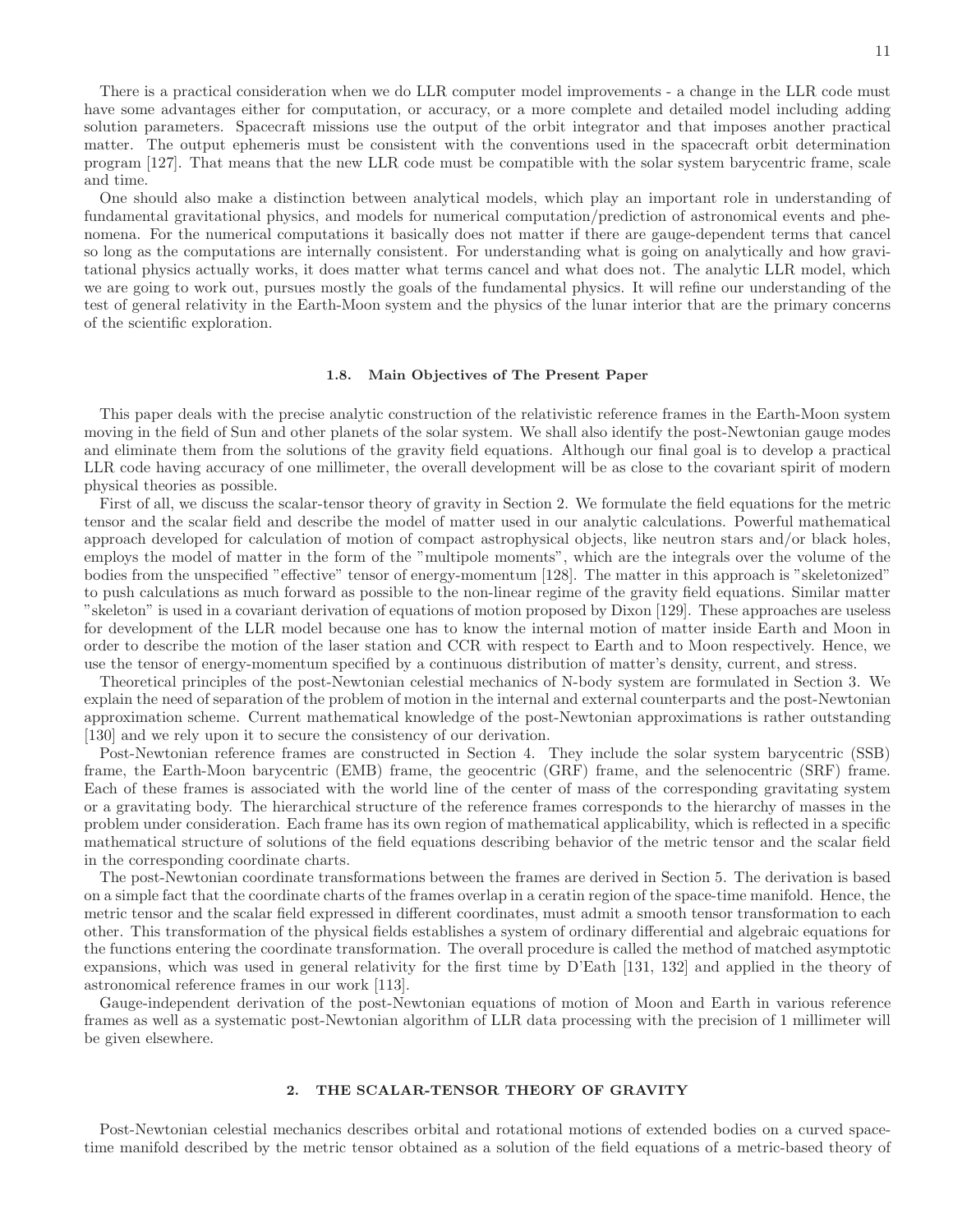There is a practical consideration when we do LLR computer model improvements - a change in the LLR code must have some advantages either for computation, or accuracy, or a more complete and detailed model including adding solution parameters. Spacecraft missions use the output of the orbit integrator and that imposes another practical matter. The output ephemeris must be consistent with the conventions used in the spacecraft orbit determination program [127]. That means that the new LLR code must be compatible with the solar system barycentric frame, scale and time.

One should also make a distinction between analytical models, which play an important role in understanding of fundamental gravitational physics, and models for numerical computation/prediction of astronomical events and phenomena. For the numerical computations it basically does not matter if there are gauge-dependent terms that cancel so long as the computations are internally consistent. For understanding what is going on analytically and how gravitational physics actually works, it does matter what terms cancel and what does not. The analytic LLR model, which we are going to work out, pursues mostly the goals of the fundamental physics. It will refine our understanding of the test of general relativity in the Earth-Moon system and the physics of the lunar interior that are the primary concerns of the scientific exploration.

### 1.8. Main Objectives of The Present Paper

This paper deals with the precise analytic construction of the relativistic reference frames in the Earth-Moon system moving in the field of Sun and other planets of the solar system. We shall also identify the post-Newtonian gauge modes and eliminate them from the solutions of the gravity field equations. Although our final goal is to develop a practical LLR code having accuracy of one millimeter, the overall development will be as close to the covariant spirit of modern physical theories as possible.

First of all, we discuss the scalar-tensor theory of gravity in Section 2. We formulate the field equations for the metric tensor and the scalar field and describe the model of matter used in our analytic calculations. Powerful mathematical approach developed for calculation of motion of compact astrophysical objects, like neutron stars and/or black holes, employs the model of matter in the form of the "multipole moments", which are the integrals over the volume of the bodies from the unspecified "effective" tensor of energy-momentum [128]. The matter in this approach is "skeletonized" to push calculations as much forward as possible to the non-linear regime of the gravity field equations. Similar matter "skeleton" is used in a covariant derivation of equations of motion proposed by Dixon [129]. These approaches are useless for development of the LLR model because one has to know the internal motion of matter inside Earth and Moon in order to describe the motion of the laser station and CCR with respect to Earth and to Moon respectively. Hence, we use the tensor of energy-momentum specified by a continuous distribution of matter's density, current, and stress.

Theoretical principles of the post-Newtonian celestial mechanics of N-body system are formulated in Section 3. We explain the need of separation of the problem of motion in the internal and external counterparts and the post-Newtonian approximation scheme. Current mathematical knowledge of the post-Newtonian approximations is rather outstanding [130] and we rely upon it to secure the consistency of our derivation.

Post-Newtonian reference frames are constructed in Section 4. They include the solar system barycentric (SSB) frame, the Earth-Moon barycentric (EMB) frame, the geocentric (GRF) frame, and the selenocentric (SRF) frame. Each of these frames is associated with the world line of the center of mass of the corresponding gravitating system or a gravitating body. The hierarchical structure of the reference frames corresponds to the hierarchy of masses in the problem under consideration. Each frame has its own region of mathematical applicability, which is reflected in a specific mathematical structure of solutions of the field equations describing behavior of the metric tensor and the scalar field in the corresponding coordinate charts.

The post-Newtonian coordinate transformations between the frames are derived in Section 5. The derivation is based on a simple fact that the coordinate charts of the frames overlap in a ceratin region of the space-time manifold. Hence, the metric tensor and the scalar field expressed in different coordinates, must admit a smooth tensor transformation to each other. This transformation of the physical fields establishes a system of ordinary differential and algebraic equations for the functions entering the coordinate transformation. The overall procedure is called the method of matched asymptotic expansions, which was used in general relativity for the first time by D'Eath [131, 132] and applied in the theory of astronomical reference frames in our work [113].

Gauge-independent derivation of the post-Newtonian equations of motion of Moon and Earth in various reference frames as well as a systematic post-Newtonian algorithm of LLR data processing with the precision of 1 millimeter will be given elsewhere.

## 2. THE SCALAR-TENSOR THEORY OF GRAVITY

Post-Newtonian celestial mechanics describes orbital and rotational motions of extended bodies on a curved space-time manifold described by the metric tensor obtained as a solution of the field equations of a metric-based theory of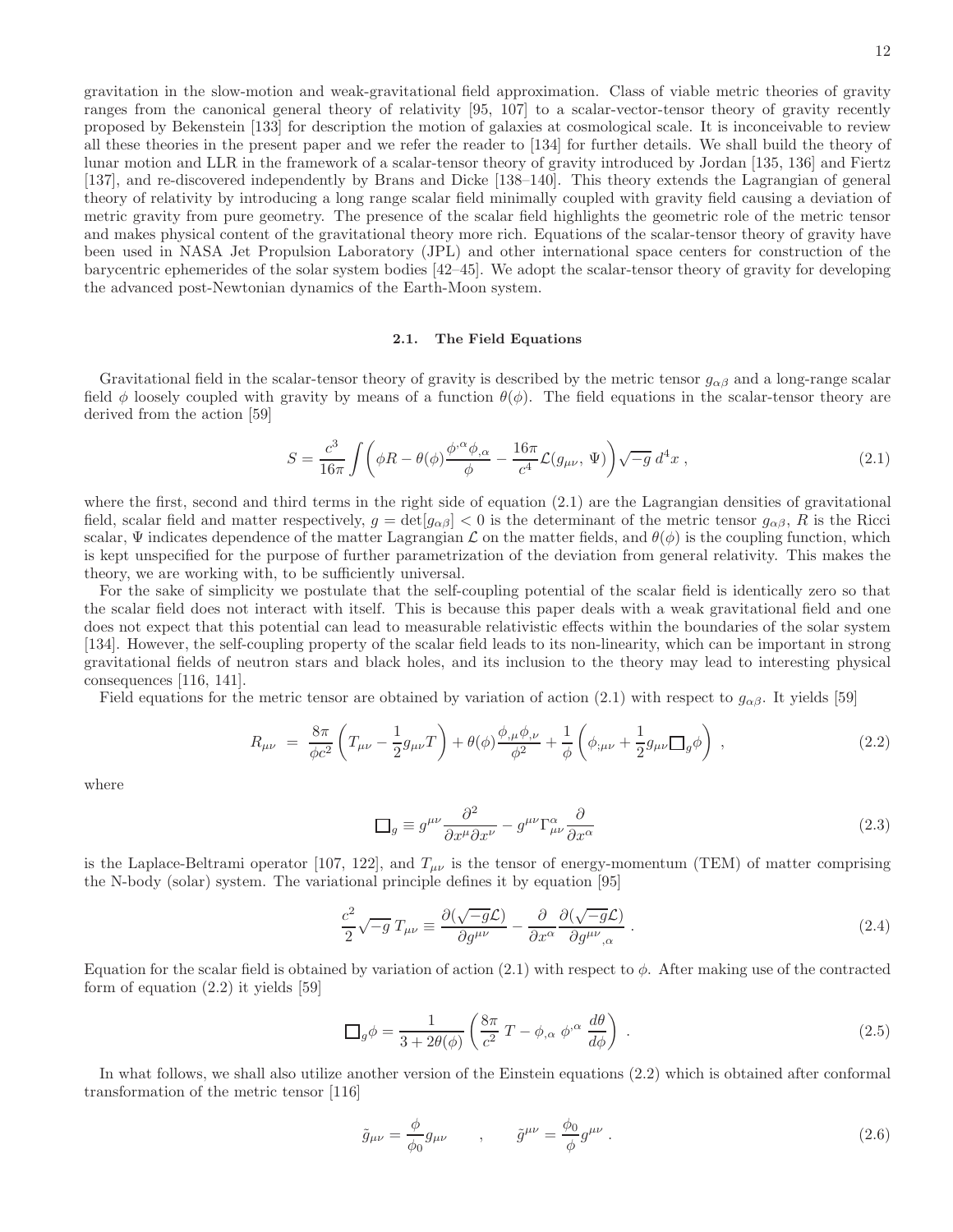gravitation in the slow-motion and weak-gravitational field approximation. Class of viable metric theories of gravity ranges from the canonical general theory of relativity [95, 107] to a scalar-vector-tensor theory of gravity recently proposed by Bekenstein [133] for description the motion of galaxies at cosmological scale. It is inconceivable to review all these theories in the present paper and we refer the reader to [134] for further details. We shall build the theory of lunar motion and LLR in the framework of a scalar-tensor theory of gravity introduced by Jordan [135, 136] and Fiertz [137], and re-discovered independently by Brans and Dicke [138–140]. This theory extends the Lagrangian of general theory of relativity by introducing a long range scalar field minimally coupled with gravity field causing a deviation of metric gravity from pure geometry. The presence of the scalar field highlights the geometric role of the metric tensor and makes physical content of the gravitational theory more rich. Equations of the scalar-tensor theory of gravity have been used in NASA Jet Propulsion Laboratory (JPL) and other international space centers for construction of the barycentric ephemerides of the solar system bodies [42–45]. We adopt the scalar-tensor theory of gravity for developing the advanced post-Newtonian dynamics of the Earth-Moon system.

### 2.1. The Field Equations

Gravitational field in the scalar-tensor theory of gravity is described by the metric tensor $g_{\alpha\beta}$ and a long-range scalar field $\phi$ loosely coupled with gravity by means of a function $\theta(\phi)$. The field equations in the scalar-tensor theory are derived from the action [59]

$$S = \frac{c^3}{16\pi}\int\left(\phi R - \theta(\phi)\frac{\phi^{,\alpha}\phi_{,\alpha}}{\phi} - \frac{16\pi}{c^4}\mathcal{L}(g_{\mu\nu},\,\Psi)\right)\sqrt{-g}\,d^4x\,, \tag{2.1}$$

where the first, second and third terms in the right side of equation (2.1) are the Lagrangian densities of gravitational field, scalar field and matter respectively, $g = \det[g_{\alpha\beta}] < 0$ is the determinant of the metric tensor $g_{\alpha\beta}$, $R$ is the Ricci scalar, $\Psi$ indicates dependence of the matter Lagrangian $\mathcal{L}$ on the matter fields, and $\theta(\phi)$ is the coupling function, which is kept unspecified for the purpose of further parametrization of the deviation from general relativity. This makes the theory, we are working with, to be sufficiently universal.

For the sake of simplicity we postulate that the self-coupling potential of the scalar field is identically zero so that the scalar field does not interact with itself. This is because this paper deals with a weak gravitational field and one does not expect that this potential can lead to measurable relativistic effects within the boundaries of the solar system [134]. However, the self-coupling property of the scalar field leads to its non-linearity, which can be important in strong gravitational fields of neutron stars and black holes, and its inclusion to the theory may lead to interesting physical consequences [116, 141].

Field equations for the metric tensor are obtained by variation of action (2.1) with respect to $g_{\alpha\beta}$. It yields [59]

$$R_{\mu\nu} \;=\; \frac{8\pi}{\phi c^2}\left(T_{\mu\nu} - \frac{1}{2}g_{\mu\nu}T\right) + \theta(\phi)\frac{\phi_{,\mu}\phi_{,\nu}}{\phi^2} + \frac{1}{\phi}\left(\phi_{;\mu\nu} + \frac{1}{2}g_{\mu\nu}\Box_g\phi\right)\,, \tag{2.2}$$

where

$$\Box_g \equiv g^{\mu\nu}\frac{\partial^2}{\partial x^\mu \partial x^\nu} - g^{\mu\nu}\Gamma^\alpha_{\mu\nu}\frac{\partial}{\partial x^\alpha} \tag{2.3}$$

is the Laplace-Beltrami operator [107, 122], and $T_{\mu\nu}$ is the tensor of energy-momentum (TEM) of matter comprising the N-body (solar) system. The variational principle defines it by equation [95]

$$\frac{c^2}{2}\sqrt{-g}\,T_{\mu\nu} \equiv \frac{\partial(\sqrt{-g}\mathcal{L})}{\partial g^{\mu\nu}} - \frac{\partial}{\partial x^\alpha}\frac{\partial(\sqrt{-g}\mathcal{L})}{\partial g^{\mu\nu}{}_{,\alpha}}\,. \tag{2.4}$$

Equation for the scalar field is obtained by variation of action (2.1) with respect to $\phi$. After making use of the contracted form of equation (2.2) it yields [59]

$$\Box_g\phi = \frac{1}{3+2\theta(\phi)}\left(\frac{8\pi}{c^2}\,T - \phi_{,\alpha}\,\phi^{,\alpha}\,\frac{d\theta}{d\phi}\right)\,. \tag{2.5}$$

In what follows, we shall also utilize another version of the Einstein equations (2.2) which is obtained after conformal transformation of the metric tensor [116]

$$\tilde{g}_{\mu\nu} = \frac{\phi}{\phi_0}g_{\mu\nu} \qquad , \qquad \tilde{g}^{\mu\nu} = \frac{\phi_0}{\phi}g^{\mu\nu}\,. \tag{2.6}$$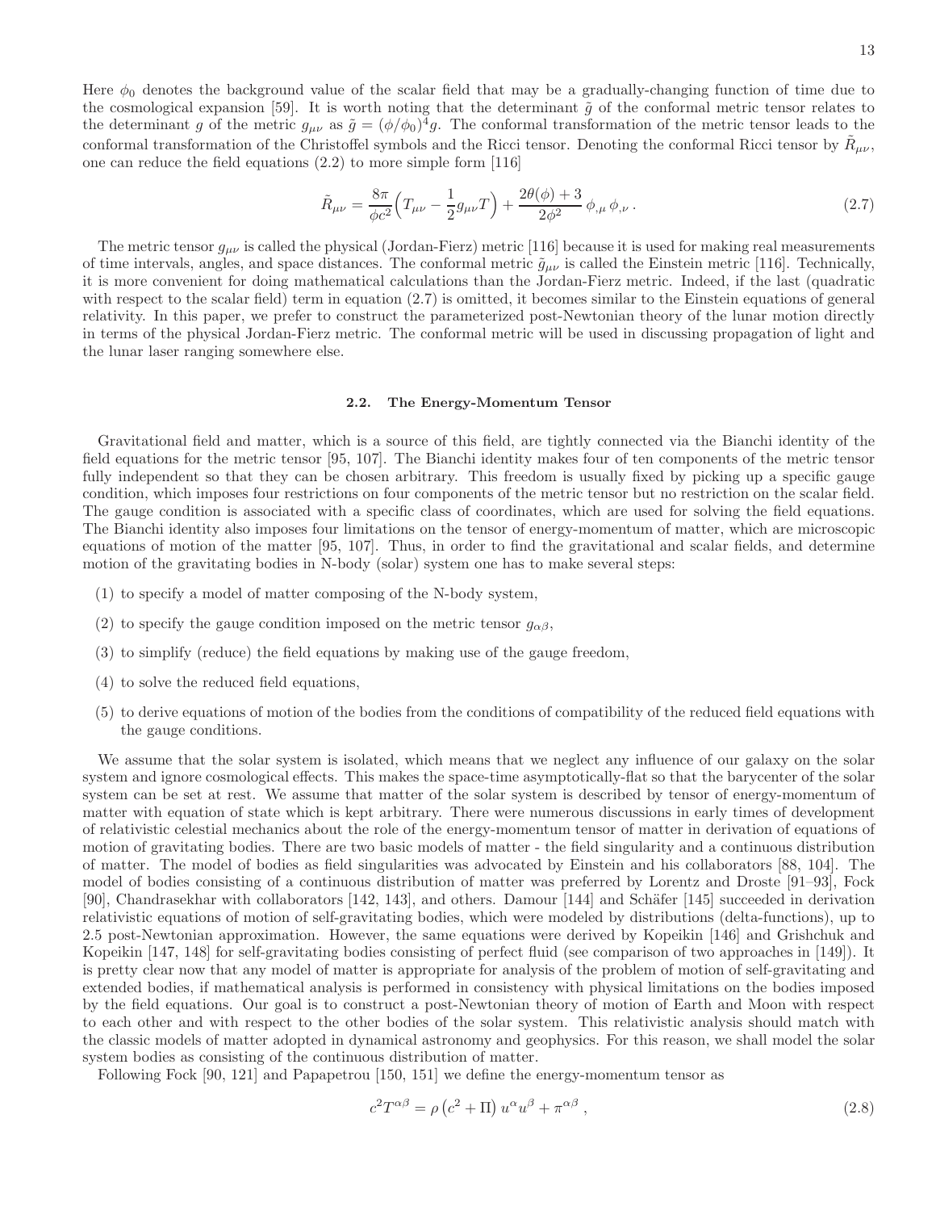Here $\phi_0$ denotes the background value of the scalar field that may be a gradually-changing function of time due to the cosmological expansion [59]. It is worth noting that the determinant $\tilde{g}$ of the conformal metric tensor relates to the determinant $g$ of the metric $g_{\mu\nu}$ as $\tilde{g} = (\phi/\phi_0)^4 g$. The conformal transformation of the metric tensor leads to the conformal transformation of the Christoffel symbols and the Ricci tensor. Denoting the conformal Ricci tensor by $\tilde{R}_{\mu\nu}$, one can reduce the field equations (2.2) to more simple form [116]

$$\tilde{R}_{\mu\nu} = \frac{8\pi}{\phi c^2}\Big(T_{\mu\nu} - \frac{1}{2}g_{\mu\nu}T\Big) + \frac{2\theta(\phi)+3}{2\phi^2}\,\phi_{,\mu}\,\phi_{,\nu}\,. \tag{2.7}$$

The metric tensor $g_{\mu\nu}$ is called the physical (Jordan-Fierz) metric [116] because it is used for making real measurements of time intervals, angles, and space distances. The conformal metric $\tilde{g}_{\mu\nu}$ is called the Einstein metric [116]. Technically, it is more convenient for doing mathematical calculations than the Jordan-Fierz metric. Indeed, if the last (quadratic with respect to the scalar field) term in equation (2.7) is omitted, it becomes similar to the Einstein equations of general relativity. In this paper, we prefer to construct the parameterized post-Newtonian theory of the lunar motion directly in terms of the physical Jordan-Fierz metric. The conformal metric will be used in discussing propagation of light and the lunar laser ranging somewhere else.

### 2.2. The Energy-Momentum Tensor

Gravitational field and matter, which is a source of this field, are tightly connected via the Bianchi identity of the field equations for the metric tensor [95, 107]. The Bianchi identity makes four of ten components of the metric tensor fully independent so that they can be chosen arbitrary. This freedom is usually fixed by picking up a specific gauge condition, which imposes four restrictions on four components of the metric tensor but no restriction on the scalar field. The gauge condition is associated with a specific class of coordinates, which are used for solving the field equations. The Bianchi identity also imposes four limitations on the tensor of energy-momentum of matter, which are microscopic equations of motion of the matter [95, 107]. Thus, in order to find the gravitational and scalar fields, and determine motion of the gravitating bodies in N-body (solar) system one has to make several steps:

(1) to specify a model of matter composing of the N-body system,

(2) to specify the gauge condition imposed on the metric tensor $g_{\alpha\beta}$,

(3) to simplify (reduce) the field equations by making use of the gauge freedom,

(4) to solve the reduced field equations,

(5) to derive equations of motion of the bodies from the conditions of compatibility of the reduced field equations with the gauge conditions.

We assume that the solar system is isolated, which means that we neglect any influence of our galaxy on the solar system and ignore cosmological effects. This makes the space-time asymptotically-flat so that the barycenter of the solar system can be set at rest. We assume that matter of the solar system is described by tensor of energy-momentum of matter with equation of state which is kept arbitrary. There were numerous discussions in early times of development of relativistic celestial mechanics about the role of the energy-momentum tensor of matter in derivation of equations of motion of gravitating bodies. There are two basic models of matter - the field singularity and a continuous distribution of matter. The model of bodies as field singularities was advocated by Einstein and his collaborators [88, 104]. The model of bodies consisting of a continuous distribution of matter was preferred by Lorentz and Droste [91–93], Fock [90], Chandrasekhar with collaborators [142, 143], and others. Damour [144] and Schäfer [145] succeeded in derivation relativistic equations of motion of self-gravitating bodies, which were modeled by distributions (delta-functions), up to 2.5 post-Newtonian approximation. However, the same equations were derived by Kopeikin [146] and Grishchuk and Kopeikin [147, 148] for self-gravitating bodies consisting of perfect fluid (see comparison of two approaches in [149]). It is pretty clear now that any model of matter is appropriate for analysis of the problem of motion of self-gravitating and extended bodies, if mathematical analysis is performed in consistency with physical limitations on the bodies imposed by the field equations. Our goal is to construct a post-Newtonian theory of motion of Earth and Moon with respect to each other and with respect to the other bodies of the solar system. This relativistic analysis should match with the classic models of matter adopted in dynamical astronomy and geophysics. For this reason, we shall model the solar system bodies as consisting of the continuous distribution of matter.

Following Fock [90, 121] and Papapetrou [150, 151] we define the energy-momentum tensor as

$$c^2 T^{\alpha\beta} = \rho\left(c^2 + \Pi\right) u^\alpha u^\beta + \pi^{\alpha\beta}\,, \tag{2.8}$$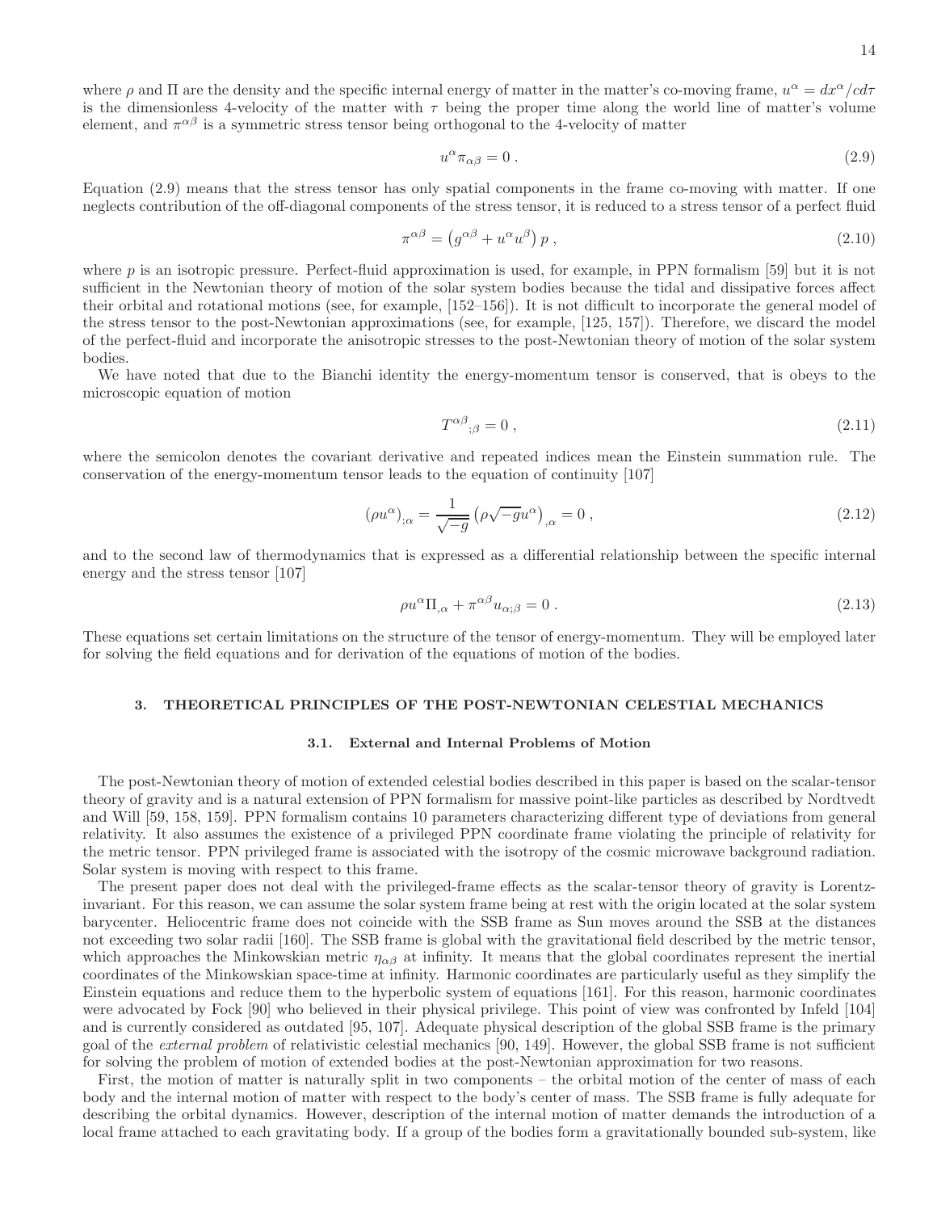where $\rho$ and $\Pi$ are the density and the specific internal energy of matter in the matter's co-moving frame, $u^\alpha = dx^\alpha/cd\tau$ is the dimensionless 4-velocity of the matter with $\tau$ being the proper time along the world line of matter's volume element, and $\pi^{\alpha\beta}$ is a symmetric stress tensor being orthogonal to the 4-velocity of matter

$$u^\alpha \pi_{\alpha\beta} = 0 \ . \tag{2.9}$$

Equation (2.9) means that the stress tensor has only spatial components in the frame co-moving with matter. If one neglects contribution of the off-diagonal components of the stress tensor, it is reduced to a stress tensor of a perfect fluid

$$\pi^{\alpha\beta} = \left(g^{\alpha\beta} + u^\alpha u^\beta\right) p \ , \tag{2.10}$$

where $p$ is an isotropic pressure. Perfect-fluid approximation is used, for example, in PPN formalism [59] but it is not sufficient in the Newtonian theory of motion of the solar system bodies because the tidal and dissipative forces affect their orbital and rotational motions (see, for example, [152–156]). It is not difficult to incorporate the general model of the stress tensor to the post-Newtonian approximations (see, for example, [125, 157]). Therefore, we discard the model of the perfect-fluid and incorporate the anisotropic stresses to the post-Newtonian theory of motion of the solar system bodies.

We have noted that due to the Bianchi identity the energy-momentum tensor is conserved, that is obeys to the microscopic equation of motion

$$T^{\alpha\beta}{}_{;\beta} = 0 \ , \tag{2.11}$$

where the semicolon denotes the covariant derivative and repeated indices mean the Einstein summation rule. The conservation of the energy-momentum tensor leads to the equation of continuity [107]

$$(\rho u^\alpha)_{;\alpha} = \frac{1}{\sqrt{-g}}\left(\rho\sqrt{-g}u^\alpha\right)_{,\alpha} = 0 \ , \tag{2.12}$$

and to the second law of thermodynamics that is expressed as a differential relationship between the specific internal energy and the stress tensor [107]

$$\rho u^\alpha \Pi_{,\alpha} + \pi^{\alpha\beta} u_{\alpha;\beta} = 0 \ . \tag{2.13}$$

These equations set certain limitations on the structure of the tensor of energy-momentum. They will be employed later for solving the field equations and for derivation of the equations of motion of the bodies.

## 3. THEORETICAL PRINCIPLES OF THE POST-NEWTONIAN CELESTIAL MECHANICS

### 3.1. External and Internal Problems of Motion

The post-Newtonian theory of motion of extended celestial bodies described in this paper is based on the scalar-tensor theory of gravity and is a natural extension of PPN formalism for massive point-like particles as described by Nordtvedt and Will [59, 158, 159]. PPN formalism contains 10 parameters characterizing different type of deviations from general relativity. It also assumes the existence of a privileged PPN coordinate frame violating the principle of relativity for the metric tensor. PPN privileged frame is associated with the isotropy of the cosmic microwave background radiation. Solar system is moving with respect to this frame.

The present paper does not deal with the privileged-frame effects as the scalar-tensor theory of gravity is Lorentz-invariant. For this reason, we can assume the solar system frame being at rest with the origin located at the solar system barycenter. Heliocentric frame does not coincide with the SSB frame as Sun moves around the SSB at the distances not exceeding two solar radii [160]. The SSB frame is global with the gravitational field described by the metric tensor, which approaches the Minkowskian metric $\eta_{\alpha\beta}$ at infinity. It means that the global coordinates represent the inertial coordinates of the Minkowskian space-time at infinity. Harmonic coordinates are particularly useful as they simplify the Einstein equations and reduce them to the hyperbolic system of equations [161]. For this reason, harmonic coordinates were advocated by Fock [90] who believed in their physical privilege. This point of view was confronted by Infeld [104] and is currently considered as outdated [95, 107]. Adequate physical description of the global SSB frame is the primary goal of the *external problem* of relativistic celestial mechanics [90, 149]. However, the global SSB frame is not sufficient for solving the problem of motion of extended bodies at the post-Newtonian approximation for two reasons.

First, the motion of matter is naturally split in two components – the orbital motion of the center of mass of each body and the internal motion of matter with respect to the body's center of mass. The SSB frame is fully adequate for describing the orbital dynamics. However, description of the internal motion of matter demands the introduction of a local frame attached to each gravitating body. If a group of the bodies form a gravitationally bounded sub-system, like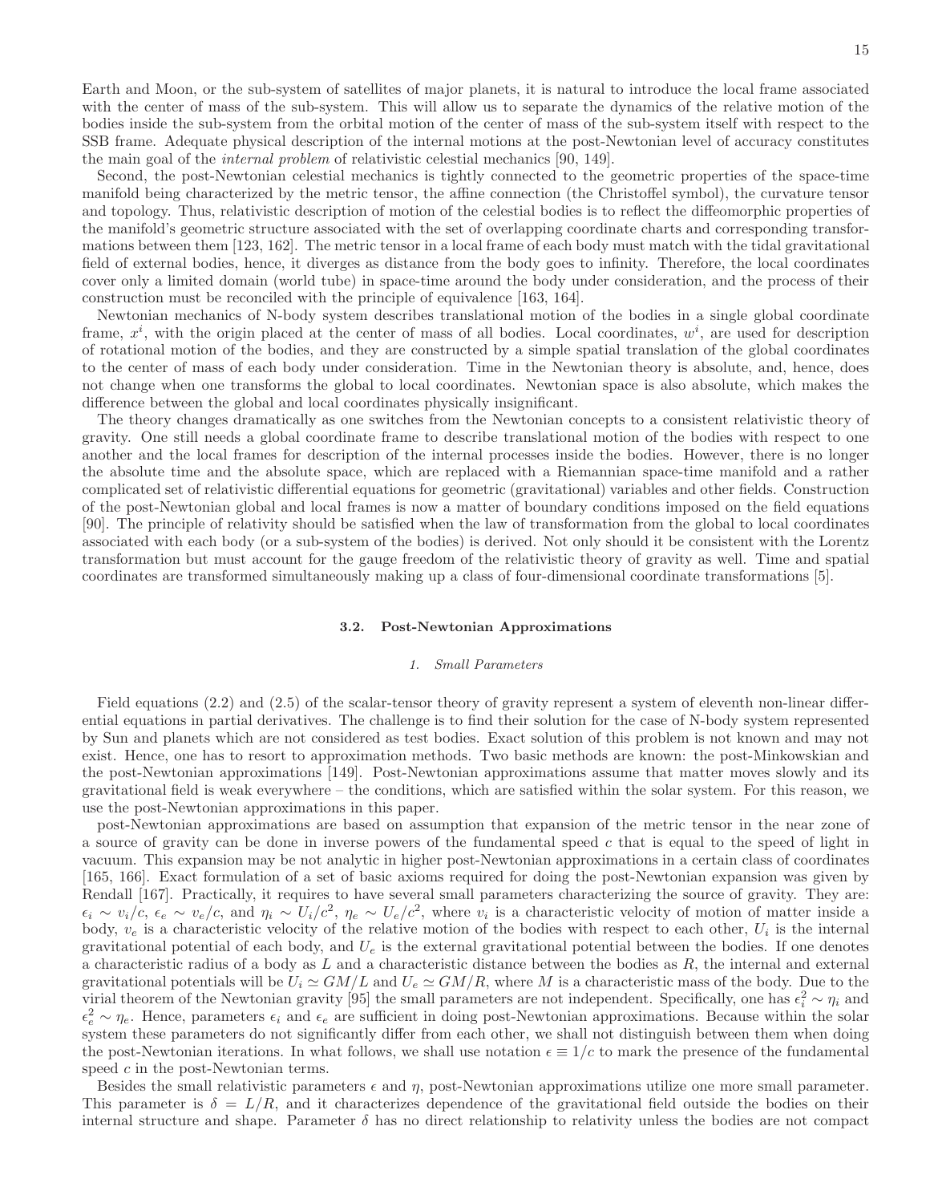Earth and Moon, or the sub-system of satellites of major planets, it is natural to introduce the local frame associated with the center of mass of the sub-system. This will allow us to separate the dynamics of the relative motion of the bodies inside the sub-system from the orbital motion of the center of mass of the sub-system itself with respect to the SSB frame. Adequate physical description of the internal motions at the post-Newtonian level of accuracy constitutes the main goal of the *internal problem* of relativistic celestial mechanics [90, 149].

Second, the post-Newtonian celestial mechanics is tightly connected to the geometric properties of the space-time manifold being characterized by the metric tensor, the affine connection (the Christoffel symbol), the curvature tensor and topology. Thus, relativistic description of motion of the celestial bodies is to reflect the diffeomorphic properties of the manifold's geometric structure associated with the set of overlapping coordinate charts and corresponding transformations between them [123, 162]. The metric tensor in a local frame of each body must match with the tidal gravitational field of external bodies, hence, it diverges as distance from the body goes to infinity. Therefore, the local coordinates cover only a limited domain (world tube) in space-time around the body under consideration, and the process of their construction must be reconciled with the principle of equivalence [163, 164].

Newtonian mechanics of N-body system describes translational motion of the bodies in a single global coordinate frame, $x^i$, with the origin placed at the center of mass of all bodies. Local coordinates, $w^i$, are used for description of rotational motion of the bodies, and they are constructed by a simple spatial translation of the global coordinates to the center of mass of each body under consideration. Time in the Newtonian theory is absolute, and, hence, does not change when one transforms the global to local coordinates. Newtonian space is also absolute, which makes the difference between the global and local coordinates physically insignificant.

The theory changes dramatically as one switches from the Newtonian concepts to a consistent relativistic theory of gravity. One still needs a global coordinate frame to describe translational motion of the bodies with respect to one another and the local frames for description of the internal processes inside the bodies. However, there is no longer the absolute time and the absolute space, which are replaced with a Riemannian space-time manifold and a rather complicated set of relativistic differential equations for geometric (gravitational) variables and other fields. Construction of the post-Newtonian global and local frames is now a matter of boundary conditions imposed on the field equations [90]. The principle of relativity should be satisfied when the law of transformation from the global to local coordinates associated with each body (or a sub-system of the bodies) is derived. Not only should it be consistent with the Lorentz transformation but must account for the gauge freedom of the relativistic theory of gravity as well. Time and spatial coordinates are transformed simultaneously making up a class of four-dimensional coordinate transformations [5].

## 3.2. Post-Newtonian Approximations

### 1. Small Parameters

Field equations (2.2) and (2.5) of the scalar-tensor theory of gravity represent a system of eleventh non-linear differential equations in partial derivatives. The challenge is to find their solution for the case of N-body system represented by Sun and planets which are not considered as test bodies. Exact solution of this problem is not known and may not exist. Hence, one has to resort to approximation methods. Two basic methods are known: the post-Minkowskian and the post-Newtonian approximations [149]. Post-Newtonian approximations assume that matter moves slowly and its gravitational field is weak everywhere – the conditions, which are satisfied within the solar system. For this reason, we use the post-Newtonian approximations in this paper.

post-Newtonian approximations are based on assumption that expansion of the metric tensor in the near zone of a source of gravity can be done in inverse powers of the fundamental speed $c$ that is equal to the speed of light in vacuum. This expansion may be not analytic in higher post-Newtonian approximations in a certain class of coordinates [165, 166]. Exact formulation of a set of basic axioms required for doing the post-Newtonian expansion was given by Rendall [167]. Practically, it requires to have several small parameters characterizing the source of gravity. They are: $\epsilon_i \sim v_i/c$, $\epsilon_e \sim v_e/c$, and $\eta_i \sim U_i/c^2$, $\eta_e \sim U_e/c^2$, where $v_i$ is a characteristic velocity of motion of matter inside a body, $v_e$ is a characteristic velocity of the relative motion of the bodies with respect to each other, $U_i$ is the internal gravitational potential of each body, and $U_e$ is the external gravitational potential between the bodies. If one denotes a characteristic radius of a body as $L$ and a characteristic distance between the bodies as $R$, the internal and external gravitational potentials will be $U_i \simeq GM/L$ and $U_e \simeq GM/R$, where $M$ is a characteristic mass of the body. Due to the virial theorem of the Newtonian gravity [95] the small parameters are not independent. Specifically, one has $\epsilon_i^2 \sim \eta_i$ and $\epsilon_e^2 \sim \eta_e$. Hence, parameters $\epsilon_i$ and $\epsilon_e$ are sufficient in doing post-Newtonian approximations. Because within the solar system these parameters do not significantly differ from each other, we shall not distinguish between them when doing the post-Newtonian iterations. In what follows, we shall use notation $\epsilon \equiv 1/c$ to mark the presence of the fundamental speed $c$ in the post-Newtonian terms.

Besides the small relativistic parameters $\epsilon$ and $\eta$, post-Newtonian approximations utilize one more small parameter. This parameter is $\delta = L/R$, and it characterizes dependence of the gravitational field outside the bodies on their internal structure and shape. Parameter $\delta$ has no direct relationship to relativity unless the bodies are not compact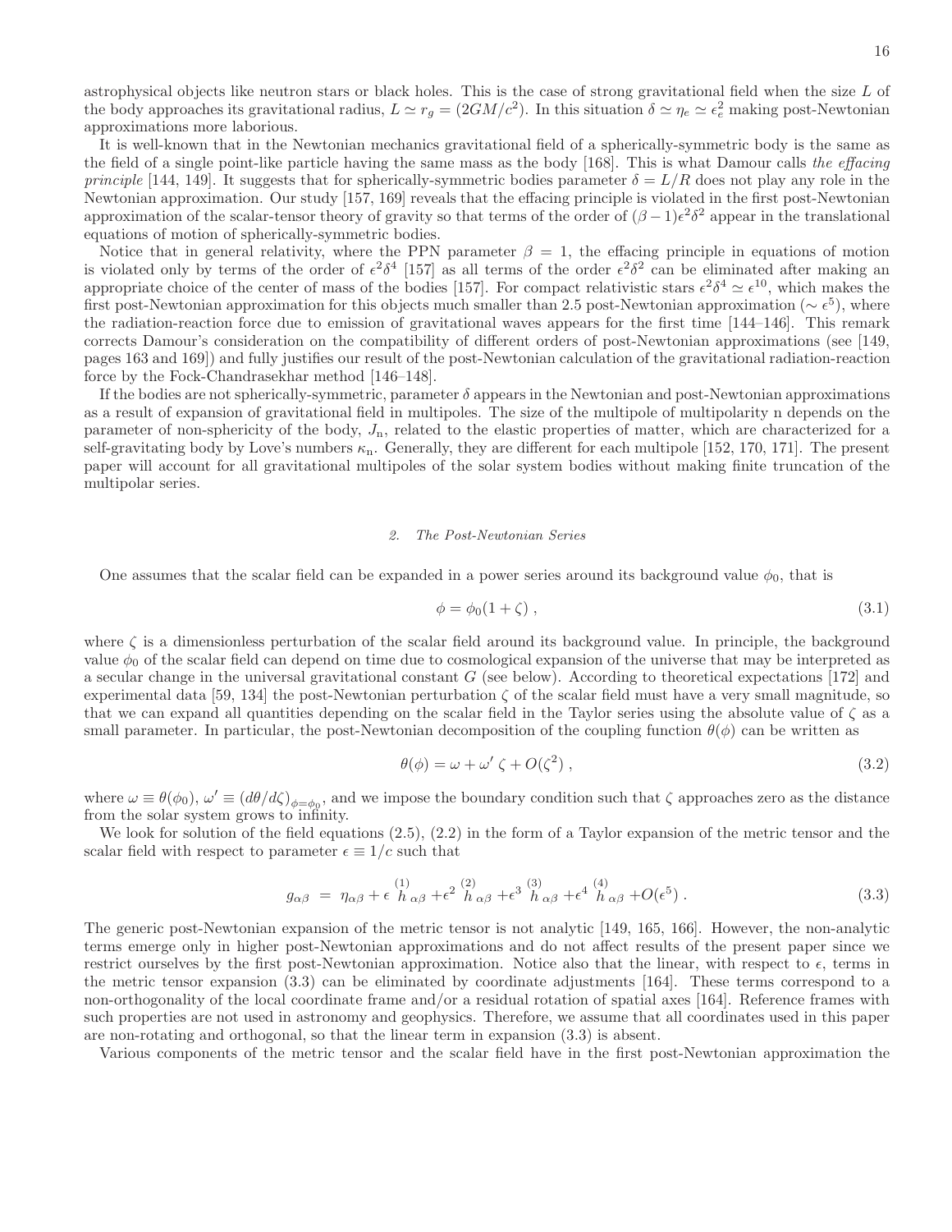astrophysical objects like neutron stars or black holes. This is the case of strong gravitational field when the size $L$ of the body approaches its gravitational radius, $L \simeq r_g = (2GM/c^2)$. In this situation $\delta \simeq \eta_e \simeq \epsilon_e^2$ making post-Newtonian approximations more laborious.

It is well-known that in the Newtonian mechanics gravitational field of a spherically-symmetric body is the same as the field of a single point-like particle having the same mass as the body [168]. This is what Damour calls *the effacing principle* [144, 149]. It suggests that for spherically-symmetric bodies parameter $\delta = L/R$ does not play any role in the Newtonian approximation. Our study [157, 169] reveals that the effacing principle is violated in the first post-Newtonian approximation of the scalar-tensor theory of gravity so that terms of the order of $(\beta-1)\epsilon^2\delta^2$ appear in the translational equations of motion of spherically-symmetric bodies.

Notice that in general relativity, where the PPN parameter $\beta = 1$, the effacing principle in equations of motion is violated only by terms of the order of $\epsilon^2\delta^4$ [157] as all terms of the order $\epsilon^2\delta^2$ can be eliminated after making an appropriate choice of the center of mass of the bodies [157]. For compact relativistic stars $\epsilon^2\delta^4 \simeq \epsilon^{10}$, which makes the first post-Newtonian approximation for this objects much smaller than 2.5 post-Newtonian approximation ($\sim \epsilon^5$), where the radiation-reaction force due to emission of gravitational waves appears for the first time [144–146]. This remark corrects Damour's consideration on the compatibility of different orders of post-Newtonian approximations (see [149, pages 163 and 169]) and fully justifies our result of the post-Newtonian calculation of the gravitational radiation-reaction force by the Fock-Chandrasekhar method [146–148].

If the bodies are not spherically-symmetric, parameter $\delta$ appears in the Newtonian and post-Newtonian approximations as a result of expansion of gravitational field in multipoles. The size of the multipole of multipolarity n depends on the parameter of non-sphericity of the body, $J_{\rm n}$, related to the elastic properties of matter, which are characterized for a self-gravitating body by Love's numbers $\kappa_{\rm n}$. Generally, they are different for each multipole [152, 170, 171]. The present paper will account for all gravitational multipoles of the solar system bodies without making finite truncation of the multipolar series.

### 2. The Post-Newtonian Series

One assumes that the scalar field can be expanded in a power series around its background value $\phi_0$, that is

$$\phi = \phi_0(1+\zeta) , \tag{3.1}$$

where $\zeta$ is a dimensionless perturbation of the scalar field around its background value. In principle, the background value $\phi_0$ of the scalar field can depend on time due to cosmological expansion of the universe that may be interpreted as a secular change in the universal gravitational constant $G$ (see below). According to theoretical expectations [172] and experimental data [59, 134] the post-Newtonian perturbation $\zeta$ of the scalar field must have a very small magnitude, so that we can expand all quantities depending on the scalar field in the Taylor series using the absolute value of $\zeta$ as a small parameter. In particular, the post-Newtonian decomposition of the coupling function $\theta(\phi)$ can be written as

$$\theta(\phi) = \omega + \omega'\,\zeta + O(\zeta^2) , \tag{3.2}$$

where $\omega \equiv \theta(\phi_0)$, $\omega' \equiv (d\theta/d\zeta)_{\phi=\phi_0}$, and we impose the boundary condition such that $\zeta$ approaches zero as the distance from the solar system grows to infinity.

We look for solution of the field equations (2.5), (2.2) in the form of a Taylor expansion of the metric tensor and the scalar field with respect to parameter $\epsilon \equiv 1/c$ such that

$$g_{\alpha\beta} \;=\; \eta_{\alpha\beta} + \epsilon \overset{(1)}{h}_{\alpha\beta} + \epsilon^2 \overset{(2)}{h}_{\alpha\beta} + \epsilon^3 \overset{(3)}{h}_{\alpha\beta} + \epsilon^4 \overset{(4)}{h}_{\alpha\beta} + O(\epsilon^5) . \tag{3.3}$$

The generic post-Newtonian expansion of the metric tensor is not analytic [149, 165, 166]. However, the non-analytic terms emerge only in higher post-Newtonian approximations and do not affect results of the present paper since we restrict ourselves by the first post-Newtonian approximation. Notice also that the linear, with respect to $\epsilon$, terms in the metric tensor expansion (3.3) can be eliminated by coordinate adjustments [164]. These terms correspond to a non-orthogonality of the local coordinate frame and/or a residual rotation of spatial axes [164]. Reference frames with such properties are not used in astronomy and geophysics. Therefore, we assume that all coordinates used in this paper are non-rotating and orthogonal, so that the linear term in expansion (3.3) is absent.

Various components of the metric tensor and the scalar field have in the first post-Newtonian approximation the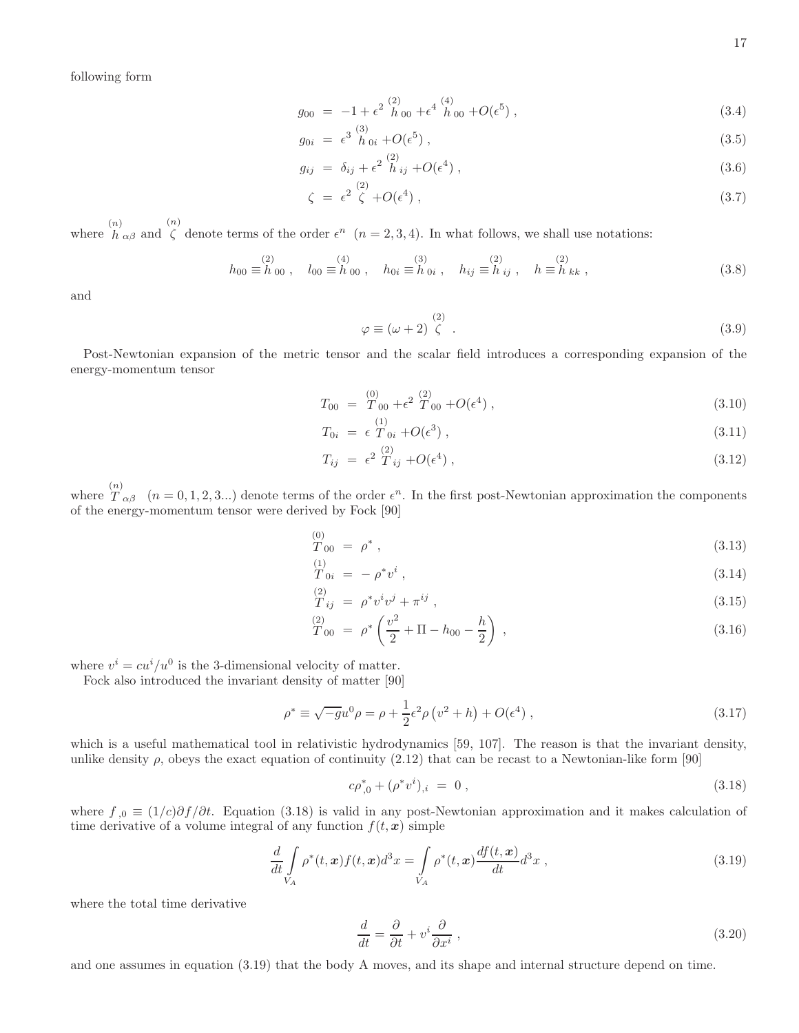following form

$$g_{00} = -1 + \epsilon^2 \overset{(2)}{h}_{00} + \epsilon^4 \overset{(4)}{h}_{00} + O(\epsilon^5) , \tag{3.4}$$

$$g_{0i} = \epsilon^3 \overset{(3)}{h}_{0i} + O(\epsilon^5) , \tag{3.5}$$

$$g_{ij} = \delta_{ij} + \epsilon^2 \overset{(2)}{h}_{ij} + O(\epsilon^4) , \tag{3.6}$$

$$\zeta = \epsilon^2 \overset{(2)}{\zeta} + O(\epsilon^4) , \tag{3.7}$$

where $\overset{(n)}{h}_{\alpha\beta}$ and $\overset{(n)}{\zeta}$ denote terms of the order $\epsilon^n$ $(n = 2, 3, 4)$. In what follows, we shall use notations:

$$h_{00} \equiv \overset{(2)}{h}_{00} , \quad l_{00} \equiv \overset{(4)}{h}_{00} , \quad h_{0i} \equiv \overset{(3)}{h}_{0i} , \quad h_{ij} \equiv \overset{(2)}{h}_{ij} , \quad h \equiv \overset{(2)}{h}_{kk} , \tag{3.8}$$

and

$$\varphi \equiv (\omega + 2) \overset{(2)}{\zeta} . \tag{3.9}$$

Post-Newtonian expansion of the metric tensor and the scalar field introduces a corresponding expansion of the energy-momentum tensor

$$T_{00} = \overset{(0)}{T}_{00} + \epsilon^2 \overset{(2)}{T}_{00} + O(\epsilon^4) , \tag{3.10}$$

$$T_{0i} = \epsilon \overset{(1)}{T}_{0i} + O(\epsilon^3) , \tag{3.11}$$

$$T_{ij} = \epsilon^2 \overset{(2)}{T}_{ij} + O(\epsilon^4) , \tag{3.12}$$

where $\overset{(n)}{T}_{\alpha\beta}$ $(n = 0, 1, 2, 3...)$ denote terms of the order $\epsilon^n$. In the first post-Newtonian approximation the components of the energy-momentum tensor were derived by Fock [90]

$$\overset{(0)}{T}_{00} = \rho^* , \tag{3.13}$$

$$\overset{(1)}{T}_{0i} = -\rho^* v^i , \tag{3.14}$$

$$\overset{(2)}{T}_{ij} = \rho^* v^i v^j + \pi^{ij} , \tag{3.15}$$

$$\overset{(2)}{T}_{00} = \rho^* \left( \frac{v^2}{2} + \Pi - h_{00} - \frac{h}{2} \right) , \tag{3.16}$$

where $v^i = cu^i/u^0$ is the 3-dimensional velocity of matter.

Fock also introduced the invariant density of matter [90]

$$\rho^* \equiv \sqrt{-g} u^0 \rho = \rho + \frac{1}{2}\epsilon^2 \rho \left( v^2 + h \right) + O(\epsilon^4) , \tag{3.17}$$

which is a useful mathematical tool in relativistic hydrodynamics [59, 107]. The reason is that the invariant density, unlike density $\rho$, obeys the exact equation of continuity (2.12) that can be recast to a Newtonian-like form [90]

$$c\rho^*_{,0} + (\rho^* v^i)_{,i} = 0 , \tag{3.18}$$

where $f_{,0} \equiv (1/c)\partial f/\partial t$. Equation (3.18) is valid in any post-Newtonian approximation and it makes calculation of time derivative of a volume integral of any function $f(t, \boldsymbol{x})$ simple

$$\frac{d}{dt} \int\limits_{V_A} \rho^*(t, \boldsymbol{x}) f(t, \boldsymbol{x}) d^3x = \int\limits_{V_A} \rho^*(t, \boldsymbol{x}) \frac{df(t, \boldsymbol{x})}{dt} d^3x , \tag{3.19}$$

where the total time derivative

$$\frac{d}{dt} = \frac{\partial}{\partial t} + v^i \frac{\partial}{\partial x^i} , \tag{3.20}$$

and one assumes in equation (3.19) that the body A moves, and its shape and internal structure depend on time.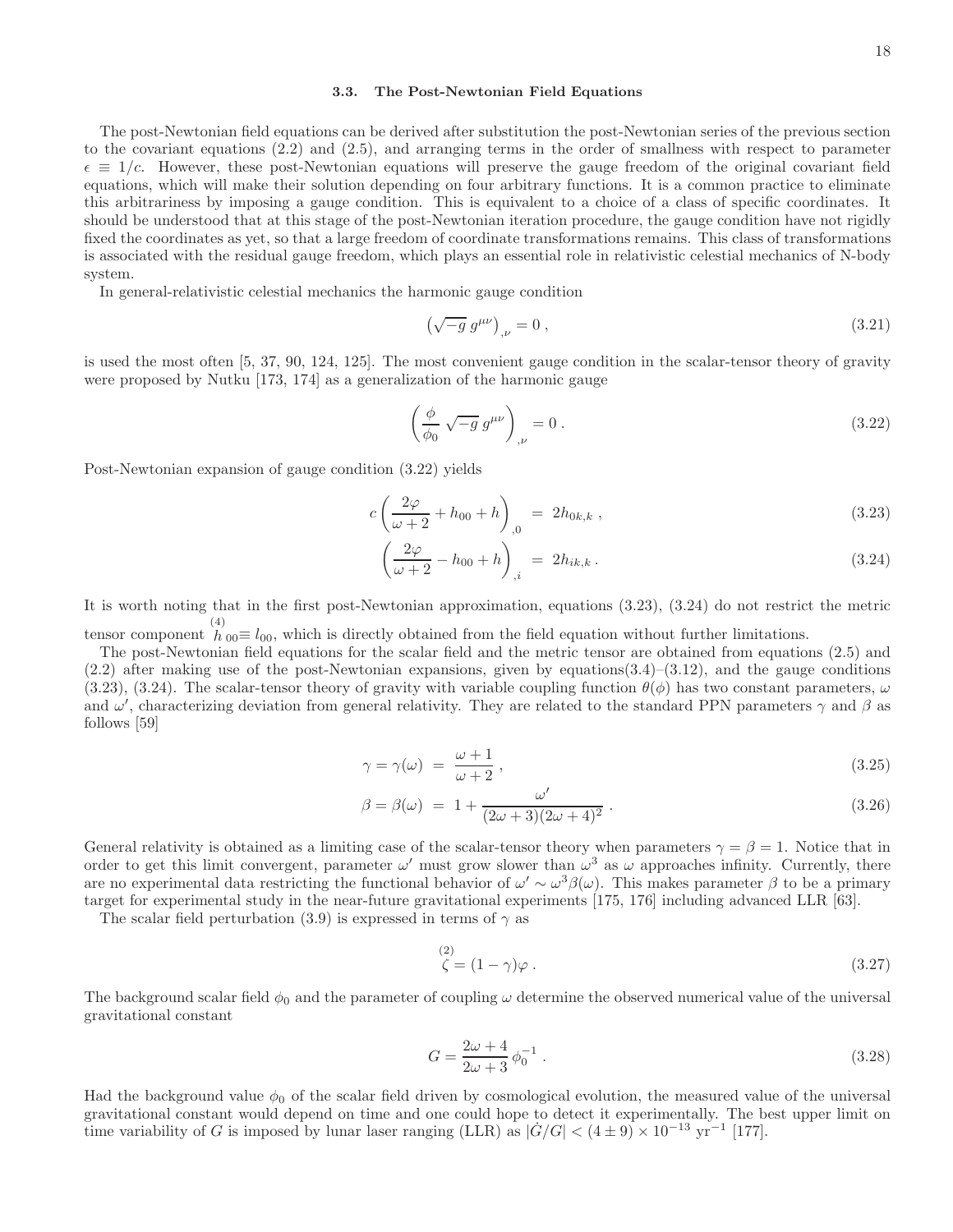### 3.3. The Post-Newtonian Field Equations

The post-Newtonian field equations can be derived after substitution the post-Newtonian series of the previous section to the covariant equations (2.2) and (2.5), and arranging terms in the order of smallness with respect to parameter $\epsilon \equiv 1/c$. However, these post-Newtonian equations will preserve the gauge freedom of the original covariant field equations, which will make their solution depending on four arbitrary functions. It is a common practice to eliminate this arbitrariness by imposing a gauge condition. This is equivalent to a choice of a class of specific coordinates. It should be understood that at this stage of the post-Newtonian iteration procedure, the gauge condition have not rigidly fixed the coordinates as yet, so that a large freedom of coordinate transformations remains. This class of transformations is associated with the residual gauge freedom, which plays an essential role in relativistic celestial mechanics of N-body system.

In general-relativistic celestial mechanics the harmonic gauge condition

$$\left(\sqrt{-g}\, g^{\mu\nu}\right)_{,\nu} = 0\,, \tag{3.21}$$

is used the most often [5, 37, 90, 124, 125]. The most convenient gauge condition in the scalar-tensor theory of gravity were proposed by Nutku [173, 174] as a generalization of the harmonic gauge

$$\left(\frac{\phi}{\phi_0}\,\sqrt{-g}\, g^{\mu\nu}\right)_{,\nu} = 0\,. \tag{3.22}$$

Post-Newtonian expansion of gauge condition (3.22) yields

$$c\left(\frac{2\varphi}{\omega+2} + h_{00} + h\right)_{,0} \;=\; 2h_{0k,k}\,, \tag{3.23}$$

$$\left(\frac{2\varphi}{\omega+2} - h_{00} + h\right)_{,i} \;=\; 2h_{ik,k}\,. \tag{3.24}$$

It is worth noting that in the first post-Newtonian approximation, equations (3.23), (3.24) do not restrict the metric tensor component $\overset{(4)}{h}_{00} \equiv l_{00}$, which is directly obtained from the field equation without further limitations.

The post-Newtonian field equations for the scalar field and the metric tensor are obtained from equations (2.5) and (2.2) after making use of the post-Newtonian expansions, given by equations(3.4)–(3.12), and the gauge conditions (3.23), (3.24). The scalar-tensor theory of gravity with variable coupling function $\theta(\phi)$ has two constant parameters, $\omega$ and $\omega'$, characterizing deviation from general relativity. They are related to the standard PPN parameters $\gamma$ and $\beta$ as follows [59]

$$\gamma = \gamma(\omega) \;=\; \frac{\omega+1}{\omega+2}\,, \tag{3.25}$$

$$\beta = \beta(\omega) \;=\; 1 + \frac{\omega'}{(2\omega+3)(2\omega+4)^2}\,. \tag{3.26}$$

General relativity is obtained as a limiting case of the scalar-tensor theory when parameters $\gamma = \beta = 1$. Notice that in order to get this limit convergent, parameter $\omega'$ must grow slower than $\omega^3$ as $\omega$ approaches infinity. Currently, there are no experimental data restricting the functional behavior of $\omega' \sim \omega^3\beta(\omega)$. This makes parameter $\beta$ to be a primary target for experimental study in the near-future gravitational experiments [175, 176] including advanced LLR [63].

The scalar field perturbation (3.9) is expressed in terms of $\gamma$ as

$$\overset{(2)}{\zeta} = (1-\gamma)\varphi\,. \tag{3.27}$$

The background scalar field $\phi_0$ and the parameter of coupling $\omega$ determine the observed numerical value of the universal gravitational constant

$$G = \frac{2\omega+4}{2\omega+3}\,\phi_0^{-1}\,. \tag{3.28}$$

Had the background value $\phi_0$ of the scalar field driven by cosmological evolution, the measured value of the universal gravitational constant would depend on time and one could hope to detect it experimentally. The best upper limit on time variability of $G$ is imposed by lunar laser ranging (LLR) as $|\dot{G}/G| < (4 \pm 9) \times 10^{-13}\ \mathrm{yr}^{-1}$ [177].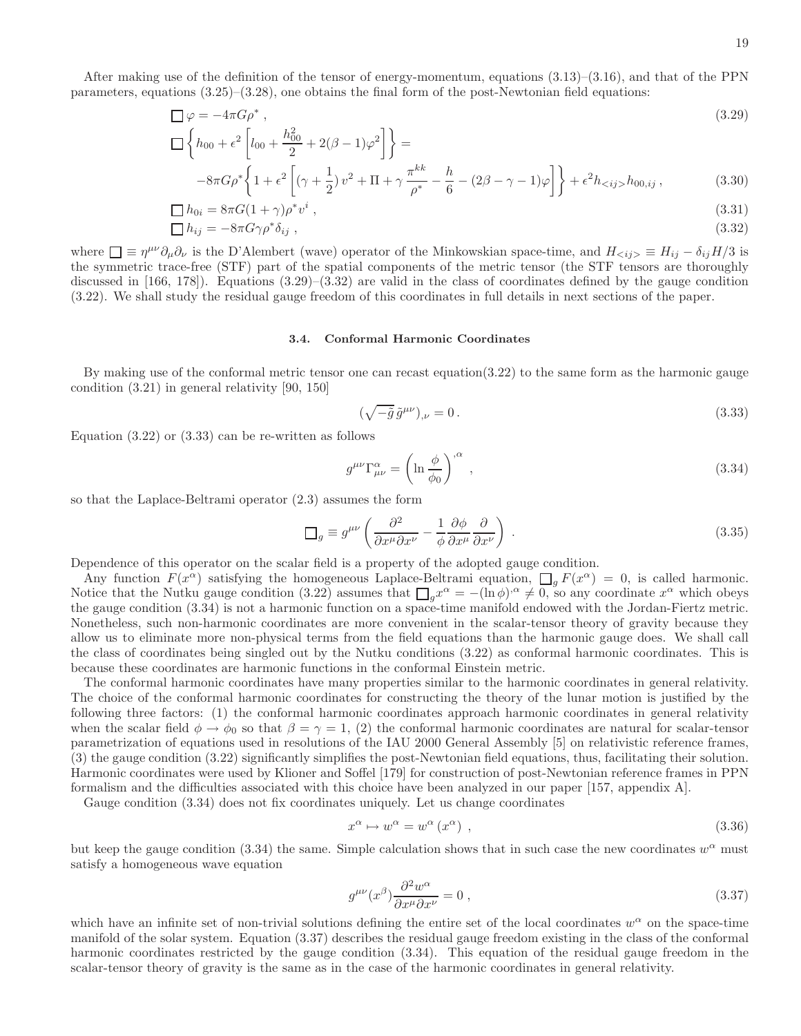After making use of the definition of the tensor of energy-momentum, equations (3.13)–(3.16), and that of the PPN parameters, equations (3.25)–(3.28), one obtains the final form of the post-Newtonian field equations:

$$\Box\,\varphi = -4\pi G\rho^* \,, \tag{3.29}$$

$$\Box\left\{h_{00} + \epsilon^2\left[l_{00} + \frac{h_{00}^2}{2} + 2(\beta-1)\varphi^2\right]\right\} = \\ -8\pi G\rho^*\left\{1 + \epsilon^2\left[\left(\gamma+\frac{1}{2}\right)v^2 + \Pi + \gamma\,\frac{\pi^{kk}}{\rho^*} - \frac{h}{6} - (2\beta-\gamma-1)\varphi\right]\right\} + \epsilon^2 h_{<ij>}h_{00,ij}\,, \tag{3.30}$$

$$\Box\,h_{0i} = 8\pi G(1+\gamma)\rho^* v^i \,, \tag{3.31}$$

$$\Box\,h_{ij} = -8\pi G\gamma\rho^*\delta_{ij} \,, \tag{3.32}$$

where $\Box \equiv \eta^{\mu\nu}\partial_\mu\partial_\nu$ is the D'Alembert (wave) operator of the Minkowskian space-time, and $H_{<ij>} \equiv H_{ij} - \delta_{ij}H/3$ is the symmetric trace-free (STF) part of the spatial components of the metric tensor (the STF tensors are thoroughly discussed in [166, 178]). Equations (3.29)–(3.32) are valid in the class of coordinates defined by the gauge condition (3.22). We shall study the residual gauge freedom of this coordinates in full details in next sections of the paper.

### 3.4. Conformal Harmonic Coordinates

By making use of the conformal metric tensor one can recast equation(3.22) to the same form as the harmonic gauge condition (3.21) in general relativity [90, 150]

$$(\sqrt{-\tilde{g}}\,\tilde{g}^{\mu\nu})_{,\nu} = 0\,. \tag{3.33}$$

Equation (3.22) or (3.33) can be re-written as follows

$$g^{\mu\nu}\Gamma^\alpha_{\mu\nu} = \left(\ln\frac{\phi}{\phi_0}\right)^{,\alpha}\,, \tag{3.34}$$

so that the Laplace-Beltrami operator (2.3) assumes the form

$$\Box_g \equiv g^{\mu\nu}\left(\frac{\partial^2}{\partial x^\mu \partial x^\nu} - \frac{1}{\phi}\frac{\partial\phi}{\partial x^\mu}\frac{\partial}{\partial x^\nu}\right)\,. \tag{3.35}$$

Dependence of this operator on the scalar field is a property of the adopted gauge condition.

Any function $F(x^\alpha)$ satisfying the homogeneous Laplace-Beltrami equation, $\Box_g F(x^\alpha) = 0$, is called harmonic. Notice that the Nutku gauge condition (3.22) assumes that $\Box_g x^\alpha = -(\ln\phi)^{,\alpha} \neq 0$, so any coordinate $x^\alpha$ which obeys the gauge condition (3.34) is not a harmonic function on a space-time manifold endowed with the Jordan-Fiertz metric. Nonetheless, such non-harmonic coordinates are more convenient in the scalar-tensor theory of gravity because they allow us to eliminate more non-physical terms from the field equations than the harmonic gauge does. We shall call the class of coordinates being singled out by the Nutku conditions (3.22) as conformal harmonic coordinates. This is because these coordinates are harmonic functions in the conformal Einstein metric.

The conformal harmonic coordinates have many properties similar to the harmonic coordinates in general relativity. The choice of the conformal harmonic coordinates for constructing the theory of the lunar motion is justified by the following three factors: (1) the conformal harmonic coordinates approach harmonic coordinates in general relativity when the scalar field $\phi \to \phi_0$ so that $\beta = \gamma = 1$, (2) the conformal harmonic coordinates are natural for scalar-tensor parametrization of equations used in resolutions of the IAU 2000 General Assembly [5] on relativistic reference frames, (3) the gauge condition (3.22) significantly simplifies the post-Newtonian field equations, thus, facilitating their solution. Harmonic coordinates were used by Klioner and Soffel [179] for construction of post-Newtonian reference frames in PPN formalism and the difficulties associated with this choice have been analyzed in our paper [157, appendix A].

Gauge condition (3.34) does not fix coordinates uniquely. Let us change coordinates

$$x^\alpha \mapsto w^\alpha = w^\alpha\left(x^\alpha\right)\,, \tag{3.36}$$

but keep the gauge condition (3.34) the same. Simple calculation shows that in such case the new coordinates $w^\alpha$ must satisfy a homogeneous wave equation

$$g^{\mu\nu}(x^\beta)\frac{\partial^2 w^\alpha}{\partial x^\mu \partial x^\nu} = 0\,, \tag{3.37}$$

which have an infinite set of non-trivial solutions defining the entire set of the local coordinates $w^\alpha$ on the space-time manifold of the solar system. Equation (3.37) describes the residual gauge freedom existing in the class of the conformal harmonic coordinates restricted by the gauge condition (3.34). This equation of the residual gauge freedom in the scalar-tensor theory of gravity is the same as in the case of the harmonic coordinates in general relativity.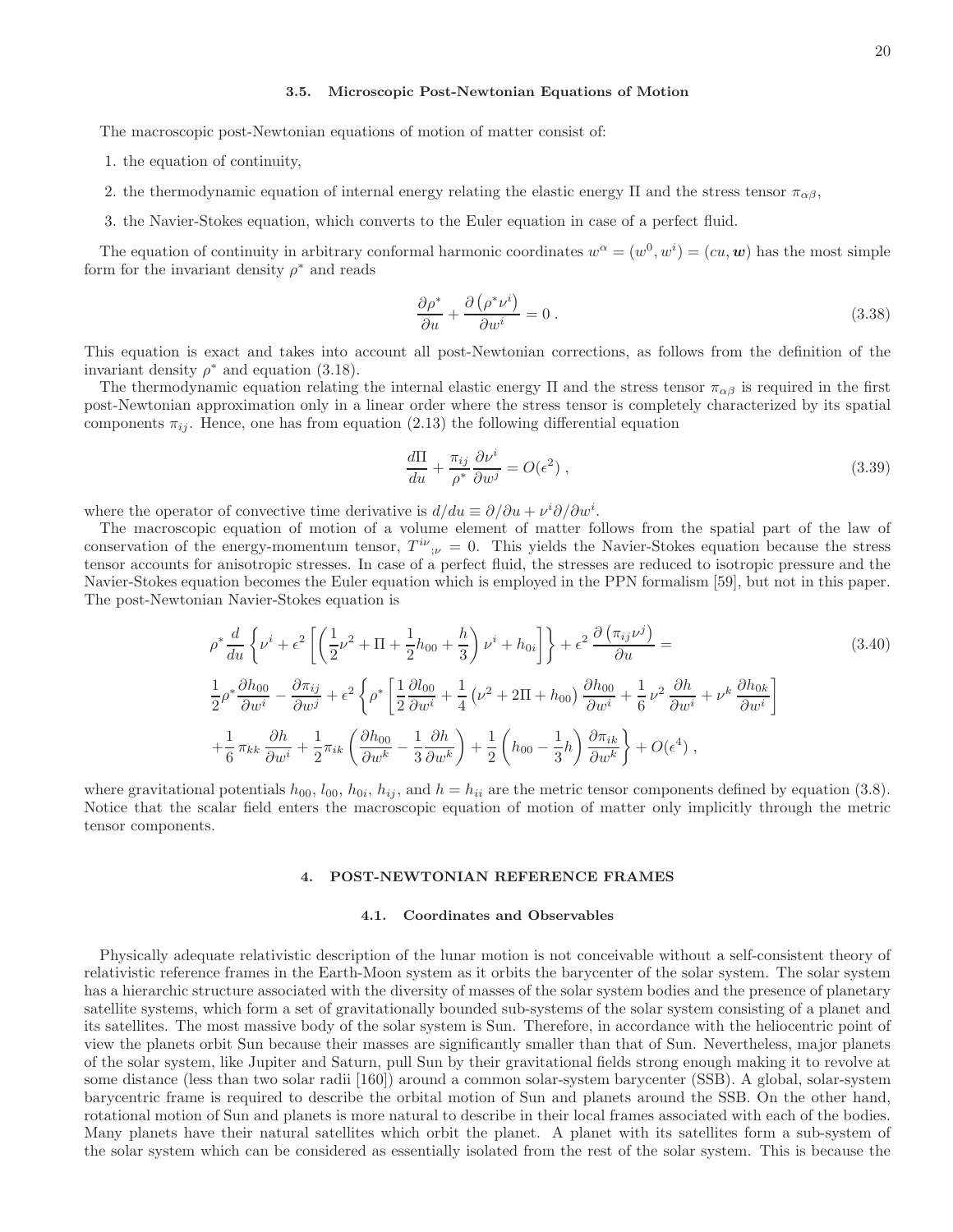### 3.5. Microscopic Post-Newtonian Equations of Motion

The macroscopic post-Newtonian equations of motion of matter consist of:

1. the equation of continuity,
2. the thermodynamic equation of internal energy relating the elastic energy $\Pi$ and the stress tensor $\pi_{\alpha\beta}$,
3. the Navier-Stokes equation, which converts to the Euler equation in case of a perfect fluid.

The equation of continuity in arbitrary conformal harmonic coordinates $w^\alpha = (w^0, w^i) = (cu, \boldsymbol{w})$ has the most simple form for the invariant density $\rho^*$ and reads

$$\frac{\partial \rho^*}{\partial u} + \frac{\partial \left(\rho^* \nu^i\right)}{\partial w^i} = 0 \, . \tag{3.38}$$

This equation is exact and takes into account all post-Newtonian corrections, as follows from the definition of the invariant density $\rho^*$ and equation (3.18).

The thermodynamic equation relating the internal elastic energy $\Pi$ and the stress tensor $\pi_{\alpha\beta}$ is required in the first post-Newtonian approximation only in a linear order where the stress tensor is completely characterized by its spatial components $\pi_{ij}$. Hence, one has from equation (2.13) the following differential equation

$$\frac{d\Pi}{du} + \frac{\pi_{ij}}{\rho^*}\frac{\partial \nu^i}{\partial w^j} = O(\epsilon^2) \, , \tag{3.39}$$

where the operator of convective time derivative is $d/du \equiv \partial/\partial u + \nu^i \partial/\partial w^i$.

The macroscopic equation of motion of a volume element of matter follows from the spatial part of the law of conservation of the energy-momentum tensor, $T^{i\nu}{}_{;\nu} = 0$. This yields the Navier-Stokes equation because the stress tensor accounts for anisotropic stresses. In case of a perfect fluid, the stresses are reduced to isotropic pressure and the Navier-Stokes equation becomes the Euler equation which is employed in the PPN formalism [59], but not in this paper. The post-Newtonian Navier-Stokes equation is

$$\begin{aligned}
&\rho^* \frac{d}{du}\left\{\nu^i + \epsilon^2\left[\left(\frac{1}{2}\nu^2 + \Pi + \frac{1}{2}h_{00} + \frac{h}{3}\right)\nu^i + h_{0i}\right]\right\} + \epsilon^2\,\frac{\partial\left(\pi_{ij}\nu^j\right)}{\partial u} = \\
&\frac{1}{2}\rho^*\frac{\partial h_{00}}{\partial w^i} - \frac{\partial \pi_{ij}}{\partial w^j} + \epsilon^2\left\{\rho^*\left[\frac{1}{2}\frac{\partial l_{00}}{\partial w^i} + \frac{1}{4}\left(\nu^2 + 2\Pi + h_{00}\right)\frac{\partial h_{00}}{\partial w^i} + \frac{1}{6}\,\nu^2\,\frac{\partial h}{\partial w^i} + \nu^k\,\frac{\partial h_{0k}}{\partial w^i}\right]\right. \\
&\left. +\frac{1}{6}\,\pi_{kk}\,\frac{\partial h}{\partial w^i} + \frac{1}{2}\pi_{ik}\left(\frac{\partial h_{00}}{\partial w^k} - \frac{1}{3}\frac{\partial h}{\partial w^k}\right) + \frac{1}{2}\left(h_{00} - \frac{1}{3}h\right)\frac{\partial \pi_{ik}}{\partial w^k}\right\} + O(\epsilon^4) \, ,
\end{aligned} \tag{3.40}$$

where gravitational potentials $h_{00}$, $l_{00}$, $h_{0i}$, $h_{ij}$, and $h = h_{ii}$ are the metric tensor components defined by equation (3.8). Notice that the scalar field enters the macroscopic equation of motion of matter only implicitly through the metric tensor components.

## 4. POST-NEWTONIAN REFERENCE FRAMES

### 4.1. Coordinates and Observables

Physically adequate relativistic description of the lunar motion is not conceivable without a self-consistent theory of relativistic reference frames in the Earth-Moon system as it orbits the barycenter of the solar system. The solar system has a hierarchic structure associated with the diversity of masses of the solar system bodies and the presence of planetary satellite systems, which form a set of gravitationally bounded sub-systems of the solar system consisting of a planet and its satellites. The most massive body of the solar system is Sun. Therefore, in accordance with the heliocentric point of view the planets orbit Sun because their masses are significantly smaller than that of Sun. Nevertheless, major planets of the solar system, like Jupiter and Saturn, pull Sun by their gravitational fields strong enough making it to revolve at some distance (less than two solar radii [160]) around a common solar-system barycenter (SSB). A global, solar-system barycentric frame is required to describe the orbital motion of Sun and planets around the SSB. On the other hand, rotational motion of Sun and planets is more natural to describe in their local frames associated with each of the bodies. Many planets have their natural satellites which orbit the planet. A planet with its satellites form a sub-system of the solar system which can be considered as essentially isolated from the rest of the solar system. This is because the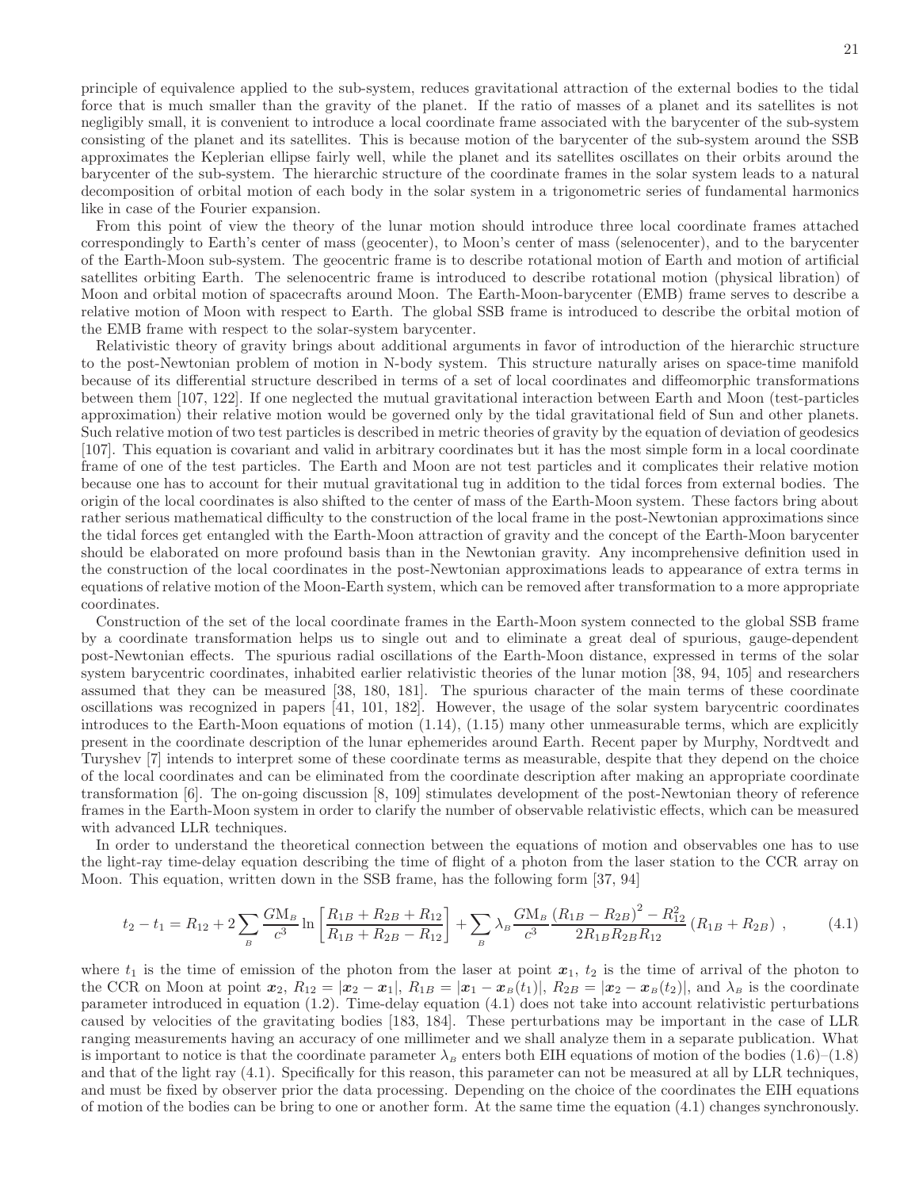principle of equivalence applied to the sub-system, reduces gravitational attraction of the external bodies to the tidal force that is much smaller than the gravity of the planet. If the ratio of masses of a planet and its satellites is not negligibly small, it is convenient to introduce a local coordinate frame associated with the barycenter of the sub-system consisting of the planet and its satellites. This is because motion of the barycenter of the sub-system around the SSB approximates the Keplerian ellipse fairly well, while the planet and its satellites oscillates on their orbits around the barycenter of the sub-system. The hierarchic structure of the coordinate frames in the solar system leads to a natural decomposition of orbital motion of each body in the solar system in a trigonometric series of fundamental harmonics like in case of the Fourier expansion.

From this point of view the theory of the lunar motion should introduce three local coordinate frames attached correspondingly to Earth's center of mass (geocenter), to Moon's center of mass (selenocenter), and to the barycenter of the Earth-Moon sub-system. The geocentric frame is to describe rotational motion of Earth and motion of artificial satellites orbiting Earth. The selenocentric frame is introduced to describe rotational motion (physical libration) of Moon and orbital motion of spacecrafts around Moon. The Earth-Moon-barycenter (EMB) frame serves to describe a relative motion of Moon with respect to Earth. The global SSB frame is introduced to describe the orbital motion of the EMB frame with respect to the solar-system barycenter.

Relativistic theory of gravity brings about additional arguments in favor of introduction of the hierarchic structure to the post-Newtonian problem of motion in N-body system. This structure naturally arises on space-time manifold because of its differential structure described in terms of a set of local coordinates and diffeomorphic transformations between them [107, 122]. If one neglected the mutual gravitational interaction between Earth and Moon (test-particles approximation) their relative motion would be governed only by the tidal gravitational field of Sun and other planets. Such relative motion of two test particles is described in metric theories of gravity by the equation of deviation of geodesics [107]. This equation is covariant and valid in arbitrary coordinates but it has the most simple form in a local coordinate frame of one of the test particles. The Earth and Moon are not test particles and it complicates their relative motion because one has to account for their mutual gravitational tug in addition to the tidal forces from external bodies. The origin of the local coordinates is also shifted to the center of mass of the Earth-Moon system. These factors bring about rather serious mathematical difficulty to the construction of the local frame in the post-Newtonian approximations since the tidal forces get entangled with the Earth-Moon attraction of gravity and the concept of the Earth-Moon barycenter should be elaborated on more profound basis than in the Newtonian gravity. Any incomprehensive definition used in the construction of the local coordinates in the post-Newtonian approximations leads to appearance of extra terms in equations of relative motion of the Moon-Earth system, which can be removed after transformation to a more appropriate coordinates.

Construction of the set of the local coordinate frames in the Earth-Moon system connected to the global SSB frame by a coordinate transformation helps us to single out and to eliminate a great deal of spurious, gauge-dependent post-Newtonian effects. The spurious radial oscillations of the Earth-Moon distance, expressed in terms of the solar system barycentric coordinates, inhabited earlier relativistic theories of the lunar motion [38, 94, 105] and researchers assumed that they can be measured [38, 180, 181]. The spurious character of the main terms of these coordinate oscillations was recognized in papers [41, 101, 182]. However, the usage of the solar system barycentric coordinates introduces to the Earth-Moon equations of motion (1.14), (1.15) many other unmeasurable terms, which are explicitly present in the coordinate description of the lunar ephemerides around Earth. Recent paper by Murphy, Nordtvedt and Turyshev [7] intends to interpret some of these coordinate terms as measurable, despite that they depend on the choice of the local coordinates and can be eliminated from the coordinate description after making an appropriate coordinate transformation [6]. The on-going discussion [8, 109] stimulates development of the post-Newtonian theory of reference frames in the Earth-Moon system in order to clarify the number of observable relativistic effects, which can be measured with advanced LLR techniques.

In order to understand the theoretical connection between the equations of motion and observables one has to use the light-ray time-delay equation describing the time of flight of a photon from the laser station to the CCR array on Moon. This equation, written down in the SSB frame, has the following form [37, 94]

$$t_2 - t_1 = R_{12} + 2\sum_{B}\frac{GM_B}{c^3}\ln\left[\frac{R_{1B}+R_{2B}+R_{12}}{R_{1B}+R_{2B}-R_{12}}\right] + \sum_{B}\lambda_B\frac{GM_B}{c^3}\frac{\left(R_{1B}-R_{2B}\right)^2 - R_{12}^2}{2R_{1B}R_{2B}R_{12}}\left(R_{1B}+R_{2B}\right)\,, \tag{4.1}$$

where $t_1$ is the time of emission of the photon from the laser at point $\boldsymbol{x}_1$, $t_2$ is the time of arrival of the photon to the CCR on Moon at point $\boldsymbol{x}_2$, $R_{12} = |\boldsymbol{x}_2 - \boldsymbol{x}_1|$, $R_{1B} = |\boldsymbol{x}_1 - \boldsymbol{x}_B(t_1)|$, $R_{2B} = |\boldsymbol{x}_2 - \boldsymbol{x}_B(t_2)|$, and $\lambda_B$ is the coordinate parameter introduced in equation (1.2). Time-delay equation (4.1) does not take into account relativistic perturbations caused by velocities of the gravitating bodies [183, 184]. These perturbations may be important in the case of LLR ranging measurements having an accuracy of one millimeter and we shall analyze them in a separate publication. What is important to notice is that the coordinate parameter $\lambda_B$ enters both EIH equations of motion of the bodies (1.6)–(1.8) and that of the light ray (4.1). Specifically for this reason, this parameter can not be measured at all by LLR techniques, and must be fixed by observer prior the data processing. Depending on the choice of the coordinates the EIH equations of motion of the bodies can be bring to one or another form. At the same time the equation (4.1) changes synchronously.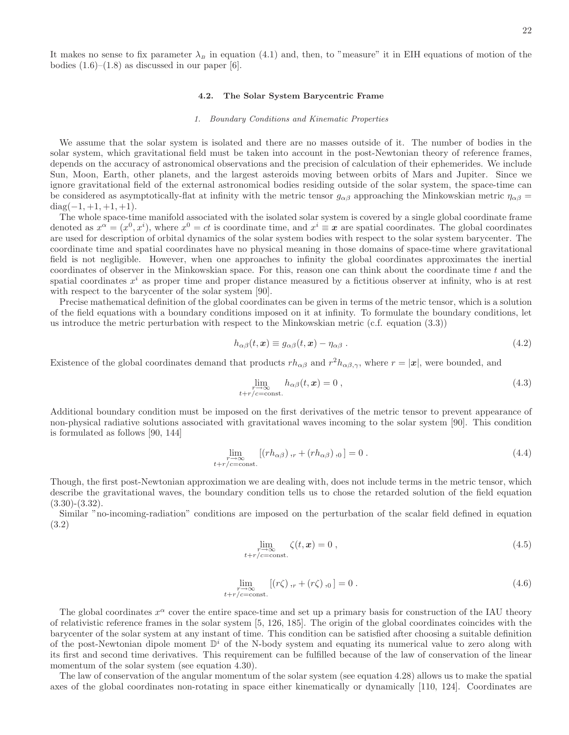It makes no sense to fix parameter $\lambda_B$ in equation (4.1) and, then, to "measure" it in EIH equations of motion of the bodies (1.6)–(1.8) as discussed in our paper [6].

### 4.2. The Solar System Barycentric Frame

#### *1. Boundary Conditions and Kinematic Properties*

We assume that the solar system is isolated and there are no masses outside of it. The number of bodies in the solar system, which gravitational field must be taken into account in the post-Newtonian theory of reference frames, depends on the accuracy of astronomical observations and the precision of calculation of their ephemerides. We include Sun, Moon, Earth, other planets, and the largest asteroids moving between orbits of Mars and Jupiter. Since we ignore gravitational field of the external astronomical bodies residing outside of the solar system, the space-time can be considered as asymptotically-flat at infinity with the metric tensor $g_{\alpha\beta}$ approaching the Minkowskian metric $\eta_{\alpha\beta} = \text{diag}(-1, +1, +1, +1)$.

The whole space-time manifold associated with the isolated solar system is covered by a single global coordinate frame denoted as $x^\alpha = (x^0, x^i)$, where $x^0 = ct$ is coordinate time, and $x^i \equiv \boldsymbol{x}$ are spatial coordinates. The global coordinates are used for description of orbital dynamics of the solar system bodies with respect to the solar system barycenter. The coordinate time and spatial coordinates have no physical meaning in those domains of space-time where gravitational field is not negligible. However, when one approaches to infinity the global coordinates approximates the inertial coordinates of observer in the Minkowskian space. For this, reason one can think about the coordinate time $t$ and the spatial coordinates $x^i$ as proper time and proper distance measured by a fictitious observer at infinity, who is at rest with respect to the barycenter of the solar system [90].

Precise mathematical definition of the global coordinates can be given in terms of the metric tensor, which is a solution of the field equations with a boundary conditions imposed on it at infinity. To formulate the boundary conditions, let us introduce the metric perturbation with respect to the Minkowskian metric (c.f. equation (3.3))

$$h_{\alpha\beta}(t, \boldsymbol{x}) \equiv g_{\alpha\beta}(t, \boldsymbol{x}) - \eta_{\alpha\beta} \; . \tag{4.2}$$

Existence of the global coordinates demand that products $r h_{\alpha\beta}$ and $r^2 h_{\alpha\beta,\gamma}$, where $r = |\boldsymbol{x}|$, were bounded, and

$$\lim_{\substack{r\to\infty \\ t+r/c=\text{const.}}} h_{\alpha\beta}(t, \boldsymbol{x}) = 0 \; , \tag{4.3}$$

Additional boundary condition must be imposed on the first derivatives of the metric tensor to prevent appearance of non-physical radiative solutions associated with gravitational waves incoming to the solar system [90]. This condition is formulated as follows [90, 144]

$$\lim_{\substack{r\to\infty \\ t+r/c=\text{const.}}} \left[ (r h_{\alpha\beta})_{,r} + (r h_{\alpha\beta})_{,0} \right] = 0 \; . \tag{4.4}$$

Though, the first post-Newtonian approximation we are dealing with, does not include terms in the metric tensor, which describe the gravitational waves, the boundary condition tells us to chose the retarded solution of the field equation (3.30)-(3.32).

Similar "no-incoming-radiation" conditions are imposed on the perturbation of the scalar field defined in equation (3.2)

$$\lim_{\substack{r\to\infty \\ t+r/c=\text{const.}}} \zeta(t, \boldsymbol{x}) = 0 \; , \tag{4.5}$$

$$\lim_{\substack{r\to\infty \\ t+r/c=\text{const.}}} \left[ (r\zeta)_{,r} + (r\zeta)_{,0} \right] = 0 \; . \tag{4.6}$$

The global coordinates $x^\alpha$ cover the entire space-time and set up a primary basis for construction of the IAU theory of relativistic reference frames in the solar system [5, 126, 185]. The origin of the global coordinates coincides with the barycenter of the solar system at any instant of time. This condition can be satisfied after choosing a suitable definition of the post-Newtonian dipole moment $\mathbb{D}^i$ of the N-body system and equating its numerical value to zero along with its first and second time derivatives. This requirement can be fulfilled because of the law of conservation of the linear momentum of the solar system (see equation 4.30).

The law of conservation of the angular momentum of the solar system (see equation 4.28) allows us to make the spatial axes of the global coordinates non-rotating in space either kinematically or dynamically [110, 124]. Coordinates are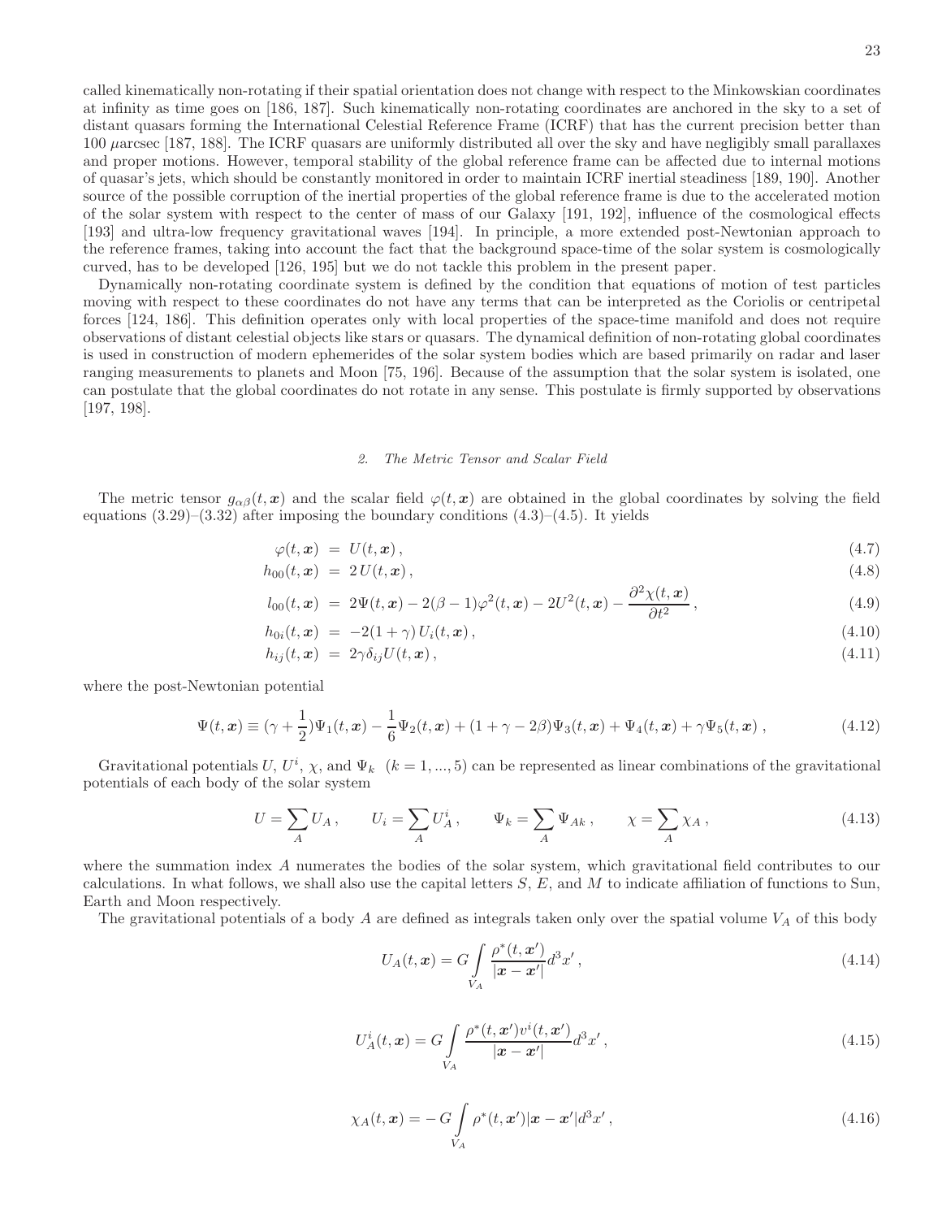called kinematically non-rotating if their spatial orientation does not change with respect to the Minkowskian coordinates at infinity as time goes on [186, 187]. Such kinematically non-rotating coordinates are anchored in the sky to a set of distant quasars forming the International Celestial Reference Frame (ICRF) that has the current precision better than 100 $\mu$arcsec [187, 188]. The ICRF quasars are uniformly distributed all over the sky and have negligibly small parallaxes and proper motions. However, temporal stability of the global reference frame can be affected due to internal motions of quasar's jets, which should be constantly monitored in order to maintain ICRF inertial steadiness [189, 190]. Another source of the possible corruption of the inertial properties of the global reference frame is due to the accelerated motion of the solar system with respect to the center of mass of our Galaxy [191, 192], influence of the cosmological effects [193] and ultra-low frequency gravitational waves [194]. In principle, a more extended post-Newtonian approach to the reference frames, taking into account the fact that the background space-time of the solar system is cosmologically curved, has to be developed [126, 195] but we do not tackle this problem in the present paper.

Dynamically non-rotating coordinate system is defined by the condition that equations of motion of test particles moving with respect to these coordinates do not have any terms that can be interpreted as the Coriolis or centripetal forces [124, 186]. This definition operates only with local properties of the space-time manifold and does not require observations of distant celestial objects like stars or quasars. The dynamical definition of non-rotating global coordinates is used in construction of modern ephemerides of the solar system bodies which are based primarily on radar and laser ranging measurements to planets and Moon [75, 196]. Because of the assumption that the solar system is isolated, one can postulate that the global coordinates do not rotate in any sense. This postulate is firmly supported by observations [197, 198].

### 2. The Metric Tensor and Scalar Field

The metric tensor $g_{\alpha\beta}(t,\boldsymbol{x})$ and the scalar field $\varphi(t,\boldsymbol{x})$ are obtained in the global coordinates by solving the field equations (3.29)–(3.32) after imposing the boundary conditions (4.3)–(4.5). It yields

$$\varphi(t,\boldsymbol{x}) = U(t,\boldsymbol{x})\,, \tag{4.7}$$

$$h_{00}(t,\boldsymbol{x}) = 2\,U(t,\boldsymbol{x})\,, \tag{4.8}$$

$$l_{00}(t,\boldsymbol{x}) = 2\Psi(t,\boldsymbol{x}) - 2(\beta-1)\varphi^2(t,\boldsymbol{x}) - 2U^2(t,\boldsymbol{x}) - \frac{\partial^2\chi(t,\boldsymbol{x})}{\partial t^2}\,, \tag{4.9}$$

$$h_{0i}(t,\boldsymbol{x}) = -2(1+\gamma)\,U_i(t,\boldsymbol{x})\,, \tag{4.10}$$

$$h_{ij}(t,\boldsymbol{x}) = 2\gamma\delta_{ij}U(t,\boldsymbol{x})\,, \tag{4.11}$$

where the post-Newtonian potential

$$\Psi(t,\boldsymbol{x}) \equiv (\gamma+\frac{1}{2})\Psi_1(t,\boldsymbol{x}) - \frac{1}{6}\Psi_2(t,\boldsymbol{x}) + (1+\gamma-2\beta)\Psi_3(t,\boldsymbol{x}) + \Psi_4(t,\boldsymbol{x}) + \gamma\Psi_5(t,\boldsymbol{x})\,, \tag{4.12}$$

Gravitational potentials $U$, $U^i$, $\chi$, and $\Psi_k$ $(k=1,...,5)$ can be represented as linear combinations of the gravitational potentials of each body of the solar system

$$U = \sum_A U_A\,, \qquad U_i = \sum_A U^i_A\,, \qquad \Psi_k = \sum_A \Psi_{Ak}\,, \qquad \chi = \sum_A \chi_A\,, \tag{4.13}$$

where the summation index $A$ numerates the bodies of the solar system, which gravitational field contributes to our calculations. In what follows, we shall also use the capital letters $S$, $E$, and $M$ to indicate affiliation of functions to Sun, Earth and Moon respectively.

The gravitational potentials of a body $A$ are defined as integrals taken only over the spatial volume $V_A$ of this body

$$U_A(t,\boldsymbol{x}) = G\int\limits_{V_A}\frac{\rho^*(t,\boldsymbol{x}')}{|\boldsymbol{x}-\boldsymbol{x}'|}d^3x'\,, \tag{4.14}$$

$$U^i_A(t,\boldsymbol{x}) = G\int\limits_{V_A}\frac{\rho^*(t,\boldsymbol{x}')v^i(t,\boldsymbol{x}')}{|\boldsymbol{x}-\boldsymbol{x}'|}d^3x'\,, \tag{4.15}$$

$$\chi_A(t,\boldsymbol{x}) = -\,G\int\limits_{V_A}\rho^*(t,\boldsymbol{x}')|\boldsymbol{x}-\boldsymbol{x}'|d^3x'\,, \tag{4.16}$$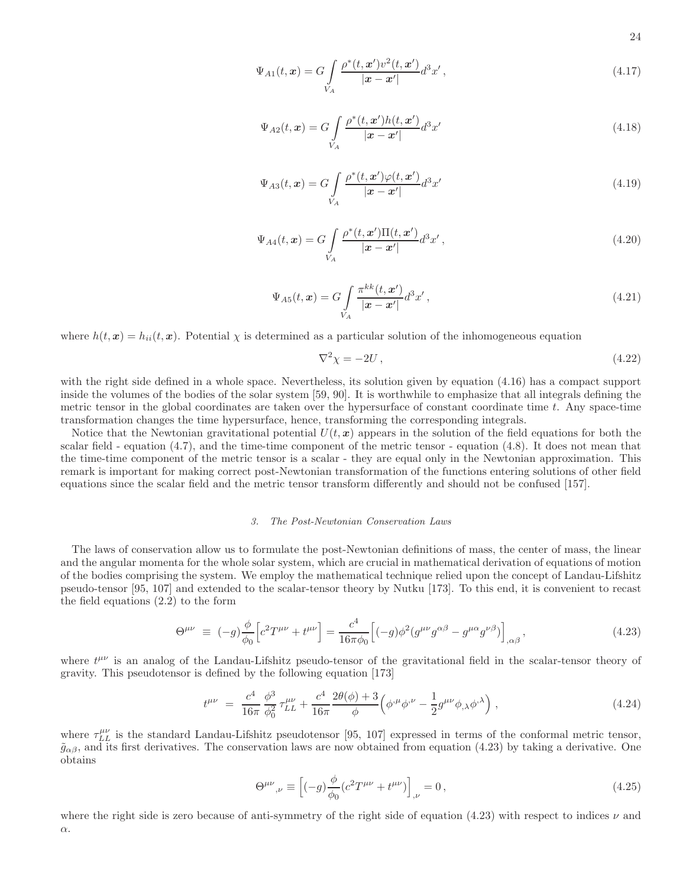$$\Psi_{A1}(t,\boldsymbol{x}) = G\int\limits_{V_A} \frac{\rho^*(t,\boldsymbol{x}')v^2(t,\boldsymbol{x}')}{|\boldsymbol{x}-\boldsymbol{x}'|}d^3x' \,, \tag{4.17}$$

$$\Psi_{A2}(t,\boldsymbol{x}) = G\int\limits_{V_A} \frac{\rho^*(t,\boldsymbol{x}')h(t,\boldsymbol{x}')}{|\boldsymbol{x}-\boldsymbol{x}'|}d^3x' \tag{4.18}$$

$$\Psi_{A3}(t,\boldsymbol{x}) = G\int\limits_{V_A} \frac{\rho^*(t,\boldsymbol{x}')\varphi(t,\boldsymbol{x}')}{|\boldsymbol{x}-\boldsymbol{x}'|}d^3x' \tag{4.19}$$

$$\Psi_{A4}(t,\boldsymbol{x}) = G\int\limits_{V_A} \frac{\rho^*(t,\boldsymbol{x}')\Pi(t,\boldsymbol{x}')}{|\boldsymbol{x}-\boldsymbol{x}'|}d^3x' \,, \tag{4.20}$$

$$\Psi_{A5}(t,\boldsymbol{x}) = G\int\limits_{V_A} \frac{\pi^{kk}(t,\boldsymbol{x}')}{|\boldsymbol{x}-\boldsymbol{x}'|}d^3x' \,, \tag{4.21}$$

where $h(t,\boldsymbol{x}) = h_{ii}(t,\boldsymbol{x})$. Potential $\chi$ is determined as a particular solution of the inhomogeneous equation

$$\nabla^2\chi = -2U \,, \tag{4.22}$$

with the right side defined in a whole space. Nevertheless, its solution given by equation (4.16) has a compact support inside the volumes of the bodies of the solar system [59, 90]. It is worthwhile to emphasize that all integrals defining the metric tensor in the global coordinates are taken over the hypersurface of constant coordinate time $t$. Any space-time transformation changes the time hypersurface, hence, transforming the corresponding integrals.

Notice that the Newtonian gravitational potential $U(t,\boldsymbol{x})$ appears in the solution of the field equations for both the scalar field - equation (4.7), and the time-time component of the metric tensor - equation (4.8). It does not mean that the time-time component of the metric tensor is a scalar - they are equal only in the Newtonian approximation. This remark is important for making correct post-Newtonian transformation of the functions entering solutions of other field equations since the scalar field and the metric tensor transform differently and should not be confused [157].

### 3. The Post-Newtonian Conservation Laws

The laws of conservation allow us to formulate the post-Newtonian definitions of mass, the center of mass, the linear and the angular momenta for the whole solar system, which are crucial in mathematical derivation of equations of motion of the bodies comprising the system. We employ the mathematical technique relied upon the concept of Landau-Lifshitz pseudo-tensor [95, 107] and extended to the scalar-tensor theory by Nutku [173]. To this end, it is convenient to recast the field equations (2.2) to the form

$$\Theta^{\mu\nu} \;\equiv\; (-g)\frac{\phi}{\phi_0}\Big[c^2T^{\mu\nu} + t^{\mu\nu}\Big] = \frac{c^4}{16\pi\phi_0}\Big[(-g)\phi^2(g^{\mu\nu}g^{\alpha\beta} - g^{\mu\alpha}g^{\nu\beta})\Big]_{,\alpha\beta} \,, \tag{4.23}$$

where $t^{\mu\nu}$ is an analog of the Landau-Lifshitz pseudo-tensor of the gravitational field in the scalar-tensor theory of gravity. This pseudotensor is defined by the following equation [173]

$$t^{\mu\nu} \;=\; \frac{c^4}{16\pi}\frac{\phi^3}{\phi_0^2}\,\tau^{\mu\nu}_{LL} + \frac{c^4}{16\pi}\frac{2\theta(\phi)+3}{\phi}\Big(\phi^{,\mu}\phi^{,\nu} - \frac{1}{2}g^{\mu\nu}\phi_{,\lambda}\phi^{,\lambda}\Big) \,, \tag{4.24}$$

where $\tau^{\mu\nu}_{LL}$ is the standard Landau-Lifshitz pseudotensor [95, 107] expressed in terms of the conformal metric tensor, $\tilde{g}_{\alpha\beta}$, and its first derivatives. The conservation laws are now obtained from equation (4.23) by taking a derivative. One obtains

$$\Theta^{\mu\nu}{}_{,\nu} \equiv \Big[(-g)\frac{\phi}{\phi_0}(c^2T^{\mu\nu} + t^{\mu\nu})\Big]_{,\nu} = 0 \,, \tag{4.25}$$

where the right side is zero because of anti-symmetry of the right side of equation (4.23) with respect to indices $\nu$ and $\alpha$.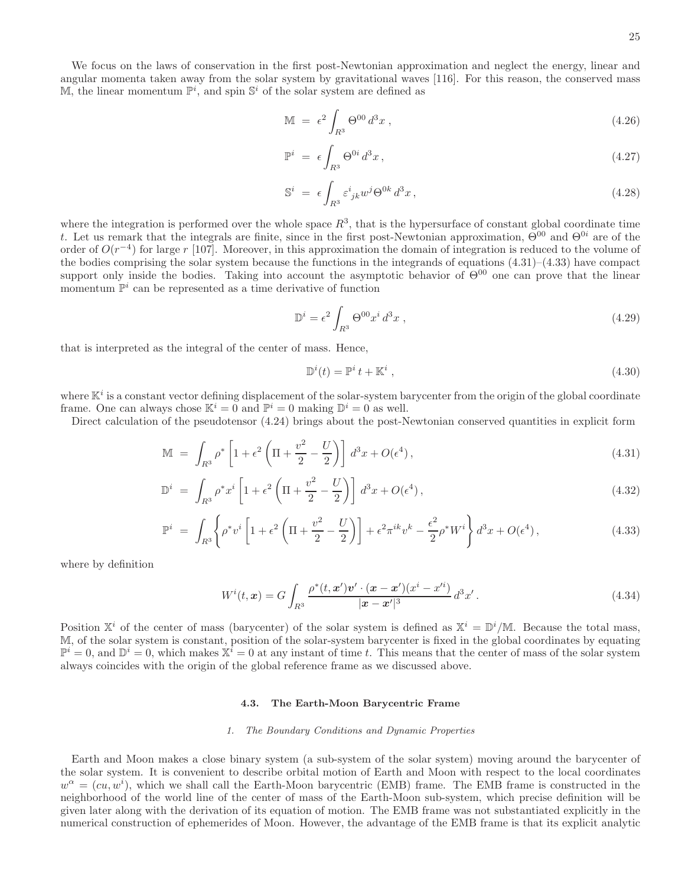We focus on the laws of conservation in the first post-Newtonian approximation and neglect the energy, linear and angular momenta taken away from the solar system by gravitational waves [116]. For this reason, the conserved mass $\mathbb{M}$, the linear momentum $\mathbb{P}^i$, and spin $\mathbb{S}^i$ of the solar system are defined as

$$
\mathbb{M} = \epsilon^2 \int_{R^3} \Theta^{00} \, d^3x \,, \tag{4.26}
$$

$$
\mathbb{P}^i = \epsilon \int_{R^3} \Theta^{0i} \, d^3x \,, \tag{4.27}
$$

$$
\mathbb{S}^i = \epsilon \int_{R^3} \varepsilon^i{}_{jk} w^j \Theta^{0k} \, d^3x \,, \tag{4.28}
$$

where the integration is performed over the whole space $R^3$, that is the hypersurface of constant global coordinate time $t$. Let us remark that the integrals are finite, since in the first post-Newtonian approximation, $\Theta^{00}$ and $\Theta^{0i}$ are of the order of $O(r^{-4})$ for large $r$ [107]. Moreover, in this approximation the domain of integration is reduced to the volume of the bodies comprising the solar system because the functions in the integrands of equations (4.31)–(4.33) have compact support only inside the bodies. Taking into account the asymptotic behavior of $\Theta^{00}$ one can prove that the linear momentum $\mathbb{P}^i$ can be represented as a time derivative of function

$$
\mathbb{D}^i = \epsilon^2 \int_{R^3} \Theta^{00} x^i \, d^3x \,, \tag{4.29}
$$

that is interpreted as the integral of the center of mass. Hence,

$$
\mathbb{D}^i(t) = \mathbb{P}^i \, t + \mathbb{K}^i \,, \tag{4.30}
$$

where $\mathbb{K}^i$ is a constant vector defining displacement of the solar-system barycenter from the origin of the global coordinate frame. One can always chose $\mathbb{K}^i = 0$ and $\mathbb{P}^i = 0$ making $\mathbb{D}^i = 0$ as well.

Direct calculation of the pseudotensor (4.24) brings about the post-Newtonian conserved quantities in explicit form

$$
\mathbb{M} = \int_{R^3} \rho^* \left[ 1 + \epsilon^2 \left( \Pi + \frac{v^2}{2} - \frac{U}{2} \right) \right] \, d^3x + O(\epsilon^4) \,, \tag{4.31}
$$

$$
\mathbb{D}^i = \int_{R^3} \rho^* x^i \left[ 1 + \epsilon^2 \left( \Pi + \frac{v^2}{2} - \frac{U}{2} \right) \right] \, d^3x + O(\epsilon^4) \,, \tag{4.32}
$$

$$
\mathbb{P}^i = \int_{R^3} \left\{ \rho^* v^i \left[ 1 + \epsilon^2 \left( \Pi + \frac{v^2}{2} - \frac{U}{2} \right) \right] + \epsilon^2 \pi^{ik} v^k - \frac{\epsilon^2}{2} \rho^* W^i \right\} d^3x + O(\epsilon^4) \,, \tag{4.33}
$$

where by definition

$$
W^i(t, \boldsymbol{x}) = G \int_{R^3} \frac{\rho^*(t, \boldsymbol{x}') \boldsymbol{v}' \cdot (\boldsymbol{x} - \boldsymbol{x}')(x^i - x'^i)}{|\boldsymbol{x} - \boldsymbol{x}'|^3} \, d^3x' \,. \tag{4.34}
$$

Position $\mathbb{X}^i$ of the center of mass (barycenter) of the solar system is defined as $\mathbb{X}^i = \mathbb{D}^i/\mathbb{M}$. Because the total mass, $\mathbb{M}$, of the solar system is constant, position of the solar-system barycenter is fixed in the global coordinates by equating $\mathbb{P}^i = 0$, and $\mathbb{D}^i = 0$, which makes $\mathbb{X}^i = 0$ at any instant of time $t$. This means that the center of mass of the solar system always coincides with the origin of the global reference frame as we discussed above.

### 4.3. The Earth-Moon Barycentric Frame

#### *1. The Boundary Conditions and Dynamic Properties*

Earth and Moon makes a close binary system (a sub-system of the solar system) moving around the barycenter of the solar system. It is convenient to describe orbital motion of Earth and Moon with respect to the local coordinates $w^\alpha = (cu, w^i)$, which we shall call the Earth-Moon barycentric (EMB) frame. The EMB frame is constructed in the neighborhood of the world line of the center of mass of the Earth-Moon sub-system, which precise definition will be given later along with the derivation of its equation of motion. The EMB frame was not substantiated explicitly in the numerical construction of ephemerides of Moon. However, the advantage of the EMB frame is that its explicit analytic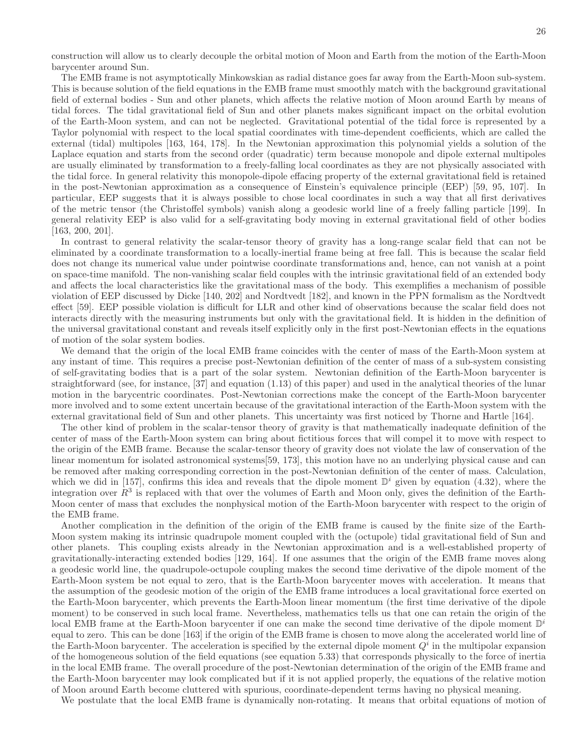construction will allow us to clearly decouple the orbital motion of Moon and Earth from the motion of the Earth-Moon barycenter around Sun.

The EMB frame is not asymptotically Minkowskian as radial distance goes far away from the Earth-Moon sub-system. This is because solution of the field equations in the EMB frame must smoothly match with the background gravitational field of external bodies - Sun and other planets, which affects the relative motion of Moon around Earth by means of tidal forces. The tidal gravitational field of Sun and other planets makes significant impact on the orbital evolution of the Earth-Moon system, and can not be neglected. Gravitational potential of the tidal force is represented by a Taylor polynomial with respect to the local spatial coordinates with time-dependent coefficients, which are called the external (tidal) multipoles [163, 164, 178]. In the Newtonian approximation this polynomial yields a solution of the Laplace equation and starts from the second order (quadratic) term because monopole and dipole external multipoles are usually eliminated by transformation to a freely-falling local coordinates as they are not physically associated with the tidal force. In general relativity this monopole-dipole effacing property of the external gravitational field is retained in the post-Newtonian approximation as a consequence of Einstein's equivalence principle (EEP) [59, 95, 107]. In particular, EEP suggests that it is always possible to chose local coordinates in such a way that all first derivatives of the metric tensor (the Christoffel symbols) vanish along a geodesic world line of a freely falling particle [199]. In general relativity EEP is also valid for a self-gravitating body moving in external gravitational field of other bodies [163, 200, 201].

In contrast to general relativity the scalar-tensor theory of gravity has a long-range scalar field that can not be eliminated by a coordinate transformation to a locally-inertial frame being at free fall. This is because the scalar field does not change its numerical value under pointwise coordinate transformations and, hence, can not vanish at a point on space-time manifold. The non-vanishing scalar field couples with the intrinsic gravitational field of an extended body and affects the local characteristics like the gravitational mass of the body. This exemplifies a mechanism of possible violation of EEP discussed by Dicke [140, 202] and Nordtvedt [182], and known in the PPN formalism as the Nordtvedt effect [59]. EEP possible violation is difficult for LLR and other kind of observations because the scalar field does not interacts directly with the measuring instruments but only with the gravitational field. It is hidden in the definition of the universal gravitational constant and reveals itself explicitly only in the first post-Newtonian effects in the equations of motion of the solar system bodies.

We demand that the origin of the local EMB frame coincides with the center of mass of the Earth-Moon system at any instant of time. This requires a precise post-Newtonian definition of the center of mass of a sub-system consisting of self-gravitating bodies that is a part of the solar system. Newtonian definition of the Earth-Moon barycenter is straightforward (see, for instance, [37] and equation (1.13) of this paper) and used in the analytical theories of the lunar motion in the barycentric coordinates. Post-Newtonian corrections make the concept of the Earth-Moon barycenter more involved and to some extent uncertain because of the gravitational interaction of the Earth-Moon system with the external gravitational field of Sun and other planets. This uncertainty was first noticed by Thorne and Hartle [164].

The other kind of problem in the scalar-tensor theory of gravity is that mathematically inadequate definition of the center of mass of the Earth-Moon system can bring about fictitious forces that will compel it to move with respect to the origin of the EMB frame. Because the scalar-tensor theory of gravity does not violate the law of conservation of the linear momentum for isolated astronomical systems[59, 173], this motion have no an underlying physical cause and can be removed after making corresponding correction in the post-Newtonian definition of the center of mass. Calculation, which we did in [157], confirms this idea and reveals that the dipole moment $\mathbb{D}^i$ given by equation (4.32), where the integration over $R^3$ is replaced with that over the volumes of Earth and Moon only, gives the definition of the Earth-Moon center of mass that excludes the nonphysical motion of the Earth-Moon barycenter with respect to the origin of the EMB frame.

Another complication in the definition of the origin of the EMB frame is caused by the finite size of the Earth-Moon system making its intrinsic quadrupole moment coupled with the (octupole) tidal gravitational field of Sun and other planets. This coupling exists already in the Newtonian approximation and is a well-established property of gravitationally-interacting extended bodies [129, 164]. If one assumes that the origin of the EMB frame moves along a geodesic world line, the quadrupole-octupole coupling makes the second time derivative of the dipole moment of the Earth-Moon system be not equal to zero, that is the Earth-Moon barycenter moves with acceleration. It means that the assumption of the geodesic motion of the origin of the EMB frame introduces a local gravitational force exerted on the Earth-Moon barycenter, which prevents the Earth-Moon linear momentum (the first time derivative of the dipole moment) to be conserved in such local frame. Nevertheless, mathematics tells us that one can retain the origin of the local EMB frame at the Earth-Moon barycenter if one can make the second time derivative of the dipole moment $\mathbb{D}^i$ equal to zero. This can be done [163] if the origin of the EMB frame is chosen to move along the accelerated world line of the Earth-Moon barycenter. The acceleration is specified by the external dipole moment $Q^i$ in the multipolar expansion of the homogeneous solution of the field equations (see equation 5.33) that corresponds physically to the force of inertia in the local EMB frame. The overall procedure of the post-Newtonian determination of the origin of the EMB frame and the Earth-Moon barycenter may look complicated but if it is not applied properly, the equations of the relative motion of Moon around Earth become cluttered with spurious, coordinate-dependent terms having no physical meaning.

We postulate that the local EMB frame is dynamically non-rotating. It means that orbital equations of motion of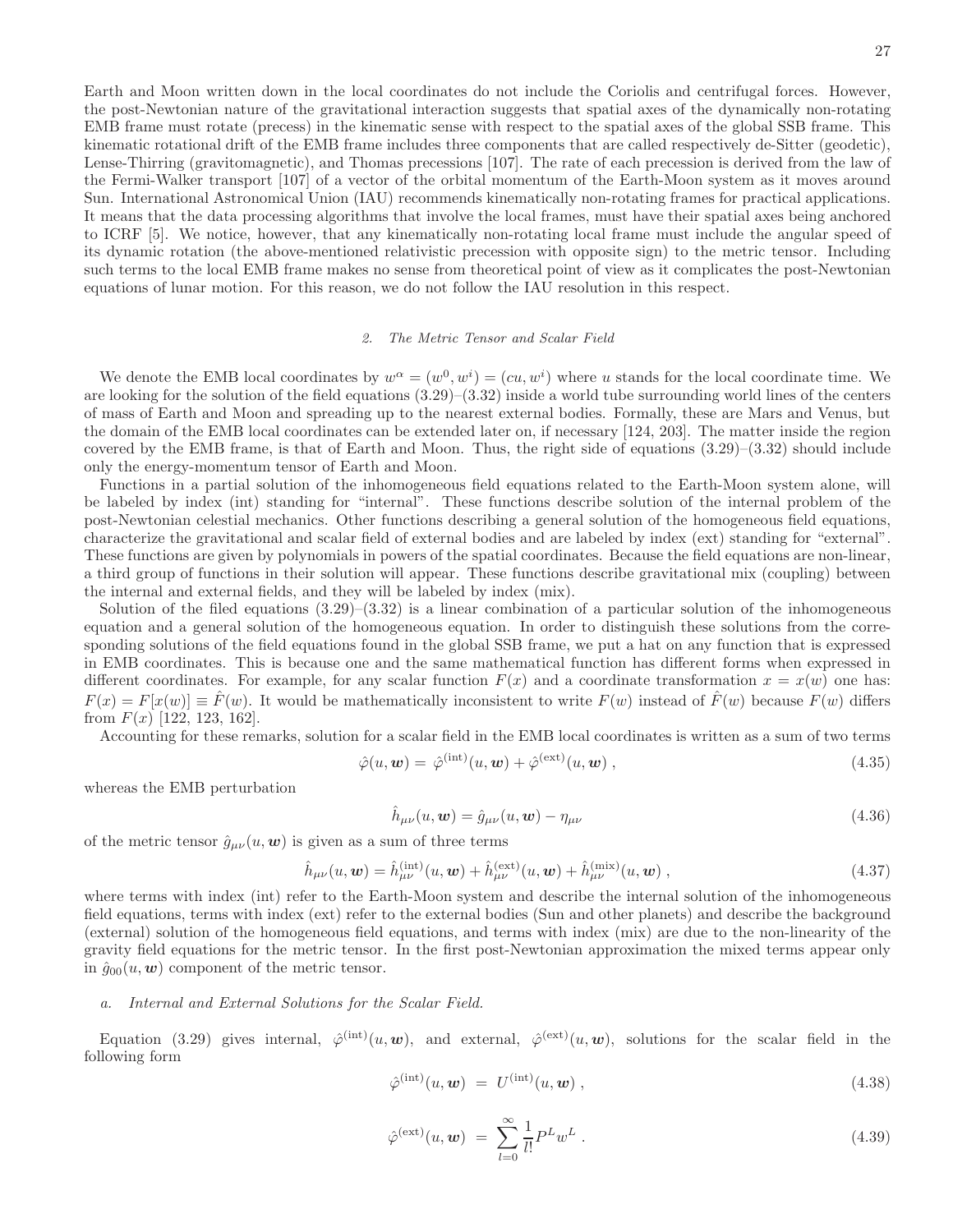Earth and Moon written down in the local coordinates do not include the Coriolis and centrifugal forces. However, the post-Newtonian nature of the gravitational interaction suggests that spatial axes of the dynamically non-rotating EMB frame must rotate (precess) in the kinematic sense with respect to the spatial axes of the global SSB frame. This kinematic rotational drift of the EMB frame includes three components that are called respectively de-Sitter (geodetic), Lense-Thirring (gravitomagnetic), and Thomas precessions [107]. The rate of each precession is derived from the law of the Fermi-Walker transport [107] of a vector of the orbital momentum of the Earth-Moon system as it moves around Sun. International Astronomical Union (IAU) recommends kinematically non-rotating frames for practical applications. It means that the data processing algorithms that involve the local frames, must have their spatial axes being anchored to ICRF [5]. We notice, however, that any kinematically non-rotating local frame must include the angular speed of its dynamic rotation (the above-mentioned relativistic precession with opposite sign) to the metric tensor. Including such terms to the local EMB frame makes no sense from theoretical point of view as it complicates the post-Newtonian equations of lunar motion. For this reason, we do not follow the IAU resolution in this respect.

### 2. *The Metric Tensor and Scalar Field*

We denote the EMB local coordinates by $w^\alpha = (w^0, w^i) = (cu, w^i)$ where $u$ stands for the local coordinate time. We are looking for the solution of the field equations (3.29)–(3.32) inside a world tube surrounding world lines of the centers of mass of Earth and Moon and spreading up to the nearest external bodies. Formally, these are Mars and Venus, but the domain of the EMB local coordinates can be extended later on, if necessary [124, 203]. The matter inside the region covered by the EMB frame, is that of Earth and Moon. Thus, the right side of equations (3.29)–(3.32) should include only the energy-momentum tensor of Earth and Moon.

Functions in a partial solution of the inhomogeneous field equations related to the Earth-Moon system alone, will be labeled by index (int) standing for "internal". These functions describe solution of the internal problem of the post-Newtonian celestial mechanics. Other functions describing a general solution of the homogeneous field equations, characterize the gravitational and scalar field of external bodies and are labeled by index (ext) standing for "external". These functions are given by polynomials in powers of the spatial coordinates. Because the field equations are non-linear, a third group of functions in their solution will appear. These functions describe gravitational mix (coupling) between the internal and external fields, and they will be labeled by index (mix).

Solution of the filed equations (3.29)–(3.32) is a linear combination of a particular solution of the inhomogeneous equation and a general solution of the homogeneous equation. In order to distinguish these solutions from the corresponding solutions of the field equations found in the global SSB frame, we put a hat on any function that is expressed in EMB coordinates. This is because one and the same mathematical function has different forms when expressed in different coordinates. For example, for any scalar function $F(x)$ and a coordinate transformation $x = x(w)$ one has: $F(x) = F[x(w)] \equiv \hat{F}(w)$. It would be mathematically inconsistent to write $F(w)$ instead of $\hat{F}(w)$ because $F(w)$ differs from $F(x)$ [122, 123, 162].

Accounting for these remarks, solution for a scalar field in the EMB local coordinates is written as a sum of two terms

$$\hat{\varphi}(u, \boldsymbol{w}) = \hat{\varphi}^{(\rm int)}(u, \boldsymbol{w}) + \hat{\varphi}^{(\rm ext)}(u, \boldsymbol{w}) \,, \tag{4.35}$$

whereas the EMB perturbation

$$\hat{h}_{\mu\nu}(u, \boldsymbol{w}) = \hat{g}_{\mu\nu}(u, \boldsymbol{w}) - \eta_{\mu\nu} \tag{4.36}$$

of the metric tensor $\hat{g}_{\mu\nu}(u, \boldsymbol{w})$ is given as a sum of three terms

$$\hat{h}_{\mu\nu}(u, \boldsymbol{w}) = \hat{h}^{(\rm int)}_{\mu\nu}(u, \boldsymbol{w}) + \hat{h}^{(\rm ext)}_{\mu\nu}(u, \boldsymbol{w}) + \hat{h}^{(\rm mix)}_{\mu\nu}(u, \boldsymbol{w}) \,, \tag{4.37}$$

where terms with index (int) refer to the Earth-Moon system and describe the internal solution of the inhomogeneous field equations, terms with index (ext) refer to the external bodies (Sun and other planets) and describe the background (external) solution of the homogeneous field equations, and terms with index (mix) are due to the non-linearity of the gravity field equations for the metric tensor. In the first post-Newtonian approximation the mixed terms appear only in $\hat{g}_{00}(u, \boldsymbol{w})$ component of the metric tensor.

#### a. *Internal and External Solutions for the Scalar Field.*

Equation (3.29) gives internal, $\hat{\varphi}^{(\rm int)}(u, \boldsymbol{w})$, and external, $\hat{\varphi}^{(\rm ext)}(u, \boldsymbol{w})$, solutions for the scalar field in the following form

$$\hat{\varphi}^{(\rm int)}(u, \boldsymbol{w}) = U^{(\rm int)}(u, \boldsymbol{w}) \,, \tag{4.38}$$

$$\hat{\varphi}^{(\rm ext)}(u, \boldsymbol{w}) = \sum_{l=0}^{\infty} \frac{1}{l!} P^L w^L \,. \tag{4.39}$$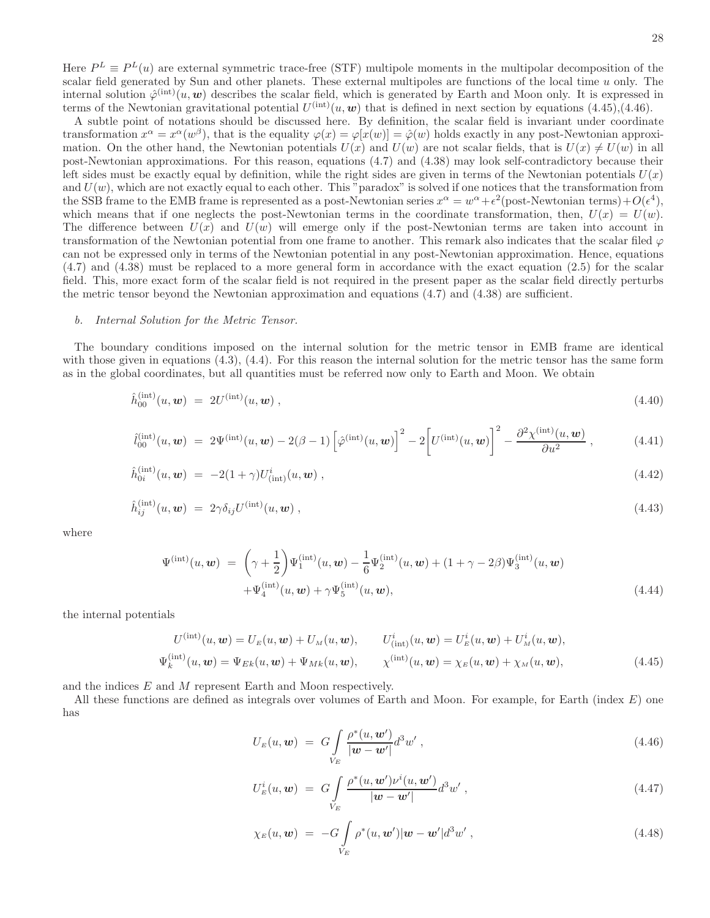Here $P^L \equiv P^L(u)$ are external symmetric trace-free (STF) multipole moments in the multipolar decomposition of the scalar field generated by Sun and other planets. These external multipoles are functions of the local time $u$ only. The internal solution $\hat{\varphi}^{(\rm int)}(u, \boldsymbol{w})$ describes the scalar field, which is generated by Earth and Moon only. It is expressed in terms of the Newtonian gravitational potential $U^{(\rm int)}(u, \boldsymbol{w})$ that is defined in next section by equations (4.45),(4.46).

A subtle point of notations should be discussed here. By definition, the scalar field is invariant under coordinate transformation $x^\alpha = x^\alpha(w^\beta)$, that is the equality $\varphi(x) = \varphi[x(w)] = \hat{\varphi}(w)$ holds exactly in any post-Newtonian approximation. On the other hand, the Newtonian potentials $U(x)$ and $U(w)$ are not scalar fields, that is $U(x) \neq U(w)$ in all post-Newtonian approximations. For this reason, equations (4.7) and (4.38) may look self-contradictory because their left sides must be exactly equal by definition, while the right sides are given in terms of the Newtonian potentials $U(x)$ and $U(w)$, which are not exactly equal to each other. This "paradox" is solved if one notices that the transformation from the SSB frame to the EMB frame is represented as a post-Newtonian series $x^\alpha = w^\alpha + \epsilon^2(\text{post-Newtonian terms}) + O(\epsilon^4)$, which means that if one neglects the post-Newtonian terms in the coordinate transformation, then, $U(x) = U(w)$. The difference between $U(x)$ and $U(w)$ will emerge only if the post-Newtonian terms are taken into account in transformation of the Newtonian potential from one frame to another. This remark also indicates that the scalar filed $\varphi$ can not be expressed only in terms of the Newtonian potential in any post-Newtonian approximation. Hence, equations (4.7) and (4.38) must be replaced to a more general form in accordance with the exact equation (2.5) for the scalar field. This, more exact form of the scalar field is not required in the present paper as the scalar field directly perturbs the metric tensor beyond the Newtonian approximation and equations (4.7) and (4.38) are sufficient.

#### b. *Internal Solution for the Metric Tensor.*

The boundary conditions imposed on the internal solution for the metric tensor in EMB frame are identical with those given in equations (4.3), (4.4). For this reason the internal solution for the metric tensor has the same form as in the global coordinates, but all quantities must be referred now only to Earth and Moon. We obtain

$$\hat{h}_{00}^{(\rm int)}(u, \boldsymbol{w}) = 2U^{(\rm int)}(u, \boldsymbol{w}) \,, \tag{4.40}$$

$$\hat{l}_{00}^{(\rm int)}(u, \boldsymbol{w}) = 2\Psi^{(\rm int)}(u, \boldsymbol{w}) - 2(\beta - 1)\left[\hat{\varphi}^{(\rm int)}(u, \boldsymbol{w})\right]^2 - 2\left[U^{(\rm int)}(u, \boldsymbol{w})\right]^2 - \frac{\partial^2 \chi^{(\rm int)}(u, \boldsymbol{w})}{\partial u^2} \,, \tag{4.41}$$

$$\hat{h}_{0i}^{(\rm int)}(u, \boldsymbol{w}) = -2(1+\gamma)U^i_{(\rm int)}(u, \boldsymbol{w}) \,, \tag{4.42}$$

$$\hat{h}_{ij}^{(\rm int)}(u, \boldsymbol{w}) = 2\gamma\delta_{ij}U^{(\rm int)}(u, \boldsymbol{w}) \,, \tag{4.43}$$

where

$$\begin{aligned}\Psi^{(\rm int)}(u, \boldsymbol{w}) = &\left(\gamma + \frac{1}{2}\right)\Psi_1^{(\rm int)}(u, \boldsymbol{w}) - \frac{1}{6}\Psi_2^{(\rm int)}(u, \boldsymbol{w}) + (1 + \gamma - 2\beta)\Psi_3^{(\rm int)}(u, \boldsymbol{w}) \\ &+ \Psi_4^{(\rm int)}(u, \boldsymbol{w}) + \gamma\Psi_5^{(\rm int)}(u, \boldsymbol{w}),\end{aligned} \tag{4.44}$$

the internal potentials

$$\begin{aligned}U^{(\rm int)}(u, \boldsymbol{w}) &= U_{E}(u, \boldsymbol{w}) + U_{M}(u, \boldsymbol{w}), \qquad U^i_{(\rm int)}(u, \boldsymbol{w}) = U^i_{E}(u, \boldsymbol{w}) + U^i_{M}(u, \boldsymbol{w}), \\ \Psi_k^{(\rm int)}(u, \boldsymbol{w}) &= \Psi_{Ek}(u, \boldsymbol{w}) + \Psi_{Mk}(u, \boldsymbol{w}), \qquad \chi^{(\rm int)}(u, \boldsymbol{w}) = \chi_{E}(u, \boldsymbol{w}) + \chi_{M}(u, \boldsymbol{w}),\end{aligned} \tag{4.45}$$

and the indices $E$ and $M$ represent Earth and Moon respectively.

All these functions are defined as integrals over volumes of Earth and Moon. For example, for Earth (index $E$) one has

$$U_{E}(u, \boldsymbol{w}) = G\int\limits_{V_E} \frac{\rho^*(u, \boldsymbol{w}')}{|\boldsymbol{w} - \boldsymbol{w}'|} d^3w' \,, \tag{4.46}$$

$$U^i_{E}(u, \boldsymbol{w}) = G\int\limits_{V_E} \frac{\rho^*(u, \boldsymbol{w}')\nu^i(u, \boldsymbol{w}')}{|\boldsymbol{w} - \boldsymbol{w}'|} d^3w' \,, \tag{4.47}$$

$$\chi_{E}(u, \boldsymbol{w}) = -G\int\limits_{V_E} \rho^*(u, \boldsymbol{w}')|\boldsymbol{w} - \boldsymbol{w}'| d^3w' \,, \tag{4.48}$$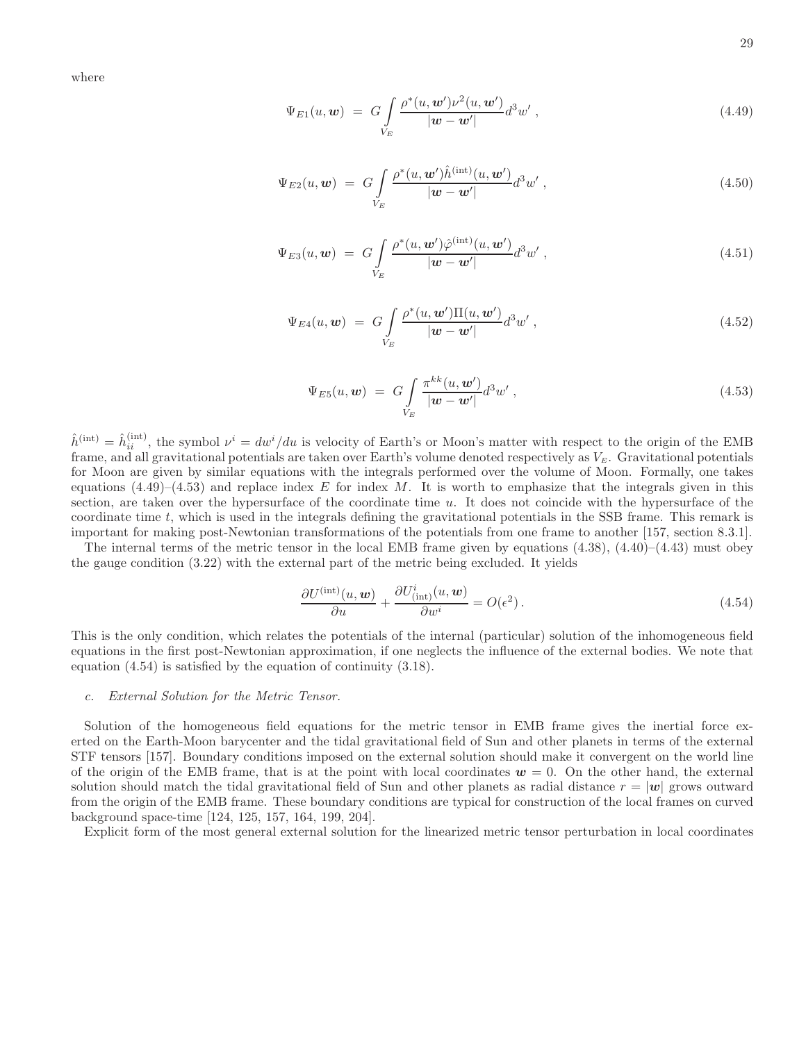where

$$\Psi_{E1}(u,\boldsymbol{w}) \;=\; G\int\limits_{V_E}\frac{\rho^*(u,\boldsymbol{w}')\nu^2(u,\boldsymbol{w}')}{|\boldsymbol{w}-\boldsymbol{w}'|}d^3w'\;, \tag{4.49}$$

$$\Psi_{E2}(u,\boldsymbol{w}) \;=\; G\int\limits_{V_E}\frac{\rho^*(u,\boldsymbol{w}')\hat{h}^{(\rm int)}(u,\boldsymbol{w}')}{|\boldsymbol{w}-\boldsymbol{w}'|}d^3w'\;, \tag{4.50}$$

$$\Psi_{E3}(u,\boldsymbol{w}) \;=\; G\int\limits_{V_E}\frac{\rho^*(u,\boldsymbol{w}')\hat{\varphi}^{(\rm int)}(u,\boldsymbol{w}')}{|\boldsymbol{w}-\boldsymbol{w}'|}d^3w'\;, \tag{4.51}$$

$$\Psi_{E4}(u,\boldsymbol{w}) \;=\; G\int\limits_{V_E}\frac{\rho^*(u,\boldsymbol{w}')\Pi(u,\boldsymbol{w}')}{|\boldsymbol{w}-\boldsymbol{w}'|}d^3w'\;, \tag{4.52}$$

$$\Psi_{E5}(u,\boldsymbol{w}) \;=\; G\int\limits_{V_E}\frac{\pi^{kk}(u,\boldsymbol{w}')}{|\boldsymbol{w}-\boldsymbol{w}'|}d^3w'\;, \tag{4.53}$$

$\hat{h}^{(\rm int)}=\hat{h}^{(\rm int)}_{ii}$, the symbol $\nu^i=dw^i/du$ is velocity of Earth's or Moon's matter with respect to the origin of the EMB frame, and all gravitational potentials are taken over Earth's volume denoted respectively as $V_E$. Gravitational potentials for Moon are given by similar equations with the integrals performed over the volume of Moon. Formally, one takes equations (4.49)–(4.53) and replace index $E$ for index $M$. It is worth to emphasize that the integrals given in this section, are taken over the hypersurface of the coordinate time $u$. It does not coincide with the hypersurface of the coordinate time $t$, which is used in the integrals defining the gravitational potentials in the SSB frame. This remark is important for making post-Newtonian transformations of the potentials from one frame to another [157, section 8.3.1].

The internal terms of the metric tensor in the local EMB frame given by equations (4.38), (4.40)–(4.43) must obey the gauge condition (3.22) with the external part of the metric being excluded. It yields

$$\frac{\partial U^{(\rm int)}(u,\boldsymbol{w})}{\partial u}+\frac{\partial U^i_{(\rm int)}(u,\boldsymbol{w})}{\partial w^i}=O(\epsilon^2)\,. \tag{4.54}$$

This is the only condition, which relates the potentials of the internal (particular) solution of the inhomogeneous field equations in the first post-Newtonian approximation, if one neglects the influence of the external bodies. We note that equation (4.54) is satisfied by the equation of continuity (3.18).

### c. *External Solution for the Metric Tensor.*

Solution of the homogeneous field equations for the metric tensor in EMB frame gives the inertial force exerted on the Earth-Moon barycenter and the tidal gravitational field of Sun and other planets in terms of the external STF tensors [157]. Boundary conditions imposed on the external solution should make it convergent on the world line of the origin of the EMB frame, that is at the point with local coordinates $\boldsymbol{w}=0$. On the other hand, the external solution should match the tidal gravitational field of Sun and other planets as radial distance $r=|\boldsymbol{w}|$ grows outward from the origin of the EMB frame. These boundary conditions are typical for construction of the local frames on curved background space-time [124, 125, 157, 164, 199, 204].

Explicit form of the most general external solution for the linearized metric tensor perturbation in local coordinates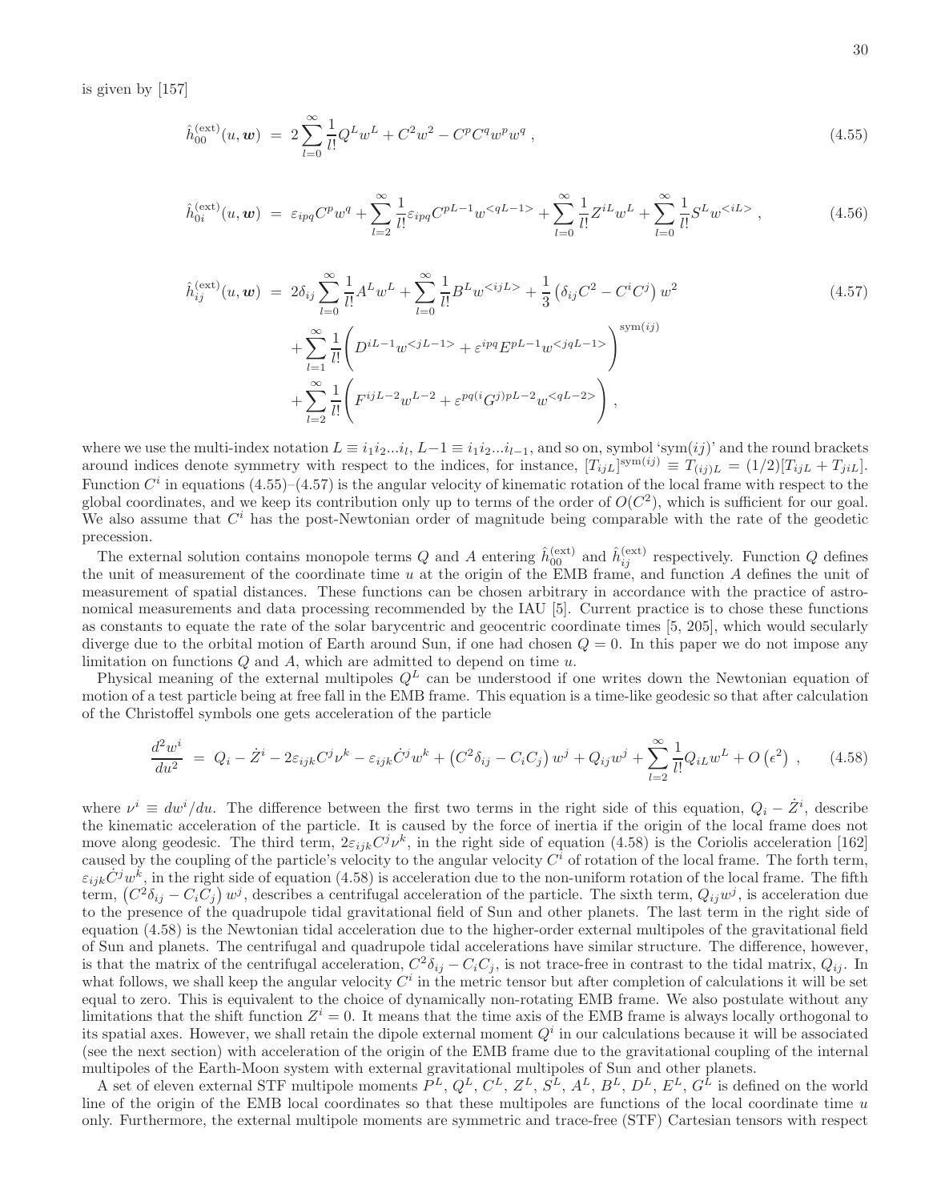is given by [157]

$$\hat{h}^{(\rm ext)}_{00}(u,\boldsymbol{w}) \;=\; 2\sum_{l=0}^{\infty}\frac{1}{l!}Q^L w^L + C^2 w^2 - C^p C^q w^p w^q \;, \tag{4.55}$$

$$\hat{h}^{(\rm ext)}_{0i}(u,\boldsymbol{w}) \;=\; \varepsilon_{ipq}C^p w^q + \sum_{l=2}^{\infty}\frac{1}{l!}\varepsilon_{ipq}C^{pL-1}w^{<qL-1>} + \sum_{l=0}^{\infty}\frac{1}{l!}Z^{iL}w^L + \sum_{l=0}^{\infty}\frac{1}{l!}S^L w^{<iL>} \;, \tag{4.56}$$

$$\begin{aligned}\hat{h}^{(\rm ext)}_{ij}(u,\boldsymbol{w}) \;=\; & 2\delta_{ij}\sum_{l=0}^{\infty}\frac{1}{l!}A^L w^L + \sum_{l=0}^{\infty}\frac{1}{l!}B^L w^{<ijL>} + \frac{1}{3}\left(\delta_{ij}C^2 - C^i C^j\right)w^2 \\ & + \sum_{l=1}^{\infty}\frac{1}{l!}\Bigg(D^{iL-1}w^{<jL-1>} + \varepsilon^{ipq}E^{pL-1}w^{<jqL-1>}\Bigg)^{\rm sym(ij)} \\ & + \sum_{l=2}^{\infty}\frac{1}{l!}\Bigg(F^{ijL-2}w^{L-2} + \varepsilon^{pq(i}G^{j)pL-2}w^{<qL-2>}\Bigg) \;,\end{aligned} \tag{4.57}$$

where we use the multi-index notation $L \equiv i_1 i_2 ... i_l$, $L-1 \equiv i_1 i_2 ... i_{l-1}$, and so on, symbol 'sym$(ij)$' and the round brackets around indices denote symmetry with respect to the indices, for instance, $[T_{ijL}]^{\rm sym(ij)} \equiv T_{(ij)L} = (1/2)[T_{ijL} + T_{jiL}]$. Function $C^i$ in equations (4.55)–(4.57) is the angular velocity of kinematic rotation of the local frame with respect to the global coordinates, and we keep its contribution only up to terms of the order of $O(C^2)$, which is sufficient for our goal. We also assume that $C^i$ has the post-Newtonian order of magnitude being comparable with the rate of the geodetic precession.

The external solution contains monopole terms $Q$ and $A$ entering $\hat{h}^{(\rm ext)}_{00}$ and $\hat{h}^{(\rm ext)}_{ij}$ respectively. Function $Q$ defines the unit of measurement of the coordinate time $u$ at the origin of the EMB frame, and function $A$ defines the unit of measurement of spatial distances. These functions can be chosen arbitrary in accordance with the practice of astronomical measurements and data processing recommended by the IAU [5]. Current practice is to chose these functions as constants to equate the rate of the solar barycentric and geocentric coordinate times [5, 205], which would secularly diverge due to the orbital motion of Earth around Sun, if one had chosen $Q = 0$. In this paper we do not impose any limitation on functions $Q$ and $A$, which are admitted to depend on time $u$.

Physical meaning of the external multipoles $Q^L$ can be understood if one writes down the Newtonian equation of motion of a test particle being at free fall in the EMB frame. This equation is a time-like geodesic so that after calculation of the Christoffel symbols one gets acceleration of the particle

$$\frac{d^2w^i}{du^2} \;=\; Q_i - \dot{Z}^i - 2\varepsilon_{ijk}C^j\nu^k - \varepsilon_{ijk}\dot{C}^j w^k + \left(C^2\delta_{ij} - C_iC_j\right)w^j + Q_{ij}w^j + \sum_{l=2}^{\infty}\frac{1}{l!}Q_{iL}w^L + O\left(\epsilon^2\right) \;, \tag{4.58}$$

where $\nu^i \equiv dw^i/du$. The difference between the first two terms in the right side of this equation, $Q_i - \dot{Z}^i$, describe the kinematic acceleration of the particle. It is caused by the force of inertia if the origin of the local frame does not move along geodesic. The third term, $2\varepsilon_{ijk}C^j\nu^k$, in the right side of equation (4.58) is the Coriolis acceleration [162] caused by the coupling of the particle's velocity to the angular velocity $C^i$ of rotation of the local frame. The forth term, $\varepsilon_{ijk}\dot{C}^j w^k$, in the right side of equation (4.58) is acceleration due to the non-uniform rotation of the local frame. The fifth term, $\left(C^2\delta_{ij} - C_iC_j\right)w^j$, describes a centrifugal acceleration of the particle. The sixth term, $Q_{ij}w^j$, is acceleration due to the presence of the quadrupole tidal gravitational field of Sun and other planets. The last term in the right side of equation (4.58) is the Newtonian tidal acceleration due to the higher-order external multipoles of the gravitational field of Sun and planets. The centrifugal and quadrupole tidal accelerations have similar structure. The difference, however, is that the matrix of the centrifugal acceleration, $C^2\delta_{ij} - C_iC_j$, is not trace-free in contrast to the tidal matrix, $Q_{ij}$. In what follows, we shall keep the angular velocity $C^i$ in the metric tensor but after completion of calculations it will be set equal to zero. This is equivalent to the choice of dynamically non-rotating EMB frame. We also postulate without any limitations that the shift function $Z^i = 0$. It means that the time axis of the EMB frame is always locally orthogonal to its spatial axes. However, we shall retain the dipole external moment $Q^i$ in our calculations because it will be associated (see the next section) with acceleration of the origin of the EMB frame due to the gravitational coupling of the internal multipoles of the Earth-Moon system with external gravitational multipoles of Sun and other planets.

A set of eleven external STF multipole moments $P^L$, $Q^L$, $C^L$, $Z^L$, $S^L$, $A^L$, $B^L$, $D^L$, $E^L$, $G^L$ is defined on the world line of the origin of the EMB local coordinates so that these multipoles are functions of the local coordinate time $u$ only. Furthermore, the external multipole moments are symmetric and trace-free (STF) Cartesian tensors with respect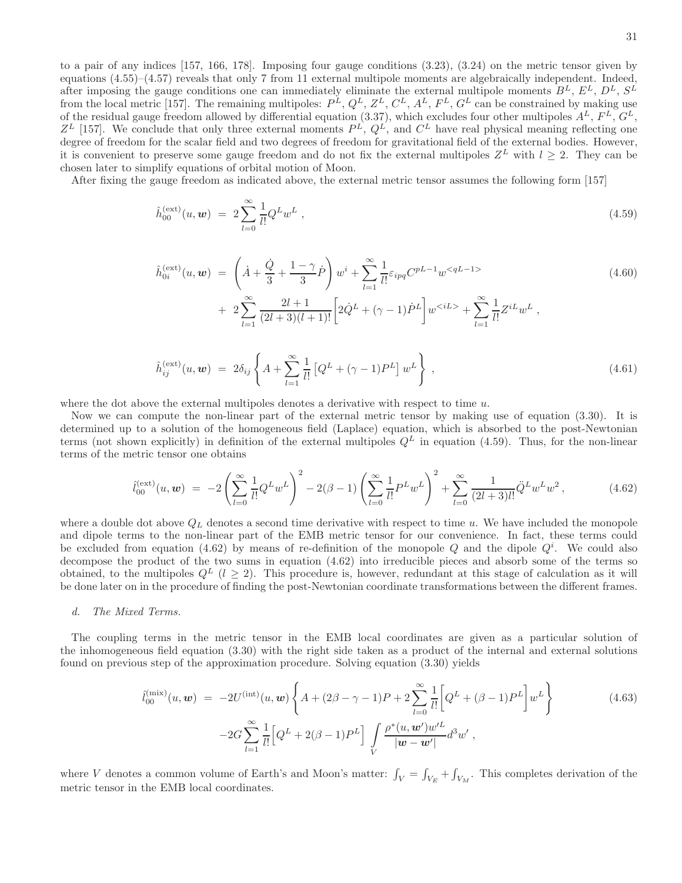to a pair of any indices [157, 166, 178]. Imposing four gauge conditions (3.23), (3.24) on the metric tensor given by equations (4.55)–(4.57) reveals that only 7 from 11 external multipole moments are algebraically independent. Indeed, after imposing the gauge conditions one can immediately eliminate the external multipole moments $B^L$, $E^L$, $D^L$, $S^L$ from the local metric [157]. The remaining multipoles: $P^L$, $Q^L$, $Z^L$, $C^L$, $A^L$, $F^L$, $G^L$ can be constrained by making use of the residual gauge freedom allowed by differential equation (3.37), which excludes four other multipoles $A^L$, $F^L$, $G^L$, $Z^L$ [157]. We conclude that only three external moments $P^L$, $Q^L$, and $C^L$ have real physical meaning reflecting one degree of freedom for the scalar field and two degrees of freedom for gravitational field of the external bodies. However, it is convenient to preserve some gauge freedom and do not fix the external multipoles $Z^L$ with $l \geq 2$. They can be chosen later to simplify equations of orbital motion of Moon.

After fixing the gauge freedom as indicated above, the external metric tensor assumes the following form [157]

$$\hat{h}^{(\rm ext)}_{00}(u,\boldsymbol{w}) \;=\; 2\sum_{l=0}^{\infty}\frac{1}{l!}Q^L w^L\;, \tag{4.59}$$

$$\begin{aligned}\hat{h}^{(\rm ext)}_{0i}(u,\boldsymbol{w}) \;=&\; \left(\dot{A}+\frac{\dot{Q}}{3}+\frac{1-\gamma}{3}\dot{P}\right)w^i+\sum_{l=1}^{\infty}\frac{1}{l!}\varepsilon_{ipq}C^{pL-1}w^{<qL-1>}\\ &+\;2\sum_{l=1}^{\infty}\frac{2l+1}{(2l+3)(l+1)!}\Big[2\dot{Q}^L+(\gamma-1)\dot{P}^L\Big]w^{<iL>}+\sum_{l=1}^{\infty}\frac{1}{l!}Z^{iL}w^L\;,\end{aligned} \tag{4.60}$$

$$\hat{h}^{(\rm ext)}_{ij}(u,\boldsymbol{w}) \;=\; 2\delta_{ij}\left\{A+\sum_{l=1}^{\infty}\frac{1}{l!}\left[Q^L+(\gamma-1)P^L\right]w^L\right\}\;, \tag{4.61}$$

where the dot above the external multipoles denotes a derivative with respect to time $u$.

Now we can compute the non-linear part of the external metric tensor by making use of equation (3.30). It is determined up to a solution of the homogeneous field (Laplace) equation, which is absorbed to the post-Newtonian terms (not shown explicitly) in definition of the external multipoles $Q^L$ in equation (4.59). Thus, for the non-linear terms of the metric tensor one obtains

$$\hat{l}^{(\rm ext)}_{00}(u,\boldsymbol{w}) \;=\; -2\left(\sum_{l=0}^{\infty}\frac{1}{l!}Q^L w^L\right)^2-2(\beta-1)\left(\sum_{l=0}^{\infty}\frac{1}{l!}P^L w^L\right)^2+\sum_{l=0}^{\infty}\frac{1}{(2l+3)l!}\ddot{Q}^L w^L w^2\;, \tag{4.62}$$

where a double dot above $Q_L$ denotes a second time derivative with respect to time $u$. We have included the monopole and dipole terms to the non-linear part of the EMB metric tensor for our convenience. In fact, these terms could be excluded from equation (4.62) by means of re-definition of the monopole $Q$ and the dipole $Q^i$. We could also decompose the product of the two sums in equation (4.62) into irreducible pieces and absorb some of the terms so obtained, to the multipoles $Q^L$ ($l \geq 2$). This procedure is, however, redundant at this stage of calculation as it will be done later on in the procedure of finding the post-Newtonian coordinate transformations between the different frames.

*d. The Mixed Terms.*

The coupling terms in the metric tensor in the EMB local coordinates are given as a particular solution of the inhomogeneous field equation (3.30) with the right side taken as a product of the internal and external solutions found on previous step of the approximation procedure. Solving equation (3.30) yields

$$\begin{aligned}\hat{l}^{(\rm mix)}_{00}(u,\boldsymbol{w}) \;=&\; -2U^{(\rm int)}(u,\boldsymbol{w})\left\{A+(2\beta-\gamma-1)P+2\sum_{l=0}^{\infty}\frac{1}{l!}\Big[Q^L+(\beta-1)P^L\Big]w^L\right\}\\ &-2G\sum_{l=1}^{\infty}\frac{1}{l!}\Big[Q^L+2(\beta-1)P^L\Big]\int\limits_V\frac{\rho^*(u,\boldsymbol{w}')w'^L}{|\boldsymbol{w}-\boldsymbol{w}'|}d^3w'\;,\end{aligned} \tag{4.63}$$

where $V$ denotes a common volume of Earth's and Moon's matter: $\int_V=\int_{V_E}+\int_{V_M}$. This completes derivation of the metric tensor in the EMB local coordinates.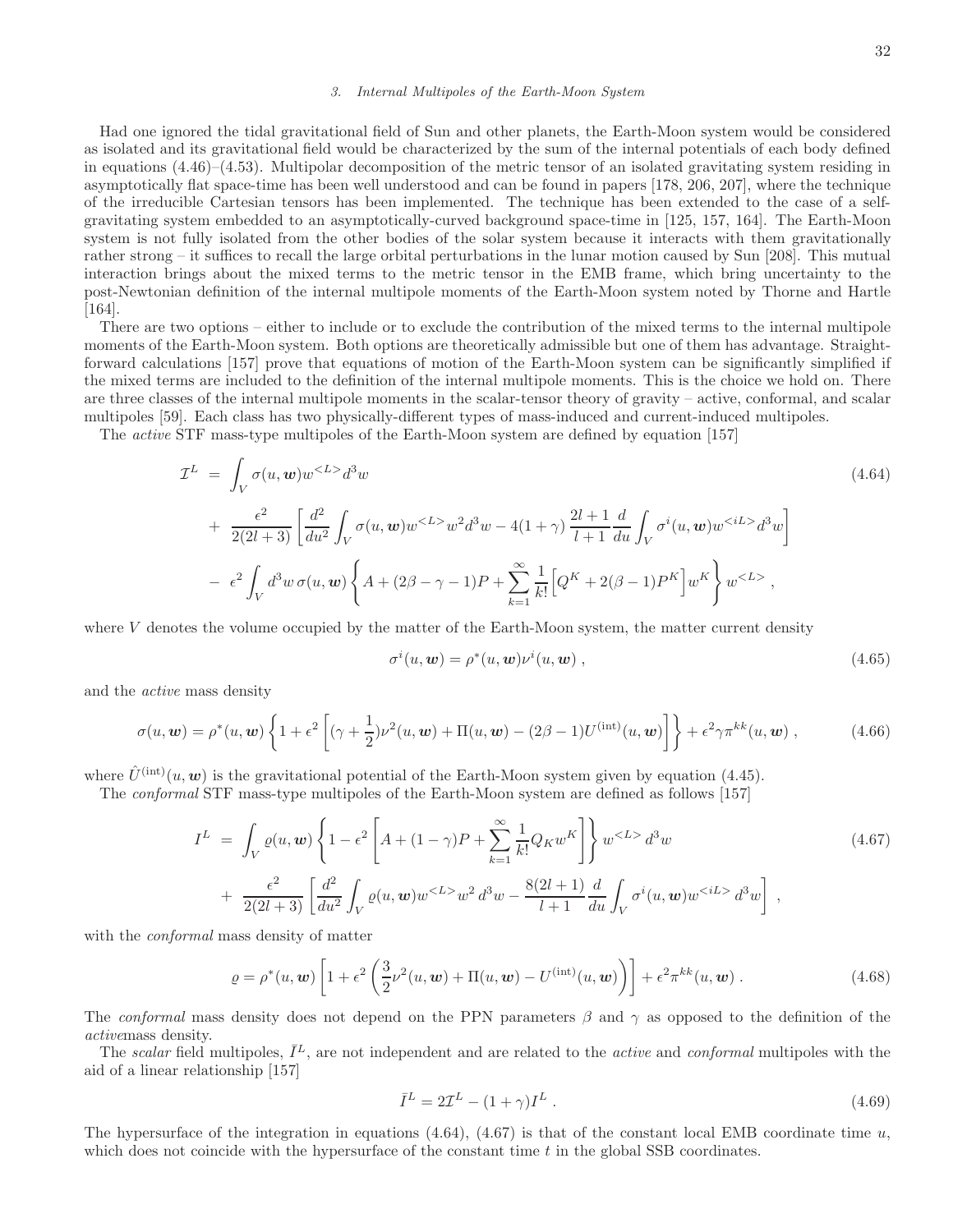### 3. Internal Multipoles of the Earth-Moon System

Had one ignored the tidal gravitational field of Sun and other planets, the Earth-Moon system would be considered as isolated and its gravitational field would be characterized by the sum of the internal potentials of each body defined in equations (4.46)–(4.53). Multipolar decomposition of the metric tensor of an isolated gravitating system residing in asymptotically flat space-time has been well understood and can be found in papers [178, 206, 207], where the technique of the irreducible Cartesian tensors has been implemented. The technique has been extended to the case of a self-gravitating system embedded to an asymptotically-curved background space-time in [125, 157, 164]. The Earth-Moon system is not fully isolated from the other bodies of the solar system because it interacts with them gravitationally rather strong – it suffices to recall the large orbital perturbations in the lunar motion caused by Sun [208]. This mutual interaction brings about the mixed terms to the metric tensor in the EMB frame, which bring uncertainty to the post-Newtonian definition of the internal multipole moments of the Earth-Moon system noted by Thorne and Hartle [164].

There are two options – either to include or to exclude the contribution of the mixed terms to the internal multipole moments of the Earth-Moon system. Both options are theoretically admissible but one of them has advantage. Straightforward calculations [157] prove that equations of motion of the Earth-Moon system can be significantly simplified if the mixed terms are included to the definition of the internal multipole moments. This is the choice we hold on. There are three classes of the internal multipole moments in the scalar-tensor theory of gravity – active, conformal, and scalar multipoles [59]. Each class has two physically-different types of mass-induced and current-induced multipoles.

The *active* STF mass-type multipoles of the Earth-Moon system are defined by equation [157]

$$
\begin{aligned}
\mathcal{I}^L \;=\; & \int_V \sigma(u,\boldsymbol{w}) w^{<L>} d^3w \\
& + \frac{\epsilon^2}{2(2l+3)}\left[\frac{d^2}{du^2}\int_V \sigma(u,\boldsymbol{w}) w^{<L>} w^2 d^3w - 4(1+\gamma)\,\frac{2l+1}{l+1}\frac{d}{du}\int_V \sigma^i(u,\boldsymbol{w}) w^{<iL>} d^3w\right] \\
& - \epsilon^2 \int_V d^3w\, \sigma(u,\boldsymbol{w})\left\{A + (2\beta-\gamma-1)P + \sum_{k=1}^{\infty}\frac{1}{k!}\Big[Q^K + 2(\beta-1)P^K\Big] w^K\right\} w^{<L>}\;,
\end{aligned}
\tag{4.64}
$$

where $V$ denotes the volume occupied by the matter of the Earth-Moon system, the matter current density

$$
\sigma^i(u,\boldsymbol{w}) = \rho^*(u,\boldsymbol{w})\nu^i(u,\boldsymbol{w})\;,
\tag{4.65}
$$

and the *active* mass density

$$
\sigma(u,\boldsymbol{w}) = \rho^*(u,\boldsymbol{w})\left\{1 + \epsilon^2\left[(\gamma+\frac{1}{2})\nu^2(u,\boldsymbol{w}) + \Pi(u,\boldsymbol{w}) - (2\beta-1)U^{(\rm int)}(u,\boldsymbol{w})\right]\right\} + \epsilon^2\gamma\pi^{kk}(u,\boldsymbol{w})\;,
\tag{4.66}
$$

where $\hat{U}^{(\rm int)}(u,\boldsymbol{w})$ is the gravitational potential of the Earth-Moon system given by equation (4.45).

The *conformal* STF mass-type multipoles of the Earth-Moon system are defined as follows [157]

$$
\begin{aligned}
I^L \;=\; & \int_V \varrho(u,\boldsymbol{w})\left\{1 - \epsilon^2\left[A + (1-\gamma)P + \sum_{k=1}^{\infty}\frac{1}{k!}Q_K w^K\right]\right\} w^{<L>}\, d^3w \\
& + \frac{\epsilon^2}{2(2l+3)}\left[\frac{d^2}{du^2}\int_V \varrho(u,\boldsymbol{w}) w^{<L>} w^2\, d^3w - \frac{8(2l+1)}{l+1}\frac{d}{du}\int_V \sigma^i(u,\boldsymbol{w}) w^{<iL>}\, d^3w\right]\;,
\end{aligned}
\tag{4.67}
$$

with the *conformal* mass density of matter

$$
\varrho = \rho^*(u,\boldsymbol{w})\left[1 + \epsilon^2\left(\frac{3}{2}\nu^2(u,\boldsymbol{w}) + \Pi(u,\boldsymbol{w}) - U^{(\rm int)}(u,\boldsymbol{w})\right)\right] + \epsilon^2\pi^{kk}(u,\boldsymbol{w})\;.
\tag{4.68}
$$

The *conformal* mass density does not depend on the PPN parameters $\beta$ and $\gamma$ as opposed to the definition of the *active*mass density.

The *scalar* field multipoles, $\bar{I}^L$, are not independent and are related to the *active* and *conformal* multipoles with the aid of a linear relationship [157]

$$
\bar{I}^L = 2\mathcal{I}^L - (1+\gamma)I^L\;.
\tag{4.69}
$$

The hypersurface of the integration in equations (4.64), (4.67) is that of the constant local EMB coordinate time $u$, which does not coincide with the hypersurface of the constant time $t$ in the global SSB coordinates.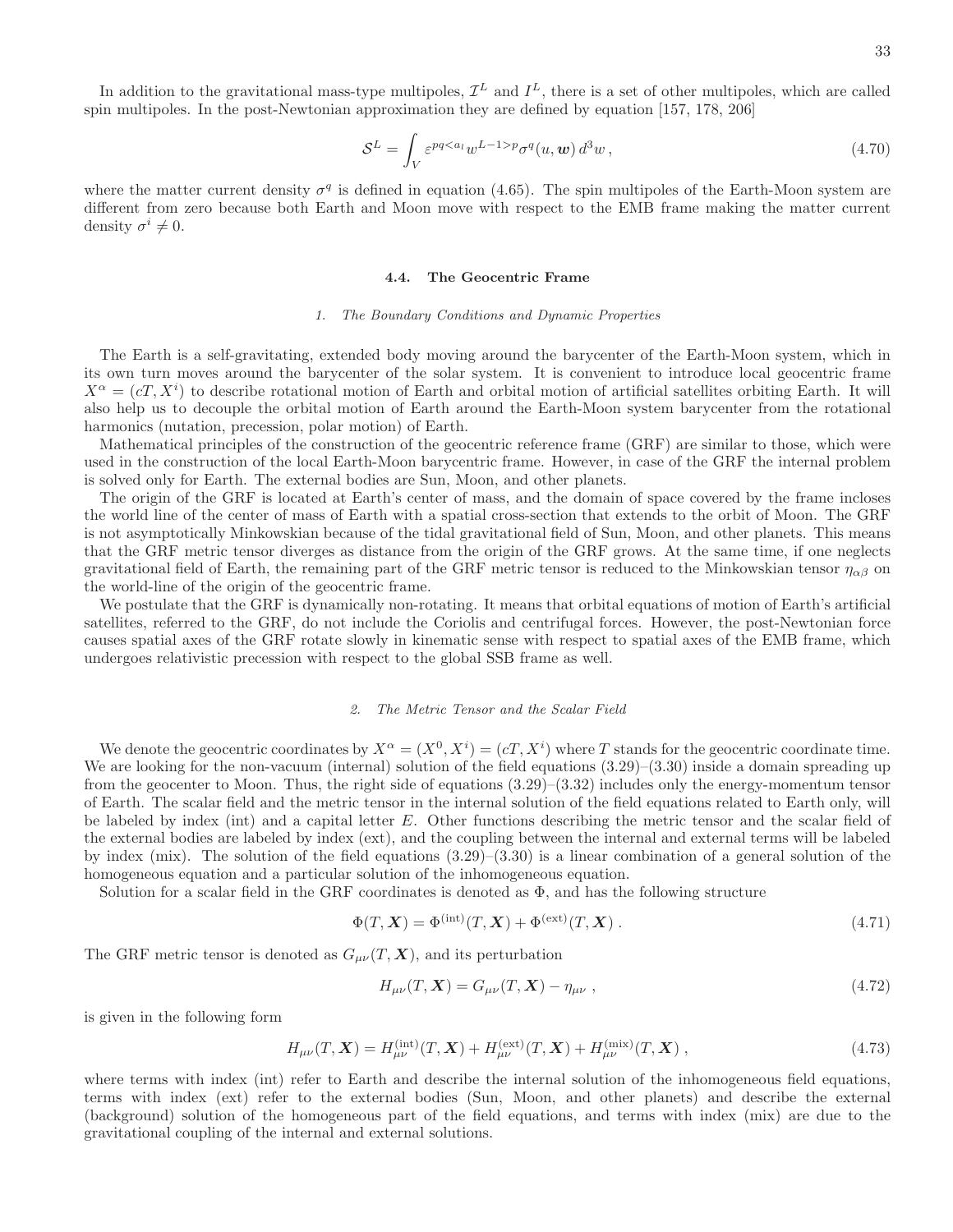In addition to the gravitational mass-type multipoles, $\mathcal{I}^L$ and $I^L$, there is a set of other multipoles, which are called spin multipoles. In the post-Newtonian approximation they are defined by equation [157, 178, 206]

$$\mathcal{S}^L = \int_V \varepsilon^{pq<a_l} w^{L-1>p} \sigma^q(u, \boldsymbol{w})\, d^3w \,, \tag{4.70}$$

where the matter current density $\sigma^q$ is defined in equation (4.65). The spin multipoles of the Earth-Moon system are different from zero because both Earth and Moon move with respect to the EMB frame making the matter current density $\sigma^i \neq 0$.

## 4.4. The Geocentric Frame

### *1. The Boundary Conditions and Dynamic Properties*

The Earth is a self-gravitating, extended body moving around the barycenter of the Earth-Moon system, which in its own turn moves around the barycenter of the solar system. It is convenient to introduce local geocentric frame $X^\alpha = (cT, X^i)$ to describe rotational motion of Earth and orbital motion of artificial satellites orbiting Earth. It will also help us to decouple the orbital motion of Earth around the Earth-Moon system barycenter from the rotational harmonics (nutation, precession, polar motion) of Earth.

Mathematical principles of the construction of the geocentric reference frame (GRF) are similar to those, which were used in the construction of the local Earth-Moon barycentric frame. However, in case of the GRF the internal problem is solved only for Earth. The external bodies are Sun, Moon, and other planets.

The origin of the GRF is located at Earth's center of mass, and the domain of space covered by the frame incloses the world line of the center of mass of Earth with a spatial cross-section that extends to the orbit of Moon. The GRF is not asymptotically Minkowskian because of the tidal gravitational field of Sun, Moon, and other planets. This means that the GRF metric tensor diverges as distance from the origin of the GRF grows. At the same time, if one neglects gravitational field of Earth, the remaining part of the GRF metric tensor is reduced to the Minkowskian tensor $\eta_{\alpha\beta}$ on the world-line of the origin of the geocentric frame.

We postulate that the GRF is dynamically non-rotating. It means that orbital equations of motion of Earth's artificial satellites, referred to the GRF, do not include the Coriolis and centrifugal forces. However, the post-Newtonian force causes spatial axes of the GRF rotate slowly in kinematic sense with respect to spatial axes of the EMB frame, which undergoes relativistic precession with respect to the global SSB frame as well.

### *2. The Metric Tensor and the Scalar Field*

We denote the geocentric coordinates by $X^\alpha = (X^0, X^i) = (cT, X^i)$ where $T$ stands for the geocentric coordinate time. We are looking for the non-vacuum (internal) solution of the field equations (3.29)–(3.30) inside a domain spreading up from the geocenter to Moon. Thus, the right side of equations (3.29)–(3.32) includes only the energy-momentum tensor of Earth. The scalar field and the metric tensor in the internal solution of the field equations related to Earth only, will be labeled by index (int) and a capital letter $E$. Other functions describing the metric tensor and the scalar field of the external bodies are labeled by index (ext), and the coupling between the internal and external terms will be labeled by index (mix). The solution of the field equations (3.29)–(3.30) is a linear combination of a general solution of the homogeneous equation and a particular solution of the inhomogeneous equation.

Solution for a scalar field in the GRF coordinates is denoted as $\Phi$, and has the following structure

$$\Phi(T, \boldsymbol{X}) = \Phi^{(\mathrm{int})}(T, \boldsymbol{X}) + \Phi^{(\mathrm{ext})}(T, \boldsymbol{X}) \,. \tag{4.71}$$

The GRF metric tensor is denoted as $G_{\mu\nu}(T, \boldsymbol{X})$, and its perturbation

$$H_{\mu\nu}(T, \boldsymbol{X}) = G_{\mu\nu}(T, \boldsymbol{X}) - \eta_{\mu\nu} \,, \tag{4.72}$$

is given in the following form

$$H_{\mu\nu}(T, \boldsymbol{X}) = H^{(\mathrm{int})}_{\mu\nu}(T, \boldsymbol{X}) + H^{(\mathrm{ext})}_{\mu\nu}(T, \boldsymbol{X}) + H^{(\mathrm{mix})}_{\mu\nu}(T, \boldsymbol{X}) \,, \tag{4.73}$$

where terms with index (int) refer to Earth and describe the internal solution of the inhomogeneous field equations, terms with index (ext) refer to the external bodies (Sun, Moon, and other planets) and describe the external (background) solution of the homogeneous part of the field equations, and terms with index (mix) are due to the gravitational coupling of the internal and external solutions.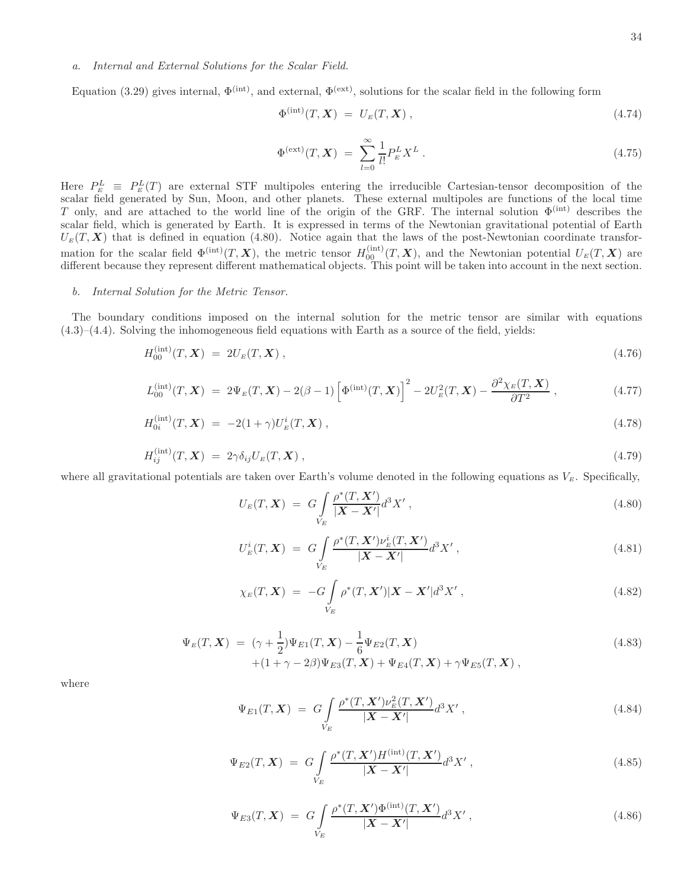*a. Internal and External Solutions for the Scalar Field.*

Equation (3.29) gives internal, $\Phi^{(\rm int)}$, and external, $\Phi^{(\rm ext)}$, solutions for the scalar field in the following form

$$\Phi^{(\rm int)}(T, \boldsymbol{X}) \ = \ U_{\scriptscriptstyle E}(T, \boldsymbol{X}) \ , \tag{4.74}$$

$$\Phi^{(\rm ext)}(T, \boldsymbol{X}) \ = \ \sum_{l=0}^{\infty} \frac{1}{l!} P_{\scriptscriptstyle E}^{L} X^{L} \ . \tag{4.75}$$

Here $P_{\scriptscriptstyle E}^{L} \equiv P_{\scriptscriptstyle E}^{L}(T)$ are external STF multipoles entering the irreducible Cartesian-tensor decomposition of the scalar field generated by Sun, Moon, and other planets. These external multipoles are functions of the local time $T$ only, and are attached to the world line of the origin of the GRF. The internal solution $\Phi^{(\rm int)}$ describes the scalar field, which is generated by Earth. It is expressed in terms of the Newtonian gravitational potential of Earth $U_{\scriptscriptstyle E}(T, \boldsymbol{X})$ that is defined in equation (4.80). Notice again that the laws of the post-Newtonian coordinate transformation for the scalar field $\Phi^{(\rm int)}(T, \boldsymbol{X})$, the metric tensor $H_{00}^{(\rm int)}(T, \boldsymbol{X})$, and the Newtonian potential $U_{\scriptscriptstyle E}(T, \boldsymbol{X})$ are different because they represent different mathematical objects. This point will be taken into account in the next section.

*b. Internal Solution for the Metric Tensor.*

The boundary conditions imposed on the internal solution for the metric tensor are similar with equations (4.3)–(4.4). Solving the inhomogeneous field equations with Earth as a source of the field, yields:

$$H_{00}^{(\rm int)}(T, \boldsymbol{X}) \ = \ 2U_{\scriptscriptstyle E}(T, \boldsymbol{X}) \ , \tag{4.76}$$

$$L_{00}^{(\rm int)}(T, \boldsymbol{X}) \ = \ 2\Psi_{\scriptscriptstyle E}(T, \boldsymbol{X}) - 2(\beta - 1)\left[\Phi^{(\rm int)}(T, \boldsymbol{X})\right]^2 - 2U_{\scriptscriptstyle E}^2(T, \boldsymbol{X}) - \frac{\partial^2 \chi_{\scriptscriptstyle E}(T, \boldsymbol{X})}{\partial T^2} \ , \tag{4.77}$$

$$H_{0i}^{(\rm int)}(T, \boldsymbol{X}) \ = \ -2(1+\gamma) U_{\scriptscriptstyle E}^{i}(T, \boldsymbol{X}) \ , \tag{4.78}$$

$$H_{ij}^{(\rm int)}(T, \boldsymbol{X}) \ = \ 2\gamma \delta_{ij} U_{\scriptscriptstyle E}(T, \boldsymbol{X}) \ , \tag{4.79}$$

where all gravitational potentials are taken over Earth's volume denoted in the following equations as $V_{\scriptscriptstyle E}$. Specifically,

$$U_{\scriptscriptstyle E}(T, \boldsymbol{X}) \ = \ G \int\limits_{V_E} \frac{\rho^*(T, \boldsymbol{X}')}{|\boldsymbol{X} - \boldsymbol{X}'|} d^3X' \ , \tag{4.80}$$

$$U_{\scriptscriptstyle E}^{i}(T, \boldsymbol{X}) \ = \ G \int\limits_{V_E} \frac{\rho^*(T, \boldsymbol{X}') \nu_{\scriptscriptstyle E}^{i}(T, \boldsymbol{X}')}{|\boldsymbol{X} - \boldsymbol{X}'|} d^3X' \ , \tag{4.81}$$

$$\chi_{\scriptscriptstyle E}(T, \boldsymbol{X}) \ = \ -G \int\limits_{V_E} \rho^*(T, \boldsymbol{X}') |\boldsymbol{X} - \boldsymbol{X}'| d^3X' \ , \tag{4.82}$$

$$\begin{aligned} \Psi_{\scriptscriptstyle E}(T, \boldsymbol{X}) \ = \ & (\gamma + \frac{1}{2})\Psi_{E1}(T, \boldsymbol{X}) - \frac{1}{6}\Psi_{E2}(T, \boldsymbol{X}) \\ & + (1 + \gamma - 2\beta)\Psi_{E3}(T, \boldsymbol{X}) + \Psi_{E4}(T, \boldsymbol{X}) + \gamma \Psi_{E5}(T, \boldsymbol{X}) \ , \end{aligned} \tag{4.83}$$

where

$$\Psi_{E1}(T, \boldsymbol{X}) \ = \ G \int\limits_{V_E} \frac{\rho^*(T, \boldsymbol{X}') \nu_{\scriptscriptstyle E}^2(T, \boldsymbol{X}')}{|\boldsymbol{X} - \boldsymbol{X}'|} d^3X' \ , \tag{4.84}$$

$$\Psi_{E2}(T, \boldsymbol{X}) \ = \ G \int\limits_{V_E} \frac{\rho^*(T, \boldsymbol{X}') H^{(\rm int)}(T, \boldsymbol{X}')}{|\boldsymbol{X} - \boldsymbol{X}'|} d^3X' \ , \tag{4.85}$$

$$\Psi_{E3}(T, \boldsymbol{X}) \ = \ G \int\limits_{V_E} \frac{\rho^*(T, \boldsymbol{X}') \Phi^{(\rm int)}(T, \boldsymbol{X}')}{|\boldsymbol{X} - \boldsymbol{X}'|} d^3X' \ , \tag{4.86}$$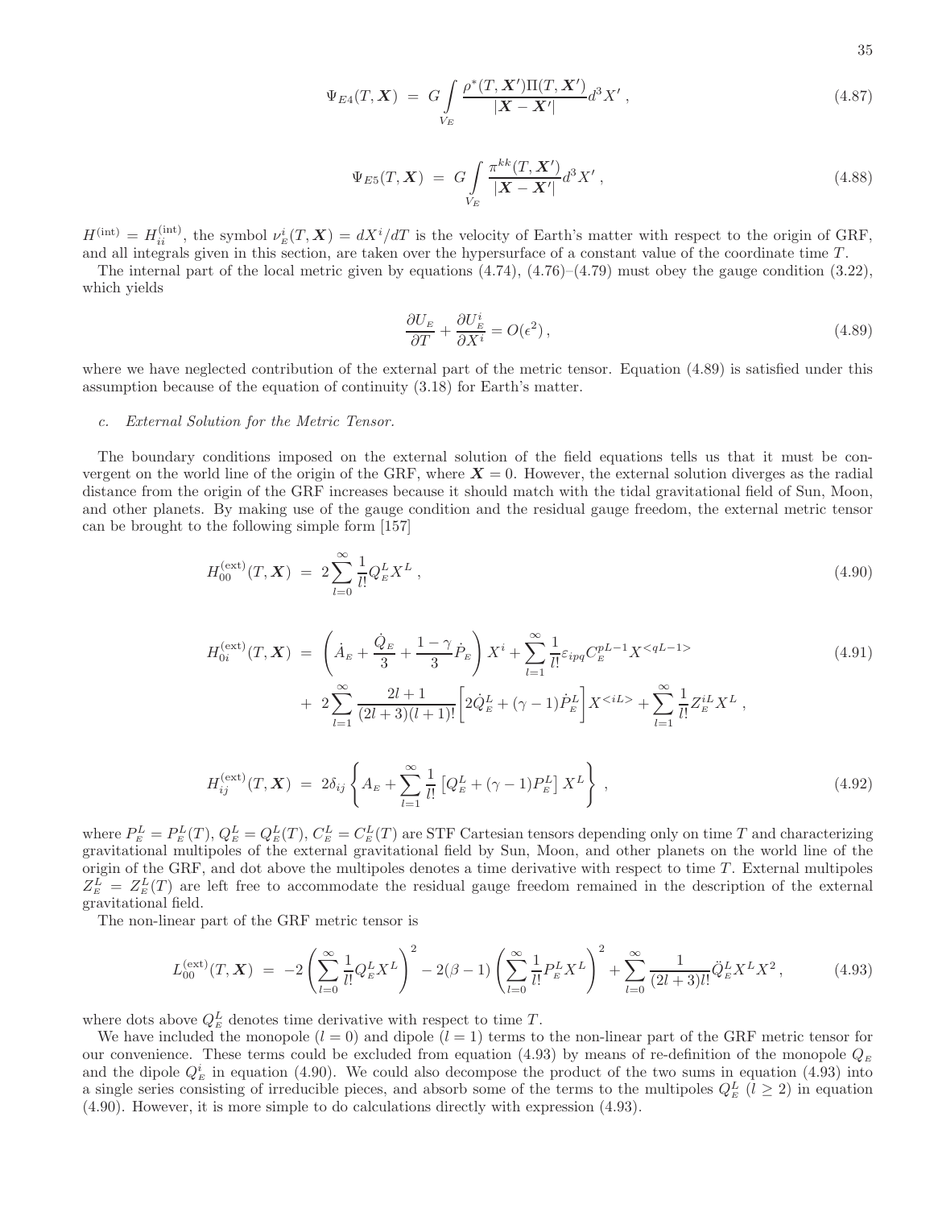$$\Psi_{E4}(T,\boldsymbol{X}) \;=\; G\int\limits_{V_E} \frac{\rho^*(T,\boldsymbol{X}')\Pi(T,\boldsymbol{X}')}{|\boldsymbol{X}-\boldsymbol{X}'|}d^3X'\,, \tag{4.87}$$

$$\Psi_{E5}(T,\boldsymbol{X}) \;=\; G\int\limits_{V_E} \frac{\pi^{kk}(T,\boldsymbol{X}')}{|\boldsymbol{X}-\boldsymbol{X}'|}d^3X'\,, \tag{4.88}$$

$H^{(\rm int)} = H^{(\rm int)}_{ii}$, the symbol $\nu^i_{\scriptscriptstyle E}(T,\boldsymbol{X}) = dX^i/dT$ is the velocity of Earth's matter with respect to the origin of GRF, and all integrals given in this section, are taken over the hypersurface of a constant value of the coordinate time $T$.

The internal part of the local metric given by equations (4.74), (4.76)–(4.79) must obey the gauge condition (3.22), which yields

$$\frac{\partial U_{\scriptscriptstyle E}}{\partial T} + \frac{\partial U^i_{\scriptscriptstyle E}}{\partial X^i} = O(\epsilon^2)\,, \tag{4.89}$$

where we have neglected contribution of the external part of the metric tensor. Equation (4.89) is satisfied under this assumption because of the equation of continuity (3.18) for Earth's matter.

### c. External Solution for the Metric Tensor.

The boundary conditions imposed on the external solution of the field equations tells us that it must be convergent on the world line of the origin of the GRF, where $\boldsymbol{X}=0$. However, the external solution diverges as the radial distance from the origin of the GRF increases because it should match with the tidal gravitational field of Sun, Moon, and other planets. By making use of the gauge condition and the residual gauge freedom, the external metric tensor can be brought to the following simple form [157]

$$H^{(\rm ext)}_{00}(T,\boldsymbol{X}) \;=\; 2\sum_{l=0}^{\infty}\frac{1}{l!}Q^L_{\scriptscriptstyle E}X^L\,, \tag{4.90}$$

$$\begin{aligned} H^{(\rm ext)}_{0i}(T,\boldsymbol{X}) \;=\; & \left(\dot{A}_{\scriptscriptstyle E} + \frac{\dot{Q}_{\scriptscriptstyle E}}{3} + \frac{1-\gamma}{3}\dot{P}_{\scriptscriptstyle E}\right)X^i + \sum_{l=1}^{\infty}\frac{1}{l!}\varepsilon_{ipq}C^{pL-1}_{\scriptscriptstyle E}X^{<qL-1>} \\ & +\; 2\sum_{l=1}^{\infty}\frac{2l+1}{(2l+3)(l+1)!}\Big[2\dot{Q}^L_{\scriptscriptstyle E} + (\gamma-1)\dot{P}^L_{\scriptscriptstyle E}\Big]X^{<iL>} + \sum_{l=1}^{\infty}\frac{1}{l!}Z^{iL}_{\scriptscriptstyle E}X^L\,, \end{aligned} \tag{4.91}$$

$$H^{(\rm ext)}_{ij}(T,\boldsymbol{X}) \;=\; 2\delta_{ij}\left\{A_{\scriptscriptstyle E} + \sum_{l=1}^{\infty}\frac{1}{l!}\left[Q^L_{\scriptscriptstyle E} + (\gamma-1)P^L_{\scriptscriptstyle E}\right]X^L\right\}\,, \tag{4.92}$$

where $P^L_{\scriptscriptstyle E} = P^L_{\scriptscriptstyle E}(T)$, $Q^L_{\scriptscriptstyle E} = Q^L_{\scriptscriptstyle E}(T)$, $C^L_{\scriptscriptstyle E} = C^L_{\scriptscriptstyle E}(T)$ are STF Cartesian tensors depending only on time $T$ and characterizing gravitational multipoles of the external gravitational field by Sun, Moon, and other planets on the world line of the origin of the GRF, and dot above the multipoles denotes a time derivative with respect to time $T$. External multipoles $Z^L_{\scriptscriptstyle E} = Z^L_{\scriptscriptstyle E}(T)$ are left free to accommodate the residual gauge freedom remained in the description of the external gravitational field.

The non-linear part of the GRF metric tensor is

$$L^{(\rm ext)}_{00}(T,\boldsymbol{X}) \;=\; -2\left(\sum_{l=0}^{\infty}\frac{1}{l!}Q^L_{\scriptscriptstyle E}X^L\right)^2 - 2(\beta-1)\left(\sum_{l=0}^{\infty}\frac{1}{l!}P^L_{\scriptscriptstyle E}X^L\right)^2 + \sum_{l=0}^{\infty}\frac{1}{(2l+3)l!}\ddot{Q}^L_{\scriptscriptstyle E}X^LX^2\,, \tag{4.93}$$

where dots above $Q^L_{\scriptscriptstyle E}$ denotes time derivative with respect to time $T$.

We have included the monopole ($l=0$) and dipole ($l=1$) terms to the non-linear part of the GRF metric tensor for our convenience. These terms could be excluded from equation (4.93) by means of re-definition of the monopole $Q_{\scriptscriptstyle E}$ and the dipole $Q^i_{\scriptscriptstyle E}$ in equation (4.90). We could also decompose the product of the two sums in equation (4.93) into a single series consisting of irreducible pieces, and absorb some of the terms to the multipoles $Q^L_{\scriptscriptstyle E}$ ($l \geq 2$) in equation (4.90). However, it is more simple to do calculations directly with expression (4.93).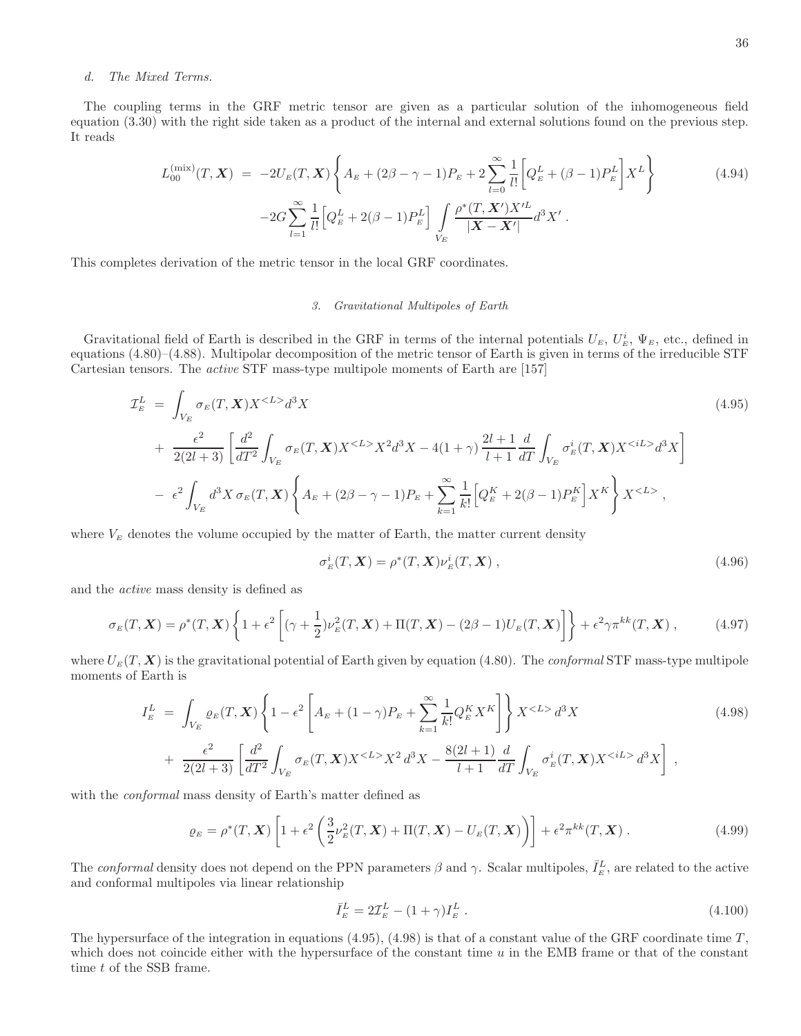*d. The Mixed Terms.*

The coupling terms in the GRF metric tensor are given as a particular solution of the inhomogeneous field equation (3.30) with the right side taken as a product of the internal and external solutions found on the previous step. It reads

$$
\begin{aligned}
L_{00}^{(\mathrm{mix})}(T,\boldsymbol{X}) \;=\; & -2U_{\scriptscriptstyle E}(T,\boldsymbol{X})\left\{A_{\scriptscriptstyle E}+(2\beta-\gamma-1)P_{\scriptscriptstyle E}+2\sum_{l=0}^{\infty}\frac{1}{l!}\Big[Q^L_{\scriptscriptstyle E}+(\beta-1)P^L_{\scriptscriptstyle E}\Big]X^L\right\} \\
& -2G\sum_{l=1}^{\infty}\frac{1}{l!}\Big[Q^L_{\scriptscriptstyle E}+2(\beta-1)P^L_{\scriptscriptstyle E}\Big]\int\limits_{V_E}\frac{\rho^*(T,\boldsymbol{X}')X'^L}{|\boldsymbol{X}-\boldsymbol{X}'|}d^3X'\;.
\end{aligned}
\tag{4.94}
$$

This completes derivation of the metric tensor in the local GRF coordinates.

### *3. Gravitational Multipoles of Earth*

Gravitational field of Earth is described in the GRF in terms of the internal potentials $U_{\scriptscriptstyle E}$, $U^i_{\scriptscriptstyle E}$, $\Psi_{\scriptscriptstyle E}$, etc., defined in equations (4.80)–(4.88). Multipolar decomposition of the metric tensor of Earth is given in terms of the irreducible STF Cartesian tensors. The *active* STF mass-type multipole moments of Earth are [157]

$$
\begin{aligned}
\mathcal{I}^L_{\scriptscriptstyle E} \;=\; & \int_{V_E}\sigma_{\scriptscriptstyle E}(T,\boldsymbol{X})X^{<L>}d^3X \\
& +\;\frac{\epsilon^2}{2(2l+3)}\left[\frac{d^2}{dT^2}\int_{V_E}\sigma_{\scriptscriptstyle E}(T,\boldsymbol{X})X^{<L>}X^2d^3X-4(1+\gamma)\frac{2l+1}{l+1}\frac{d}{dT}\int_{V_E}\sigma^i_{\scriptscriptstyle E}(T,\boldsymbol{X})X^{<iL>}d^3X\right] \\
& -\;\epsilon^2\int_{V_E}d^3X\,\sigma_{\scriptscriptstyle E}(T,\boldsymbol{X})\left\{A_{\scriptscriptstyle E}+(2\beta-\gamma-1)P_{\scriptscriptstyle E}+\sum_{k=1}^{\infty}\frac{1}{k!}\Big[Q^K_{\scriptscriptstyle E}+2(\beta-1)P^K_{\scriptscriptstyle E}\Big]X^K\right\}X^{<L>}\;,
\end{aligned}
\tag{4.95}
$$

where $V_{\scriptscriptstyle E}$ denotes the volume occupied by the matter of Earth, the matter current density

$$
\sigma^i_{\scriptscriptstyle E}(T,\boldsymbol{X})=\rho^*(T,\boldsymbol{X})\nu^i_{\scriptscriptstyle E}(T,\boldsymbol{X})\;,
\tag{4.96}
$$

and the *active* mass density is defined as

$$
\sigma_{\scriptscriptstyle E}(T,\boldsymbol{X})=\rho^*(T,\boldsymbol{X})\left\{1+\epsilon^2\left[(\gamma+\frac{1}{2})\nu^2_{\scriptscriptstyle E}(T,\boldsymbol{X})+\Pi(T,\boldsymbol{X})-(2\beta-1)U_{\scriptscriptstyle E}(T,\boldsymbol{X})\right]\right\}+\epsilon^2\gamma\pi^{kk}(T,\boldsymbol{X})\;,
\tag{4.97}
$$

where $U_{\scriptscriptstyle E}(T,\boldsymbol{X})$ is the gravitational potential of Earth given by equation (4.80). The *conformal* STF mass-type multipole moments of Earth is

$$
\begin{aligned}
I^L_{\scriptscriptstyle E} \;=\; & \int_{V_E}\varrho_{\scriptscriptstyle E}(T,\boldsymbol{X})\left\{1-\epsilon^2\left[A_{\scriptscriptstyle E}+(1-\gamma)P_{\scriptscriptstyle E}+\sum_{k=1}^{\infty}\frac{1}{k!}Q^K_{\scriptscriptstyle E}X^K\right]\right\}X^{<L>}\,d^3X \\
& +\;\frac{\epsilon^2}{2(2l+3)}\left[\frac{d^2}{dT^2}\int_{V_E}\sigma_{\scriptscriptstyle E}(T,\boldsymbol{X})X^{<L>}X^2\,d^3X-\frac{8(2l+1)}{l+1}\frac{d}{dT}\int_{V_E}\sigma^i_{\scriptscriptstyle E}(T,\boldsymbol{X})X^{<iL>}\,d^3X\right]\;,
\end{aligned}
\tag{4.98}
$$

with the *conformal* mass density of Earth's matter defined as

$$
\varrho_{\scriptscriptstyle E}=\rho^*(T,\boldsymbol{X})\left[1+\epsilon^2\left(\frac{3}{2}\nu^2_{\scriptscriptstyle E}(T,\boldsymbol{X})+\Pi(T,\boldsymbol{X})-U_{\scriptscriptstyle E}(T,\boldsymbol{X})\right)\right]+\epsilon^2\pi^{kk}(T,\boldsymbol{X})\;.
\tag{4.99}
$$

The *conformal* density does not depend on the PPN parameters $\beta$ and $\gamma$. Scalar multipoles, $\bar{I}^L_{\scriptscriptstyle E}$, are related to the active and conformal multipoles via linear relationship

$$
\bar{I}^L_{\scriptscriptstyle E}=2\mathcal{I}^L_{\scriptscriptstyle E}-(1+\gamma)I^L_{\scriptscriptstyle E}\;.
\tag{4.100}
$$

The hypersurface of the integration in equations (4.95), (4.98) is that of a constant value of the GRF coordinate time $T$, which does not coincide either with the hypersurface of the constant time $u$ in the EMB frame or that of the constant time $t$ of the SSB frame.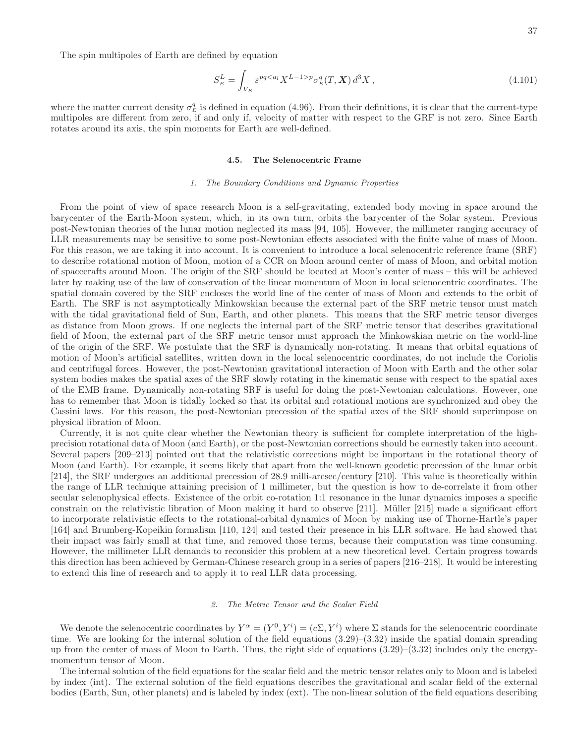The spin multipoles of Earth are defined by equation

$$S_E^L = \int_{V_E} \varepsilon^{pq<a_l} X^{L-1>p} \sigma_E^q(T, \boldsymbol{X})\, d^3X\,, \tag{4.101}$$

where the matter current density $\sigma_E^q$ is defined in equation (4.96). From their definitions, it is clear that the current-type multipoles are different from zero, if and only if, velocity of matter with respect to the GRF is not zero. Since Earth rotates around its axis, the spin moments for Earth are well-defined.

### 4.5. The Selenocentric Frame

#### *1. The Boundary Conditions and Dynamic Properties*

From the point of view of space research Moon is a self-gravitating, extended body moving in space around the barycenter of the Earth-Moon system, which, in its own turn, orbits the barycenter of the Solar system. Previous post-Newtonian theories of the lunar motion neglected its mass [94, 105]. However, the millimeter ranging accuracy of LLR measurements may be sensitive to some post-Newtonian effects associated with the finite value of mass of Moon. For this reason, we are taking it into account. It is convenient to introduce a local selenocentric reference frame (SRF) to describe rotational motion of Moon, motion of a CCR on Moon around center of mass of Moon, and orbital motion of spacecrafts around Moon. The origin of the SRF should be located at Moon's center of mass – this will be achieved later by making use of the law of conservation of the linear momentum of Moon in local selenocentric coordinates. The spatial domain covered by the SRF encloses the world line of the center of mass of Moon and extends to the orbit of Earth. The SRF is not asymptotically Minkowskian because the external part of the SRF metric tensor must match with the tidal gravitational field of Sun, Earth, and other planets. This means that the SRF metric tensor diverges as distance from Moon grows. If one neglects the internal part of the SRF metric tensor that describes gravitational field of Moon, the external part of the SRF metric tensor must approach the Minkowskian metric on the world-line of the origin of the SRF. We postulate that the SRF is dynamically non-rotating. It means that orbital equations of motion of Moon's artificial satellites, written down in the local selenocentric coordinates, do not include the Coriolis and centrifugal forces. However, the post-Newtonian gravitational interaction of Moon with Earth and the other solar system bodies makes the spatial axes of the SRF slowly rotating in the kinematic sense with respect to the spatial axes of the EMB frame. Dynamically non-rotating SRF is useful for doing the post-Newtonian calculations. However, one has to remember that Moon is tidally locked so that its orbital and rotational motions are synchronized and obey the Cassini laws. For this reason, the post-Newtonian precession of the spatial axes of the SRF should superimpose on physical libration of Moon.

Currently, it is not quite clear whether the Newtonian theory is sufficient for complete interpretation of the high-precision rotational data of Moon (and Earth), or the post-Newtonian corrections should be earnestly taken into account. Several papers [209–213] pointed out that the relativistic corrections might be important in the rotational theory of Moon (and Earth). For example, it seems likely that apart from the well-known geodetic precession of the lunar orbit [214], the SRF undergoes an additional precession of 28.9 milli-arcsec/century [210]. This value is theoretically within the range of LLR technique attaining precision of 1 millimeter, but the question is how to de-correlate it from other secular selenophysical effects. Existence of the orbit co-rotation 1:1 resonance in the lunar dynamics imposes a specific constrain on the relativistic libration of Moon making it hard to observe [211]. Müller [215] made a significant effort to incorporate relativistic effects to the rotational-orbital dynamics of Moon by making use of Thorne-Hartle's paper [164] and Brumberg-Kopeikin formalism [110, 124] and tested their presence in his LLR software. He had showed that their impact was fairly small at that time, and removed those terms, because their computation was time consuming. However, the millimeter LLR demands to reconsider this problem at a new theoretical level. Certain progress towards this direction has been achieved by German-Chinese research group in a series of papers [216–218]. It would be interesting to extend this line of research and to apply it to real LLR data processing.

#### *2. The Metric Tensor and the Scalar Field*

We denote the selenocentric coordinates by $Y^\alpha = (Y^0, Y^i) = (c\Sigma, Y^i)$ where $\Sigma$ stands for the selenocentric coordinate time. We are looking for the internal solution of the field equations (3.29)–(3.32) inside the spatial domain spreading up from the center of mass of Moon to Earth. Thus, the right side of equations (3.29)–(3.32) includes only the energy-momentum tensor of Moon.

The internal solution of the field equations for the scalar field and the metric tensor relates only to Moon and is labeled by index (int). The external solution of the field equations describes the gravitational and scalar field of the external bodies (Earth, Sun, other planets) and is labeled by index (ext). The non-linear solution of the field equations describing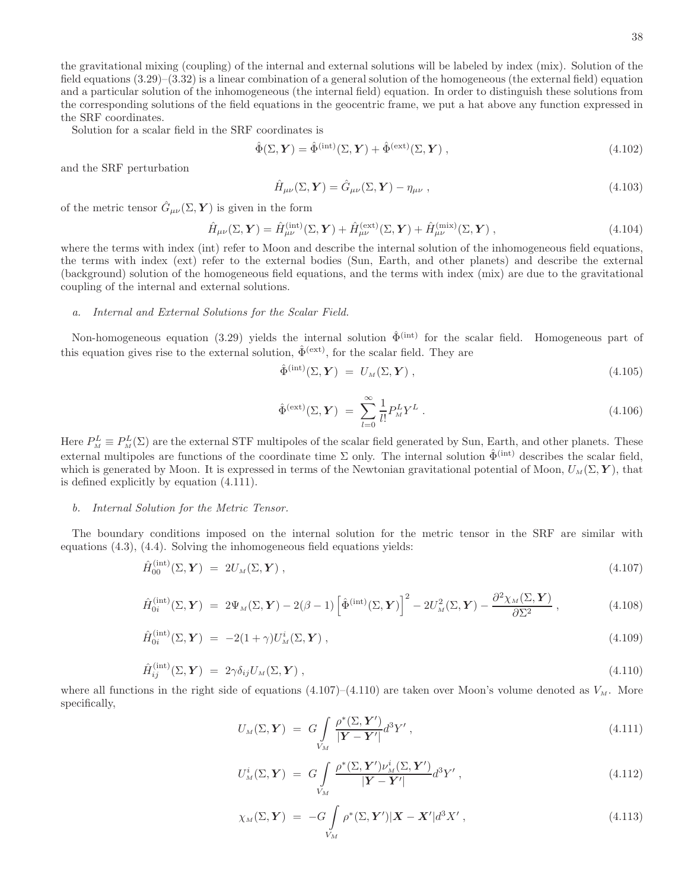the gravitational mixing (coupling) of the internal and external solutions will be labeled by index (mix). Solution of the field equations (3.29)–(3.32) is a linear combination of a general solution of the homogeneous (the external field) equation and a particular solution of the inhomogeneous (the internal field) equation. In order to distinguish these solutions from the corresponding solutions of the field equations in the geocentric frame, we put a hat above any function expressed in the SRF coordinates.

Solution for a scalar field in the SRF coordinates is

$$\hat{\Phi}(\Sigma, \boldsymbol{Y}) = \hat{\Phi}^{(\rm int)}(\Sigma, \boldsymbol{Y}) + \hat{\Phi}^{(\rm ext)}(\Sigma, \boldsymbol{Y}) \,, \tag{4.102}$$

and the SRF perturbation

$$\hat{H}_{\mu\nu}(\Sigma, \boldsymbol{Y}) = \hat{G}_{\mu\nu}(\Sigma, \boldsymbol{Y}) - \eta_{\mu\nu} \,, \tag{4.103}$$

of the metric tensor $\hat{G}_{\mu\nu}(\Sigma, \boldsymbol{Y})$ is given in the form

$$\hat{H}_{\mu\nu}(\Sigma, \boldsymbol{Y}) = \hat{H}^{(\rm int)}_{\mu\nu}(\Sigma, \boldsymbol{Y}) + \hat{H}^{(\rm ext)}_{\mu\nu}(\Sigma, \boldsymbol{Y}) + \hat{H}^{(\rm mix)}_{\mu\nu}(\Sigma, \boldsymbol{Y}) \,, \tag{4.104}$$

where the terms with index (int) refer to Moon and describe the internal solution of the inhomogeneous field equations, the terms with index (ext) refer to the external bodies (Sun, Earth, and other planets) and describe the external (background) solution of the homogeneous field equations, and the terms with index (mix) are due to the gravitational coupling of the internal and external solutions.

*a. Internal and External Solutions for the Scalar Field.*

Non-homogeneous equation (3.29) yields the internal solution $\hat{\Phi}^{(\rm int)}$ for the scalar field. Homogeneous part of this equation gives rise to the external solution, $\hat{\Phi}^{(\rm ext)}$, for the scalar field. They are

$$\hat{\Phi}^{(\rm int)}(\Sigma, \boldsymbol{Y}) \;=\; U_{M}(\Sigma, \boldsymbol{Y}) \,, \tag{4.105}$$

$$\hat{\Phi}^{(\rm ext)}(\Sigma, \boldsymbol{Y}) \;=\; \sum_{l=0}^{\infty} \frac{1}{l!} P^{L}_{M} Y^{L} \,. \tag{4.106}$$

Here $P^{L}_{M} \equiv P^{L}_{M}(\Sigma)$ are the external STF multipoles of the scalar field generated by Sun, Earth, and other planets. These external multipoles are functions of the coordinate time $\Sigma$ only. The internal solution $\hat{\Phi}^{(\rm int)}$ describes the scalar field, which is generated by Moon. It is expressed in terms of the Newtonian gravitational potential of Moon, $U_{M}(\Sigma, \boldsymbol{Y})$, that is defined explicitly by equation (4.111).

*b. Internal Solution for the Metric Tensor.*

The boundary conditions imposed on the internal solution for the metric tensor in the SRF are similar with equations (4.3), (4.4). Solving the inhomogeneous field equations yields:

$$\hat{H}^{(\rm int)}_{00}(\Sigma, \boldsymbol{Y}) \;=\; 2U_{M}(\Sigma, \boldsymbol{Y}) \,, \tag{4.107}$$

$$\hat{H}^{(\rm int)}_{0i}(\Sigma, \boldsymbol{Y}) \;=\; 2\Psi_{M}(\Sigma, \boldsymbol{Y}) - 2(\beta - 1)\left[\hat{\Phi}^{(\rm int)}(\Sigma, \boldsymbol{Y})\right]^2 - 2U^2_{M}(\Sigma, \boldsymbol{Y}) - \frac{\partial^2 \chi_{M}(\Sigma, \boldsymbol{Y})}{\partial \Sigma^2} \,, \tag{4.108}$$

$$\hat{H}^{(\rm int)}_{0i}(\Sigma, \boldsymbol{Y}) \;=\; -2(1+\gamma)U^{i}_{M}(\Sigma, \boldsymbol{Y}) \,, \tag{4.109}$$

$$\hat{H}^{(\rm int)}_{ij}(\Sigma, \boldsymbol{Y}) \;=\; 2\gamma\delta_{ij}U_{M}(\Sigma, \boldsymbol{Y}) \,, \tag{4.110}$$

where all functions in the right side of equations (4.107)–(4.110) are taken over Moon's volume denoted as $V_{M}$. More specifically,

$$U_{M}(\Sigma, \boldsymbol{Y}) \;=\; G \int\limits_{V_M} \frac{\rho^*(\Sigma, \boldsymbol{Y}')}{|\boldsymbol{Y} - \boldsymbol{Y}'|} d^3Y' \,, \tag{4.111}$$

$$U^{i}_{M}(\Sigma, \boldsymbol{Y}) \;=\; G \int\limits_{V_M} \frac{\rho^*(\Sigma, \boldsymbol{Y}')\nu^{i}_{M}(\Sigma, \boldsymbol{Y}')}{|\boldsymbol{Y} - \boldsymbol{Y}'|} d^3Y' \,, \tag{4.112}$$

$$\chi_{M}(\Sigma, \boldsymbol{Y}) \;=\; -G \int\limits_{V_M} \rho^*(\Sigma, \boldsymbol{Y}')|\boldsymbol{X} - \boldsymbol{X}'| d^3X' \,, \tag{4.113}$$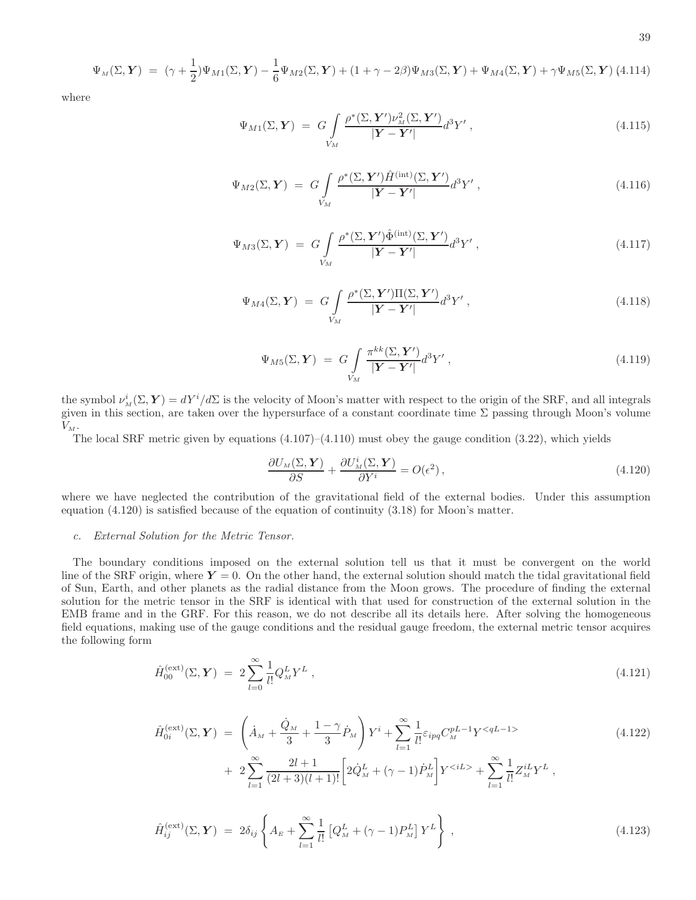$$
\Psi_{_M}(\Sigma,\boldsymbol{Y}) \;=\; (\gamma+\frac{1}{2})\Psi_{M1}(\Sigma,\boldsymbol{Y})-\frac{1}{6}\Psi_{M2}(\Sigma,\boldsymbol{Y})+(1+\gamma-2\beta)\Psi_{M3}(\Sigma,\boldsymbol{Y})+\Psi_{M4}(\Sigma,\boldsymbol{Y})+\gamma\Psi_{M5}(\Sigma,\boldsymbol{Y}) \quad (4.114)
$$

where

$$
\Psi_{M1}(\Sigma,\boldsymbol{Y}) \;=\; G\int\limits_{V_M}\frac{\rho^*(\Sigma,\boldsymbol{Y}')\nu^2_{_M}(\Sigma,\boldsymbol{Y}')}{|\boldsymbol{Y}-\boldsymbol{Y}'|}d^3Y'\;, \quad (4.115)
$$

$$
\Psi_{M2}(\Sigma,\boldsymbol{Y}) \;=\; G\int\limits_{V_M}\frac{\rho^*(\Sigma,\boldsymbol{Y}')\hat{H}^{(\rm int)}(\Sigma,\boldsymbol{Y}')}{|\boldsymbol{Y}-\boldsymbol{Y}'|}d^3Y'\;, \quad (4.116)
$$

$$
\Psi_{M3}(\Sigma,\boldsymbol{Y}) \;=\; G\int\limits_{V_M}\frac{\rho^*(\Sigma,\boldsymbol{Y}')\hat{\Phi}^{(\rm int)}(\Sigma,\boldsymbol{Y}')}{|\boldsymbol{Y}-\boldsymbol{Y}'|}d^3Y'\;, \quad (4.117)
$$

$$
\Psi_{M4}(\Sigma,\boldsymbol{Y}) \;=\; G\int\limits_{V_M}\frac{\rho^*(\Sigma,\boldsymbol{Y}')\Pi(\Sigma,\boldsymbol{Y}')}{|\boldsymbol{Y}-\boldsymbol{Y}'|}d^3Y'\;, \quad (4.118)
$$

$$
\Psi_{M5}(\Sigma,\boldsymbol{Y}) \;=\; G\int\limits_{V_M}\frac{\pi^{kk}(\Sigma,\boldsymbol{Y}')}{|\boldsymbol{Y}-\boldsymbol{Y}'|}d^3Y'\;, \quad (4.119)
$$

the symbol $\nu^i_{_M}(\Sigma,\boldsymbol{Y})=dY^i/d\Sigma$ is the velocity of Moon's matter with respect to the origin of the SRF, and all integrals given in this section, are taken over the hypersurface of a constant coordinate time $\Sigma$ passing through Moon's volume $V_{_M}$.

The local SRF metric given by equations (4.107)–(4.110) must obey the gauge condition (3.22), which yields

$$
\frac{\partial U_{_M}(\Sigma,\boldsymbol{Y})}{\partial S}+\frac{\partial U^i_{_M}(\Sigma,\boldsymbol{Y})}{\partial Y^i}=O(\epsilon^2)\,, \quad (4.120)
$$

where we have neglected the contribution of the gravitational field of the external bodies. Under this assumption equation (4.120) is satisfied because of the equation of continuity (3.18) for Moon's matter.

### c. *External Solution for the Metric Tensor.*

The boundary conditions imposed on the external solution tell us that it must be convergent on the world line of the SRF origin, where $\boldsymbol{Y}=0$. On the other hand, the external solution should match the tidal gravitational field of Sun, Earth, and other planets as the radial distance from the Moon grows. The procedure of finding the external solution for the metric tensor in the SRF is identical with that used for construction of the external solution in the EMB frame and in the GRF. For this reason, we do not describe all its details here. After solving the homogeneous field equations, making use of the gauge conditions and the residual gauge freedom, the external metric tensor acquires the following form

$$
\hat{H}^{(\rm ext)}_{00}(\Sigma,\boldsymbol{Y}) \;=\; 2\sum_{l=0}^{\infty}\frac{1}{l!}Q^L_{_M}Y^L\;, \quad (4.121)
$$

$$
\begin{aligned}
\hat{H}^{(\rm ext)}_{0i}(\Sigma,\boldsymbol{Y}) \;&=\; \left(\dot{A}_{_M}+\frac{\dot{Q}_{_M}}{3}+\frac{1-\gamma}{3}\dot{P}_{_M}\right)Y^i+\sum_{l=1}^{\infty}\frac{1}{l!}\varepsilon_{ipq}C^{pL-1}_{_M}Y^{<qL-1>} \\
&+\;2\sum_{l=1}^{\infty}\frac{2l+1}{(2l+3)(l+1)!}\Big[2\dot{Q}^L_{_M}+(\gamma-1)\dot{P}^L_{_M}\Big]Y^{<iL>}+\sum_{l=1}^{\infty}\frac{1}{l!}Z^{iL}_{_M}Y^L\;,
\end{aligned} \quad (4.122)
$$

$$
\hat{H}^{(\rm ext)}_{ij}(\Sigma,\boldsymbol{Y}) \;=\; 2\delta_{ij}\left\{A_{_E}+\sum_{l=1}^{\infty}\frac{1}{l!}\left[Q^L_{_M}+(\gamma-1)P^L_{_M}\right]Y^L\right\}\;, \quad (4.123)
$$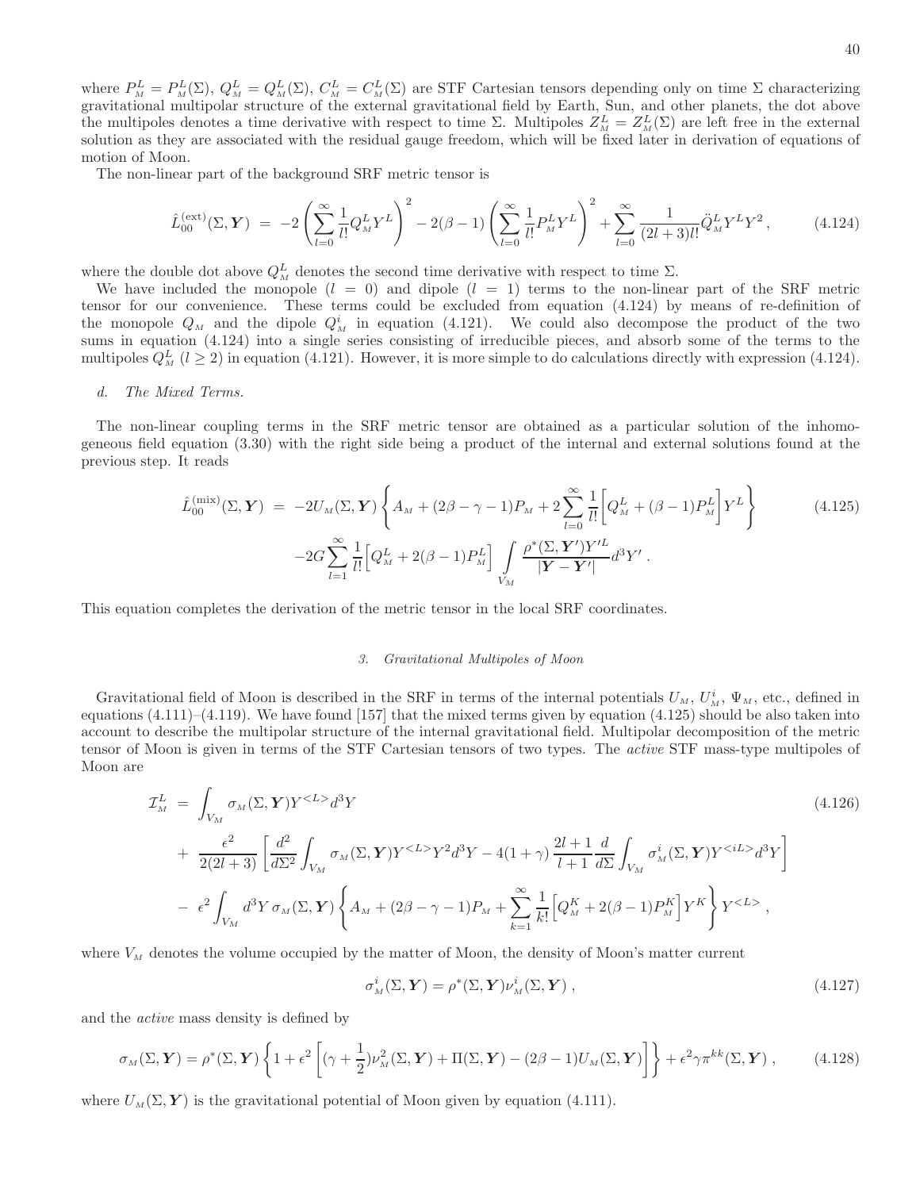where $P^L_{_M} = P^L_{_M}(\Sigma)$, $Q^L_{_M} = Q^L_{_M}(\Sigma)$, $C^L_{_M} = C^L_{_M}(\Sigma)$ are STF Cartesian tensors depending only on time $\Sigma$ characterizing gravitational multipolar structure of the external gravitational field by Earth, Sun, and other planets, the dot above the multipoles denotes a time derivative with respect to time $\Sigma$. Multipoles $Z^L_{_M} = Z^L_{_M}(\Sigma)$ are left free in the external solution as they are associated with the residual gauge freedom, which will be fixed later in derivation of equations of motion of Moon.

The non-linear part of the background SRF metric tensor is

$$\hat{L}^{(\rm ext)}_{00}(\Sigma, \boldsymbol{Y}) \;=\; -2\left(\sum_{l=0}^{\infty}\frac{1}{l!}Q^L_{_M}Y^L\right)^2 - 2(\beta-1)\left(\sum_{l=0}^{\infty}\frac{1}{l!}P^L_{_M}Y^L\right)^2 + \sum_{l=0}^{\infty}\frac{1}{(2l+3)l!}\ddot{Q}^L_{_M}Y^LY^2\,, \tag{4.124}$$

where the double dot above $Q^L_{_M}$ denotes the second time derivative with respect to time $\Sigma$.

We have included the monopole ($l = 0$) and dipole ($l = 1$) terms to the non-linear part of the SRF metric tensor for our convenience. These terms could be excluded from equation (4.124) by means of re-definition of the monopole $Q_{_M}$ and the dipole $Q^i_{_M}$ in equation (4.121). We could also decompose the product of the two sums in equation (4.124) into a single series consisting of irreducible pieces, and absorb some of the terms to the multipoles $Q^L_{_M}$ ($l \geq 2$) in equation (4.121). However, it is more simple to do calculations directly with expression (4.124).

*d. The Mixed Terms.*

The non-linear coupling terms in the SRF metric tensor are obtained as a particular solution of the inhomogeneous field equation (3.30) with the right side being a product of the internal and external solutions found at the previous step. It reads

$$\begin{aligned}\hat{L}^{(\rm mix)}_{00}(\Sigma, \boldsymbol{Y}) \;=\; & -2U_{_M}(\Sigma, \boldsymbol{Y})\left\{A_{_M} + (2\beta-\gamma-1)P_{_M} + 2\sum_{l=0}^{\infty}\frac{1}{l!}\Big[Q^L_{_M} + (\beta-1)P^L_{_M}\Big]Y^L\right\} \\ & -2G\sum_{l=1}^{\infty}\frac{1}{l!}\Big[Q^L_{_M} + 2(\beta-1)P^L_{_M}\Big]\int\limits_{V_M}\frac{\rho^*(\Sigma, \boldsymbol{Y}')Y'^L}{|\boldsymbol{Y}-\boldsymbol{Y}'|}d^3Y'\,.\end{aligned} \tag{4.125}$$

This equation completes the derivation of the metric tensor in the local SRF coordinates.

### 3. Gravitational Multipoles of Moon

Gravitational field of Moon is described in the SRF in terms of the internal potentials $U_{_M}$, $U^i_{_M}$, $\Psi_{_M}$, etc., defined in equations (4.111)–(4.119). We have found [157] that the mixed terms given by equation (4.125) should be also taken into account to describe the multipolar structure of the internal gravitational field. Multipolar decomposition of the metric tensor of Moon is given in terms of the STF Cartesian tensors of two types. The *active* STF mass-type multipoles of Moon are

$$\begin{aligned}\mathcal{I}^L_{_M} \;=\; & \int_{V_M}\sigma_{_M}(\Sigma, \boldsymbol{Y})Y^{<L>}d^3Y \\ & +\;\frac{\epsilon^2}{2(2l+3)}\left[\frac{d^2}{d\Sigma^2}\int_{V_M}\sigma_{_M}(\Sigma, \boldsymbol{Y})Y^{<L>}Y^2d^3Y - 4(1+\gamma)\frac{2l+1}{l+1}\frac{d}{d\Sigma}\int_{V_M}\sigma^i_{_M}(\Sigma, \boldsymbol{Y})Y^{<iL>}d^3Y\right] \\ & -\;\epsilon^2\int_{V_M}d^3Y\,\sigma_{_M}(\Sigma, \boldsymbol{Y})\left\{A_{_M} + (2\beta-\gamma-1)P_{_M} + \sum_{k=1}^{\infty}\frac{1}{k!}\Big[Q^K_{_M} + 2(\beta-1)P^K_{_M}\Big]Y^K\right\}Y^{<L>}\,,\end{aligned} \tag{4.126}$$

where $V_{_M}$ denotes the volume occupied by the matter of Moon, the density of Moon's matter current

$$\sigma^i_{_M}(\Sigma, \boldsymbol{Y}) = \rho^*(\Sigma, \boldsymbol{Y})\nu^i_{_M}(\Sigma, \boldsymbol{Y})\,, \tag{4.127}$$

and the *active* mass density is defined by

$$\sigma_{_M}(\Sigma, \boldsymbol{Y}) = \rho^*(\Sigma, \boldsymbol{Y})\left\{1 + \epsilon^2\left[(\gamma+\frac{1}{2})\nu^2_{_M}(\Sigma, \boldsymbol{Y}) + \Pi(\Sigma, \boldsymbol{Y}) - (2\beta-1)U_{_M}(\Sigma, \boldsymbol{Y})\right]\right\} + \epsilon^2\gamma\pi^{kk}(\Sigma, \boldsymbol{Y})\,, \tag{4.128}$$

where $U_{_M}(\Sigma, \boldsymbol{Y})$ is the gravitational potential of Moon given by equation (4.111).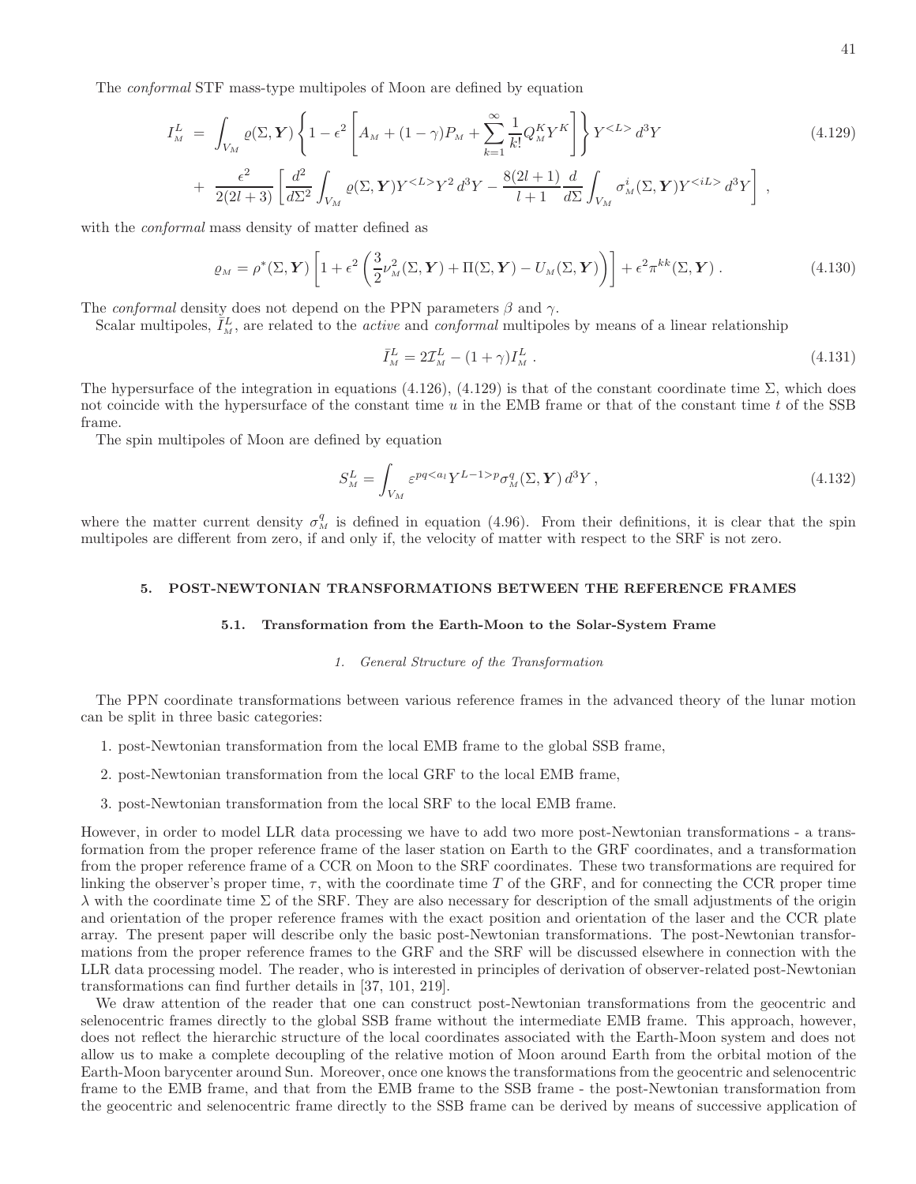The *conformal* STF mass-type multipoles of Moon are defined by equation

$$
\begin{aligned}
I^L_{\scriptscriptstyle M} \;&=\; \int_{V_M} \varrho(\Sigma, \boldsymbol{Y}) \left\{ 1 - \epsilon^2 \left[ A_{\scriptscriptstyle M} + (1-\gamma) P_{\scriptscriptstyle M} + \sum_{k=1}^{\infty} \frac{1}{k!} Q^K_{\scriptscriptstyle M} Y^K \right] \right\} Y^{<L>}\, d^3Y \\
&+\; \frac{\epsilon^2}{2(2l+3)} \left[ \frac{d^2}{d\Sigma^2} \int_{V_M} \varrho(\Sigma, \boldsymbol{Y}) Y^{<L>} Y^2\, d^3Y - \frac{8(2l+1)}{l+1} \frac{d}{d\Sigma} \int_{V_M} \sigma^i_{\scriptscriptstyle M}(\Sigma, \boldsymbol{Y}) Y^{<iL>}\, d^3Y \right] ,
\end{aligned}
\tag{4.129}
$$

with the *conformal* mass density of matter defined as

$$
\varrho_{\scriptscriptstyle M} = \rho^*(\Sigma, \boldsymbol{Y}) \left[ 1 + \epsilon^2 \left( \frac{3}{2} \nu^2_{\scriptscriptstyle M}(\Sigma, \boldsymbol{Y}) + \Pi(\Sigma, \boldsymbol{Y}) - U_{\scriptscriptstyle M}(\Sigma, \boldsymbol{Y}) \right) \right] + \epsilon^2 \pi^{kk}(\Sigma, \boldsymbol{Y}) \,. \tag{4.130}
$$

The *conformal* density does not depend on the PPN parameters $\beta$ and $\gamma$.

Scalar multipoles, $\bar{I}^L_{\scriptscriptstyle M}$, are related to the *active* and *conformal* multipoles by means of a linear relationship

$$
\bar{I}^L_{\scriptscriptstyle M} = 2\mathcal{I}^L_{\scriptscriptstyle M} - (1+\gamma) I^L_{\scriptscriptstyle M} \,. \tag{4.131}
$$

The hypersurface of the integration in equations (4.126), (4.129) is that of the constant coordinate time $\Sigma$, which does not coincide with the hypersurface of the constant time $u$ in the EMB frame or that of the constant time $t$ of the SSB frame.

The spin multipoles of Moon are defined by equation

$$
S^L_{\scriptscriptstyle M} = \int_{V_M} \varepsilon^{pq<a_l} Y^{L-1>p} \sigma^q_{\scriptscriptstyle M}(\Sigma, \boldsymbol{Y})\, d^3Y \,, \tag{4.132}
$$

where the matter current density $\sigma^q_{\scriptscriptstyle M}$ is defined in equation (4.96). From their definitions, it is clear that the spin multipoles are different from zero, if and only if, the velocity of matter with respect to the SRF is not zero.

# 5. POST-NEWTONIAN TRANSFORMATIONS BETWEEN THE REFERENCE FRAMES

## 5.1. Transformation from the Earth-Moon to the Solar-System Frame

### 1. General Structure of the Transformation

The PPN coordinate transformations between various reference frames in the advanced theory of the lunar motion can be split in three basic categories:

1. post-Newtonian transformation from the local EMB frame to the global SSB frame,
2. post-Newtonian transformation from the local GRF to the local EMB frame,
3. post-Newtonian transformation from the local SRF to the local EMB frame.

However, in order to model LLR data processing we have to add two more post-Newtonian transformations - a transformation from the proper reference frame of the laser station on Earth to the GRF coordinates, and a transformation from the proper reference frame of a CCR on Moon to the SRF coordinates. These two transformations are required for linking the observer's proper time, $\tau$, with the coordinate time $T$ of the GRF, and for connecting the CCR proper time $\lambda$ with the coordinate time $\Sigma$ of the SRF. They are also necessary for description of the small adjustments of the origin and orientation of the proper reference frames with the exact position and orientation of the laser and the CCR plate array. The present paper will describe only the basic post-Newtonian transformations. The post-Newtonian transformations from the proper reference frames to the GRF and the SRF will be discussed elsewhere in connection with the LLR data processing model. The reader, who is interested in principles of derivation of observer-related post-Newtonian transformations can find further details in [37, 101, 219].

We draw attention of the reader that one can construct post-Newtonian transformations from the geocentric and selenocentric frames directly to the global SSB frame without the intermediate EMB frame. This approach, however, does not reflect the hierarchic structure of the local coordinates associated with the Earth-Moon system and does not allow us to make a complete decoupling of the relative motion of Moon around Earth from the orbital motion of the Earth-Moon barycenter around Sun. Moreover, once one knows the transformations from the geocentric and selenocentric frame to the EMB frame, and that from the EMB frame to the SSB frame - the post-Newtonian transformation from the geocentric and selenocentric frame directly to the SSB frame can be derived by means of successive application of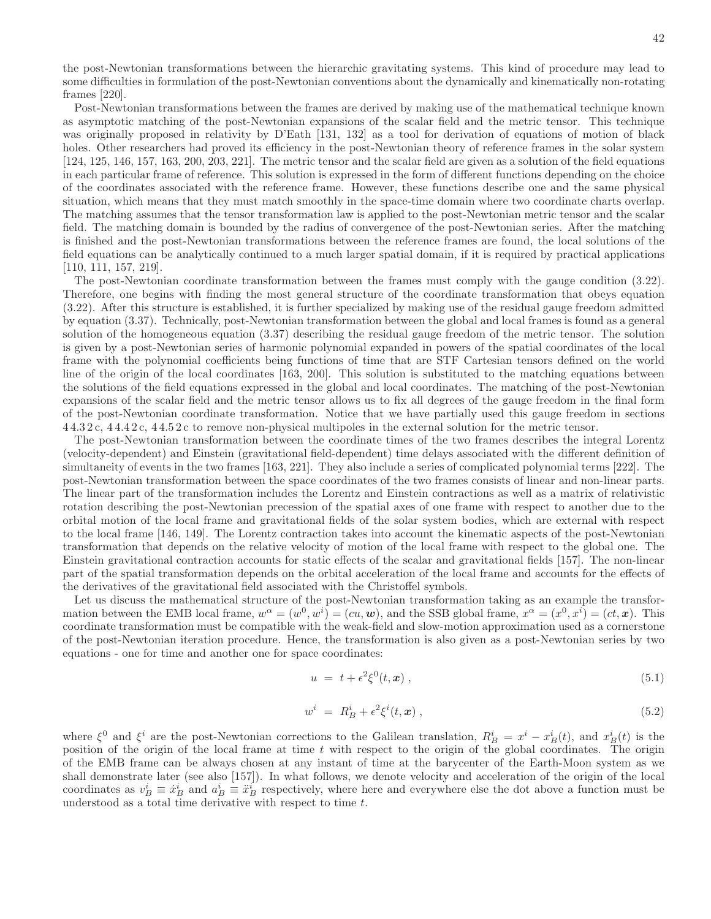the post-Newtonian transformations between the hierarchic gravitating systems. This kind of procedure may lead to some difficulties in formulation of the post-Newtonian conventions about the dynamically and kinematically non-rotating frames [220].

Post-Newtonian transformations between the frames are derived by making use of the mathematical technique known as asymptotic matching of the post-Newtonian expansions of the scalar field and the metric tensor. This technique was originally proposed in relativity by D'Eath [131, 132] as a tool for derivation of equations of motion of black holes. Other researchers had proved its efficiency in the post-Newtonian theory of reference frames in the solar system [124, 125, 146, 157, 163, 200, 203, 221]. The metric tensor and the scalar field are given as a solution of the field equations in each particular frame of reference. This solution is expressed in the form of different functions depending on the choice of the coordinates associated with the reference frame. However, these functions describe one and the same physical situation, which means that they must match smoothly in the space-time domain where two coordinate charts overlap. The matching assumes that the tensor transformation law is applied to the post-Newtonian metric tensor and the scalar field. The matching domain is bounded by the radius of convergence of the post-Newtonian series. After the matching is finished and the post-Newtonian transformations between the reference frames are found, the local solutions of the field equations can be analytically continued to a much larger spatial domain, if it is required by practical applications [110, 111, 157, 219].

The post-Newtonian coordinate transformation between the frames must comply with the gauge condition (3.22). Therefore, one begins with finding the most general structure of the coordinate transformation that obeys equation (3.22). After this structure is established, it is further specialized by making use of the residual gauge freedom admitted by equation (3.37). Technically, post-Newtonian transformation between the global and local frames is found as a general solution of the homogeneous equation (3.37) describing the residual gauge freedom of the metric tensor. The solution is given by a post-Newtonian series of harmonic polynomial expanded in powers of the spatial coordinates of the local frame with the polynomial coefficients being functions of time that are STF Cartesian tensors defined on the world line of the origin of the local coordinates [163, 200]. This solution is substituted to the matching equations between the solutions of the field equations expressed in the global and local coordinates. The matching of the post-Newtonian expansions of the scalar field and the metric tensor allows us to fix all degrees of the gauge freedom in the final form of the post-Newtonian coordinate transformation. Notice that we have partially used this gauge freedom in sections 4 4.3 2 c, 4 4.4 2 c, 4 4.5 2 c to remove non-physical multipoles in the external solution for the metric tensor.

The post-Newtonian transformation between the coordinate times of the two frames describes the integral Lorentz (velocity-dependent) and Einstein (gravitational field-dependent) time delays associated with the different definition of simultaneity of events in the two frames [163, 221]. They also include a series of complicated polynomial terms [222]. The post-Newtonian transformation between the space coordinates of the two frames consists of linear and non-linear parts. The linear part of the transformation includes the Lorentz and Einstein contractions as well as a matrix of relativistic rotation describing the post-Newtonian precession of the spatial axes of one frame with respect to another due to the orbital motion of the local frame and gravitational fields of the solar system bodies, which are external with respect to the local frame [146, 149]. The Lorentz contraction takes into account the kinematic aspects of the post-Newtonian transformation that depends on the relative velocity of motion of the local frame with respect to the global one. The Einstein gravitational contraction accounts for static effects of the scalar and gravitational fields [157]. The non-linear part of the spatial transformation depends on the orbital acceleration of the local frame and accounts for the effects of the derivatives of the gravitational field associated with the Christoffel symbols.

Let us discuss the mathematical structure of the post-Newtonian transformation taking as an example the transformation between the EMB local frame, $w^\alpha = (w^0, w^i) = (cu, \boldsymbol{w})$, and the SSB global frame, $x^\alpha = (x^0, x^i) = (ct, \boldsymbol{x})$. This coordinate transformation must be compatible with the weak-field and slow-motion approximation used as a cornerstone of the post-Newtonian iteration procedure. Hence, the transformation is also given as a post-Newtonian series by two equations - one for time and another one for space coordinates:

$$u \;=\; t + \epsilon^2 \xi^0(t, \boldsymbol{x}) \,, \tag{5.1}$$

$$w^i \;=\; R_B^i + \epsilon^2 \xi^i(t, \boldsymbol{x}) \,, \tag{5.2}$$

where $\xi^0$ and $\xi^i$ are the post-Newtonian corrections to the Galilean translation, $R_B^i = x^i - x_B^i(t)$, and $x_B^i(t)$ is the position of the origin of the local frame at time $t$ with respect to the origin of the global coordinates. The origin of the EMB frame can be always chosen at any instant of time at the barycenter of the Earth-Moon system as we shall demonstrate later (see also [157]). In what follows, we denote velocity and acceleration of the origin of the local coordinates as $v_B^i \equiv \dot{x}_B^i$ and $a_B^i \equiv \ddot{x}_B^i$ respectively, where here and everywhere else the dot above a function must be understood as a total time derivative with respect to time $t$.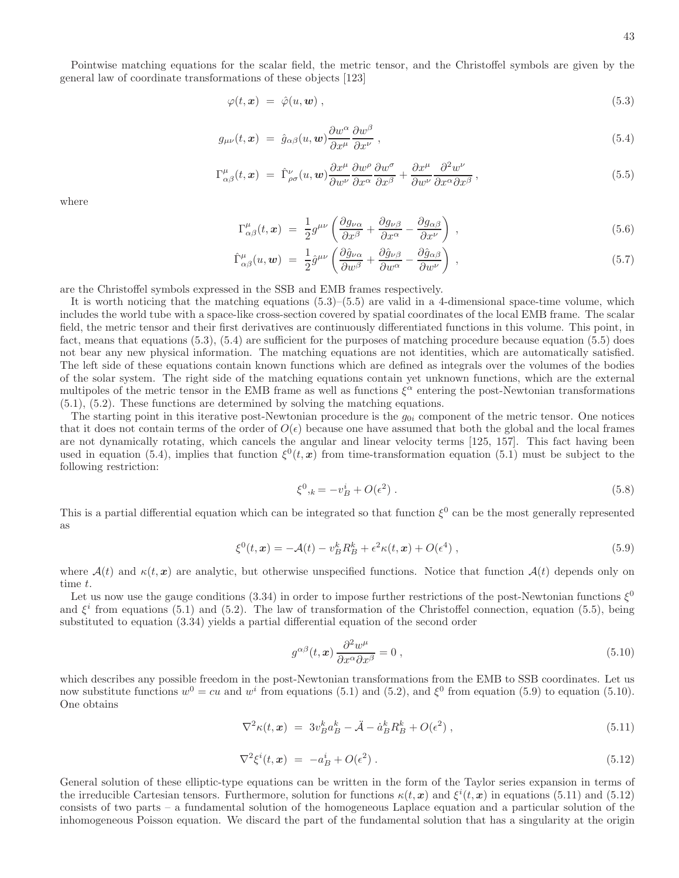Pointwise matching equations for the scalar field, the metric tensor, and the Christoffel symbols are given by the general law of coordinate transformations of these objects [123]

$$
\varphi(t, \boldsymbol{x}) \;=\; \hat{\varphi}(u, \boldsymbol{w}) \,, \tag{5.3}
$$

$$
g_{\mu\nu}(t, \boldsymbol{x}) \;=\; \hat{g}_{\alpha\beta}(u, \boldsymbol{w}) \frac{\partial w^\alpha}{\partial x^\mu} \frac{\partial w^\beta}{\partial x^\nu} \,, \tag{5.4}
$$

$$
\Gamma^\mu_{\alpha\beta}(t, \boldsymbol{x}) \;=\; \hat{\Gamma}^\nu_{\rho\sigma}(u, \boldsymbol{w}) \frac{\partial x^\mu}{\partial w^\nu} \frac{\partial w^\rho}{\partial x^\alpha} \frac{\partial w^\sigma}{\partial x^\beta} + \frac{\partial x^\mu}{\partial w^\nu} \frac{\partial^2 w^\nu}{\partial x^\alpha \partial x^\beta} \,, \tag{5.5}
$$

where

$$
\Gamma^\mu_{\alpha\beta}(t, \boldsymbol{x}) \;=\; \frac{1}{2} g^{\mu\nu} \left( \frac{\partial g_{\nu\alpha}}{\partial x^\beta} + \frac{\partial g_{\nu\beta}}{\partial x^\alpha} - \frac{\partial g_{\alpha\beta}}{\partial x^\nu} \right) \,, \tag{5.6}
$$

$$
\hat{\Gamma}^\mu_{\alpha\beta}(u, \boldsymbol{w}) \;=\; \frac{1}{2} \hat{g}^{\mu\nu} \left( \frac{\partial \hat{g}_{\nu\alpha}}{\partial w^\beta} + \frac{\partial \hat{g}_{\nu\beta}}{\partial w^\alpha} - \frac{\partial \hat{g}_{\alpha\beta}}{\partial w^\nu} \right) \,, \tag{5.7}
$$

are the Christoffel symbols expressed in the SSB and EMB frames respectively.

It is worth noticing that the matching equations (5.3)–(5.5) are valid in a 4-dimensional space-time volume, which includes the world tube with a space-like cross-section covered by spatial coordinates of the local EMB frame. The scalar field, the metric tensor and their first derivatives are continuously differentiated functions in this volume. This point, in fact, means that equations (5.3), (5.4) are sufficient for the purposes of matching procedure because equation (5.5) does not bear any new physical information. The matching equations are not identities, which are automatically satisfied. The left side of these equations contain known functions which are defined as integrals over the volumes of the bodies of the solar system. The right side of the matching equations contain yet unknown functions, which are the external multipoles of the metric tensor in the EMB frame as well as functions $\xi^\alpha$ entering the post-Newtonian transformations (5.1), (5.2). These functions are determined by solving the matching equations.

The starting point in this iterative post-Newtonian procedure is the $g_{0i}$ component of the metric tensor. One notices that it does not contain terms of the order of $O(\epsilon)$ because one have assumed that both the global and the local frames are not dynamically rotating, which cancels the angular and linear velocity terms [125, 157]. This fact having been used in equation (5.4), implies that function $\xi^0(t, \boldsymbol{x})$ from time-transformation equation (5.1) must be subject to the following restriction:

$$
\xi^0{}_{,k} = -v^i_B + O(\epsilon^2) \,. \tag{5.8}
$$

This is a partial differential equation which can be integrated so that function $\xi^0$ can be the most generally represented as

$$
\xi^0(t, \boldsymbol{x}) = -\mathcal{A}(t) - v^k_B R^k_B + \epsilon^2 \kappa(t, \boldsymbol{x}) + O(\epsilon^4) \,, \tag{5.9}
$$

where $\mathcal{A}(t)$ and $\kappa(t, \boldsymbol{x})$ are analytic, but otherwise unspecified functions. Notice that function $\mathcal{A}(t)$ depends only on time $t$.

Let us now use the gauge conditions (3.34) in order to impose further restrictions of the post-Newtonian functions $\xi^0$ and $\xi^i$ from equations (5.1) and (5.2). The law of transformation of the Christoffel connection, equation (5.5), being substituted to equation (3.34) yields a partial differential equation of the second order

$$
g^{\alpha\beta}(t, \boldsymbol{x}) \frac{\partial^2 w^\mu}{\partial x^\alpha \partial x^\beta} = 0 \,, \tag{5.10}
$$

which describes any possible freedom in the post-Newtonian transformations from the EMB to SSB coordinates. Let us now substitute functions $w^0 = cu$ and $w^i$ from equations (5.1) and (5.2), and $\xi^0$ from equation (5.9) to equation (5.10). One obtains

$$
\nabla^2 \kappa(t, \boldsymbol{x}) \;=\; 3 v^k_B a^k_B - \ddot{\mathcal{A}} - \dot{a}^k_B R^k_B + O(\epsilon^2) \,, \tag{5.11}
$$

$$
\nabla^2 \xi^i(t, \boldsymbol{x}) \;=\; -a^i_B + O(\epsilon^2) \,. \tag{5.12}
$$

General solution of these elliptic-type equations can be written in the form of the Taylor series expansion in terms of the irreducible Cartesian tensors. Furthermore, solution for functions $\kappa(t, \boldsymbol{x})$ and $\xi^i(t, \boldsymbol{x})$ in equations (5.11) and (5.12) consists of two parts – a fundamental solution of the homogeneous Laplace equation and a particular solution of the inhomogeneous Poisson equation. We discard the part of the fundamental solution that has a singularity at the origin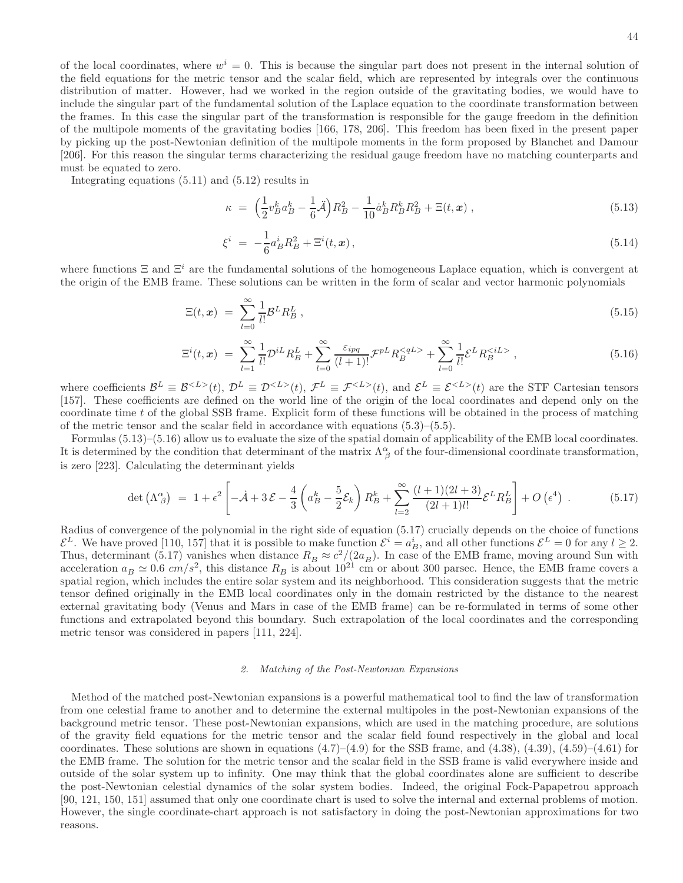of the local coordinates, where $w^i = 0$. This is because the singular part does not present in the internal solution of the field equations for the metric tensor and the scalar field, which are represented by integrals over the continuous distribution of matter. However, had we worked in the region outside of the gravitating bodies, we would have to include the singular part of the fundamental solution of the Laplace equation to the coordinate transformation between the frames. In this case the singular part of the transformation is responsible for the gauge freedom in the definition of the multipole moments of the gravitating bodies [166, 178, 206]. This freedom has been fixed in the present paper by picking up the post-Newtonian definition of the multipole moments in the form proposed by Blanchet and Damour [206]. For this reason the singular terms characterizing the residual gauge freedom have no matching counterparts and must be equated to zero.

Integrating equations (5.11) and (5.12) results in

$$\kappa = \left(\frac{1}{2}v_B^k a_B^k - \frac{1}{6}\ddot{\mathcal{A}}\right)R_B^2 - \frac{1}{10}\dot{a}_B^k R_B^k R_B^2 + \Xi(t,\boldsymbol{x}) \,, \tag{5.13}$$

$$\xi^i = -\frac{1}{6}a_B^i R_B^2 + \Xi^i(t,\boldsymbol{x}) \,, \tag{5.14}$$

where functions $\Xi$ and $\Xi^i$ are the fundamental solutions of the homogeneous Laplace equation, which is convergent at the origin of the EMB frame. These solutions can be written in the form of scalar and vector harmonic polynomials

$$\Xi(t,\boldsymbol{x}) = \sum_{l=0}^{\infty}\frac{1}{l!}\mathcal{B}^L R_B^L \,, \tag{5.15}$$

$$\Xi^i(t,\boldsymbol{x}) = \sum_{l=1}^{\infty}\frac{1}{l!}\mathcal{D}^{iL}R_B^L + \sum_{l=0}^{\infty}\frac{\varepsilon_{ipq}}{(l+1)!}\mathcal{F}^{pL}R_B^{<qL>} + \sum_{l=0}^{\infty}\frac{1}{l!}\mathcal{E}^L R_B^{<iL>} \,, \tag{5.16}$$

where coefficients $\mathcal{B}^L \equiv \mathcal{B}^{<L>}(t)$, $\mathcal{D}^L \equiv \mathcal{D}^{<L>}(t)$, $\mathcal{F}^L \equiv \mathcal{F}^{<L>}(t)$, and $\mathcal{E}^L \equiv \mathcal{E}^{<L>}(t)$ are the STF Cartesian tensors [157]. These coefficients are defined on the world line of the origin of the local coordinates and depend only on the coordinate time $t$ of the global SSB frame. Explicit form of these functions will be obtained in the process of matching of the metric tensor and the scalar field in accordance with equations (5.3)–(5.5).

Formulas (5.13)–(5.16) allow us to evaluate the size of the spatial domain of applicability of the EMB local coordinates. It is determined by the condition that determinant of the matrix $\Lambda^\alpha_{\ \beta}$ of the four-dimensional coordinate transformation, is zero [223]. Calculating the determinant yields

$$\det\left(\Lambda^\alpha_{\ \beta}\right) = 1 + \epsilon^2\left[-\dot{\mathcal{A}} + 3\,\mathcal{E} - \frac{4}{3}\left(a_B^k - \frac{5}{2}\mathcal{E}_k\right)R_B^k + \sum_{l=2}^{\infty}\frac{(l+1)(2l+3)}{(2l+1)l!}\mathcal{E}^L R_B^L\right] + O\left(\epsilon^4\right) \,. \tag{5.17}$$

Radius of convergence of the polynomial in the right side of equation (5.17) crucially depends on the choice of functions $\mathcal{E}^L$. We have proved [110, 157] that it is possible to make function $\mathcal{E}^i = a_B^i$, and all other functions $\mathcal{E}^L = 0$ for any $l \geq 2$. Thus, determinant (5.17) vanishes when distance $R_B \approx c^2/(2a_B)$. In case of the EMB frame, moving around Sun with acceleration $a_B \simeq 0.6$ $cm/s^2$, this distance $R_B$ is about $10^{21}$ cm or about 300 parsec. Hence, the EMB frame covers a spatial region, which includes the entire solar system and its neighborhood. This consideration suggests that the metric tensor defined originally in the EMB local coordinates only in the domain restricted by the distance to the nearest external gravitating body (Venus and Mars in case of the EMB frame) can be re-formulated in terms of some other functions and extrapolated beyond this boundary. Such extrapolation of the local coordinates and the corresponding metric tensor was considered in papers [111, 224].

### 2. Matching of the Post-Newtonian Expansions

Method of the matched post-Newtonian expansions is a powerful mathematical tool to find the law of transformation from one celestial frame to another and to determine the external multipoles in the post-Newtonian expansions of the background metric tensor. These post-Newtonian expansions, which are used in the matching procedure, are solutions of the gravity field equations for the metric tensor and the scalar field found respectively in the global and local coordinates. These solutions are shown in equations (4.7)–(4.9) for the SSB frame, and (4.38), (4.39), (4.59)–(4.61) for the EMB frame. The solution for the metric tensor and the scalar field in the SSB frame is valid everywhere inside and outside of the solar system up to infinity. One may think that the global coordinates alone are sufficient to describe the post-Newtonian celestial dynamics of the solar system bodies. Indeed, the original Fock-Papapetrou approach [90, 121, 150, 151] assumed that only one coordinate chart is used to solve the internal and external problems of motion. However, the single coordinate-chart approach is not satisfactory in doing the post-Newtonian approximations for two reasons.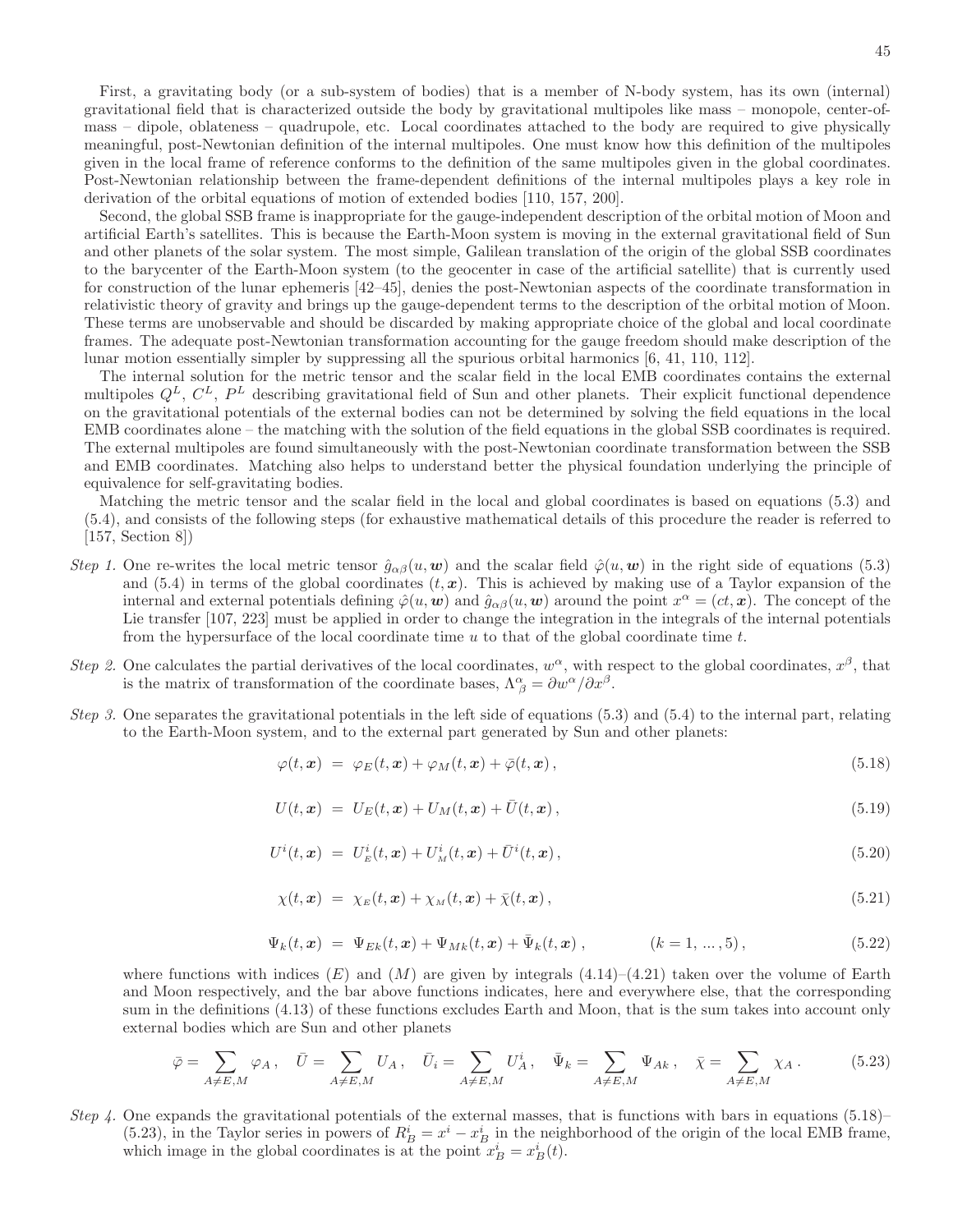First, a gravitating body (or a sub-system of bodies) that is a member of N-body system, has its own (internal) gravitational field that is characterized outside the body by gravitational multipoles like mass – monopole, center-of-mass – dipole, oblateness – quadrupole, etc. Local coordinates attached to the body are required to give physically meaningful, post-Newtonian definition of the internal multipoles. One must know how this definition of the multipoles given in the local frame of reference conforms to the definition of the same multipoles given in the global coordinates. Post-Newtonian relationship between the frame-dependent definitions of the internal multipoles plays a key role in derivation of the orbital equations of motion of extended bodies [110, 157, 200].

Second, the global SSB frame is inappropriate for the gauge-independent description of the orbital motion of Moon and artificial Earth's satellites. This is because the Earth-Moon system is moving in the external gravitational field of Sun and other planets of the solar system. The most simple, Galilean translation of the origin of the global SSB coordinates to the barycenter of the Earth-Moon system (to the geocenter in case of the artificial satellite) that is currently used for construction of the lunar ephemeris [42–45], denies the post-Newtonian aspects of the coordinate transformation in relativistic theory of gravity and brings up the gauge-dependent terms to the description of the orbital motion of Moon. These terms are unobservable and should be discarded by making appropriate choice of the global and local coordinate frames. The adequate post-Newtonian transformation accounting for the gauge freedom should make description of the lunar motion essentially simpler by suppressing all the spurious orbital harmonics [6, 41, 110, 112].

The internal solution for the metric tensor and the scalar field in the local EMB coordinates contains the external multipoles $Q^L$, $C^L$, $P^L$ describing gravitational field of Sun and other planets. Their explicit functional dependence on the gravitational potentials of the external bodies can not be determined by solving the field equations in the local EMB coordinates alone – the matching with the solution of the field equations in the global SSB coordinates is required. The external multipoles are found simultaneously with the post-Newtonian coordinate transformation between the SSB and EMB coordinates. Matching also helps to understand better the physical foundation underlying the principle of equivalence for self-gravitating bodies.

Matching the metric tensor and the scalar field in the local and global coordinates is based on equations (5.3) and (5.4), and consists of the following steps (for exhaustive mathematical details of this procedure the reader is referred to [157, Section 8])

*Step 1.* One re-writes the local metric tensor $\hat{g}_{\alpha\beta}(u,\boldsymbol{w})$ and the scalar field $\hat{\varphi}(u,\boldsymbol{w})$ in the right side of equations (5.3) and (5.4) in terms of the global coordinates $(t,\boldsymbol{x})$. This is achieved by making use of a Taylor expansion of the internal and external potentials defining $\hat{\varphi}(u,\boldsymbol{w})$ and $\hat{g}_{\alpha\beta}(u,\boldsymbol{w})$ around the point $x^\alpha = (ct,\boldsymbol{x})$. The concept of the Lie transfer [107, 223] must be applied in order to change the integration in the integrals of the internal potentials from the hypersurface of the local coordinate time $u$ to that of the global coordinate time $t$.

*Step 2.* One calculates the partial derivatives of the local coordinates, $w^\alpha$, with respect to the global coordinates, $x^\beta$, that is the matrix of transformation of the coordinate bases, $\Lambda^\alpha_\beta = \partial w^\alpha/\partial x^\beta$.

*Step 3.* One separates the gravitational potentials in the left side of equations (5.3) and (5.4) to the internal part, relating to the Earth-Moon system, and to the external part generated by Sun and other planets:

$$\varphi(t,\boldsymbol{x}) \;=\; \varphi_E(t,\boldsymbol{x}) + \varphi_M(t,\boldsymbol{x}) + \bar{\varphi}(t,\boldsymbol{x})\,, \tag{5.18}$$

$$U(t,\boldsymbol{x}) \;=\; U_E(t,\boldsymbol{x}) + U_M(t,\boldsymbol{x}) + \bar{U}(t,\boldsymbol{x})\,, \tag{5.19}$$

$$U^i(t,\boldsymbol{x}) \;=\; U^i_{E}(t,\boldsymbol{x}) + U^i_{M}(t,\boldsymbol{x}) + \bar{U}^i(t,\boldsymbol{x})\,, \tag{5.20}$$

$$\chi(t,\boldsymbol{x}) \;=\; \chi_{E}(t,\boldsymbol{x}) + \chi_{M}(t,\boldsymbol{x}) + \bar{\chi}(t,\boldsymbol{x})\,, \tag{5.21}$$

$$\Psi_k(t,\boldsymbol{x}) \;=\; \Psi_{Ek}(t,\boldsymbol{x}) + \Psi_{Mk}(t,\boldsymbol{x}) + \bar{\Psi}_k(t,\boldsymbol{x})\,, \qquad (k=1,\,...\,,5)\,, \tag{5.22}$$

where functions with indices $(E)$ and $(M)$ are given by integrals (4.14)–(4.21) taken over the volume of Earth and Moon respectively, and the bar above functions indicates, here and everywhere else, that the corresponding sum in the definitions (4.13) of these functions excludes Earth and Moon, that is the sum takes into account only external bodies which are Sun and other planets

$$\bar{\varphi} = \sum_{A\neq E,M}\varphi_A\,,\quad \bar{U} = \sum_{A\neq E,M}U_A\,,\quad \bar{U}_i = \sum_{A\neq E,M}U^i_A\,,\quad \bar{\Psi}_k = \sum_{A\neq E,M}\Psi_{Ak}\,,\quad \bar{\chi} = \sum_{A\neq E,M}\chi_A\,. \tag{5.23}$$

*Step 4.* One expands the gravitational potentials of the external masses, that is functions with bars in equations (5.18)–(5.23), in the Taylor series in powers of $R^i_B = x^i - x^i_B$ in the neighborhood of the origin of the local EMB frame, which image in the global coordinates is at the point $x^i_B = x^i_B(t)$.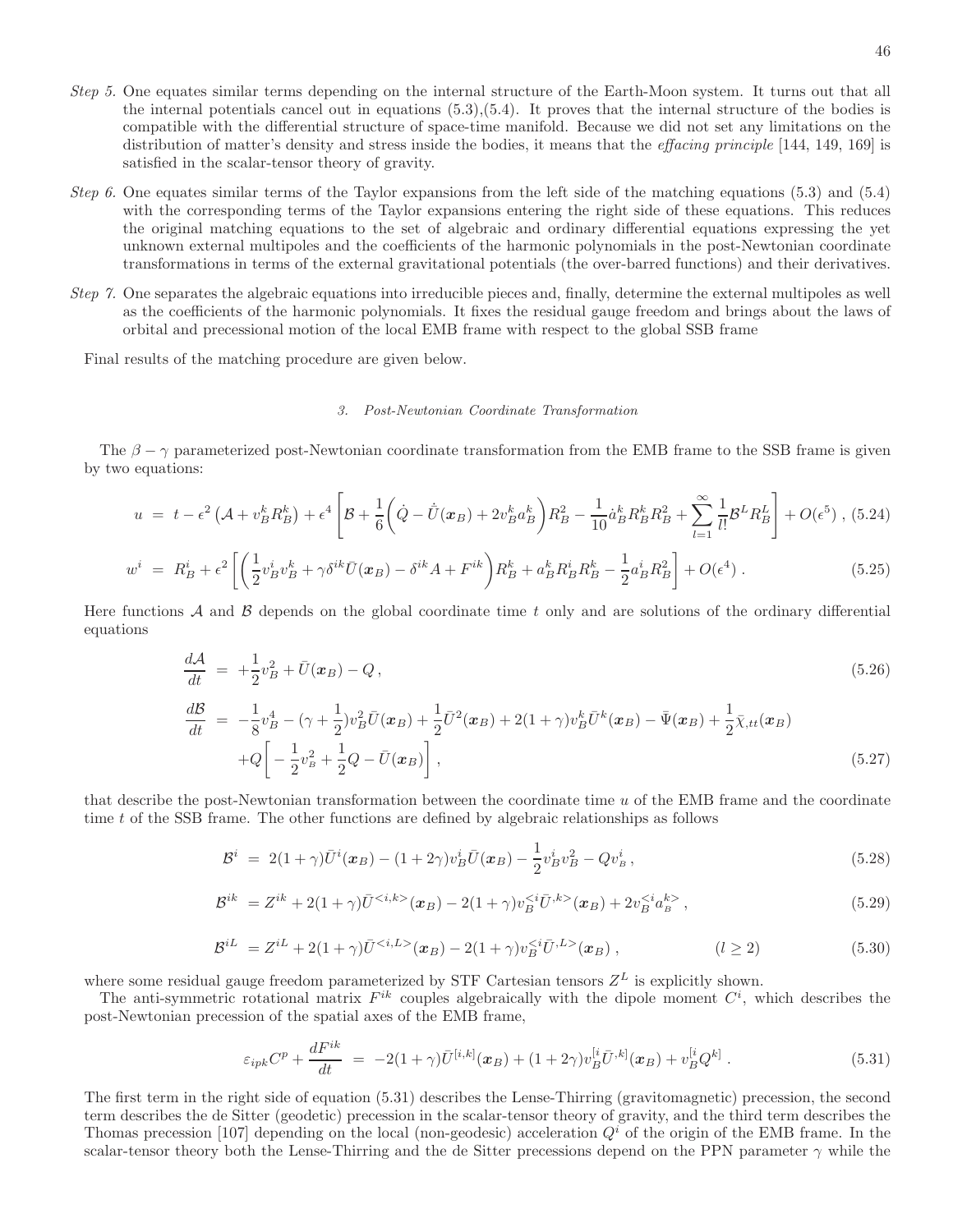*Step 5.* One equates similar terms depending on the internal structure of the Earth-Moon system. It turns out that all the internal potentials cancel out in equations (5.3),(5.4). It proves that the internal structure of the bodies is compatible with the differential structure of space-time manifold. Because we did not set any limitations on the distribution of matter's density and stress inside the bodies, it means that the *effacing principle* [144, 149, 169] is satisfied in the scalar-tensor theory of gravity.

*Step 6.* One equates similar terms of the Taylor expansions from the left side of the matching equations (5.3) and (5.4) with the corresponding terms of the Taylor expansions entering the right side of these equations. This reduces the original matching equations to the set of algebraic and ordinary differential equations expressing the yet unknown external multipoles and the coefficients of the harmonic polynomials in the post-Newtonian coordinate transformations in terms of the external gravitational potentials (the over-barred functions) and their derivatives.

*Step 7.* One separates the algebraic equations into irreducible pieces and, finally, determine the external multipoles as well as the coefficients of the harmonic polynomials. It fixes the residual gauge freedom and brings about the laws of orbital and precessional motion of the local EMB frame with respect to the global SSB frame

Final results of the matching procedure are given below.

### 3. Post-Newtonian Coordinate Transformation

The $\beta - \gamma$ parameterized post-Newtonian coordinate transformation from the EMB frame to the SSB frame is given by two equations:

$$u = t - \epsilon^2 \left(\mathcal{A} + v_B^k R_B^k\right) + \epsilon^4 \left[\mathcal{B} + \frac{1}{6}\left(\dot{Q} - \dot{\bar{U}}(\boldsymbol{x}_B) + 2v_B^k a_B^k\right) R_B^2 - \frac{1}{10}\dot{a}_B^k R_B^k R_B^2 + \sum_{l=1}^{\infty} \frac{1}{l!}\mathcal{B}^L R_B^L\right] + O(\epsilon^5) \ , \tag{5.24}$$

$$w^i = R_B^i + \epsilon^2 \left[\left(\frac{1}{2}v_B^i v_B^k + \gamma\delta^{ik}\bar{U}(\boldsymbol{x}_B) - \delta^{ik} A + F^{ik}\right) R_B^k + a_B^k R_B^i R_B^k - \frac{1}{2}a_B^i R_B^2\right] + O(\epsilon^4) \ . \tag{5.25}$$

Here functions $\mathcal{A}$ and $\mathcal{B}$ depends on the global coordinate time $t$ only and are solutions of the ordinary differential equations

$$\frac{d\mathcal{A}}{dt} = +\frac{1}{2}v_B^2 + \bar{U}(\boldsymbol{x}_B) - Q \ , \tag{5.26}$$

$$\frac{d\mathcal{B}}{dt} = -\frac{1}{8}v_B^4 - (\gamma + \frac{1}{2})v_B^2 \bar{U}(\boldsymbol{x}_B) + \frac{1}{2}\bar{U}^2(\boldsymbol{x}_B) + 2(1+\gamma)v_B^k \bar{U}^k(\boldsymbol{x}_B) - \bar{\Psi}(\boldsymbol{x}_B) + \frac{1}{2}\bar{\chi}_{,tt}(\boldsymbol{x}_B) + Q\left[-\frac{1}{2}v_B^2 + \frac{1}{2}Q - \bar{U}(\boldsymbol{x}_B)\right] , \tag{5.27}$$

that describe the post-Newtonian transformation between the coordinate time $u$ of the EMB frame and the coordinate time $t$ of the SSB frame. The other functions are defined by algebraic relationships as follows

$$\mathcal{B}^i = 2(1+\gamma)\bar{U}^i(\boldsymbol{x}_B) - (1+2\gamma)v_B^i \bar{U}(\boldsymbol{x}_B) - \frac{1}{2}v_B^i v_B^2 - Q v_B^i \ , \tag{5.28}$$

$$\mathcal{B}^{ik} = Z^{ik} + 2(1+\gamma)\bar{U}^{<i,k>}(\boldsymbol{x}_B) - 2(1+\gamma)v_B^{<i}\bar{U}^{,k>}(\boldsymbol{x}_B) + 2v_B^{<i}a_B^{k>} \ , \tag{5.29}$$

$$\mathcal{B}^{iL} = Z^{iL} + 2(1+\gamma)\bar{U}^{<i,L>}(\boldsymbol{x}_B) - 2(1+\gamma)v_B^{<i}\bar{U}^{,L>}(\boldsymbol{x}_B) \ , \qquad (l \geq 2) \tag{5.30}$$

where some residual gauge freedom parameterized by STF Cartesian tensors $Z^L$ is explicitly shown.

The anti-symmetric rotational matrix $F^{ik}$ couples algebraically with the dipole moment $C^i$, which describes the post-Newtonian precession of the spatial axes of the EMB frame,

$$\varepsilon_{ipk}C^p + \frac{dF^{ik}}{dt} = -2(1+\gamma)\bar{U}^{[i,k]}(\boldsymbol{x}_B) + (1+2\gamma)v_B^{[i}\bar{U}^{,k]}(\boldsymbol{x}_B) + v_B^{[i}Q^{k]} \ . \tag{5.31}$$

The first term in the right side of equation (5.31) describes the Lense-Thirring (gravitomagnetic) precession, the second term describes the de Sitter (geodetic) precession in the scalar-tensor theory of gravity, and the third term describes the Thomas precession [107] depending on the local (non-geodesic) acceleration $Q^i$ of the origin of the EMB frame. In the scalar-tensor theory both the Lense-Thirring and the de Sitter precessions depend on the PPN parameter $\gamma$ while the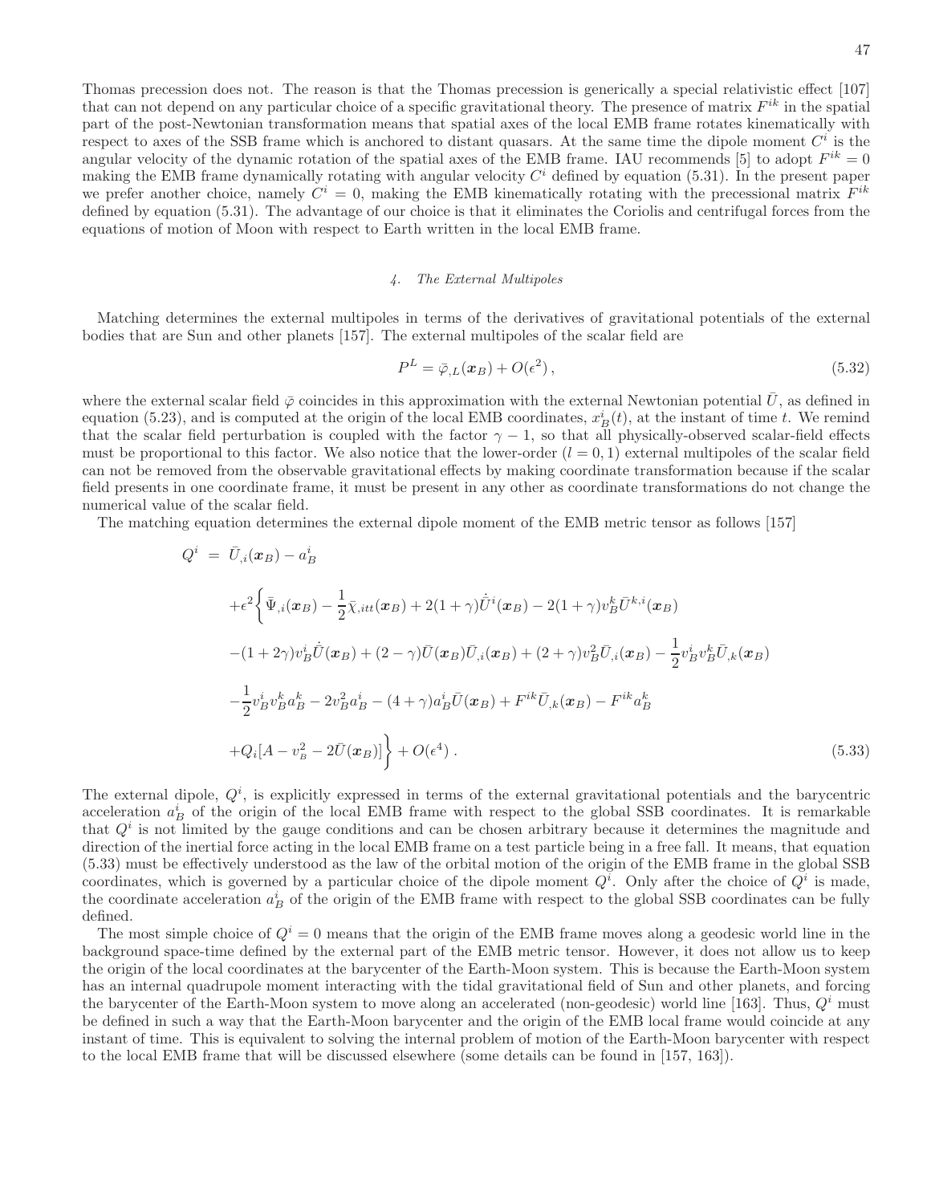Thomas precession does not. The reason is that the Thomas precession is generically a special relativistic effect [107] that can not depend on any particular choice of a specific gravitational theory. The presence of matrix $F^{ik}$ in the spatial part of the post-Newtonian transformation means that spatial axes of the local EMB frame rotates kinematically with respect to axes of the SSB frame which is anchored to distant quasars. At the same time the dipole moment $C^i$ is the angular velocity of the dynamic rotation of the spatial axes of the EMB frame. IAU recommends [5] to adopt $F^{ik} = 0$ making the EMB frame dynamically rotating with angular velocity $C^i$ defined by equation (5.31). In the present paper we prefer another choice, namely $C^i = 0$, making the EMB kinematically rotating with the precessional matrix $F^{ik}$ defined by equation (5.31). The advantage of our choice is that it eliminates the Coriolis and centrifugal forces from the equations of motion of Moon with respect to Earth written in the local EMB frame.

#### 4. The External Multipoles

Matching determines the external multipoles in terms of the derivatives of gravitational potentials of the external bodies that are Sun and other planets [157]. The external multipoles of the scalar field are

$$P^L = \bar{\varphi}_{,L}(\boldsymbol{x}_B) + O(\epsilon^2)\,, \tag{5.32}$$

where the external scalar field $\bar{\varphi}$ coincides in this approximation with the external Newtonian potential $\bar{U}$, as defined in equation (5.23), and is computed at the origin of the local EMB coordinates, $x^i_B(t)$, at the instant of time $t$. We remind that the scalar field perturbation is coupled with the factor $\gamma - 1$, so that all physically-observed scalar-field effects must be proportional to this factor. We also notice that the lower-order ($l = 0, 1$) external multipoles of the scalar field can not be removed from the observable gravitational effects by making coordinate transformation because if the scalar field presents in one coordinate frame, it must be present in any other as coordinate transformations do not change the numerical value of the scalar field.

The matching equation determines the external dipole moment of the EMB metric tensor as follows [157]

$$
\begin{aligned}
Q^i \;=\; & \bar{U}_{,i}(\boldsymbol{x}_B) - a^i_B \\
& + \epsilon^2 \biggl\{ \bar{\Psi}_{,i}(\boldsymbol{x}_B) - \frac{1}{2}\bar{\chi}_{,itt}(\boldsymbol{x}_B) + 2(1+\gamma)\dot{\bar{U}}^i(\boldsymbol{x}_B) - 2(1+\gamma)v^k_B \bar{U}^{k,i}(\boldsymbol{x}_B) \\
& - (1+2\gamma)v^i_B \dot{\bar{U}}(\boldsymbol{x}_B) + (2-\gamma)\bar{U}(\boldsymbol{x}_B)\bar{U}_{,i}(\boldsymbol{x}_B) + (2+\gamma)v^2_B \bar{U}_{,i}(\boldsymbol{x}_B) - \frac{1}{2}v^i_B v^k_B \bar{U}_{,k}(\boldsymbol{x}_B) \\
& - \frac{1}{2}v^i_B v^k_B a^k_B - 2v^2_B a^i_B - (4+\gamma)a^i_B \bar{U}(\boldsymbol{x}_B) + F^{ik}\bar{U}_{,k}(\boldsymbol{x}_B) - F^{ik}a^k_B \\
& + Q_i[A - v^2_B - 2\bar{U}(\boldsymbol{x}_B)] \biggr\} + O(\epsilon^4)\,.
\end{aligned} \tag{5.33}
$$

The external dipole, $Q^i$, is explicitly expressed in terms of the external gravitational potentials and the barycentric acceleration $a^i_B$ of the origin of the local EMB frame with respect to the global SSB coordinates. It is remarkable that $Q^i$ is not limited by the gauge conditions and can be chosen arbitrary because it determines the magnitude and direction of the inertial force acting in the local EMB frame on a test particle being in a free fall. It means, that equation (5.33) must be effectively understood as the law of the orbital motion of the origin of the EMB frame in the global SSB coordinates, which is governed by a particular choice of the dipole moment $Q^i$. Only after the choice of $Q^i$ is made, the coordinate acceleration $a^i_B$ of the origin of the EMB frame with respect to the global SSB coordinates can be fully defined.

The most simple choice of $Q^i = 0$ means that the origin of the EMB frame moves along a geodesic world line in the background space-time defined by the external part of the EMB metric tensor. However, it does not allow us to keep the origin of the local coordinates at the barycenter of the Earth-Moon system. This is because the Earth-Moon system has an internal quadrupole moment interacting with the tidal gravitational field of Sun and other planets, and forcing the barycenter of the Earth-Moon system to move along an accelerated (non-geodesic) world line [163]. Thus, $Q^i$ must be defined in such a way that the Earth-Moon barycenter and the origin of the EMB local frame would coincide at any instant of time. This is equivalent to solving the internal problem of motion of the Earth-Moon barycenter with respect to the local EMB frame that will be discussed elsewhere (some details can be found in [157, 163]).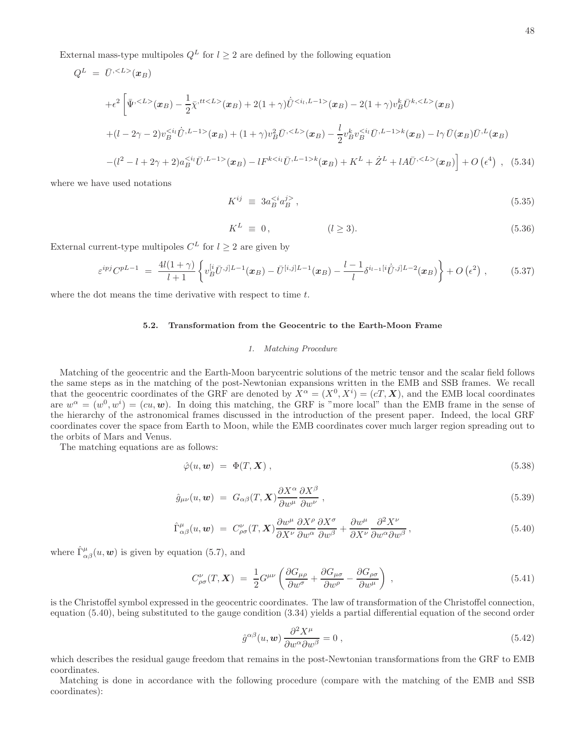External mass-type multipoles $Q^L$ for $l \geq 2$ are defined by the following equation

$$
\begin{aligned}
Q^L &= \bar{U}^{,<L>}(\boldsymbol{x}_B) \\
&+\epsilon^2 \left[ \bar{\Psi}^{,<L>}(\boldsymbol{x}_B) - \frac{1}{2}\bar{\chi}^{,tt<L>}(\boldsymbol{x}_B) + 2(1+\gamma)\dot{\bar{U}}^{<i_l,L-1>}(\boldsymbol{x}_B) - 2(1+\gamma)v_B^k \bar{U}^{k,<L>}(\boldsymbol{x}_B) \right. \\
&+(l-2\gamma-2)v_B^{<i_l}\dot{\bar{U}}^{,L-1>}(\boldsymbol{x}_B) + (1+\gamma)v_B^2 \bar{U}^{,<L>}(\boldsymbol{x}_B) - \frac{l}{2}v_B^k v_B^{<i_l}\bar{U}^{,L-1>k}(\boldsymbol{x}_B) - l\gamma\,\bar{U}(\boldsymbol{x}_B)\bar{U}^{,L}(\boldsymbol{x}_B) \\
&\left. -(l^2-l+2\gamma+2)a_B^{<i_l}\bar{U}^{,L-1>}(\boldsymbol{x}_B) - lF^{k<i_l}\bar{U}^{,L-1>k}(\boldsymbol{x}_B) + K^L + \dot{Z}^L + lA\bar{U}^{,<L>}(\boldsymbol{x}_B) \right] + O\left(\epsilon^4\right) \ , \quad (5.34)
\end{aligned}
$$

where we have used notations

$$
K^{ij} \equiv 3a_B^{<i}a_B^{j>} \ , \tag{5.35}
$$

$$
K^L \equiv 0 \, , \qquad\qquad (l \geq 3). \tag{5.36}
$$

External current-type multipoles $C^L$ for $l \geq 2$ are given by

$$
\varepsilon^{ipj}C^{pL-1} = \frac{4l(1+\gamma)}{l+1}\left\{ v_B^{[i}\bar{U}^{,j]L-1}(\boldsymbol{x}_B) - \bar{U}^{[i,j]L-1}(\boldsymbol{x}_B) - \frac{l-1}{l}\delta^{i_{l-1}[i}\dot{\bar{U}}^{,j]L-2}(\boldsymbol{x}_B) \right\} + O\left(\epsilon^2\right) \ , \tag{5.37}
$$

where the dot means the time derivative with respect to time $t$.

### 5.2. Transformation from the Geocentric to the Earth-Moon Frame

#### *1. Matching Procedure*

Matching of the geocentric and the Earth-Moon barycentric solutions of the metric tensor and the scalar field follows the same steps as in the matching of the post-Newtonian expansions written in the EMB and SSB frames. We recall that the geocentric coordinates of the GRF are denoted by $X^\alpha = (X^0, X^i) = (cT, \boldsymbol{X})$, and the EMB local coordinates are $w^\alpha = (w^0, w^i) = (cu, \boldsymbol{w})$. In doing this matching, the GRF is "more local" than the EMB frame in the sense of the hierarchy of the astronomical frames discussed in the introduction of the present paper. Indeed, the local GRF coordinates cover the space from Earth to Moon, while the EMB coordinates cover much larger region spreading out to the orbits of Mars and Venus.

The matching equations are as follows:

$$
\hat{\varphi}(u, \boldsymbol{w}) = \Phi(T, \boldsymbol{X}) \ , \tag{5.38}
$$

$$
\hat{g}_{\mu\nu}(u, \boldsymbol{w}) = G_{\alpha\beta}(T, \boldsymbol{X})\frac{\partial X^\alpha}{\partial w^\mu}\frac{\partial X^\beta}{\partial w^\nu} \ , \tag{5.39}
$$

$$
\hat{\Gamma}^\mu_{\alpha\beta}(u, \boldsymbol{w}) = C^\nu_{\rho\sigma}(T, \boldsymbol{X})\frac{\partial w^\mu}{\partial X^\nu}\frac{\partial X^\rho}{\partial w^\alpha}\frac{\partial X^\sigma}{\partial w^\beta} + \frac{\partial w^\mu}{\partial X^\nu}\frac{\partial^2 X^\nu}{\partial w^\alpha \partial w^\beta} \, , \tag{5.40}
$$

where $\hat{\Gamma}^\mu_{\alpha\beta}(u, \boldsymbol{w})$ is given by equation (5.7), and

$$
C^\nu_{\rho\sigma}(T, \boldsymbol{X}) = \frac{1}{2}G^{\mu\nu}\left(\frac{\partial G_{\mu\rho}}{\partial w^\sigma} + \frac{\partial G_{\mu\sigma}}{\partial w^\rho} - \frac{\partial G_{\rho\sigma}}{\partial w^\mu}\right) \ , \tag{5.41}
$$

is the Christoffel symbol expressed in the geocentric coordinates. The law of transformation of the Christoffel connection, equation (5.40), being substituted to the gauge condition (3.34) yields a partial differential equation of the second order

$$
\hat{g}^{\alpha\beta}(u, \boldsymbol{w})\,\frac{\partial^2 X^\mu}{\partial w^\alpha \partial w^\beta} = 0 \, , \tag{5.42}
$$

which describes the residual gauge freedom that remains in the post-Newtonian transformations from the GRF to EMB coordinates.

Matching is done in accordance with the following procedure (compare with the matching of the EMB and SSB coordinates):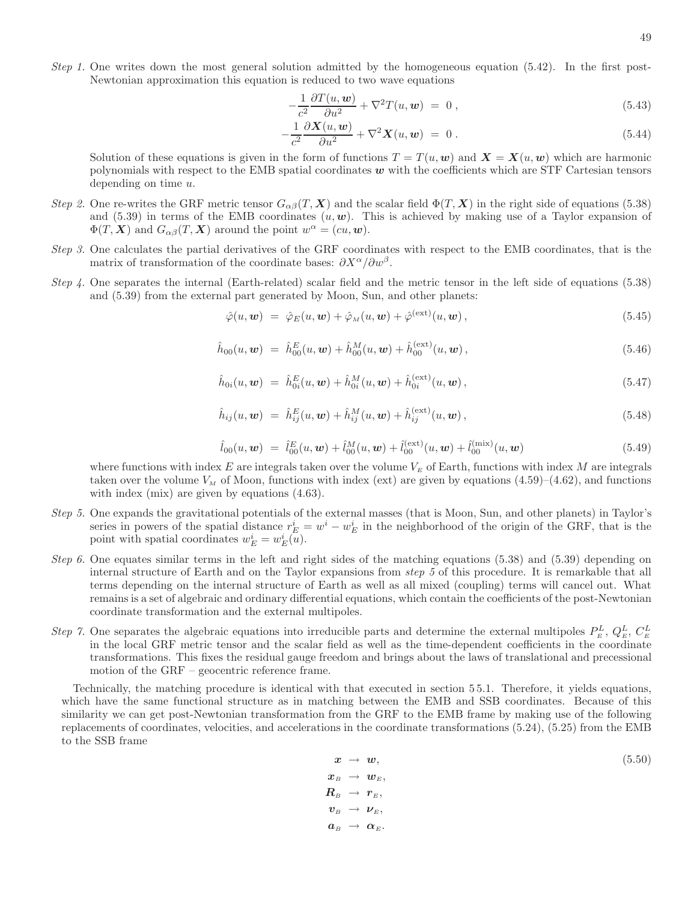*Step 1.* One writes down the most general solution admitted by the homogeneous equation (5.42). In the first post-Newtonian approximation this equation is reduced to two wave equations

$$-\frac{1}{c^2}\frac{\partial T(u,\boldsymbol{w})}{\partial u^2} + \nabla^2 T(u,\boldsymbol{w}) \;=\; 0\,, \tag{5.43}$$

$$-\frac{1}{c^2}\frac{\partial \boldsymbol{X}(u,\boldsymbol{w})}{\partial u^2} + \nabla^2 \boldsymbol{X}(u,\boldsymbol{w}) \;=\; 0\,. \tag{5.44}$$

Solution of these equations is given in the form of functions $T = T(u,\boldsymbol{w})$ and $\boldsymbol{X} = \boldsymbol{X}(u,\boldsymbol{w})$ which are harmonic polynomials with respect to the EMB spatial coordinates $\boldsymbol{w}$ with the coefficients which are STF Cartesian tensors depending on time $u$.

*Step 2.* One re-writes the GRF metric tensor $G_{\alpha\beta}(T,\boldsymbol{X})$ and the scalar field $\Phi(T,\boldsymbol{X})$ in the right side of equations (5.38) and (5.39) in terms of the EMB coordinates $(u,\boldsymbol{w})$. This is achieved by making use of a Taylor expansion of $\Phi(T,\boldsymbol{X})$ and $G_{\alpha\beta}(T,\boldsymbol{X})$ around the point $w^\alpha = (cu,\boldsymbol{w})$.

*Step 3.* One calculates the partial derivatives of the GRF coordinates with respect to the EMB coordinates, that is the matrix of transformation of the coordinate bases: $\partial X^\alpha/\partial w^\beta$.

*Step 4.* One separates the internal (Earth-related) scalar field and the metric tensor in the left side of equations (5.38) and (5.39) from the external part generated by Moon, Sun, and other planets:

$$\hat{\varphi}(u,\boldsymbol{w}) \;=\; \hat{\varphi}_E(u,\boldsymbol{w}) + \hat{\varphi}_M(u,\boldsymbol{w}) + \hat{\varphi}^{(\rm ext)}(u,\boldsymbol{w})\,, \tag{5.45}$$

$$\hat{h}_{00}(u,\boldsymbol{w}) \;=\; \hat{h}^E_{00}(u,\boldsymbol{w}) + \hat{h}^M_{00}(u,\boldsymbol{w}) + \hat{h}^{(\rm ext)}_{00}(u,\boldsymbol{w})\,, \tag{5.46}$$

$$\hat{h}_{0i}(u,\boldsymbol{w}) \;=\; \hat{h}^E_{0i}(u,\boldsymbol{w}) + \hat{h}^M_{0i}(u,\boldsymbol{w}) + \hat{h}^{(\rm ext)}_{0i}(u,\boldsymbol{w})\,, \tag{5.47}$$

$$\hat{h}_{ij}(u,\boldsymbol{w}) \;=\; \hat{h}^E_{ij}(u,\boldsymbol{w}) + \hat{h}^M_{ij}(u,\boldsymbol{w}) + \hat{h}^{(\rm ext)}_{ij}(u,\boldsymbol{w})\,, \tag{5.48}$$

$$\hat{l}_{00}(u,\boldsymbol{w}) \;=\; \hat{l}^E_{00}(u,\boldsymbol{w}) + \hat{l}^M_{00}(u,\boldsymbol{w}) + \hat{l}^{(\rm ext)}_{00}(u,\boldsymbol{w}) + \hat{l}^{(\rm mix)}_{00}(u,\boldsymbol{w}) \tag{5.49}$$

where functions with index $E$ are integrals taken over the volume $V_E$ of Earth, functions with index $M$ are integrals taken over the volume $V_M$ of Moon, functions with index (ext) are given by equations (4.59)–(4.62), and functions with index (mix) are given by equations (4.63).

*Step 5.* One expands the gravitational potentials of the external masses (that is Moon, Sun, and other planets) in Taylor's series in powers of the spatial distance $r^i_E = w^i - w^i_E$ in the neighborhood of the origin of the GRF, that is the point with spatial coordinates $w^i_E = w^i_E(u)$.

*Step 6.* One equates similar terms in the left and right sides of the matching equations (5.38) and (5.39) depending on internal structure of Earth and on the Taylor expansions from *step 5* of this procedure. It is remarkable that all terms depending on the internal structure of Earth as well as all mixed (coupling) terms will cancel out. What remains is a set of algebraic and ordinary differential equations, which contain the coefficients of the post-Newtonian coordinate transformation and the external multipoles.

*Step 7.* One separates the algebraic equations into irreducible parts and determine the external multipoles $P^L_E$, $Q^L_E$, $C^L_E$ in the local GRF metric tensor and the scalar field as well as the time-dependent coefficients in the coordinate transformations. This fixes the residual gauge freedom and brings about the laws of translational and precessional motion of the GRF – geocentric reference frame.

Technically, the matching procedure is identical with that executed in section 5 5.1. Therefore, it yields equations, which have the same functional structure as in matching between the EMB and SSB coordinates. Because of this similarity we can get post-Newtonian transformation from the GRF to the EMB frame by making use of the following replacements of coordinates, velocities, and accelerations in the coordinate transformations (5.24), (5.25) from the EMB to the SSB frame

$$\begin{aligned}
\boldsymbol{x} &\;\rightarrow\; \boldsymbol{w}, \\
\boldsymbol{x}_B &\;\rightarrow\; \boldsymbol{w}_E, \\
\boldsymbol{R}_B &\;\rightarrow\; \boldsymbol{r}_E, \\
\boldsymbol{v}_B &\;\rightarrow\; \boldsymbol{\nu}_E, \\
\boldsymbol{a}_B &\;\rightarrow\; \boldsymbol{\alpha}_E.
\end{aligned} \tag{5.50}$$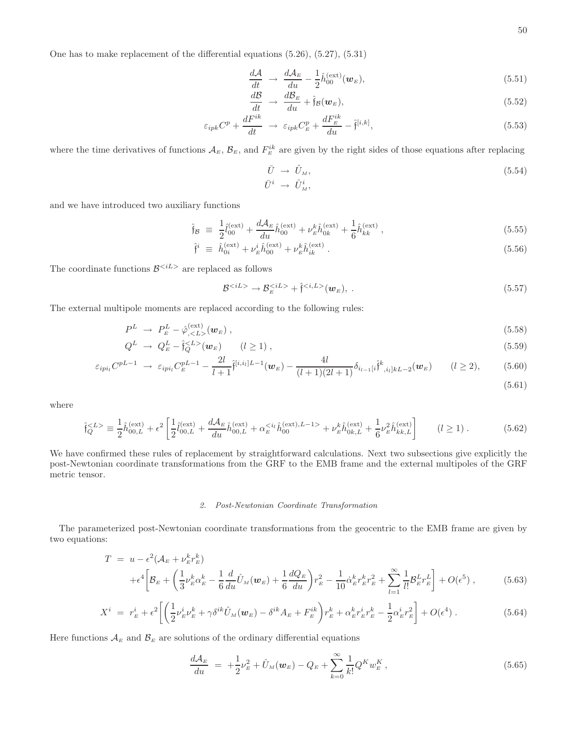One has to make replacement of the differential equations (5.26), (5.27), (5.31)

$$\frac{d\mathcal{A}}{dt} \;\rightarrow\; \frac{d\mathcal{A}_{E}}{du} - \frac{1}{2}\hat{h}^{(\rm ext)}_{00}(\boldsymbol{w}_{E}), \tag{5.51}$$

$$\frac{d\mathcal{B}}{dt} \;\rightarrow\; \frac{d\mathcal{B}_{E}}{du} + \hat{\mathfrak{f}}_{\mathcal{B}}(\boldsymbol{w}_{E}), \tag{5.52}$$

$$\varepsilon_{ipk}C^{p} + \frac{dF^{ik}}{dt} \;\rightarrow\; \varepsilon_{ipk}C^{p}_{E} + \frac{dF^{ik}_{E}}{du} - \hat{\mathfrak{f}}^{[i,k]}, \tag{5.53}$$

where the time derivatives of functions $\mathcal{A}_{E}$, $\mathcal{B}_{E}$, and $F^{ik}_{E}$ are given by the right sides of those equations after replacing

$$\bar{U} \;\rightarrow\; \hat{U}_{M}, \qquad \bar{U}^{i} \;\rightarrow\; \hat{U}^{i}_{M}, \tag{5.54}$$

and we have introduced two auxiliary functions

$$\hat{\mathfrak{f}}_{\mathcal{B}} \;\equiv\; \frac{1}{2}\hat{l}^{(\rm ext)}_{00} + \frac{d\mathcal{A}_{E}}{du}\hat{h}^{(\rm ext)}_{00} + \nu^{k}_{E}\hat{h}^{(\rm ext)}_{0k} + \frac{1}{6}\hat{h}^{(\rm ext)}_{kk}\;, \tag{5.55}$$

$$\hat{\mathfrak{f}}^{i} \;\equiv\; \hat{h}^{(\rm ext)}_{0i} + \nu^{i}_{E}\hat{h}^{(\rm ext)}_{00} + \nu^{k}_{E}\hat{h}^{(\rm ext)}_{ik}\;. \tag{5.56}$$

The coordinate functions $\mathcal{B}^{<iL>}$ are replaced as follows

$$\mathcal{B}^{<iL>} \rightarrow \mathcal{B}^{<iL>}_{E} + \hat{\mathfrak{f}}^{<i,L>}(\boldsymbol{w}_{E}),\;. \tag{5.57}$$

The external multipole moments are replaced according to the following rules:

$$P^{L} \;\rightarrow\; P^{L}_{E} - \hat{\varphi}^{(\rm ext)}_{,<L>}(\boldsymbol{w}_{E})\;, \tag{5.58}$$

$$Q^{L} \;\rightarrow\; Q^{L}_{E} - \hat{\mathfrak{f}}^{<L>}_{Q}(\boldsymbol{w}_{E}) \qquad (l\geq 1)\;, \tag{5.59}$$

$$\varepsilon_{ipi_l}C^{pL-1} \;\rightarrow\; \varepsilon_{ipi_l}C^{pL-1}_{E} - \frac{2l}{l+1}\hat{\mathfrak{f}}^{[i,i_l]L-1}(\boldsymbol{w}_{E}) - \frac{4l}{(l+1)(2l+1)}\delta_{i_{l-1}[i}\hat{\mathfrak{f}}^{k}{}_{,i_l]kL-2}(\boldsymbol{w}_{E}) \qquad (l\geq 2), \tag{5.60}$$

$$\tag{5.61}$$

where

$$\hat{\mathfrak{f}}^{<L>}_{Q} \equiv \frac{1}{2}\hat{h}^{(\rm ext)}_{00,L} + \epsilon^{2}\left[\frac{1}{2}\hat{l}^{(\rm ext)}_{00,L} + \frac{d\mathcal{A}_{E}}{du}\hat{h}^{(\rm ext)}_{00,L} + \alpha^{<i_l}_{E}\hat{h}^{(\rm ext),L-1>}_{00} + \nu^{k}_{E}\hat{h}^{(\rm ext)}_{0k,L} + \frac{1}{6}\nu^{2}_{E}\hat{h}^{(\rm ext)}_{kk,L}\right] \qquad (l\geq 1)\;. \tag{5.62}$$

We have confirmed these rules of replacement by straightforward calculations. Next two subsections give explicitly the post-Newtonian coordinate transformations from the GRF to the EMB frame and the external multipoles of the GRF metric tensor.

### *2. Post-Newtonian Coordinate Transformation*

The parameterized post-Newtonian coordinate transformations from the geocentric to the EMB frame are given by two equations:

$$\begin{aligned} T \;=\;& u - \epsilon^{2}(\mathcal{A}_{E} + \nu^{k}_{E}r^{k}_{E}) \\ &+\epsilon^{4}\left[\mathcal{B}_{E} + \left(\frac{1}{3}\nu^{k}_{E}\alpha^{k}_{E} - \frac{1}{6}\frac{d}{du}\hat{U}_{M}(\boldsymbol{w}_{E}) + \frac{1}{6}\frac{dQ_{E}}{du}\right)r^{2}_{E} - \frac{1}{10}\dot{\alpha}^{k}_{E}r^{k}_{E}r^{2}_{E} + \sum_{l=1}^{\infty}\frac{1}{l!}\mathcal{B}^{L}_{E}r^{L}_{E}\right] + O(\epsilon^{5})\;, \end{aligned} \tag{5.63}$$

$$X^{i} \;=\; r^{i}_{E} + \epsilon^{2}\left[\left(\frac{1}{2}\nu^{i}_{E}\nu^{k}_{E} + \gamma\delta^{ik}\hat{U}_{M}(\boldsymbol{w}_{E}) - \delta^{ik}A_{E} + F^{ik}_{E}\right)r^{k}_{E} + \alpha^{k}_{E}r^{i}_{E}r^{k}_{E} - \frac{1}{2}\alpha^{i}_{E}r^{2}_{E}\right] + O(\epsilon^{4})\;. \tag{5.64}$$

Here functions $\mathcal{A}_{E}$ and $\mathcal{B}_{E}$ are solutions of the ordinary differential equations

$$\frac{d\mathcal{A}_{E}}{du} \;=\; +\frac{1}{2}\nu^{2}_{E} + \hat{U}_{M}(\boldsymbol{w}_{E}) - Q_{E} + \sum_{k=0}^{\infty}\frac{1}{k!}Q^{K}w^{K}_{E}\;, \tag{5.65}$$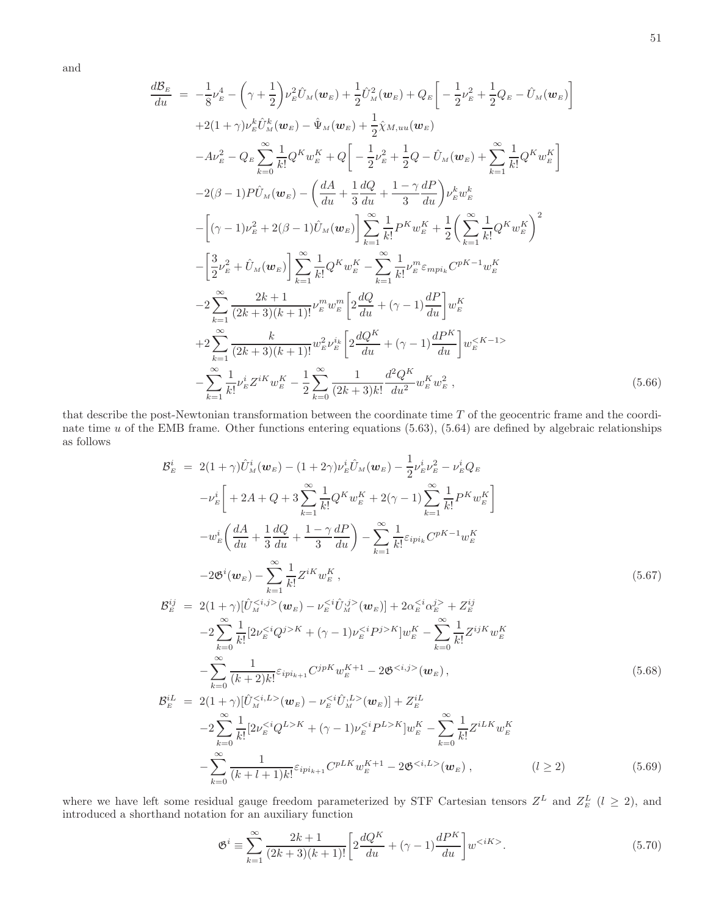and

$$
\begin{aligned}
\frac{d\mathcal{B}_{\scriptscriptstyle E}}{du} \;=\; & -\frac{1}{8}\nu_{\scriptscriptstyle E}^4-\left(\gamma+\frac{1}{2}\right)\nu_{\scriptscriptstyle E}^2\hat{U}_{\scriptscriptstyle M}(\boldsymbol{w}_{\scriptscriptstyle E})+\frac{1}{2}\hat{U}^2_{\scriptscriptstyle M}(\boldsymbol{w}_{\scriptscriptstyle E})+Q_{\scriptscriptstyle E}\left[-\frac{1}{2}\nu_{\scriptscriptstyle E}^2+\frac{1}{2}Q_{\scriptscriptstyle E}-\hat{U}_{\scriptscriptstyle M}(\boldsymbol{w}_{\scriptscriptstyle E})\right]\\
&+2(1+\gamma)\nu_{\scriptscriptstyle E}^k\hat{U}^k_{\scriptscriptstyle M}(\boldsymbol{w}_{\scriptscriptstyle E})-\hat{\Psi}_{\scriptscriptstyle M}(\boldsymbol{w}_{\scriptscriptstyle E})+\frac{1}{2}\hat{\chi}_{M,uu}(\boldsymbol{w}_{\scriptscriptstyle E})\\
&-A\nu_{\scriptscriptstyle E}^2-Q_{\scriptscriptstyle E}\sum_{k=0}^{\infty}\frac{1}{k!}Q^Kw_{\scriptscriptstyle E}^K+Q\left[-\frac{1}{2}\nu_{\scriptscriptstyle E}^2+\frac{1}{2}Q-\hat{U}_{\scriptscriptstyle M}(\boldsymbol{w}_{\scriptscriptstyle E})+\sum_{k=1}^{\infty}\frac{1}{k!}Q^Kw_{\scriptscriptstyle E}^K\right]\\
&-2(\beta-1)P\hat{U}_{\scriptscriptstyle M}(\boldsymbol{w}_{\scriptscriptstyle E})-\left(\frac{dA}{du}+\frac{1}{3}\frac{dQ}{du}+\frac{1-\gamma}{3}\frac{dP}{du}\right)\nu_{\scriptscriptstyle E}^kw_{\scriptscriptstyle E}^k\\
&-\left[(\gamma-1)\nu_{\scriptscriptstyle E}^2+2(\beta-1)\hat{U}_{\scriptscriptstyle M}(\boldsymbol{w}_{\scriptscriptstyle E})\right]\sum_{k=1}^{\infty}\frac{1}{k!}P^Kw_{\scriptscriptstyle E}^K+\frac{1}{2}\left(\sum_{k=1}^{\infty}\frac{1}{k!}Q^Kw_{\scriptscriptstyle E}^K\right)^2\\
&-\left[\frac{3}{2}\nu_{\scriptscriptstyle E}^2+\hat{U}_{\scriptscriptstyle M}(\boldsymbol{w}_{\scriptscriptstyle E})\right]\sum_{k=1}^{\infty}\frac{1}{k!}Q^Kw_{\scriptscriptstyle E}^K-\sum_{k=1}^{\infty}\frac{1}{k!}\nu_{\scriptscriptstyle E}^m\varepsilon_{mpi_k}C^{pK-1}w_{\scriptscriptstyle E}^K\\
&-2\sum_{k=1}^{\infty}\frac{2k+1}{(2k+3)(k+1)!}\nu_{\scriptscriptstyle E}^mw_{\scriptscriptstyle E}^m\left[2\frac{dQ}{du}+(\gamma-1)\frac{dP}{du}\right]w_{\scriptscriptstyle E}^K\\
&+2\sum_{k=1}^{\infty}\frac{k}{(2k+3)(k+1)!}w_{\scriptscriptstyle E}^2\nu_{\scriptscriptstyle E}^{i_k}\left[2\frac{dQ^K}{du}+(\gamma-1)\frac{dP^K}{du}\right]w_{\scriptscriptstyle E}^{<K-1>}\\
&-\sum_{k=1}^{\infty}\frac{1}{k!}\nu_{\scriptscriptstyle E}^iZ^{iK}w_{\scriptscriptstyle E}^K-\frac{1}{2}\sum_{k=0}^{\infty}\frac{1}{(2k+3)k!}\frac{d^2Q^K}{du^2}w_{\scriptscriptstyle E}^Kw_{\scriptscriptstyle E}^2\,,
\end{aligned}
\tag{5.66}
$$

that describe the post-Newtonian transformation between the coordinate time $T$ of the geocentric frame and the coordinate time $u$ of the EMB frame. Other functions entering equations (5.63), (5.64) are defined by algebraic relationships as follows

$$
\begin{aligned}
\mathcal{B}^i_{\scriptscriptstyle E} \;=\; & 2(1+\gamma)\hat{U}^i_{\scriptscriptstyle M}(\boldsymbol{w}_{\scriptscriptstyle E})-(1+2\gamma)\nu^i_{\scriptscriptstyle E}\hat{U}_{\scriptscriptstyle M}(\boldsymbol{w}_{\scriptscriptstyle E})-\frac{1}{2}\nu^i_{\scriptscriptstyle E}\nu^2_{\scriptscriptstyle E}-\nu^i_{\scriptscriptstyle E}Q_{\scriptscriptstyle E}\\
&-\nu^i_{\scriptscriptstyle E}\left[+2A+Q+3\sum_{k=1}^{\infty}\frac{1}{k!}Q^Kw_{\scriptscriptstyle E}^K+2(\gamma-1)\sum_{k=1}^{\infty}\frac{1}{k!}P^Kw_{\scriptscriptstyle E}^K\right]\\
&-w^i_{\scriptscriptstyle E}\left(\frac{dA}{du}+\frac{1}{3}\frac{dQ}{du}+\frac{1-\gamma}{3}\frac{dP}{du}\right)-\sum_{k=1}^{\infty}\frac{1}{k!}\varepsilon_{ipi_k}C^{pK-1}w_{\scriptscriptstyle E}^K\\
&-2\mathfrak{G}^i(\boldsymbol{w}_{\scriptscriptstyle E})-\sum_{k=1}^{\infty}\frac{1}{k!}Z^{iK}w_{\scriptscriptstyle E}^K\,,
\end{aligned}
\tag{5.67}
$$

$$
\begin{aligned}
\mathcal{B}^{ij}_{\scriptscriptstyle E} \;=\; & 2(1+\gamma)[\hat{U}^{<i,j>}_{\scriptscriptstyle M}(\boldsymbol{w}_{\scriptscriptstyle E})-\nu^{<i}_{\scriptscriptstyle E}\hat{U}^{,j>}_{\scriptscriptstyle M}(\boldsymbol{w}_{\scriptscriptstyle E})]+2\alpha^{<i}_{\scriptscriptstyle E}\alpha^{j>}_{\scriptscriptstyle E}+Z^{ij}_{\scriptscriptstyle E}\\
&-2\sum_{k=0}^{\infty}\frac{1}{k!}[2\nu^{<i}_{\scriptscriptstyle E}Q^{j>K}+(\gamma-1)\nu^{<i}_{\scriptscriptstyle E}P^{j>K}]w_{\scriptscriptstyle E}^K-\sum_{k=0}^{\infty}\frac{1}{k!}Z^{ijK}w_{\scriptscriptstyle E}^K\\
&-\sum_{k=0}^{\infty}\frac{1}{(k+2)k!}\varepsilon_{ipi_{k+1}}C^{jpK}w_{\scriptscriptstyle E}^{K+1}-2\mathfrak{G}^{<i,j>}(\boldsymbol{w}_{\scriptscriptstyle E})\,,
\end{aligned}
\tag{5.68}
$$

$$
\begin{aligned}
\mathcal{B}^{iL}_{\scriptscriptstyle E} \;=\; & 2(1+\gamma)[\hat{U}^{<i,L>}_{\scriptscriptstyle M}(\boldsymbol{w}_{\scriptscriptstyle E})-\nu^{<i}_{\scriptscriptstyle E}\hat{U}^{,L>}_{\scriptscriptstyle M}(\boldsymbol{w}_{\scriptscriptstyle E})]+Z^{iL}_{\scriptscriptstyle E}\\
&-2\sum_{k=0}^{\infty}\frac{1}{k!}[2\nu^{<i}_{\scriptscriptstyle E}Q^{L>K}+(\gamma-1)\nu^{<i}_{\scriptscriptstyle E}P^{L>K}]w_{\scriptscriptstyle E}^K-\sum_{k=0}^{\infty}\frac{1}{k!}Z^{iLK}w_{\scriptscriptstyle E}^K\\
&-\sum_{k=0}^{\infty}\frac{1}{(k+l+1)k!}\varepsilon_{ipi_{k+1}}C^{pLK}w_{\scriptscriptstyle E}^{K+1}-2\mathfrak{G}^{<i,L>}(\boldsymbol{w}_{\scriptscriptstyle E})\,, \qquad\qquad (l\geq 2)
\end{aligned}
\tag{5.69}
$$

where we have left some residual gauge freedom parameterized by STF Cartesian tensors $Z^L$ and $Z^L_{\scriptscriptstyle E}$ ($l\geq 2$), and introduced a shorthand notation for an auxiliary function

$$
\mathfrak{G}^i\equiv\sum_{k=1}^{\infty}\frac{2k+1}{(2k+3)(k+1)!}\left[2\frac{dQ^K}{du}+(\gamma-1)\frac{dP^K}{du}\right]w^{<iK>}\,.
\tag{5.70}
$$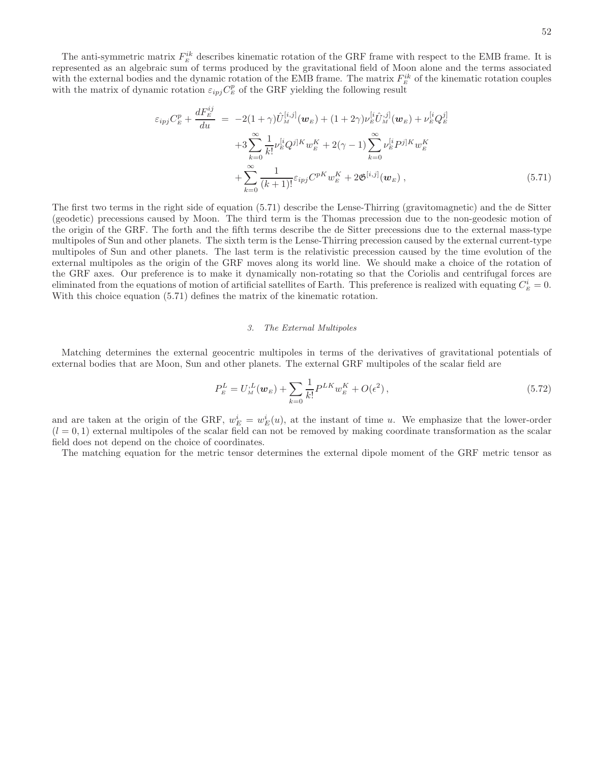The anti-symmetric matrix $F_{\scriptscriptstyle E}^{ik}$ describes kinematic rotation of the GRF frame with respect to the EMB frame. It is represented as an algebraic sum of terms produced by the gravitational field of Moon alone and the terms associated with the external bodies and the dynamic rotation of the EMB frame. The matrix $F_{\scriptscriptstyle E}^{ik}$ of the kinematic rotation couples with the matrix of dynamic rotation $\varepsilon_{ipj}C_{\scriptscriptstyle E}^{p}$ of the GRF yielding the following result

$$
\begin{aligned}
\varepsilon_{ipj}C_{\scriptscriptstyle E}^{p}+\frac{dF_{\scriptscriptstyle E}^{ij}}{du} \;=\; & -2(1+\gamma)\hat{U}_{\scriptscriptstyle M}^{[i,j]}(\boldsymbol{w}_{\scriptscriptstyle E})+(1+2\gamma)\nu_{\scriptscriptstyle E}^{[i}\hat{U}_{\scriptscriptstyle M}^{,j]}(\boldsymbol{w}_{\scriptscriptstyle E})+\nu_{\scriptscriptstyle E}^{[i}Q_{\scriptscriptstyle E}^{j]} \\
& +3\sum_{k=0}^{\infty}\frac{1}{k!}\nu_{\scriptscriptstyle E}^{[i}Q^{j]K}w_{\scriptscriptstyle E}^{K}+2(\gamma-1)\sum_{k=0}^{\infty}\nu_{\scriptscriptstyle E}^{[i}P^{j]K}w_{\scriptscriptstyle E}^{K} \\
& +\sum_{k=0}^{\infty}\frac{1}{(k+1)!}\varepsilon_{ipj}C^{pK}w_{\scriptscriptstyle E}^{K}+2\mathfrak{G}^{[i,j]}(\boldsymbol{w}_{\scriptscriptstyle E})\,, \qquad (5.71)
\end{aligned}
$$

The first two terms in the right side of equation (5.71) describe the Lense-Thirring (gravitomagnetic) and the de Sitter (geodetic) precessions caused by Moon. The third term is the Thomas precession due to the non-geodesic motion of the origin of the GRF. The forth and the fifth terms describe the de Sitter precessions due to the external mass-type multipoles of Sun and other planets. The sixth term is the Lense-Thirring precession caused by the external current-type multipoles of Sun and other planets. The last term is the relativistic precession caused by the time evolution of the external multipoles as the origin of the GRF moves along its world line. We should make a choice of the rotation of the GRF axes. Our preference is to make it dynamically non-rotating so that the Coriolis and centrifugal forces are eliminated from the equations of motion of artificial satellites of Earth. This preference is realized with equating $C_{\scriptscriptstyle E}^{i}=0$. With this choice equation (5.71) defines the matrix of the kinematic rotation.

### 3. The External Multipoles

Matching determines the external geocentric multipoles in terms of the derivatives of gravitational potentials of external bodies that are Moon, Sun and other planets. The external GRF multipoles of the scalar field are

$$
P_{\scriptscriptstyle E}^{L}=U_{\scriptscriptstyle M}^{;L}(\boldsymbol{w}_{\scriptscriptstyle E})+\sum_{k=0}\frac{1}{k!}P^{LK}w_{\scriptscriptstyle E}^{K}+O(\epsilon^{2})\,, \qquad (5.72)
$$

and are taken at the origin of the GRF, $w_{E}^{i}=w_{E}^{i}(u)$, at the instant of time $u$. We emphasize that the lower-order ($l=0,1$) external multipoles of the scalar field can not be removed by making coordinate transformation as the scalar field does not depend on the choice of coordinates.

The matching equation for the metric tensor determines the external dipole moment of the GRF metric tensor as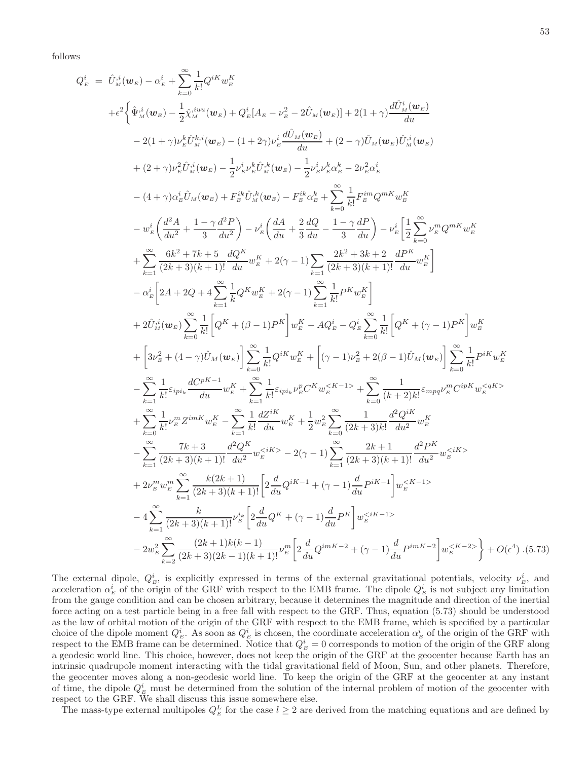follows

$$
\begin{aligned}
Q^i_{\scriptscriptstyle E} \;=\;& \hat{U}^{,i}_{\scriptscriptstyle M}(\boldsymbol{w}_{\scriptscriptstyle E}) - \alpha^i_{\scriptscriptstyle E} + \sum_{k=0}^{\infty}\frac{1}{k!}Q^{iK}w^K_{\scriptscriptstyle E} \\
&+\epsilon^2\Bigg\{ \hat{\Psi}^{,i}_{\scriptscriptstyle M}(\boldsymbol{w}_{\scriptscriptstyle E}) - \frac{1}{2}\hat{\chi}^{,iuu}_{\scriptscriptstyle M}(\boldsymbol{w}_{\scriptscriptstyle E}) + Q^i_{\scriptscriptstyle E}\left[A_{\scriptscriptstyle E} - \nu^2_{\scriptscriptstyle E} - 2\hat{U}_{\scriptscriptstyle M}(\boldsymbol{w}_{\scriptscriptstyle E})\right] + 2(1+\gamma)\frac{d\hat{U}^i_{\scriptscriptstyle M}(\boldsymbol{w}_{\scriptscriptstyle E})}{du} \\
&- 2(1+\gamma)\nu^k_{\scriptscriptstyle E}\hat{U}^{k,i}_{\scriptscriptstyle M}(\boldsymbol{w}_{\scriptscriptstyle E}) - (1+2\gamma)\nu^i_{\scriptscriptstyle E}\frac{d\hat{U}_{\scriptscriptstyle M}(\boldsymbol{w}_{\scriptscriptstyle E})}{du} + (2-\gamma)\hat{U}_{\scriptscriptstyle M}(\boldsymbol{w}_{\scriptscriptstyle E})\hat{U}^{,i}_{\scriptscriptstyle M}(\boldsymbol{w}_{\scriptscriptstyle E}) \\
&+ (2+\gamma)\nu^2_{\scriptscriptstyle E}\hat{U}^{,i}_{\scriptscriptstyle M}(\boldsymbol{w}_{\scriptscriptstyle E}) - \frac{1}{2}\nu^i_{\scriptscriptstyle E}\nu^k_{\scriptscriptstyle E}\hat{U}^{,k}_{\scriptscriptstyle M}(\boldsymbol{w}_{\scriptscriptstyle E}) - \frac{1}{2}\nu^i_{\scriptscriptstyle E}\nu^k_{\scriptscriptstyle E}\alpha^k_{\scriptscriptstyle E} - 2\nu^2_{\scriptscriptstyle E}\alpha^i_{\scriptscriptstyle E} \\
&- (4+\gamma)\alpha^i_{\scriptscriptstyle E}\hat{U}_{\scriptscriptstyle M}(\boldsymbol{w}_{\scriptscriptstyle E}) + F^{ik}_{\scriptscriptstyle E}\hat{U}^{,k}_{\scriptscriptstyle M}(\boldsymbol{w}_{\scriptscriptstyle E}) - F^{ik}_{\scriptscriptstyle E}\alpha^k_{\scriptscriptstyle E} + \sum_{k=0}^{\infty}\frac{1}{k!}F^{im}_{\scriptscriptstyle E}Q^{mK}w^K_{\scriptscriptstyle E} \\
&- w^i_{\scriptscriptstyle E}\left(\frac{d^2A}{du^2} + \frac{1-\gamma}{3}\frac{d^2P}{du^2}\right) - \nu^i_{\scriptscriptstyle E}\left(\frac{dA}{du} + \frac{2}{3}\frac{dQ}{du} - \frac{1-\gamma}{3}\frac{dP}{du}\right) - \nu^i_{\scriptscriptstyle E}\Bigg[\frac{1}{2}\sum_{k=0}^{\infty}\nu^m_{\scriptscriptstyle E}Q^{mK}w^K_{\scriptscriptstyle E} \\
&+ \sum_{k=1}^{\infty}\frac{6k^2+7k+5}{(2k+3)(k+1)!}\frac{dQ^K}{du}w^K_{\scriptscriptstyle E} + 2(\gamma-1)\sum_{k=1}\frac{2k^2+3k+2}{(2k+3)(k+1)!}\frac{dP^K}{du}w^K_{\scriptscriptstyle E}\Bigg] \\
&- \alpha^i_{\scriptscriptstyle E}\left[2A + 2Q + 4\sum_{k=1}^{\infty}\frac{1}{k}Q^K w^K_{\scriptscriptstyle E} + 2(\gamma-1)\sum_{k=1}^{\infty}\frac{1}{k!}P^K w^K_{\scriptscriptstyle E}\right] \\
&+ 2\hat{U}^{,i}_{\scriptscriptstyle M}(\boldsymbol{w}_{\scriptscriptstyle E})\sum_{k=0}^{\infty}\frac{1}{k!}\left[Q^K + (\beta-1)P^K\right]w^K_{\scriptscriptstyle E} - AQ^i_{\scriptscriptstyle E} - Q^i_{\scriptscriptstyle E}\sum_{k=0}^{\infty}\frac{1}{k!}\left[Q^K + (\gamma-1)P^K\right]w^K_{\scriptscriptstyle E} \\
&+ \left[3\nu^2_{\scriptscriptstyle E} + (4-\gamma)\hat{U}_{\scriptscriptstyle M}(\boldsymbol{w}_{\scriptscriptstyle E})\right]\sum_{k=0}^{\infty}\frac{1}{k!}Q^{iK}w^K_{\scriptscriptstyle E} + \left[(\gamma-1)\nu^2_{\scriptscriptstyle E} + 2(\beta-1)\hat{U}_{\scriptscriptstyle M}(\boldsymbol{w}_{\scriptscriptstyle E})\right]\sum_{k=0}^{\infty}\frac{1}{k!}P^{iK}w^K_{\scriptscriptstyle E} \\
&- \sum_{k=1}^{\infty}\frac{1}{k!}\varepsilon_{ipi_k}\frac{dC^{pK-1}}{du}w^K_{\scriptscriptstyle E} + \sum_{k=1}^{\infty}\frac{1}{k!}\varepsilon_{ipi_k}\nu^p_{\scriptscriptstyle E}C^K w^{<K-1>}_{\scriptscriptstyle E} + \sum_{k=0}^{\infty}\frac{1}{(k+2)k!}\varepsilon_{mpq}\nu^m_{\scriptscriptstyle E}C^{ipK}w^{<qK>}_{\scriptscriptstyle E} \\
&+ \sum_{k=0}^{\infty}\frac{1}{k!}\nu^m_{\scriptscriptstyle E}Z^{imK}w^K_{\scriptscriptstyle E} - \sum_{k=1}^{\infty}\frac{1}{k!}\frac{dZ^{iK}}{du}w^K_{\scriptscriptstyle E} + \frac{1}{2}w^2_{\scriptscriptstyle E}\sum_{k=0}^{\infty}\frac{1}{(2k+3)k!}\frac{d^2Q^{iK}}{du^2}w^K_{\scriptscriptstyle E} \\
&- \sum_{k=1}^{\infty}\frac{7k+3}{(2k+3)(k+1)!}\frac{d^2Q^K}{du^2}w^{<iK>}_{\scriptscriptstyle E} - 2(\gamma-1)\sum_{k=1}^{\infty}\frac{2k+1}{(2k+3)(k+1)!}\frac{d^2P^K}{du^2}w^{<iK>}_{\scriptscriptstyle E} \\
&+ 2\nu^m_{\scriptscriptstyle E}w^m_{\scriptscriptstyle E}\sum_{k=1}^{\infty}\frac{k(2k+1)}{(2k+3)(k+1)!}\left[2\frac{d}{du}Q^{iK-1} + (\gamma-1)\frac{d}{du}P^{iK-1}\right]w^{<K-1>}_{\scriptscriptstyle E} \\
&- 4\sum_{k=1}^{\infty}\frac{k}{(2k+3)(k+1)!}\nu^{i_k}_{\scriptscriptstyle E}\left[2\frac{d}{du}Q^K + (\gamma-1)\frac{d}{du}P^K\right]w^{<iK-1>}_{\scriptscriptstyle E} \\
&- 2w^2_{\scriptscriptstyle E}\sum_{k=2}^{\infty}\frac{(2k+1)k(k-1)}{(2k+3)(2k-1)(k+1)!}\nu^m_{\scriptscriptstyle E}\left[2\frac{d}{du}Q^{imK-2} + (\gamma-1)\frac{d}{du}P^{imK-2}\right]w^{<K-2>}_{\scriptscriptstyle E}\Bigg\} + O(\epsilon^4)\;. \qquad (5.73)
\end{aligned}
$$

The external dipole, $Q^i_{\scriptscriptstyle E}$, is explicitly expressed in terms of the external gravitational potentials, velocity $\nu^i_{\scriptscriptstyle E}$, and acceleration $\alpha^i_{\scriptscriptstyle E}$ of the origin of the GRF with respect to the EMB frame. The dipole $Q^i_{\scriptscriptstyle E}$ is not subject any limitation from the gauge condition and can be chosen arbitrary, because it determines the magnitude and direction of the inertial force acting on a test particle being in a free fall with respect to the GRF. Thus, equation (5.73) should be understood as the law of orbital motion of the origin of the GRF with respect to the EMB frame, which is specified by a particular choice of the dipole moment $Q^i_{\scriptscriptstyle E}$. As soon as $Q^i_{\scriptscriptstyle E}$ is chosen, the coordinate acceleration $\alpha^i_{\scriptscriptstyle E}$ of the origin of the GRF with respect to the EMB frame can be determined. Notice that $Q^i_{\scriptscriptstyle E} = 0$ corresponds to motion of the origin of the GRF along a geodesic world line. This choice, however, does not keep the origin of the GRF at the geocenter because Earth has an intrinsic quadrupole moment interacting with the tidal gravitational field of Moon, Sun, and other planets. Therefore, the geocenter moves along a non-geodesic world line. To keep the origin of the GRF at the geocenter at any instant of time, the dipole $Q^i_{\scriptscriptstyle E}$ must be determined from the solution of the internal problem of motion of the geocenter with respect to the GRF. We shall discuss this issue somewhere else.

The mass-type external multipoles $Q^L_{\scriptscriptstyle E}$ for the case $l \geq 2$ are derived from the matching equations and are defined by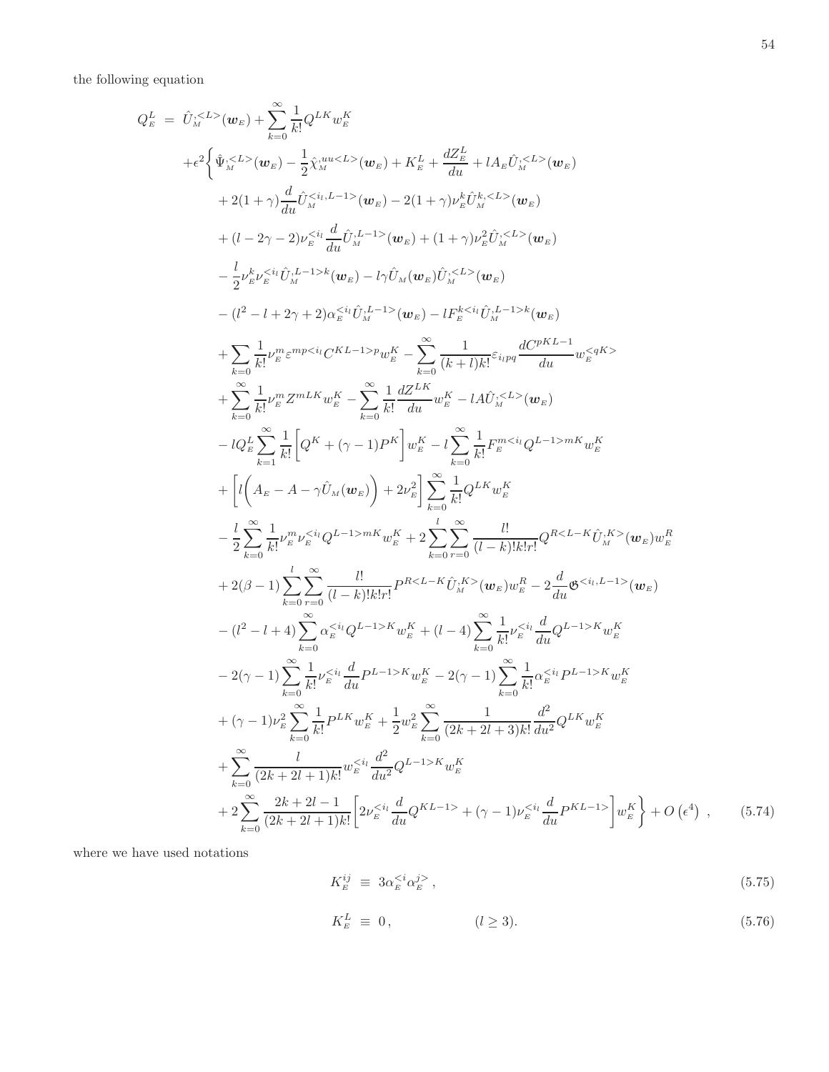the following equation

$$
\begin{aligned}
Q_{\scriptscriptstyle E}^{L} \;=\;& \hat{U}_{\scriptscriptstyle M}^{,<L>}(\boldsymbol{w}_{\scriptscriptstyle E}) + \sum_{k=0}^{\infty}\frac{1}{k!}Q^{LK}w_{\scriptscriptstyle E}^{K} \\
&+\epsilon^2\Bigg\{\hat{\Psi}_{\scriptscriptstyle M}^{,<L>}(\boldsymbol{w}_{\scriptscriptstyle E}) - \frac{1}{2}\hat{\chi}_{\scriptscriptstyle M}^{,uu<L>}(\boldsymbol{w}_{\scriptscriptstyle E}) + K_{\scriptscriptstyle E}^{L} + \frac{dZ_{\scriptscriptstyle E}^{L}}{du} + lA_{\scriptscriptstyle E}\hat{U}_{\scriptscriptstyle M}^{,<L>}(\boldsymbol{w}_{\scriptscriptstyle E}) \\
&+ 2(1+\gamma)\frac{d}{du}\hat{U}_{\scriptscriptstyle M}^{<i_l,L-1>}(\boldsymbol{w}_{\scriptscriptstyle E}) - 2(1+\gamma)\nu_{\scriptscriptstyle E}^{k}\hat{U}_{\scriptscriptstyle M}^{k,<L>}(\boldsymbol{w}_{\scriptscriptstyle E}) \\
&+ (l-2\gamma-2)\nu_{\scriptscriptstyle E}^{<i_l}\frac{d}{du}\hat{U}_{\scriptscriptstyle M}^{,L-1>}(\boldsymbol{w}_{\scriptscriptstyle E}) + (1+\gamma)\nu_{\scriptscriptstyle E}^{2}\hat{U}_{\scriptscriptstyle M}^{,<L>}(\boldsymbol{w}_{\scriptscriptstyle E}) \\
&- \frac{l}{2}\nu_{\scriptscriptstyle E}^{k}\nu_{\scriptscriptstyle E}^{<i_l}\hat{U}_{\scriptscriptstyle M}^{,L-1>k}(\boldsymbol{w}_{\scriptscriptstyle E}) - l\gamma\hat{U}_{\scriptscriptstyle M}(\boldsymbol{w}_{\scriptscriptstyle E})\hat{U}_{\scriptscriptstyle M}^{,<L>}(\boldsymbol{w}_{\scriptscriptstyle E}) \\
&- (l^2-l+2\gamma+2)\alpha_{\scriptscriptstyle E}^{<i_l}\hat{U}_{\scriptscriptstyle M}^{,L-1>}(\boldsymbol{w}_{\scriptscriptstyle E}) - lF_{\scriptscriptstyle E}^{k<i_l}\hat{U}_{\scriptscriptstyle M}^{,L-1>k}(\boldsymbol{w}_{\scriptscriptstyle E}) \\
&+ \sum_{k=0}\frac{1}{k!}\nu_{\scriptscriptstyle E}^{m}\varepsilon^{mp<i_l}C^{KL-1>p}w_{\scriptscriptstyle E}^{K} - \sum_{k=0}^{\infty}\frac{1}{(k+l)k!}\varepsilon_{i_lpq}\frac{dC^{pKL-1}}{du}w_{\scriptscriptstyle E}^{<qK>} \\
&+ \sum_{k=0}^{\infty}\frac{1}{k!}\nu_{\scriptscriptstyle E}^{m}Z^{mLK}w_{\scriptscriptstyle E}^{K} - \sum_{k=0}^{\infty}\frac{1}{k!}\frac{dZ^{LK}}{du}w_{\scriptscriptstyle E}^{K} - lA\hat{U}_{\scriptscriptstyle M}^{,<L>}(\boldsymbol{w}_{\scriptscriptstyle E}) \\
&- lQ_{\scriptscriptstyle E}^{L}\sum_{k=1}^{\infty}\frac{1}{k!}\Big[Q^{K}+(\gamma-1)P^{K}\Big]w_{\scriptscriptstyle E}^{K} - l\sum_{k=0}^{\infty}\frac{1}{k!}F_{\scriptscriptstyle E}^{m<i_l}Q^{L-1>mK}w_{\scriptscriptstyle E}^{K} \\
&+ \bigg[l\bigg(A_{\scriptscriptstyle E}-A-\gamma\hat{U}_{\scriptscriptstyle M}(\boldsymbol{w}_{\scriptscriptstyle E})\bigg)+2\nu_{\scriptscriptstyle E}^{2}\bigg]\sum_{k=0}^{\infty}\frac{1}{k!}Q^{LK}w_{\scriptscriptstyle E}^{K} \\
&- \frac{l}{2}\sum_{k=0}^{\infty}\frac{1}{k!}\nu_{\scriptscriptstyle E}^{m}\nu_{\scriptscriptstyle E}^{<i_l}Q^{L-1>mK}w_{\scriptscriptstyle E}^{K} + 2\sum_{k=0}^{l}\sum_{r=0}^{\infty}\frac{l!}{(l-k)!k!r!}Q^{R<L-K}\hat{U}_{\scriptscriptstyle M}^{,K>}(\boldsymbol{w}_{\scriptscriptstyle E})w_{\scriptscriptstyle E}^{R} \\
&+ 2(\beta-1)\sum_{k=0}^{l}\sum_{r=0}^{\infty}\frac{l!}{(l-k)!k!r!}P^{R<L-K}\hat{U}_{\scriptscriptstyle M}^{,K>}(\boldsymbol{w}_{\scriptscriptstyle E})w_{\scriptscriptstyle E}^{R} - 2\frac{d}{du}\mathfrak{G}^{<i_l,L-1>}(\boldsymbol{w}_{\scriptscriptstyle E}) \\
&- (l^2-l+4)\sum_{k=0}^{\infty}\alpha_{\scriptscriptstyle E}^{<i_l}Q^{L-1>K}w_{\scriptscriptstyle E}^{K} + (l-4)\sum_{k=0}^{\infty}\frac{1}{k!}\nu_{\scriptscriptstyle E}^{<i_l}\frac{d}{du}Q^{L-1>K}w_{\scriptscriptstyle E}^{K} \\
&- 2(\gamma-1)\sum_{k=0}^{\infty}\frac{1}{k!}\nu_{\scriptscriptstyle E}^{<i_l}\frac{d}{du}P^{L-1>K}w_{\scriptscriptstyle E}^{K} - 2(\gamma-1)\sum_{k=0}^{\infty}\frac{1}{k!}\alpha_{\scriptscriptstyle E}^{<i_l}P^{L-1>K}w_{\scriptscriptstyle E}^{K} \\
&+ (\gamma-1)\nu_{\scriptscriptstyle E}^{2}\sum_{k=0}^{\infty}\frac{1}{k!}P^{LK}w_{\scriptscriptstyle E}^{K} + \frac{1}{2}w_{\scriptscriptstyle E}^{2}\sum_{k=0}^{\infty}\frac{1}{(2k+2l+3)k!}\frac{d^2}{du^2}Q^{LK}w_{\scriptscriptstyle E}^{K} \\
&+ \sum_{k=0}^{\infty}\frac{l}{(2k+2l+1)k!}w_{\scriptscriptstyle E}^{<i_l}\frac{d^2}{du^2}Q^{L-1>K}w_{\scriptscriptstyle E}^{K} \\
&+ 2\sum_{k=0}^{\infty}\frac{2k+2l-1}{(2k+2l+1)k!}\bigg[2\nu_{\scriptscriptstyle E}^{<i_l}\frac{d}{du}Q^{KL-1>} + (\gamma-1)\nu_{\scriptscriptstyle E}^{<i_l}\frac{d}{du}P^{KL-1>}\bigg]w_{\scriptscriptstyle E}^{K}\Bigg\} + O\left(\epsilon^4\right)\;, \qquad (5.74)
\end{aligned}
$$

where we have used notations

$$
K_{\scriptscriptstyle E}^{ij} \;\equiv\; 3\alpha_{\scriptscriptstyle E}^{<i}\alpha_{\scriptscriptstyle E}^{j>}\,, \qquad (5.75)
$$

$$
K_{\scriptscriptstyle E}^{L} \;\equiv\; 0\,, \qquad\qquad (l\geq 3). \qquad (5.76)
$$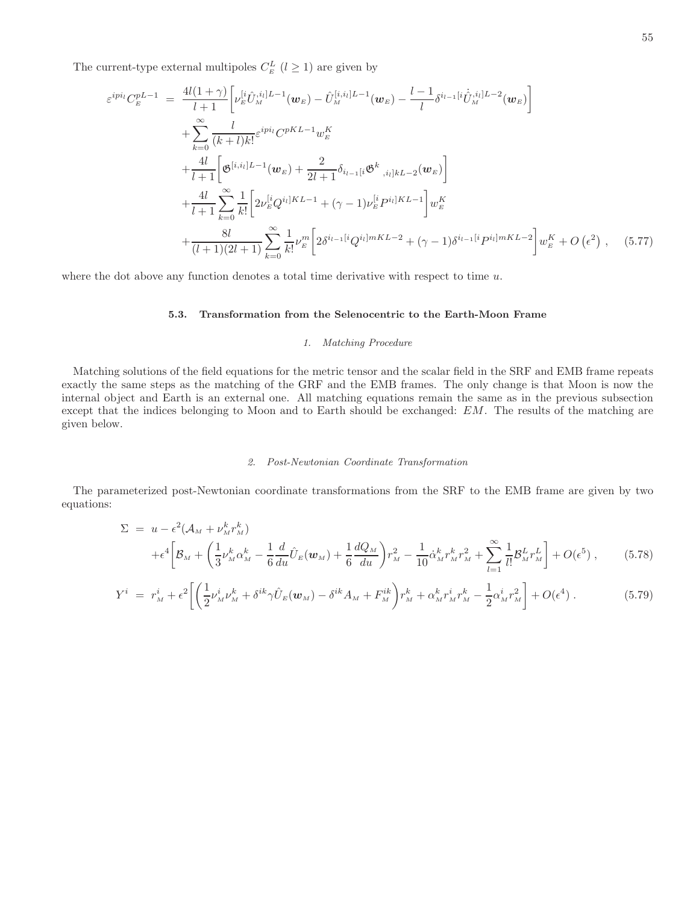The current-type external multipoles $C^L_{\scriptscriptstyle E}$ $(l \geq 1)$ are given by

$$
\begin{aligned}
\varepsilon^{ipi_l} C^{pL-1}_{\scriptscriptstyle E} \;=\; & \frac{4l(1+\gamma)}{l+1}\left[\nu^{[i}_{\scriptscriptstyle E}\hat{U}^{,i_l]L-1}_{\scriptscriptstyle M}(\boldsymbol{w}_{\scriptscriptstyle E}) - \hat{U}^{[i,i_l]L-1}_{\scriptscriptstyle M}(\boldsymbol{w}_{\scriptscriptstyle E}) - \frac{l-1}{l}\delta^{i_{l-1}[i}\dot{\hat{U}}^{,i_l]L-2}_{\scriptscriptstyle M}(\boldsymbol{w}_{\scriptscriptstyle E})\right] \\
& + \sum_{k=0}^{\infty}\frac{l}{(k+l)k!}\varepsilon^{ipi_l} C^{pKL-1} w^K_{\scriptscriptstyle E} \\
& + \frac{4l}{l+1}\left[\mathfrak{B}^{[i,i_l]L-1}(\boldsymbol{w}_{\scriptscriptstyle E}) + \frac{2}{2l+1}\delta_{i_{l-1}[i}\mathfrak{B}^{k}{}_{,i_l]kL-2}(\boldsymbol{w}_{\scriptscriptstyle E})\right] \\
& + \frac{4l}{l+1}\sum_{k=0}^{\infty}\frac{1}{k!}\left[2\nu^{[i}_{\scriptscriptstyle E} Q^{i_l]KL-1} + (\gamma-1)\nu^{[i}_{\scriptscriptstyle E} P^{i_l]KL-1}\right] w^K_{\scriptscriptstyle E} \\
& + \frac{8l}{(l+1)(2l+1)}\sum_{k=0}^{\infty}\frac{1}{k!}\nu^m_{\scriptscriptstyle E}\left[2\delta^{i_{l-1}[i} Q^{i_l]mKL-2} + (\gamma-1)\delta^{i_{l-1}[i} P^{i_l]mKL-2}\right] w^K_{\scriptscriptstyle E} + O\left(\epsilon^2\right) , \qquad (5.77)
\end{aligned}
$$

where the dot above any function denotes a total time derivative with respect to time $u$.

### 5.3. Transformation from the Selenocentric to the Earth-Moon Frame

#### 1. Matching Procedure

Matching solutions of the field equations for the metric tensor and the scalar field in the SRF and EMB frame repeats exactly the same steps as the matching of the GRF and the EMB frames. The only change is that Moon is now the internal object and Earth is an external one. All matching equations remain the same as in the previous subsection except that the indices belonging to Moon and to Earth should be exchanged: $EM$. The results of the matching are given below.

#### 2. Post-Newtonian Coordinate Transformation

The parameterized post-Newtonian coordinate transformations from the SRF to the EMB frame are given by two equations:

$$
\begin{aligned}
\Sigma \;=\; & u - \epsilon^2(\mathcal{A}_{\scriptscriptstyle M} + \nu^k_{\scriptscriptstyle M} r^k_{\scriptscriptstyle M}) \\
& + \epsilon^4\left[\mathcal{B}_{\scriptscriptstyle M} + \left(\frac{1}{3}\nu^k_{\scriptscriptstyle M}\alpha^k_{\scriptscriptstyle M} - \frac{1}{6}\frac{d}{du}\hat{U}_{\scriptscriptstyle E}(\boldsymbol{w}_{\scriptscriptstyle M}) + \frac{1}{6}\frac{dQ_{\scriptscriptstyle M}}{du}\right) r^2_{\scriptscriptstyle M} - \frac{1}{10}\dot{\alpha}^k_{\scriptscriptstyle M} r^k_{\scriptscriptstyle M} r^2_{\scriptscriptstyle M} + \sum_{l=1}^{\infty}\frac{1}{l!}\mathcal{B}^L_{\scriptscriptstyle M} r^L_{\scriptscriptstyle M}\right] + O(\epsilon^5) , \qquad (5.78)
\end{aligned}
$$

$$
Y^i \;=\; r^i_{\scriptscriptstyle M} + \epsilon^2\left[\left(\frac{1}{2}\nu^i_{\scriptscriptstyle M}\nu^k_{\scriptscriptstyle M} + \delta^{ik}\gamma\hat{U}_{\scriptscriptstyle E}(\boldsymbol{w}_{\scriptscriptstyle M}) - \delta^{ik} A_{\scriptscriptstyle M} + F^{ik}_{\scriptscriptstyle M}\right) r^k_{\scriptscriptstyle M} + \alpha^k_{\scriptscriptstyle M} r^i_{\scriptscriptstyle M} r^k_{\scriptscriptstyle M} - \frac{1}{2}\alpha^i_{\scriptscriptstyle M} r^2_{\scriptscriptstyle M}\right] + O(\epsilon^4) . \qquad (5.79)
$$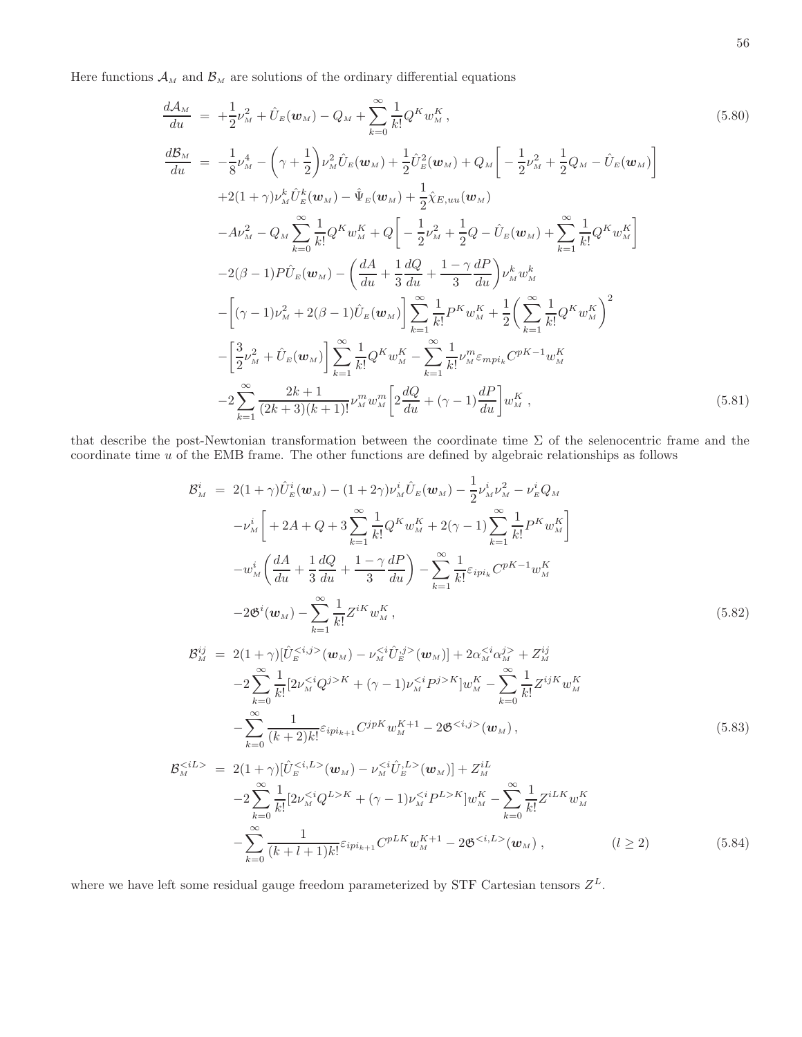Here functions $\mathcal{A}_{\scriptscriptstyle M}$ and $\mathcal{B}_{\scriptscriptstyle M}$ are solutions of the ordinary differential equations

$$
\frac{d\mathcal{A}_{\scriptscriptstyle M}}{du} = +\frac{1}{2}\nu_{\scriptscriptstyle M}^2 + \hat{U}_{\scriptscriptstyle E}(\boldsymbol{w}_{\scriptscriptstyle M}) - Q_{\scriptscriptstyle M} + \sum_{k=0}^{\infty}\frac{1}{k!}Q^K w_{\scriptscriptstyle M}^K\,, \tag{5.80}
$$

$$
\begin{aligned}
\frac{d\mathcal{B}_{\scriptscriptstyle M}}{du} = & -\frac{1}{8}\nu_{\scriptscriptstyle M}^4 - \left(\gamma+\frac{1}{2}\right)\nu_{\scriptscriptstyle M}^2\hat{U}_{\scriptscriptstyle E}(\boldsymbol{w}_{\scriptscriptstyle M}) + \frac{1}{2}\hat{U}_{\scriptscriptstyle E}^2(\boldsymbol{w}_{\scriptscriptstyle M}) + Q_{\scriptscriptstyle M}\left[-\frac{1}{2}\nu_{\scriptscriptstyle M}^2 + \frac{1}{2}Q_{\scriptscriptstyle M} - \hat{U}_{\scriptscriptstyle E}(\boldsymbol{w}_{\scriptscriptstyle M})\right] \\
& + 2(1+\gamma)\nu_{\scriptscriptstyle M}^k\hat{U}_{\scriptscriptstyle E}^k(\boldsymbol{w}_{\scriptscriptstyle M}) - \hat{\Psi}_{\scriptscriptstyle E}(\boldsymbol{w}_{\scriptscriptstyle M}) + \frac{1}{2}\hat{\chi}_{E,uu}(\boldsymbol{w}_{\scriptscriptstyle M}) \\
& - A\nu_{\scriptscriptstyle M}^2 - Q_{\scriptscriptstyle M}\sum_{k=0}^{\infty}\frac{1}{k!}Q^K w_{\scriptscriptstyle M}^K + Q\left[-\frac{1}{2}\nu_{\scriptscriptstyle M}^2 + \frac{1}{2}Q - \hat{U}_{\scriptscriptstyle E}(\boldsymbol{w}_{\scriptscriptstyle M}) + \sum_{k=1}^{\infty}\frac{1}{k!}Q^K w_{\scriptscriptstyle M}^K\right] \\
& - 2(\beta-1)P\hat{U}_{\scriptscriptstyle E}(\boldsymbol{w}_{\scriptscriptstyle M}) - \left(\frac{dA}{du} + \frac{1}{3}\frac{dQ}{du} + \frac{1-\gamma}{3}\frac{dP}{du}\right)\nu_{\scriptscriptstyle M}^k w_{\scriptscriptstyle M}^k \\
& - \left[(\gamma-1)\nu_{\scriptscriptstyle M}^2 + 2(\beta-1)\hat{U}_{\scriptscriptstyle E}(\boldsymbol{w}_{\scriptscriptstyle M})\right]\sum_{k=1}^{\infty}\frac{1}{k!}P^K w_{\scriptscriptstyle M}^K + \frac{1}{2}\left(\sum_{k=1}^{\infty}\frac{1}{k!}Q^K w_{\scriptscriptstyle M}^K\right)^2 \\
& - \left[\frac{3}{2}\nu_{\scriptscriptstyle M}^2 + \hat{U}_{\scriptscriptstyle E}(\boldsymbol{w}_{\scriptscriptstyle M})\right]\sum_{k=1}^{\infty}\frac{1}{k!}Q^K w_{\scriptscriptstyle M}^K - \sum_{k=1}^{\infty}\frac{1}{k!}\nu_{\scriptscriptstyle M}^m\varepsilon_{mpi_k}C^{pK-1}w_{\scriptscriptstyle M}^K \\
& - 2\sum_{k=1}^{\infty}\frac{2k+1}{(2k+3)(k+1)!}\nu_{\scriptscriptstyle M}^m w_{\scriptscriptstyle M}^m\left[2\frac{dQ}{du} + (\gamma-1)\frac{dP}{du}\right]w_{\scriptscriptstyle M}^K\,,
\end{aligned} \tag{5.81}
$$

that describe the post-Newtonian transformation between the coordinate time $\Sigma$ of the selenocentric frame and the coordinate time $u$ of the EMB frame. The other functions are defined by algebraic relationships as follows

$$
\begin{aligned}
\mathcal{B}_{\scriptscriptstyle M}^i = & \ 2(1+\gamma)\hat{U}_{\scriptscriptstyle E}^i(\boldsymbol{w}_{\scriptscriptstyle M}) - (1+2\gamma)\nu_{\scriptscriptstyle M}^i\hat{U}_{\scriptscriptstyle E}(\boldsymbol{w}_{\scriptscriptstyle M}) - \frac{1}{2}\nu_{\scriptscriptstyle M}^i\nu_{\scriptscriptstyle M}^2 - \nu_{\scriptscriptstyle E}^i Q_{\scriptscriptstyle M} \\
& - \nu_{\scriptscriptstyle M}^i\left[+2A + Q + 3\sum_{k=1}^{\infty}\frac{1}{k!}Q^K w_{\scriptscriptstyle M}^K + 2(\gamma-1)\sum_{k=1}^{\infty}\frac{1}{k!}P^K w_{\scriptscriptstyle M}^K\right] \\
& - w_{\scriptscriptstyle M}^i\left(\frac{dA}{du} + \frac{1}{3}\frac{dQ}{du} + \frac{1-\gamma}{3}\frac{dP}{du}\right) - \sum_{k=1}^{\infty}\frac{1}{k!}\varepsilon_{ipi_k}C^{pK-1}w_{\scriptscriptstyle M}^K \\
& - 2\mathfrak{G}^i(\boldsymbol{w}_{\scriptscriptstyle M}) - \sum_{k=1}^{\infty}\frac{1}{k!}Z^{iK}w_{\scriptscriptstyle M}^K\,,
\end{aligned} \tag{5.82}
$$

$$
\begin{aligned}
\mathcal{B}_{\scriptscriptstyle M}^{ij} = & \ 2(1+\gamma)[\hat{U}_{\scriptscriptstyle E}^{<i,j>}(\boldsymbol{w}_{\scriptscriptstyle M}) - \nu_{\scriptscriptstyle M}^{<i}\hat{U}_{\scriptscriptstyle E}^{,j>}(\boldsymbol{w}_{\scriptscriptstyle M})] + 2\alpha_{\scriptscriptstyle M}^{<i}\alpha_{\scriptscriptstyle M}^{j>} + Z_{\scriptscriptstyle M}^{ij} \\
& - 2\sum_{k=0}^{\infty}\frac{1}{k!}[2\nu_{\scriptscriptstyle M}^{<i}Q^{j>K} + (\gamma-1)\nu_{\scriptscriptstyle M}^{<i}P^{j>K}]w_{\scriptscriptstyle M}^K - \sum_{k=0}^{\infty}\frac{1}{k!}Z^{ijK}w_{\scriptscriptstyle M}^K \\
& - \sum_{k=0}^{\infty}\frac{1}{(k+2)k!}\varepsilon_{ipi_{k+1}}C^{jpK}w_{\scriptscriptstyle M}^{K+1} - 2\mathfrak{G}^{<i,j>}(\boldsymbol{w}_{\scriptscriptstyle M})\,,
\end{aligned} \tag{5.83}
$$

$$
\begin{aligned}
\mathcal{B}_{\scriptscriptstyle M}^{<iL>} = & \ 2(1+\gamma)[\hat{U}_{\scriptscriptstyle E}^{<i,L>}(\boldsymbol{w}_{\scriptscriptstyle M}) - \nu_{\scriptscriptstyle M}^{<i}\hat{U}_{\scriptscriptstyle E}^{,L>}(\boldsymbol{w}_{\scriptscriptstyle M})] + Z_{\scriptscriptstyle M}^{iL} \\
& - 2\sum_{k=0}^{\infty}\frac{1}{k!}[2\nu_{\scriptscriptstyle M}^{<i}Q^{L>K} + (\gamma-1)\nu_{\scriptscriptstyle M}^{<i}P^{L>K}]w_{\scriptscriptstyle M}^K - \sum_{k=0}^{\infty}\frac{1}{k!}Z^{iLK}w_{\scriptscriptstyle M}^K \\
& - \sum_{k=0}^{\infty}\frac{1}{(k+l+1)k!}\varepsilon_{ipi_{k+1}}C^{pLK}w_{\scriptscriptstyle M}^{K+1} - 2\mathfrak{G}^{<i,L>}(\boldsymbol{w}_{\scriptscriptstyle M})\,, \qquad (l\geq 2)
\end{aligned} \tag{5.84}
$$

where we have left some residual gauge freedom parameterized by STF Cartesian tensors $Z^L$.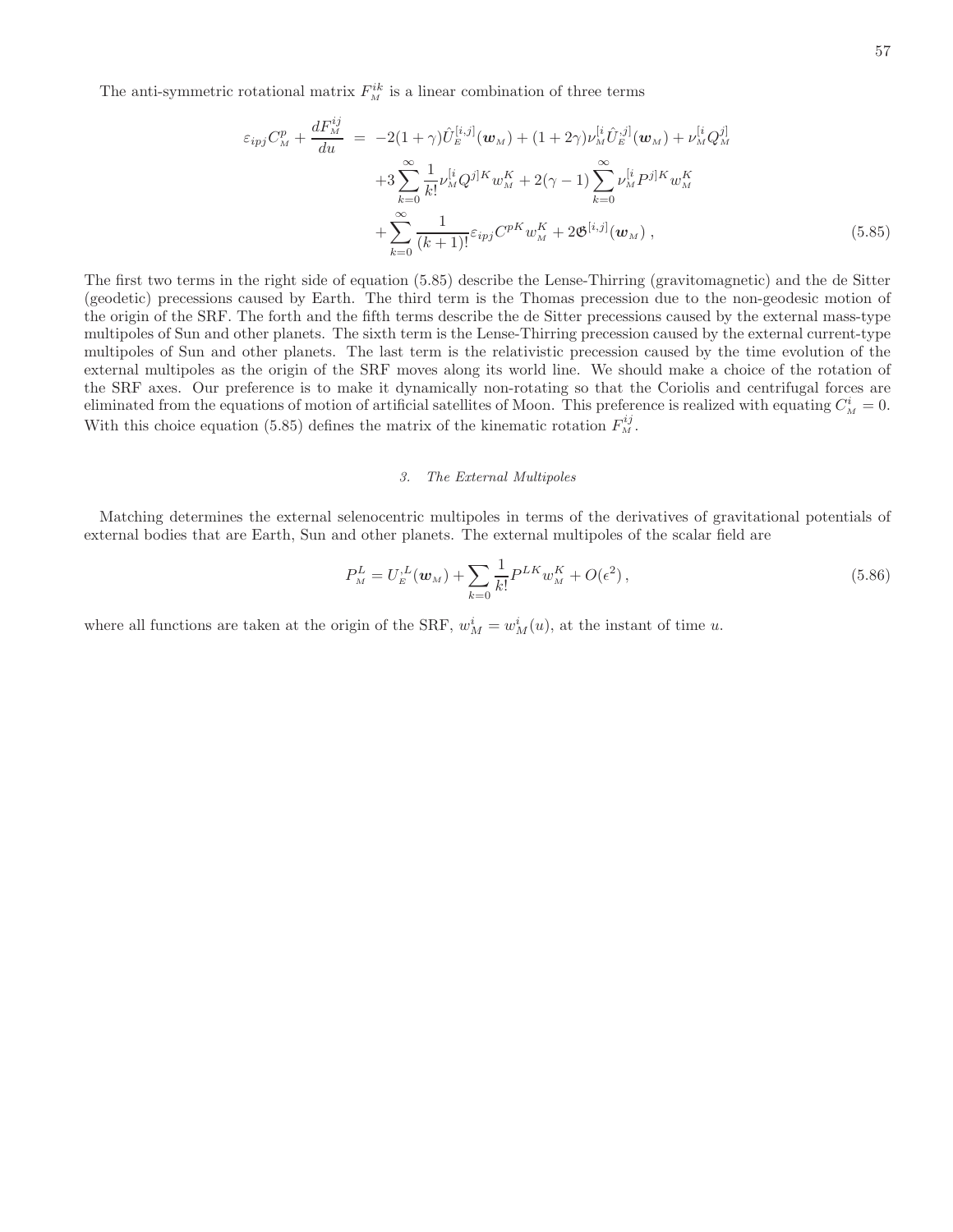The anti-symmetric rotational matrix $F_{_M}^{ik}$ is a linear combination of three terms

$$
\begin{aligned}
\varepsilon_{ipj}C_{_M}^{p} + \frac{dF_{_M}^{ij}}{du} \;=\; & -2(1+\gamma)\hat{U}_{_E}^{[i,j]}(\boldsymbol{w}_{_M}) + (1+2\gamma)\nu_{_M}^{[i}\hat{U}_{_E}^{,j]}(\boldsymbol{w}_{_M}) + \nu_{_M}^{[i}Q_{_M}^{j]} \\
& + 3\sum_{k=0}^{\infty}\frac{1}{k!}\nu_{_M}^{[i}Q^{j]K}w_{_M}^{K} + 2(\gamma-1)\sum_{k=0}^{\infty}\nu_{_M}^{[i}P^{j]K}w_{_M}^{K} \\
& + \sum_{k=0}^{\infty}\frac{1}{(k+1)!}\varepsilon_{ipj}C^{pK}w_{_M}^{K} + 2\mathfrak{G}^{[i,j]}(\boldsymbol{w}_{_M})\,, 
\end{aligned}
\tag{5.85}
$$

The first two terms in the right side of equation (5.85) describe the Lense-Thirring (gravitomagnetic) and the de Sitter (geodetic) precessions caused by Earth. The third term is the Thomas precession due to the non-geodesic motion of the origin of the SRF. The forth and the fifth terms describe the de Sitter precessions caused by the external mass-type multipoles of Sun and other planets. The sixth term is the Lense-Thirring precession caused by the external current-type multipoles of Sun and other planets. The last term is the relativistic precession caused by the time evolution of the external multipoles as the origin of the SRF moves along its world line. We should make a choice of the rotation of the SRF axes. Our preference is to make it dynamically non-rotating so that the Coriolis and centrifugal forces are eliminated from the equations of motion of artificial satellites of Moon. This preference is realized with equating $C_{_M}^{i} = 0$. With this choice equation (5.85) defines the matrix of the kinematic rotation $F_{_M}^{ij}$.

### 3. *The External Multipoles*

Matching determines the external selenocentric multipoles in terms of the derivatives of gravitational potentials of external bodies that are Earth, Sun and other planets. The external multipoles of the scalar field are

$$
P_{_M}^{L} = U_{_E}^{;L}(\boldsymbol{w}_{_M}) + \sum_{k=0}\frac{1}{k!}P^{LK}w_{_M}^{K} + O(\epsilon^2)\,, \tag{5.86}
$$

where all functions are taken at the origin of the SRF, $w_M^i = w_M^i(u)$, at the instant of time $u$.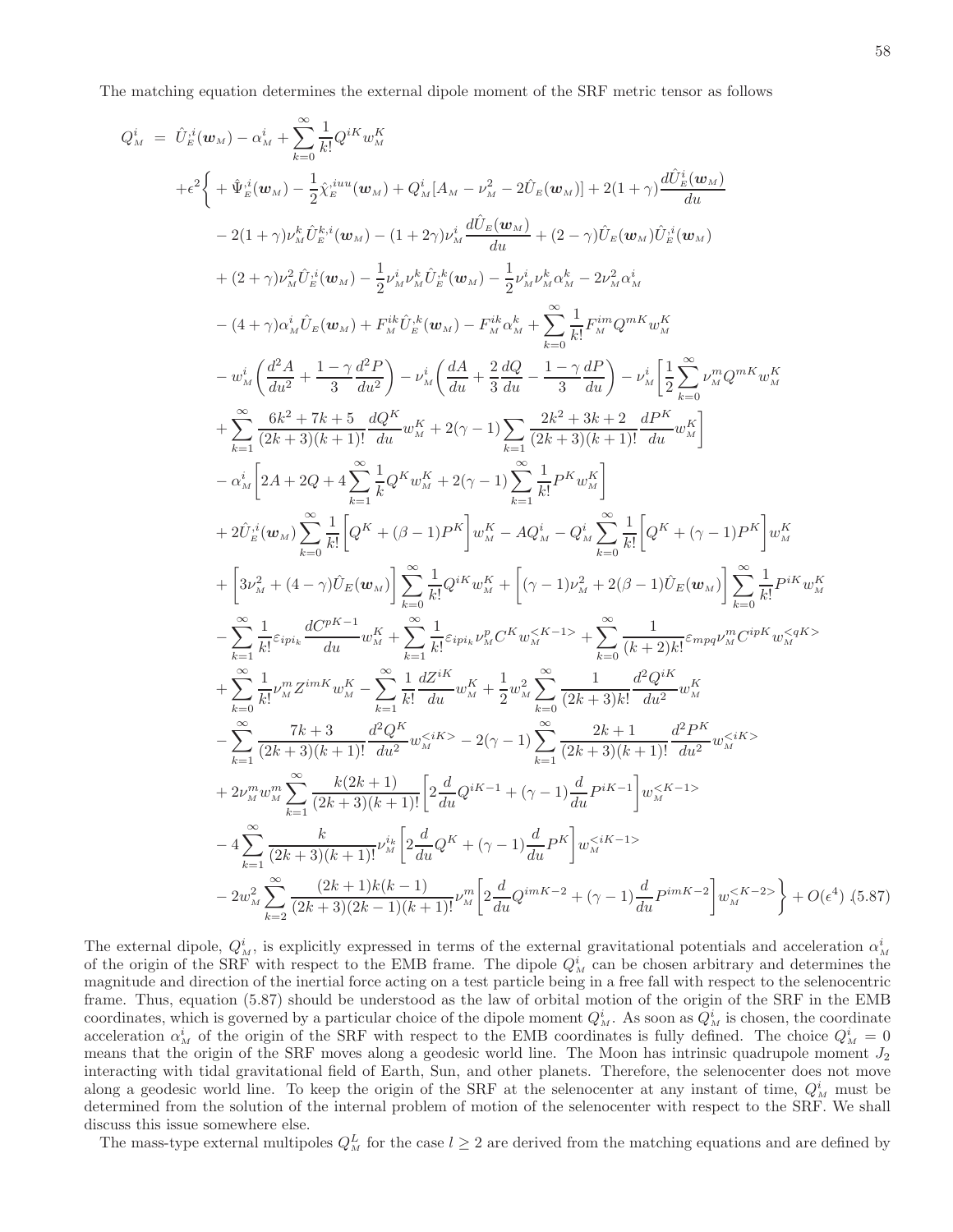The matching equation determines the external dipole moment of the SRF metric tensor as follows

$$
\begin{aligned}
Q^i_{\scriptscriptstyle M} \;=\;& \hat{U}^{,i}_{\scriptscriptstyle E}(\boldsymbol{w}_{\scriptscriptstyle M}) - \alpha^i_{\scriptscriptstyle M} + \sum_{k=0}^{\infty}\frac{1}{k!}Q^{iK}w^K_{\scriptscriptstyle M} \\
&+\epsilon^2\Bigg\{ + \hat{\Psi}^{,i}_{\scriptscriptstyle E}(\boldsymbol{w}_{\scriptscriptstyle M}) - \frac{1}{2}\hat{\chi}^{,iuu}_{\scriptscriptstyle E}(\boldsymbol{w}_{\scriptscriptstyle M}) + Q^i_{\scriptscriptstyle M}[A_{\scriptscriptstyle M} - \nu^2_{\scriptscriptstyle M} - 2\hat{U}_{\scriptscriptstyle E}(\boldsymbol{w}_{\scriptscriptstyle M})] + 2(1+\gamma)\frac{d\hat{U}^i_{\scriptscriptstyle E}(\boldsymbol{w}_{\scriptscriptstyle M})}{du} \\
&- 2(1+\gamma)\nu^k_{\scriptscriptstyle M}\hat{U}^{k,i}_{\scriptscriptstyle E}(\boldsymbol{w}_{\scriptscriptstyle M}) - (1+2\gamma)\nu^i_{\scriptscriptstyle M}\frac{d\hat{U}_{\scriptscriptstyle E}(\boldsymbol{w}_{\scriptscriptstyle M})}{du} + (2-\gamma)\hat{U}_{\scriptscriptstyle E}(\boldsymbol{w}_{\scriptscriptstyle M})\hat{U}^{,i}_{\scriptscriptstyle E}(\boldsymbol{w}_{\scriptscriptstyle M}) \\
&+ (2+\gamma)\nu^2_{\scriptscriptstyle M}\hat{U}^{,i}_{\scriptscriptstyle E}(\boldsymbol{w}_{\scriptscriptstyle M}) - \frac{1}{2}\nu^i_{\scriptscriptstyle M}\nu^k_{\scriptscriptstyle M}\hat{U}^{,k}_{\scriptscriptstyle E}(\boldsymbol{w}_{\scriptscriptstyle M}) - \frac{1}{2}\nu^i_{\scriptscriptstyle M}\nu^k_{\scriptscriptstyle M}\alpha^k_{\scriptscriptstyle M} - 2\nu^2_{\scriptscriptstyle M}\alpha^i_{\scriptscriptstyle M} \\
&- (4+\gamma)\alpha^i_{\scriptscriptstyle M}\hat{U}_{\scriptscriptstyle E}(\boldsymbol{w}_{\scriptscriptstyle M}) + F^{ik}_{\scriptscriptstyle M}\hat{U}^{,k}_{\scriptscriptstyle E}(\boldsymbol{w}_{\scriptscriptstyle M}) - F^{ik}_{\scriptscriptstyle M}\alpha^k_{\scriptscriptstyle M} + \sum_{k=0}^{\infty}\frac{1}{k!}F^{im}_{\scriptscriptstyle M}Q^{mK}w^K_{\scriptscriptstyle M} \\
&- w^i_{\scriptscriptstyle M}\left(\frac{d^2A}{du^2} + \frac{1-\gamma}{3}\frac{d^2P}{du^2}\right) - \nu^i_{\scriptscriptstyle M}\left(\frac{dA}{du} + \frac{2}{3}\frac{dQ}{du} - \frac{1-\gamma}{3}\frac{dP}{du}\right) - \nu^i_{\scriptscriptstyle M}\Bigg[\frac{1}{2}\sum_{k=0}^{\infty}\nu^m_{\scriptscriptstyle M}Q^{mK}w^K_{\scriptscriptstyle M} \\
&+ \sum_{k=1}^{\infty}\frac{6k^2+7k+5}{(2k+3)(k+1)!}\frac{dQ^K}{du}w^K_{\scriptscriptstyle M} + 2(\gamma-1)\sum_{k=1}\frac{2k^2+3k+2}{(2k+3)(k+1)!}\frac{dP^K}{du}w^K_{\scriptscriptstyle M}\Bigg] \\
&- \alpha^i_{\scriptscriptstyle M}\left[2A + 2Q + 4\sum_{k=1}^{\infty}\frac{1}{k}Q^Kw^K_{\scriptscriptstyle M} + 2(\gamma-1)\sum_{k=1}^{\infty}\frac{1}{k!}P^Kw^K_{\scriptscriptstyle M}\right] \\
&+ 2\hat{U}^{,i}_{\scriptscriptstyle E}(\boldsymbol{w}_{\scriptscriptstyle M})\sum_{k=0}^{\infty}\frac{1}{k!}\left[Q^K + (\beta-1)P^K\right]w^K_{\scriptscriptstyle M} - AQ^i_{\scriptscriptstyle M} - Q^i_{\scriptscriptstyle M}\sum_{k=0}^{\infty}\frac{1}{k!}\left[Q^K + (\gamma-1)P^K\right]w^K_{\scriptscriptstyle M} \\
&+ \left[3\nu^2_{\scriptscriptstyle M} + (4-\gamma)\hat{U}_{\scriptscriptstyle E}(\boldsymbol{w}_{\scriptscriptstyle M})\right]\sum_{k=0}^{\infty}\frac{1}{k!}Q^{iK}w^K_{\scriptscriptstyle M} + \left[(\gamma-1)\nu^2_{\scriptscriptstyle M} + 2(\beta-1)\hat{U}_{\scriptscriptstyle E}(\boldsymbol{w}_{\scriptscriptstyle M})\right]\sum_{k=0}^{\infty}\frac{1}{k!}P^{iK}w^K_{\scriptscriptstyle M} \\
&- \sum_{k=1}^{\infty}\frac{1}{k!}\varepsilon_{ipi_k}\frac{dC^{pK-1}}{du}w^K_{\scriptscriptstyle M} + \sum_{k=1}^{\infty}\frac{1}{k!}\varepsilon_{ipi_k}\nu^p_{\scriptscriptstyle M}C^Kw^{<K-1>}_{\scriptscriptstyle M} + \sum_{k=0}^{\infty}\frac{1}{(k+2)k!}\varepsilon_{mpq}\nu^m_{\scriptscriptstyle M}C^{ipK}w^{<qK>}_{\scriptscriptstyle M} \\
&+ \sum_{k=0}^{\infty}\frac{1}{k!}\nu^m_{\scriptscriptstyle M}Z^{imK}w^K_{\scriptscriptstyle M} - \sum_{k=1}^{\infty}\frac{1}{k!}\frac{dZ^{iK}}{du}w^K_{\scriptscriptstyle M} + \frac{1}{2}w^2_{\scriptscriptstyle M}\sum_{k=0}^{\infty}\frac{1}{(2k+3)k!}\frac{d^2Q^{iK}}{du^2}w^K_{\scriptscriptstyle M} \\
&- \sum_{k=1}^{\infty}\frac{7k+3}{(2k+3)(k+1)!}\frac{d^2Q^K}{du^2}w^{<iK>}_{\scriptscriptstyle M} - 2(\gamma-1)\sum_{k=1}^{\infty}\frac{2k+1}{(2k+3)(k+1)!}\frac{d^2P^K}{du^2}w^{<iK>}_{\scriptscriptstyle M} \\
&+ 2\nu^m_{\scriptscriptstyle M}w^m_{\scriptscriptstyle M}\sum_{k=1}^{\infty}\frac{k(2k+1)}{(2k+3)(k+1)!}\left[2\frac{d}{du}Q^{iK-1} + (\gamma-1)\frac{d}{du}P^{iK-1}\right]w^{<K-1>}_{\scriptscriptstyle M} \\
&- 4\sum_{k=1}^{\infty}\frac{k}{(2k+3)(k+1)!}\nu^{i_k}_{\scriptscriptstyle M}\left[2\frac{d}{du}Q^K + (\gamma-1)\frac{d}{du}P^K\right]w^{<iK-1>}_{\scriptscriptstyle M} \\
&- 2w^2_{\scriptscriptstyle M}\sum_{k=2}^{\infty}\frac{(2k+1)k(k-1)}{(2k+3)(2k-1)(k+1)!}\nu^m_{\scriptscriptstyle M}\left[2\frac{d}{du}Q^{imK-2} + (\gamma-1)\frac{d}{du}P^{imK-2}\right]w^{<K-2>}_{\scriptscriptstyle M}\Bigg\} + O(\epsilon^4)\ \ (5.87)
\end{aligned}
$$

The external dipole, $Q^i_{\scriptscriptstyle M}$, is explicitly expressed in terms of the external gravitational potentials and acceleration $\alpha^i_{\scriptscriptstyle M}$ of the origin of the SRF with respect to the EMB frame. The dipole $Q^i_{\scriptscriptstyle M}$ can be chosen arbitrary and determines the magnitude and direction of the inertial force acting on a test particle being in a free fall with respect to the selenocentric frame. Thus, equation (5.87) should be understood as the law of orbital motion of the origin of the SRF in the EMB coordinates, which is governed by a particular choice of the dipole moment $Q^i_{\scriptscriptstyle M}$. As soon as $Q^i_{\scriptscriptstyle M}$ is chosen, the coordinate acceleration $\alpha^i_{\scriptscriptstyle M}$ of the origin of the SRF with respect to the EMB coordinates is fully defined. The choice $Q^i_{\scriptscriptstyle M} = 0$ means that the origin of the SRF moves along a geodesic world line. The Moon has intrinsic quadrupole moment $J_2$ interacting with tidal gravitational field of Earth, Sun, and other planets. Therefore, the selenocenter does not move along a geodesic world line. To keep the origin of the SRF at the selenocenter at any instant of time, $Q^i_{\scriptscriptstyle M}$ must be determined from the solution of the internal problem of motion of the selenocenter with respect to the SRF. We shall discuss this issue somewhere else.

The mass-type external multipoles $Q^L_{\scriptscriptstyle M}$ for the case $l \geq 2$ are derived from the matching equations and are defined by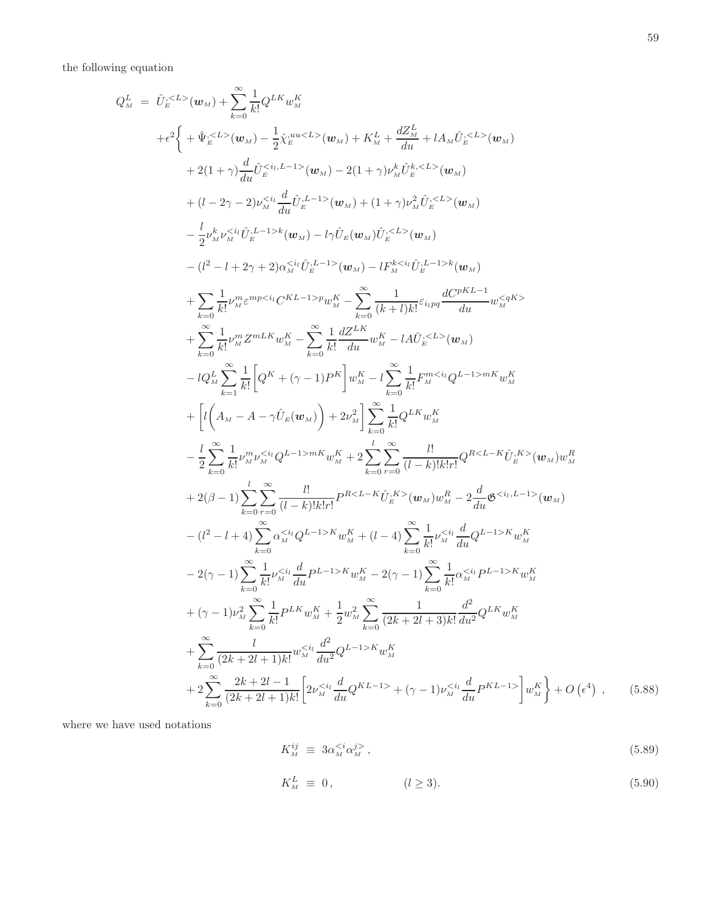the following equation

$$
\begin{aligned}
Q^L_{\scriptscriptstyle M} \;=\;& \hat{U}_{\scriptscriptstyle E}^{,<L>}(\boldsymbol{w}_{\scriptscriptstyle M}) + \sum_{k=0}^{\infty}\frac{1}{k!}Q^{LK}w^K_{\scriptscriptstyle M} \\
&+\epsilon^2\Bigg\{ + \hat{\Psi}_{\scriptscriptstyle E}^{,<L>}(\boldsymbol{w}_{\scriptscriptstyle M}) - \frac{1}{2}\hat{\chi}_{\scriptscriptstyle E}^{,uu<L>}(\boldsymbol{w}_{\scriptscriptstyle M}) + K^L_{\scriptscriptstyle M} + \frac{dZ^L_{\scriptscriptstyle M}}{du} + lA_{\scriptscriptstyle M}\hat{U}_{\scriptscriptstyle E}^{,<L>}(\boldsymbol{w}_{\scriptscriptstyle M}) \\
&+ 2(1+\gamma)\frac{d}{du}\hat{U}_{\scriptscriptstyle E}^{<i_l,L-1>}(\boldsymbol{w}_{\scriptscriptstyle M}) - 2(1+\gamma)\nu^k_{\scriptscriptstyle M}\hat{U}_{\scriptscriptstyle E}^{k,<L>}(\boldsymbol{w}_{\scriptscriptstyle M}) \\
&+ (l-2\gamma-2)\nu_{\scriptscriptstyle M}^{<i_l}\frac{d}{du}\hat{U}_{\scriptscriptstyle E}^{,L-1>}(\boldsymbol{w}_{\scriptscriptstyle M}) + (1+\gamma)\nu^2_{\scriptscriptstyle M}\hat{U}_{\scriptscriptstyle E}^{,<L>}(\boldsymbol{w}_{\scriptscriptstyle M}) \\
&- \frac{l}{2}\nu^k_{\scriptscriptstyle M}\nu^{<i_l}_{\scriptscriptstyle M}\hat{U}_{\scriptscriptstyle E}^{,L-1>k}(\boldsymbol{w}_{\scriptscriptstyle M}) - l\gamma\hat{U}_{\scriptscriptstyle E}(\boldsymbol{w}_{\scriptscriptstyle M})\hat{U}_{\scriptscriptstyle E}^{,<L>}(\boldsymbol{w}_{\scriptscriptstyle M}) \\
&- (l^2-l+2\gamma+2)\alpha_{\scriptscriptstyle M}^{<i_l}\hat{U}_{\scriptscriptstyle E}^{,L-1>}(\boldsymbol{w}_{\scriptscriptstyle M}) - lF_{\scriptscriptstyle M}^{k<i_l}\hat{U}_{\scriptscriptstyle E}^{,L-1>k}(\boldsymbol{w}_{\scriptscriptstyle M}) \\
&+ \sum_{k=0}\frac{1}{k!}\nu^m_{\scriptscriptstyle M}\varepsilon^{mp<i_l}C^{KL-1>p}w^K_{\scriptscriptstyle M} - \sum_{k=0}^{\infty}\frac{1}{(k+l)k!}\varepsilon_{i_lpq}\frac{dC^{pKL-1}}{du}w_{\scriptscriptstyle M}^{<qK>} \\
&+ \sum_{k=0}^{\infty}\frac{1}{k!}\nu^m_{\scriptscriptstyle M}Z^{mLK}w^K_{\scriptscriptstyle M} - \sum_{k=0}^{\infty}\frac{1}{k!}\frac{dZ^{LK}}{du}w^K_{\scriptscriptstyle M} - lA\hat{U}_{\scriptscriptstyle E}^{,<L>}(\boldsymbol{w}_{\scriptscriptstyle M}) \\
&- lQ^L_{\scriptscriptstyle M}\sum_{k=1}^{\infty}\frac{1}{k!}\Big[Q^K+(\gamma-1)P^K\Big]w^K_{\scriptscriptstyle M} - l\sum_{k=0}^{\infty}\frac{1}{k!}F_{\scriptscriptstyle M}^{m<i_l}Q^{L-1>mK}w^K_{\scriptscriptstyle M} \\
&+ \Big[l\Big(A_{\scriptscriptstyle M}-A-\gamma\hat{U}_{\scriptscriptstyle E}(\boldsymbol{w}_{\scriptscriptstyle M})\Big)+2\nu^2_{\scriptscriptstyle M}\Big]\sum_{k=0}^{\infty}\frac{1}{k!}Q^{LK}w^K_{\scriptscriptstyle M} \\
&- \frac{l}{2}\sum_{k=0}^{\infty}\frac{1}{k!}\nu^m_{\scriptscriptstyle M}\nu^{<i_l}_{\scriptscriptstyle M}Q^{L-1>mK}w^K_{\scriptscriptstyle M} + 2\sum_{k=0}^{l}\sum_{r=0}^{\infty}\frac{l!}{(l-k)!k!r!}Q^{R<L-K}\hat{U}_{\scriptscriptstyle E}^{,K>}(\boldsymbol{w}_{\scriptscriptstyle M})w^R_{\scriptscriptstyle M} \\
&+ 2(\beta-1)\sum_{k=0}^{l}\sum_{r=0}^{\infty}\frac{l!}{(l-k)!k!r!}P^{R<L-K}\hat{U}_{\scriptscriptstyle E}^{,K>}(\boldsymbol{w}_{\scriptscriptstyle M})w^R_{\scriptscriptstyle M} - 2\frac{d}{du}\mathfrak{G}^{<i_l,L-1>}(\boldsymbol{w}_{\scriptscriptstyle M}) \\
&- (l^2-l+4)\sum_{k=0}^{\infty}\alpha_{\scriptscriptstyle M}^{<i_l}Q^{L-1>K}w^K_{\scriptscriptstyle M} + (l-4)\sum_{k=0}^{\infty}\frac{1}{k!}\nu_{\scriptscriptstyle M}^{<i_l}\frac{d}{du}Q^{L-1>K}w^K_{\scriptscriptstyle M} \\
&- 2(\gamma-1)\sum_{k=0}^{\infty}\frac{1}{k!}\nu_{\scriptscriptstyle M}^{<i_l}\frac{d}{du}P^{L-1>K}w^K_{\scriptscriptstyle M} - 2(\gamma-1)\sum_{k=0}^{\infty}\frac{1}{k!}\alpha_{\scriptscriptstyle M}^{<i_l}P^{L-1>K}w^K_{\scriptscriptstyle M} \\
&+ (\gamma-1)\nu^2_{\scriptscriptstyle M}\sum_{k=0}^{\infty}\frac{1}{k!}P^{LK}w^K_{\scriptscriptstyle M} + \frac{1}{2}w^2_{\scriptscriptstyle M}\sum_{k=0}^{\infty}\frac{1}{(2k+2l+3)k!}\frac{d^2}{du^2}Q^{LK}w^K_{\scriptscriptstyle M} \\
&+ \sum_{k=0}^{\infty}\frac{l}{(2k+2l+1)k!}w_{\scriptscriptstyle M}^{<i_l}\frac{d^2}{du^2}Q^{L-1>K}w^K_{\scriptscriptstyle M} \\
&+ 2\sum_{k=0}^{\infty}\frac{2k+2l-1}{(2k+2l+1)k!}\Big[2\nu_{\scriptscriptstyle M}^{<i_l}\frac{d}{du}Q^{KL-1>} + (\gamma-1)\nu_{\scriptscriptstyle M}^{<i_l}\frac{d}{du}P^{KL-1>}\Big]w^K_{\scriptscriptstyle M}\Bigg\} + O\left(\epsilon^4\right)\;, \qquad (5.88)
\end{aligned}
$$

where we have used notations

$$K^{ij}_{\scriptscriptstyle M} \;\equiv\; 3\alpha_{\scriptscriptstyle M}^{<i}\alpha_{\scriptscriptstyle M}^{j>}\,, \qquad (5.89)$$

$$K^{L}_{\scriptscriptstyle M} \;\equiv\; 0\,, \qquad\qquad (l\geq 3). \qquad (5.90)$$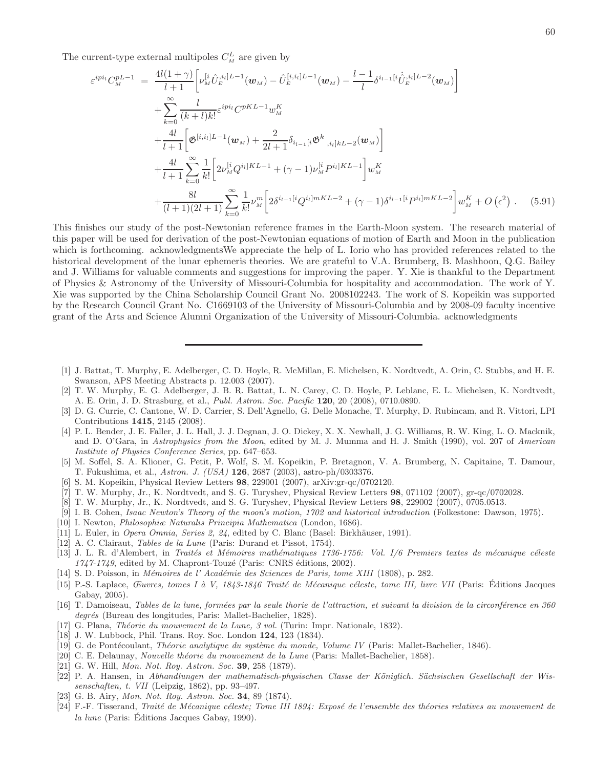The current-type external multipoles $C^L_{\scriptscriptstyle M}$ are given by

$$
\begin{aligned}
\varepsilon^{ipi_l} C^{pL-1}_{\scriptscriptstyle M} &= \frac{4l(1+\gamma)}{l+1}\left[\nu^{[i}_{\scriptscriptstyle M}\hat{U}^{,i_l]L-1}_{\scriptscriptstyle E}(\boldsymbol{w}_{\scriptscriptstyle M}) - \hat{U}^{[i,i_l]L-1}_{\scriptscriptstyle E}(\boldsymbol{w}_{\scriptscriptstyle M}) - \frac{l-1}{l}\delta^{i_{l-1}[i}\dot{\hat{U}}^{,i_l]L-2}_{\scriptscriptstyle E}(\boldsymbol{w}_{\scriptscriptstyle M})\right] \\
&+ \sum_{k=0}^{\infty}\frac{l}{(k+l)k!}\varepsilon^{ipi_l} C^{pKL-1} w^K_{\scriptscriptstyle M} \\
&+ \frac{4l}{l+1}\left[\mathfrak{G}^{[i,i_l]L-1}(\boldsymbol{w}_{\scriptscriptstyle M}) + \frac{2}{2l+1}\delta_{i_{l-1}[i}\mathfrak{G}^{k}{}_{,i_l]kL-2}(\boldsymbol{w}_{\scriptscriptstyle M})\right] \\
&+ \frac{4l}{l+1}\sum_{k=0}^{\infty}\frac{1}{k!}\left[2\nu^{[i}_{\scriptscriptstyle M}Q^{i_l]KL-1} + (\gamma-1)\nu^{[i}_{\scriptscriptstyle M}P^{i_l]KL-1}\right] w^K_{\scriptscriptstyle M} \\
&+ \frac{8l}{(l+1)(2l+1)}\sum_{k=0}^{\infty}\frac{1}{k!}\nu^m_{\scriptscriptstyle M}\left[2\delta^{i_{l-1}[i}Q^{i_l]mKL-2} + (\gamma-1)\delta^{i_{l-1}[i}P^{i_l]mKL-2}\right] w^K_{\scriptscriptstyle M} + O\left(\epsilon^2\right) . \qquad (5.91)
\end{aligned}
$$

This finishes our study of the post-Newtonian reference frames in the Earth-Moon system. The research material of this paper will be used for derivation of the post-Newtonian equations of motion of Earth and Moon in the publication which is forthcoming. acknowledgmentsWe appreciate the help of L. Iorio who has provided references related to the historical development of the lunar ephemeris theories. We are grateful to V.A. Brumberg, B. Mashhoon, Q.G. Bailey and J. Williams for valuable comments and suggestions for improving the paper. Y. Xie is thankful to the Department of Physics & Astronomy of the University of Missouri-Columbia for hospitality and accommodation. The work of Y. Xie was supported by the China Scholarship Council Grant No. 2008102243. The work of S. Kopeikin was supported by the Research Council Grant No. C1669103 of the University of Missouri-Columbia and by 2008-09 faculty incentive grant of the Arts and Science Alumni Organization of the University of Missouri-Columbia. acknowledgments

---

[1] J. Battat, T. Murphy, E. Adelberger, C. D. Hoyle, R. McMillan, E. Michelsen, K. Nordtvedt, A. Orin, C. Stubbs, and H. E. Swanson, APS Meeting Abstracts p. 12.003 (2007).

[2] T. W. Murphy, E. G. Adelberger, J. B. R. Battat, L. N. Carey, C. D. Hoyle, P. Leblanc, E. L. Michelsen, K. Nordtvedt, A. E. Orin, J. D. Strasburg, et al., *Publ. Astron. Soc. Pacific* **120**, 20 (2008), 0710.0890.

[3] D. G. Currie, C. Cantone, W. D. Carrier, S. Dell'Agnello, G. Delle Monache, T. Murphy, D. Rubincam, and R. Vittori, LPI Contributions **1415**, 2145 (2008).

[4] P. L. Bender, J. E. Faller, J. L. Hall, J. J. Degnan, J. O. Dickey, X. X. Newhall, J. G. Williams, R. W. King, L. O. Macknik, and D. O'Gara, in *Astrophysics from the Moon*, edited by M. J. Mumma and H. J. Smith (1990), vol. 207 of *American Institute of Physics Conference Series*, pp. 647–653.

[5] M. Soffel, S. A. Klioner, G. Petit, P. Wolf, S. M. Kopeikin, P. Bretagnon, V. A. Brumberg, N. Capitaine, T. Damour, T. Fukushima, et al., *Astron. J. (USA)* **126**, 2687 (2003), astro-ph/0303376.

[6] S. M. Kopeikin, Physical Review Letters **98**, 229001 (2007), arXiv:gr-qc/0702120.

[7] T. W. Murphy, Jr., K. Nordtvedt, and S. G. Turyshev, Physical Review Letters **98**, 071102 (2007), gr-qc/0702028.

[8] T. W. Murphy, Jr., K. Nordtvedt, and S. G. Turyshev, Physical Review Letters **98**, 229002 (2007), 0705.0513.

[9] I. B. Cohen, *Isaac Newton's Theory of the moon's motion, 1702 and historical introduction* (Folkestone: Dawson, 1975).

[10] I. Newton, *Philosophiæ Naturalis Principia Mathematica* (London, 1686).

[11] L. Euler, in *Opera Omnia, Series 2, 24*, edited by C. Blanc (Basel: Birkhäuser, 1991).

[12] A. C. Clairaut, *Tables de la Lune* (Paris: Durand et Pissot, 1754).

[13] J. L. R. d'Alembert, in *Traités et Mémoires mathématiques 1736-1756: Vol. I/6 Premiers textes de mécanique céleste 1747-1749*, edited by M. Chapront-Touzé (Paris: CNRS éditions, 2002).

[14] S. D. Poisson, in *Mémoires de l' Académie des Sciences de Paris, tome XIII* (1808), p. 282.

[15] P.-S. Laplace, *Œuvres, tomes I à V, 1843-1846 Traité de Mécanique céleste, tome III, livre VII* (Paris: Éditions Jacques Gabay, 2005).

[16] T. Damoiseau, *Tables de la lune, formées par la seule thorie de l'attraction, et suivant la division de la circonférence en 360 degrés* (Bureau des longitudes, Paris: Mallet-Bachelier, 1828).

[17] G. Plana, *Théorie du mouvement de la Lune, 3 vol.* (Turin: Impr. Nationale, 1832).

[18] J. W. Lubbock, Phil. Trans. Roy. Soc. London **124**, 123 (1834).

[19] G. de Pontécoulant, *Théorie analytique du système du monde, Volume IV* (Paris: Mallet-Bachelier, 1846).

[20] C. E. Delaunay, *Nouvelle théorie du mouvement de la Lune* (Paris: Mallet-Bachelier, 1858).

[21] G. W. Hill, *Mon. Not. Roy. Astron. Soc.* **39**, 258 (1879).

[22] P. A. Hansen, in *Abhandlungen der mathematisch-physischen Classe der Königlich. Sächsischen Gesellschaft der Wissenschaften, t. VII* (Leipzig, 1862), pp. 93–497.

[23] G. B. Airy, *Mon. Not. Roy. Astron. Soc.* **34**, 89 (1874).

[24] F.-F. Tisserand, *Traité de Mécanique céleste; Tome III 1894: Exposé de l'ensemble des théories relatives au mouvement de la lune* (Paris: Éditions Jacques Gabay, 1990).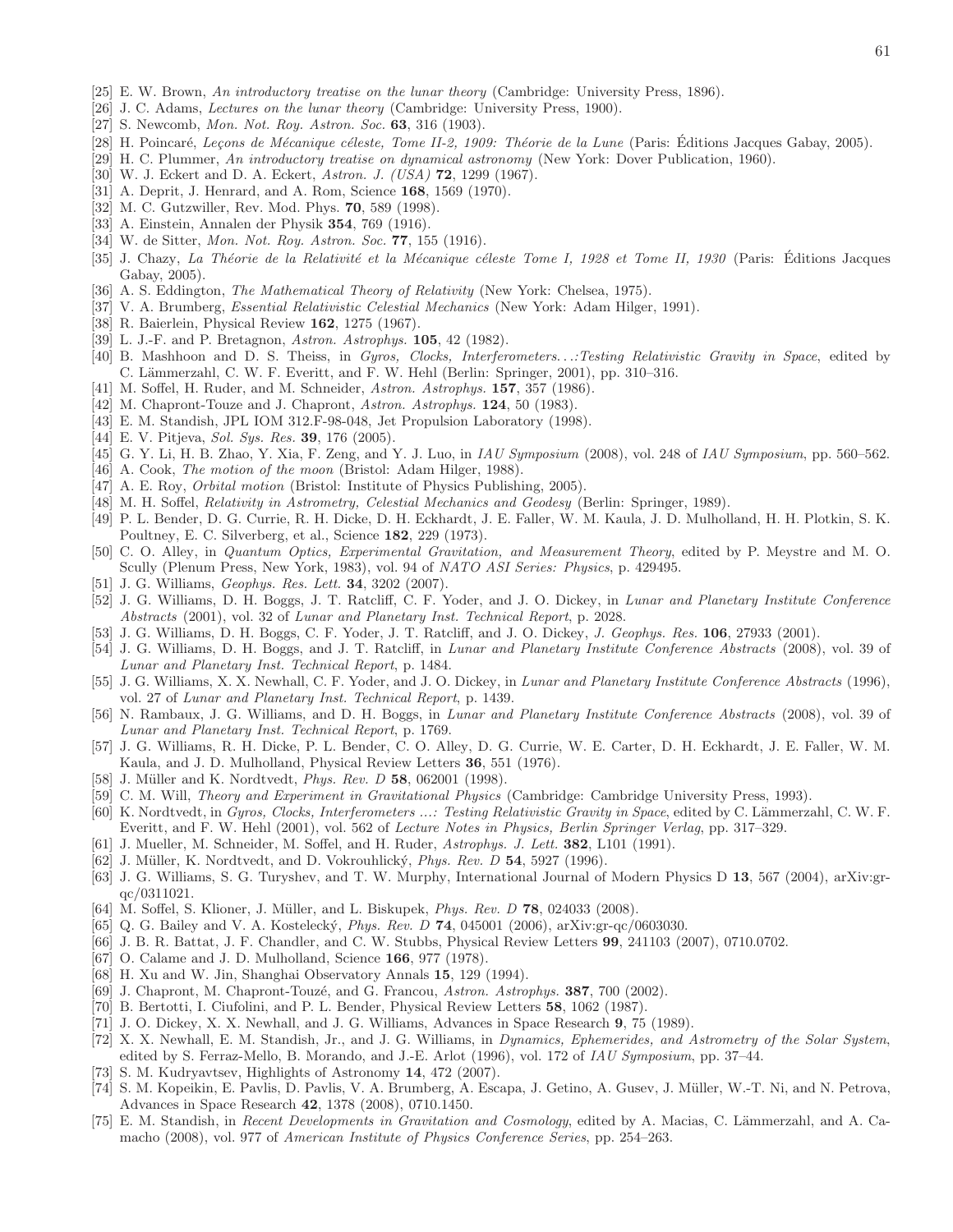[25] E. W. Brown, *An introductory treatise on the lunar theory* (Cambridge: University Press, 1896).
[26] J. C. Adams, *Lectures on the lunar theory* (Cambridge: University Press, 1900).
[27] S. Newcomb, *Mon. Not. Roy. Astron. Soc.* **63**, 316 (1903).
[28] H. Poincaré, *Leçons de Mécanique céleste, Tome II-2, 1909: Théorie de la Lune* (Paris: Éditions Jacques Gabay, 2005).
[29] H. C. Plummer, *An introductory treatise on dynamical astronomy* (New York: Dover Publication, 1960).
[30] W. J. Eckert and D. A. Eckert, *Astron. J. (USA)* **72**, 1299 (1967).
[31] A. Deprit, J. Henrard, and A. Rom, Science **168**, 1569 (1970).
[32] M. C. Gutzwiller, Rev. Mod. Phys. **70**, 589 (1998).
[33] A. Einstein, Annalen der Physik **354**, 769 (1916).
[34] W. de Sitter, *Mon. Not. Roy. Astron. Soc.* **77**, 155 (1916).
[35] J. Chazy, *La Théorie de la Relativité et la Mécanique céleste Tome I, 1928 et Tome II, 1930* (Paris: Éditions Jacques Gabay, 2005).
[36] A. S. Eddington, *The Mathematical Theory of Relativity* (New York: Chelsea, 1975).
[37] V. A. Brumberg, *Essential Relativistic Celestial Mechanics* (New York: Adam Hilger, 1991).
[38] R. Baierlein, Physical Review **162**, 1275 (1967).
[39] L. J.-F. and P. Bretagnon, *Astron. Astrophys.* **105**, 42 (1982).
[40] B. Mashhoon and D. S. Theiss, in *Gyros, Clocks, Interferometers...:Testing Relativistic Gravity in Space*, edited by C. Lämmerzahl, C. W. F. Everitt, and F. W. Hehl (Berlin: Springer, 2001), pp. 310–316.
[41] M. Soffel, H. Ruder, and M. Schneider, *Astron. Astrophys.* **157**, 357 (1986).
[42] M. Chapront-Touze and J. Chapront, *Astron. Astrophys.* **124**, 50 (1983).
[43] E. M. Standish, JPL IOM 312.F-98-048, Jet Propulsion Laboratory (1998).
[44] E. V. Pitjeva, *Sol. Sys. Res.* **39**, 176 (2005).
[45] G. Y. Li, H. B. Zhao, Y. Xia, F. Zeng, and Y. J. Luo, in *IAU Symposium* (2008), vol. 248 of *IAU Symposium*, pp. 560–562.
[46] A. Cook, *The motion of the moon* (Bristol: Adam Hilger, 1988).
[47] A. E. Roy, *Orbital motion* (Bristol: Institute of Physics Publishing, 2005).
[48] M. H. Soffel, *Relativity in Astrometry, Celestial Mechanics and Geodesy* (Berlin: Springer, 1989).
[49] P. L. Bender, D. G. Currie, R. H. Dicke, D. H. Eckhardt, J. E. Faller, W. M. Kaula, J. D. Mulholland, H. H. Plotkin, S. K. Poultney, E. C. Silverberg, et al., Science **182**, 229 (1973).
[50] C. O. Alley, in *Quantum Optics, Experimental Gravitation, and Measurement Theory*, edited by P. Meystre and M. O. Scully (Plenum Press, New York, 1983), vol. 94 of *NATO ASI Series: Physics*, p. 429495.
[51] J. G. Williams, *Geophys. Res. Lett.* **34**, 3202 (2007).
[52] J. G. Williams, D. H. Boggs, J. T. Ratcliff, C. F. Yoder, and J. O. Dickey, in *Lunar and Planetary Institute Conference Abstracts* (2001), vol. 32 of *Lunar and Planetary Inst. Technical Report*, p. 2028.
[53] J. G. Williams, D. H. Boggs, C. F. Yoder, J. T. Ratcliff, and J. O. Dickey, *J. Geophys. Res.* **106**, 27933 (2001).
[54] J. G. Williams, D. H. Boggs, and J. T. Ratcliff, in *Lunar and Planetary Institute Conference Abstracts* (2008), vol. 39 of *Lunar and Planetary Inst. Technical Report*, p. 1484.
[55] J. G. Williams, X. X. Newhall, C. F. Yoder, and J. O. Dickey, in *Lunar and Planetary Institute Conference Abstracts* (1996), vol. 27 of *Lunar and Planetary Inst. Technical Report*, p. 1439.
[56] N. Rambaux, J. G. Williams, and D. H. Boggs, in *Lunar and Planetary Institute Conference Abstracts* (2008), vol. 39 of *Lunar and Planetary Inst. Technical Report*, p. 1769.
[57] J. G. Williams, R. H. Dicke, P. L. Bender, C. O. Alley, D. G. Currie, W. E. Carter, D. H. Eckhardt, J. E. Faller, W. M. Kaula, and J. D. Mulholland, Physical Review Letters **36**, 551 (1976).
[58] J. Müller and K. Nordtvedt, *Phys. Rev. D* **58**, 062001 (1998).
[59] C. M. Will, *Theory and Experiment in Gravitational Physics* (Cambridge: Cambridge University Press, 1993).
[60] K. Nordtvedt, in *Gyros, Clocks, Interferometers ...: Testing Relativistic Gravity in Space*, edited by C. Lämmerzahl, C. W. F. Everitt, and F. W. Hehl (2001), vol. 562 of *Lecture Notes in Physics, Berlin Springer Verlag*, pp. 317–329.
[61] J. Mueller, M. Schneider, M. Soffel, and H. Ruder, *Astrophys. J. Lett.* **382**, L101 (1991).
[62] J. Müller, K. Nordtvedt, and D. Vokrouhlický, *Phys. Rev. D* **54**, 5927 (1996).
[63] J. G. Williams, S. G. Turyshev, and T. W. Murphy, International Journal of Modern Physics D **13**, 567 (2004), arXiv:gr-qc/0311021.
[64] M. Soffel, S. Klioner, J. Müller, and L. Biskupek, *Phys. Rev. D* **78**, 024033 (2008).
[65] Q. G. Bailey and V. A. Kostelecký, *Phys. Rev. D* **74**, 045001 (2006), arXiv:gr-qc/0603030.
[66] J. B. R. Battat, J. F. Chandler, and C. W. Stubbs, Physical Review Letters **99**, 241103 (2007), 0710.0702.
[67] O. Calame and J. D. Mulholland, Science **166**, 977 (1978).
[68] H. Xu and W. Jin, Shanghai Observatory Annals **15**, 129 (1994).
[69] J. Chapront, M. Chapront-Touzé, and G. Francou, *Astron. Astrophys.* **387**, 700 (2002).
[70] B. Bertotti, I. Ciufolini, and P. L. Bender, Physical Review Letters **58**, 1062 (1987).
[71] J. O. Dickey, X. X. Newhall, and J. G. Williams, Advances in Space Research **9**, 75 (1989).
[72] X. X. Newhall, E. M. Standish, Jr., and J. G. Williams, in *Dynamics, Ephemerides, and Astrometry of the Solar System*, edited by S. Ferraz-Mello, B. Morando, and J.-E. Arlot (1996), vol. 172 of *IAU Symposium*, pp. 37–44.
[73] S. M. Kudryavtsev, Highlights of Astronomy **14**, 472 (2007).
[74] S. M. Kopeikin, E. Pavlis, D. Pavlis, V. A. Brumberg, A. Escapa, J. Getino, A. Gusev, J. Müller, W.-T. Ni, and N. Petrova, Advances in Space Research **42**, 1378 (2008), 0710.1450.
[75] E. M. Standish, in *Recent Developments in Gravitation and Cosmology*, edited by A. Macias, C. Lämmerzahl, and A. Camacho (2008), vol. 977 of *American Institute of Physics Conference Series*, pp. 254–263.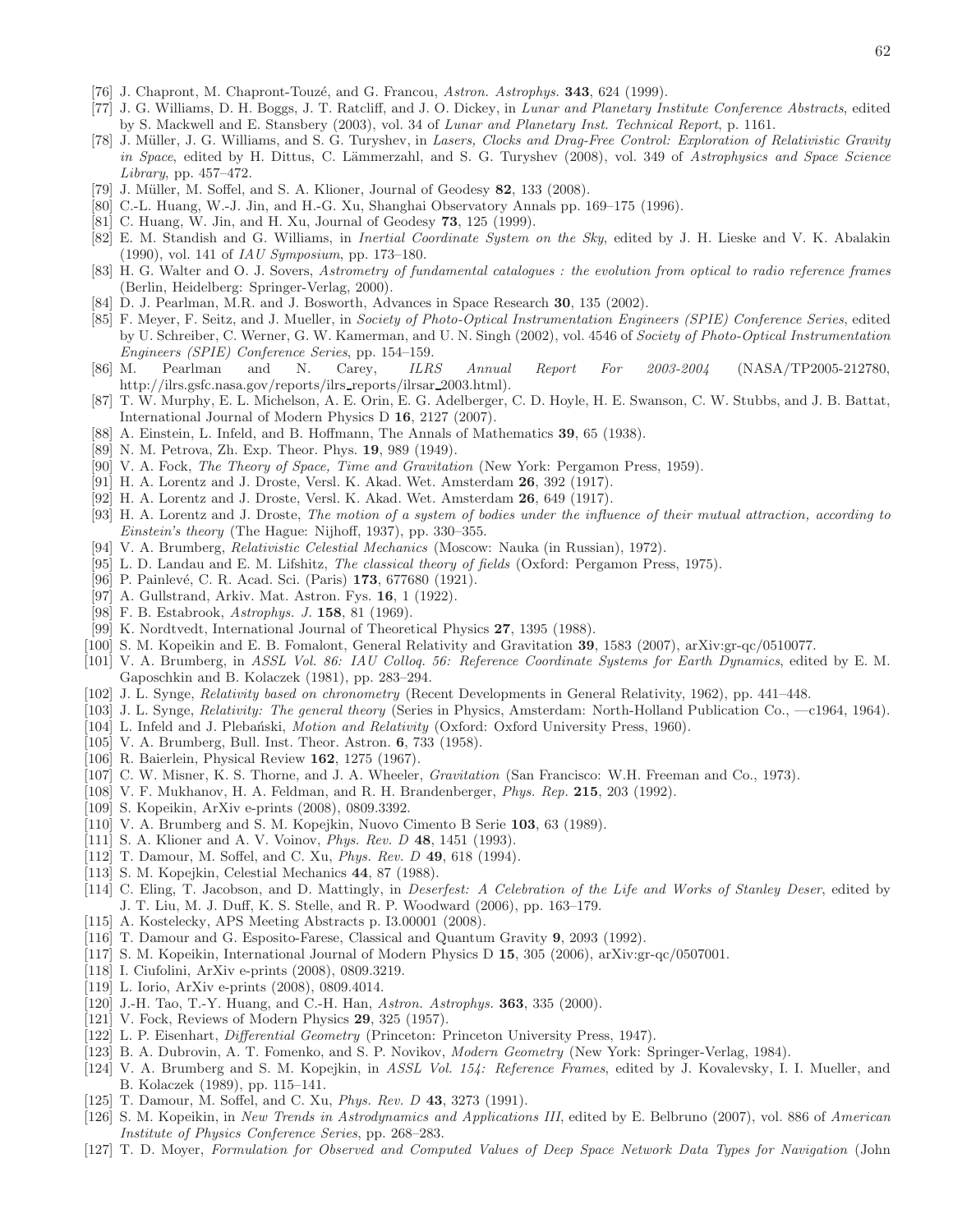[76] J. Chapront, M. Chapront-Touzé, and G. Francou, *Astron. Astrophys.* **343**, 624 (1999).

[77] J. G. Williams, D. H. Boggs, J. T. Ratcliff, and J. O. Dickey, in *Lunar and Planetary Institute Conference Abstracts*, edited by S. Mackwell and E. Stansbery (2003), vol. 34 of *Lunar and Planetary Inst. Technical Report*, p. 1161.

[78] J. Müller, J. G. Williams, and S. G. Turyshev, in *Lasers, Clocks and Drag-Free Control: Exploration of Relativistic Gravity in Space*, edited by H. Dittus, C. Lämmerzahl, and S. G. Turyshev (2008), vol. 349 of *Astrophysics and Space Science Library*, pp. 457–472.

[79] J. Müller, M. Soffel, and S. A. Klioner, Journal of Geodesy **82**, 133 (2008).

[80] C.-L. Huang, W.-J. Jin, and H.-G. Xu, Shanghai Observatory Annals pp. 169–175 (1996).

[81] C. Huang, W. Jin, and H. Xu, Journal of Geodesy **73**, 125 (1999).

[82] E. M. Standish and G. Williams, in *Inertial Coordinate System on the Sky*, edited by J. H. Lieske and V. K. Abalakin (1990), vol. 141 of *IAU Symposium*, pp. 173–180.

[83] H. G. Walter and O. J. Sovers, *Astrometry of fundamental catalogues : the evolution from optical to radio reference frames* (Berlin, Heidelberg: Springer-Verlag, 2000).

[84] D. J. Pearlman, M.R. and J. Bosworth, Advances in Space Research **30**, 135 (2002).

[85] F. Meyer, F. Seitz, and J. Mueller, in *Society of Photo-Optical Instrumentation Engineers (SPIE) Conference Series*, edited by U. Schreiber, C. Werner, G. W. Kamerman, and U. N. Singh (2002), vol. 4546 of *Society of Photo-Optical Instrumentation Engineers (SPIE) Conference Series*, pp. 154–159.

[86] M. Pearlman and N. Carey, *ILRS Annual Report For 2003-2004* (NASA/TP2005-212780, http://ilrs.gsfc.nasa.gov/reports/ilrs_reports/ilrsar_2003.html).

[87] T. W. Murphy, E. L. Michelson, A. E. Orin, E. G. Adelberger, C. D. Hoyle, H. E. Swanson, C. W. Stubbs, and J. B. Battat, International Journal of Modern Physics D **16**, 2127 (2007).

[88] A. Einstein, L. Infeld, and B. Hoffmann, The Annals of Mathematics **39**, 65 (1938).

[89] N. M. Petrova, Zh. Exp. Theor. Phys. **19**, 989 (1949).

[90] V. A. Fock, *The Theory of Space, Time and Gravitation* (New York: Pergamon Press, 1959).

[91] H. A. Lorentz and J. Droste, Versl. K. Akad. Wet. Amsterdam **26**, 392 (1917).

[92] H. A. Lorentz and J. Droste, Versl. K. Akad. Wet. Amsterdam **26**, 649 (1917).

[93] H. A. Lorentz and J. Droste, *The motion of a system of bodies under the influence of their mutual attraction, according to Einstein's theory* (The Hague: Nijhoff, 1937), pp. 330–355.

[94] V. A. Brumberg, *Relativistic Celestial Mechanics* (Moscow: Nauka (in Russian), 1972).

[95] L. D. Landau and E. M. Lifshitz, *The classical theory of fields* (Oxford: Pergamon Press, 1975).

[96] P. Painlevé, C. R. Acad. Sci. (Paris) **173**, 677680 (1921).

[97] A. Gullstrand, Arkiv. Mat. Astron. Fys. **16**, 1 (1922).

[98] F. B. Estabrook, *Astrophys. J.* **158**, 81 (1969).

[99] K. Nordtvedt, International Journal of Theoretical Physics **27**, 1395 (1988).

[100] S. M. Kopeikin and E. B. Fomalont, General Relativity and Gravitation **39**, 1583 (2007), arXiv:gr-qc/0510077.

[101] V. A. Brumberg, in *ASSL Vol. 86: IAU Colloq. 56: Reference Coordinate Systems for Earth Dynamics*, edited by E. M. Gaposchkin and B. Kolaczek (1981), pp. 283–294.

[102] J. L. Synge, *Relativity based on chronometry* (Recent Developments in General Relativity, 1962), pp. 441–448.

[103] J. L. Synge, *Relativity: The general theory* (Series in Physics, Amsterdam: North-Holland Publication Co., —c1964, 1964).

[104] L. Infeld and J. Plebański, *Motion and Relativity* (Oxford: Oxford University Press, 1960).

[105] V. A. Brumberg, Bull. Inst. Theor. Astron. **6**, 733 (1958).

[106] R. Baierlein, Physical Review **162**, 1275 (1967).

[107] C. W. Misner, K. S. Thorne, and J. A. Wheeler, *Gravitation* (San Francisco: W.H. Freeman and Co., 1973).

[108] V. F. Mukhanov, H. A. Feldman, and R. H. Brandenberger, *Phys. Rep.* **215**, 203 (1992).

[109] S. Kopeikin, ArXiv e-prints (2008), 0809.3392.

[110] V. A. Brumberg and S. M. Kopejkin, Nuovo Cimento B Serie **103**, 63 (1989).

[111] S. A. Klioner and A. V. Voinov, *Phys. Rev. D* **48**, 1451 (1993).

[112] T. Damour, M. Soffel, and C. Xu, *Phys. Rev. D* **49**, 618 (1994).

[113] S. M. Kopejkin, Celestial Mechanics **44**, 87 (1988).

[114] C. Eling, T. Jacobson, and D. Mattingly, in *Deserfest: A Celebration of the Life and Works of Stanley Deser*, edited by J. T. Liu, M. J. Duff, K. S. Stelle, and R. P. Woodward (2006), pp. 163–179.

[115] A. Kostelecky, APS Meeting Abstracts p. I3.00001 (2008).

[116] T. Damour and G. Esposito-Farese, Classical and Quantum Gravity **9**, 2093 (1992).

[117] S. M. Kopeikin, International Journal of Modern Physics D **15**, 305 (2006), arXiv:gr-qc/0507001.

[118] I. Ciufolini, ArXiv e-prints (2008), 0809.3219.

[119] L. Iorio, ArXiv e-prints (2008), 0809.4014.

[120] J.-H. Tao, T.-Y. Huang, and C.-H. Han, *Astron. Astrophys.* **363**, 335 (2000).

[121] V. Fock, Reviews of Modern Physics **29**, 325 (1957).

[122] L. P. Eisenhart, *Differential Geometry* (Princeton: Princeton University Press, 1947).

[123] B. A. Dubrovin, A. T. Fomenko, and S. P. Novikov, *Modern Geometry* (New York: Springer-Verlag, 1984).

[124] V. A. Brumberg and S. M. Kopejkin, in *ASSL Vol. 154: Reference Frames*, edited by J. Kovalevsky, I. I. Mueller, and B. Kolaczek (1989), pp. 115–141.

[125] T. Damour, M. Soffel, and C. Xu, *Phys. Rev. D* **43**, 3273 (1991).

[126] S. M. Kopeikin, in *New Trends in Astrodynamics and Applications III*, edited by E. Belbruno (2007), vol. 886 of *American Institute of Physics Conference Series*, pp. 268–283.

[127] T. D. Moyer, *Formulation for Observed and Computed Values of Deep Space Network Data Types for Navigation* (John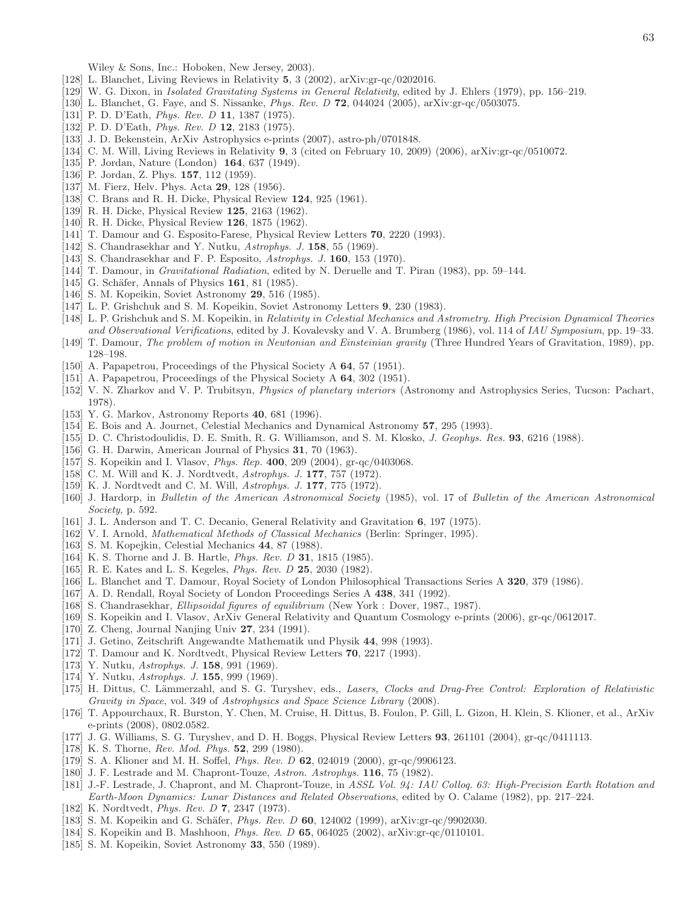Wiley & Sons, Inc.: Hoboken, New Jersey, 2003).

[128] L. Blanchet, Living Reviews in Relativity **5**, 3 (2002), arXiv:gr-qc/0202016.

[129] W. G. Dixon, in *Isolated Gravitating Systems in General Relativity*, edited by J. Ehlers (1979), pp. 156–219.

[130] L. Blanchet, G. Faye, and S. Nissanke, *Phys. Rev. D* **72**, 044024 (2005), arXiv:gr-qc/0503075.

[131] P. D. D'Eath, *Phys. Rev. D* **11**, 1387 (1975).

[132] P. D. D'Eath, *Phys. Rev. D* **12**, 2183 (1975).

[133] J. D. Bekenstein, ArXiv Astrophysics e-prints (2007), astro-ph/0701848.

[134] C. M. Will, Living Reviews in Relativity **9**, 3 (cited on February 10, 2009) (2006), arXiv:gr-qc/0510072.

[135] P. Jordan, Nature (London) **164**, 637 (1949).

[136] P. Jordan, Z. Phys. **157**, 112 (1959).

[137] M. Fierz, Helv. Phys. Acta **29**, 128 (1956).

[138] C. Brans and R. H. Dicke, Physical Review **124**, 925 (1961).

[139] R. H. Dicke, Physical Review **125**, 2163 (1962).

[140] R. H. Dicke, Physical Review **126**, 1875 (1962).

[141] T. Damour and G. Esposito-Farese, Physical Review Letters **70**, 2220 (1993).

[142] S. Chandrasekhar and Y. Nutku, *Astrophys. J.* **158**, 55 (1969).

[143] S. Chandrasekhar and F. P. Esposito, *Astrophys. J.* **160**, 153 (1970).

[144] T. Damour, in *Gravitational Radiation*, edited by N. Deruelle and T. Piran (1983), pp. 59–144.

[145] G. Schäfer, Annals of Physics **161**, 81 (1985).

[146] S. M. Kopeikin, Soviet Astronomy **29**, 516 (1985).

[147] L. P. Grishchuk and S. M. Kopeikin, Soviet Astronomy Letters **9**, 230 (1983).

[148] L. P. Grishchuk and S. M. Kopeikin, in *Relativity in Celestial Mechanics and Astrometry. High Precision Dynamical Theories and Observational Verifications*, edited by J. Kovalevsky and V. A. Brumberg (1986), vol. 114 of *IAU Symposium*, pp. 19–33.

[149] T. Damour, *The problem of motion in Newtonian and Einsteinian gravity* (Three Hundred Years of Gravitation, 1989), pp. 128–198.

[150] A. Papapetrou, Proceedings of the Physical Society A **64**, 57 (1951).

[151] A. Papapetrou, Proceedings of the Physical Society A **64**, 302 (1951).

[152] V. N. Zharkov and V. P. Trubitsyn, *Physics of planetary interiors* (Astronomy and Astrophysics Series, Tucson: Pachart, 1978).

[153] Y. G. Markov, Astronomy Reports **40**, 681 (1996).

[154] E. Bois and A. Journet, Celestial Mechanics and Dynamical Astronomy **57**, 295 (1993).

[155] D. C. Christodoulidis, D. E. Smith, R. G. Williamson, and S. M. Klosko, *J. Geophys. Res.* **93**, 6216 (1988).

[156] G. H. Darwin, American Journal of Physics **31**, 70 (1963).

[157] S. Kopeikin and I. Vlasov, *Phys. Rep.* **400**, 209 (2004), gr-qc/0403068.

[158] C. M. Will and K. J. Nordtvedt, *Astrophys. J.* **177**, 757 (1972).

[159] K. J. Nordtvedt and C. M. Will, *Astrophys. J.* **177**, 775 (1972).

[160] J. Hardorp, in *Bulletin of the American Astronomical Society* (1985), vol. 17 of *Bulletin of the American Astronomical Society*, p. 592.

[161] J. L. Anderson and T. C. Decanio, General Relativity and Gravitation **6**, 197 (1975).

[162] V. I. Arnold, *Mathematical Methods of Classical Mechanics* (Berlin: Springer, 1995).

[163] S. M. Kopejkin, Celestial Mechanics **44**, 87 (1988).

[164] K. S. Thorne and J. B. Hartle, *Phys. Rev. D* **31**, 1815 (1985).

[165] R. E. Kates and L. S. Kegeles, *Phys. Rev. D* **25**, 2030 (1982).

[166] L. Blanchet and T. Damour, Royal Society of London Philosophical Transactions Series A **320**, 379 (1986).

[167] A. D. Rendall, Royal Society of London Proceedings Series A **438**, 341 (1992).

[168] S. Chandrasekhar, *Ellipsoidal figures of equilibrium* (New York : Dover, 1987., 1987).

[169] S. Kopeikin and I. Vlasov, ArXiv General Relativity and Quantum Cosmology e-prints (2006), gr-qc/0612017.

[170] Z. Cheng, Journal Nanjing Univ **27**, 234 (1991).

[171] J. Getino, Zeitschrift Angewandte Mathematik und Physik **44**, 998 (1993).

[172] T. Damour and K. Nordtvedt, Physical Review Letters **70**, 2217 (1993).

[173] Y. Nutku, *Astrophys. J.* **158**, 991 (1969).

[174] Y. Nutku, *Astrophys. J.* **155**, 999 (1969).

[175] H. Dittus, C. Lämmerzahl, and S. G. Turyshev, eds., *Lasers, Clocks and Drag-Free Control: Exploration of Relativistic Gravity in Space*, vol. 349 of *Astrophysics and Space Science Library* (2008).

[176] T. Appourchaux, R. Burston, Y. Chen, M. Cruise, H. Dittus, B. Foulon, P. Gill, L. Gizon, H. Klein, S. Klioner, et al., ArXiv e-prints (2008), 0802.0582.

[177] J. G. Williams, S. G. Turyshev, and D. H. Boggs, Physical Review Letters **93**, 261101 (2004), gr-qc/0411113.

[178] K. S. Thorne, *Rev. Mod. Phys.* **52**, 299 (1980).

[179] S. A. Klioner and M. H. Soffel, *Phys. Rev. D* **62**, 024019 (2000), gr-qc/9906123.

[180] J. F. Lestrade and M. Chapront-Touze, *Astron. Astrophys.* **116**, 75 (1982).

[181] J.-F. Lestrade, J. Chapront, and M. Chapront-Touze, in *ASSL Vol. 94: IAU Colloq. 63: High-Precision Earth Rotation and Earth-Moon Dynamics: Lunar Distances and Related Observations*, edited by O. Calame (1982), pp. 217–224.

[182] K. Nordtvedt, *Phys. Rev. D* **7**, 2347 (1973).

[183] S. M. Kopeikin and G. Schäfer, *Phys. Rev. D* **60**, 124002 (1999), arXiv:gr-qc/9902030.

[184] S. Kopeikin and B. Mashhoon, *Phys. Rev. D* **65**, 064025 (2002), arXiv:gr-qc/0110101.

[185] S. M. Kopeikin, Soviet Astronomy **33**, 550 (1989).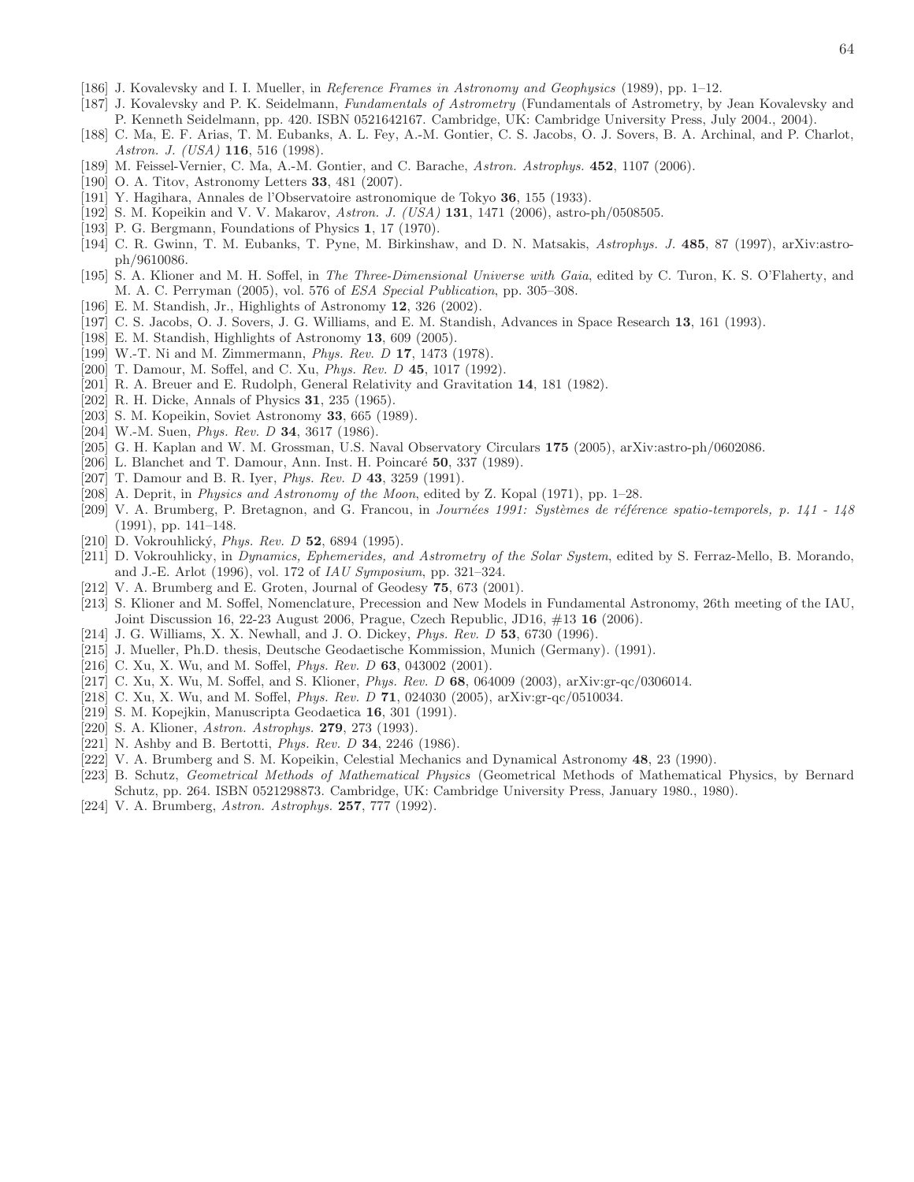[186] J. Kovalevsky and I. I. Mueller, in *Reference Frames in Astronomy and Geophysics* (1989), pp. 1–12.

[187] J. Kovalevsky and P. K. Seidelmann, *Fundamentals of Astrometry* (Fundamentals of Astrometry, by Jean Kovalevsky and P. Kenneth Seidelmann, pp. 420. ISBN 0521642167. Cambridge, UK: Cambridge University Press, July 2004., 2004).

[188] C. Ma, E. F. Arias, T. M. Eubanks, A. L. Fey, A.-M. Gontier, C. S. Jacobs, O. J. Sovers, B. A. Archinal, and P. Charlot, *Astron. J. (USA)* **116**, 516 (1998).

[189] M. Feissel-Vernier, C. Ma, A.-M. Gontier, and C. Barache, *Astron. Astrophys.* **452**, 1107 (2006).

[190] O. A. Titov, Astronomy Letters **33**, 481 (2007).

[191] Y. Hagihara, Annales de l'Observatoire astronomique de Tokyo **36**, 155 (1933).

[192] S. M. Kopeikin and V. V. Makarov, *Astron. J. (USA)* **131**, 1471 (2006), astro-ph/0508505.

[193] P. G. Bergmann, Foundations of Physics **1**, 17 (1970).

[194] C. R. Gwinn, T. M. Eubanks, T. Pyne, M. Birkinshaw, and D. N. Matsakis, *Astrophys. J.* **485**, 87 (1997), arXiv:astro-ph/9610086.

[195] S. A. Klioner and M. H. Soffel, in *The Three-Dimensional Universe with Gaia*, edited by C. Turon, K. S. O'Flaherty, and M. A. C. Perryman (2005), vol. 576 of *ESA Special Publication*, pp. 305–308.

[196] E. M. Standish, Jr., Highlights of Astronomy **12**, 326 (2002).

[197] C. S. Jacobs, O. J. Sovers, J. G. Williams, and E. M. Standish, Advances in Space Research **13**, 161 (1993).

[198] E. M. Standish, Highlights of Astronomy **13**, 609 (2005).

[199] W.-T. Ni and M. Zimmermann, *Phys. Rev. D* **17**, 1473 (1978).

[200] T. Damour, M. Soffel, and C. Xu, *Phys. Rev. D* **45**, 1017 (1992).

[201] R. A. Breuer and E. Rudolph, General Relativity and Gravitation **14**, 181 (1982).

[202] R. H. Dicke, Annals of Physics **31**, 235 (1965).

[203] S. M. Kopeikin, Soviet Astronomy **33**, 665 (1989).

[204] W.-M. Suen, *Phys. Rev. D* **34**, 3617 (1986).

[205] G. H. Kaplan and W. M. Grossman, U.S. Naval Observatory Circulars **175** (2005), arXiv:astro-ph/0602086.

[206] L. Blanchet and T. Damour, Ann. Inst. H. Poincaré **50**, 337 (1989).

[207] T. Damour and B. R. Iyer, *Phys. Rev. D* **43**, 3259 (1991).

[208] A. Deprit, in *Physics and Astronomy of the Moon*, edited by Z. Kopal (1971), pp. 1–28.

[209] V. A. Brumberg, P. Bretagnon, and G. Francou, in *Journées 1991: Systèmes de référence spatio-temporels, p. 141 - 148* (1991), pp. 141–148.

[210] D. Vokrouhlický, *Phys. Rev. D* **52**, 6894 (1995).

[211] D. Vokrouhlicky, in *Dynamics, Ephemerides, and Astrometry of the Solar System*, edited by S. Ferraz-Mello, B. Morando, and J.-E. Arlot (1996), vol. 172 of *IAU Symposium*, pp. 321–324.

[212] V. A. Brumberg and E. Groten, Journal of Geodesy **75**, 673 (2001).

[213] S. Klioner and M. Soffel, Nomenclature, Precession and New Models in Fundamental Astronomy, 26th meeting of the IAU, Joint Discussion 16, 22-23 August 2006, Prague, Czech Republic, JD16, #13 **16** (2006).

[214] J. G. Williams, X. X. Newhall, and J. O. Dickey, *Phys. Rev. D* **53**, 6730 (1996).

[215] J. Mueller, Ph.D. thesis, Deutsche Geodaetische Kommission, Munich (Germany). (1991).

[216] C. Xu, X. Wu, and M. Soffel, *Phys. Rev. D* **63**, 043002 (2001).

[217] C. Xu, X. Wu, M. Soffel, and S. Klioner, *Phys. Rev. D* **68**, 064009 (2003), arXiv:gr-qc/0306014.

[218] C. Xu, X. Wu, and M. Soffel, *Phys. Rev. D* **71**, 024030 (2005), arXiv:gr-qc/0510034.

[219] S. M. Kopejkin, Manuscripta Geodaetica **16**, 301 (1991).

[220] S. A. Klioner, *Astron. Astrophys.* **279**, 273 (1993).

[221] N. Ashby and B. Bertotti, *Phys. Rev. D* **34**, 2246 (1986).

[222] V. A. Brumberg and S. M. Kopeikin, Celestial Mechanics and Dynamical Astronomy **48**, 23 (1990).

[223] B. Schutz, *Geometrical Methods of Mathematical Physics* (Geometrical Methods of Mathematical Physics, by Bernard Schutz, pp. 264. ISBN 0521298873. Cambridge, UK: Cambridge University Press, January 1980., 1980).

[224] V. A. Brumberg, *Astron. Astrophys.* **257**, 777 (1992).